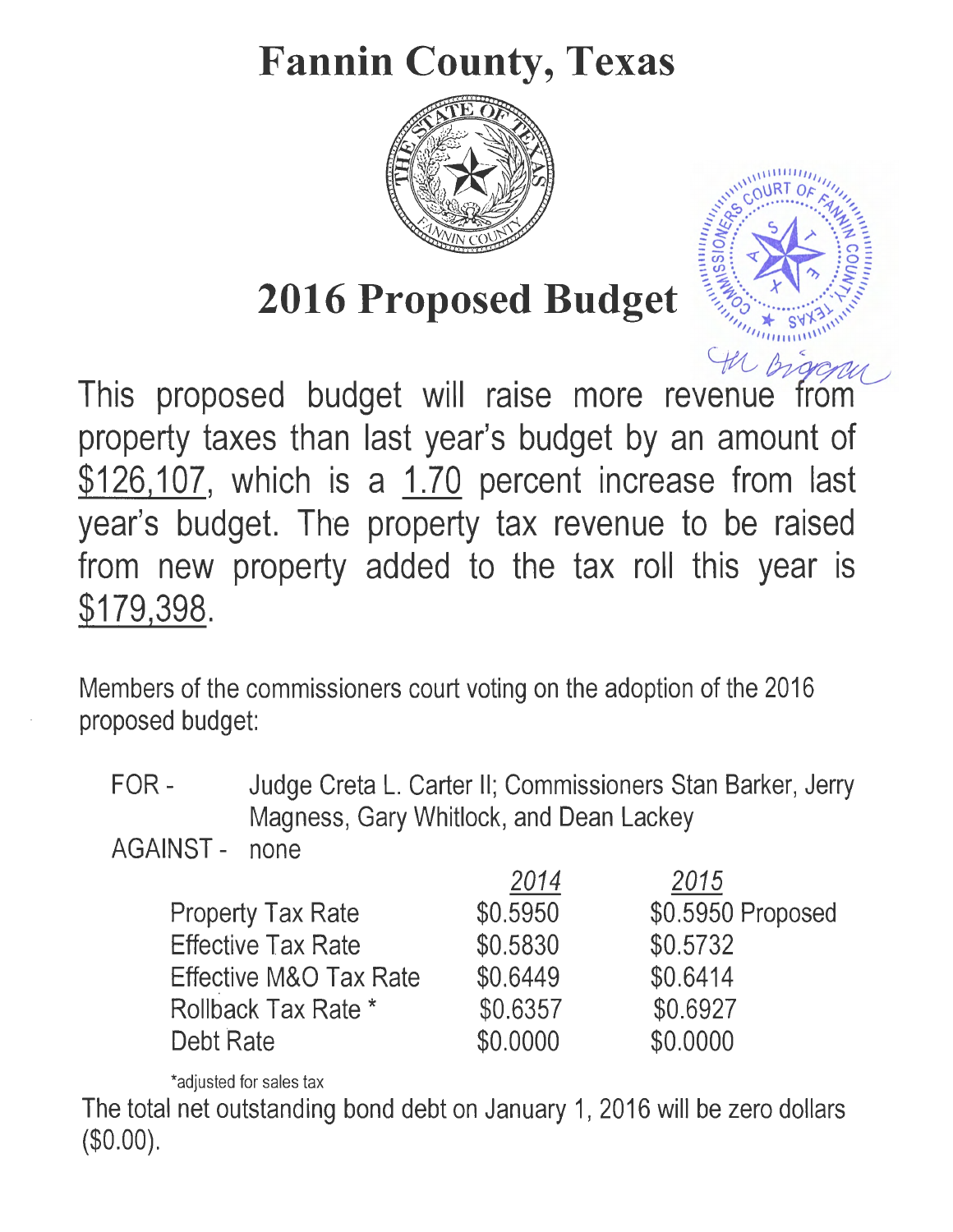# Fannin County, Texas

# 2016 Proposed Budget

This proposed budget will raise more revenue from property taxes than last year's budget by an amount of $126,107, which is a 1.70 percent increase from last year's budget. The property tax revenue to be raised from new property added to the tax roll this year is $179,398.

Members of the commissioners court voting on the adoption of the 2016 proposed budget:

FOR - Judge Creta L. Carter II; Commissioners Stan Barker, Jerry Magness, Gary Whitlock, and Dean Lackey

AGAINST - none

| | 2014 | 2015 |
|---|---|---|
| Property Tax Rate | $0.5950 | $0.5950 Proposed |
| Effective Tax Rate | $0.5830 | $0.5732 |
| Effective M&O Tax Rate | $0.6449 | $0.6414 |
| Rollback Tax Rate * | $0.6357 | $0.6927 |
| Debt Rate | $0.0000 | $0.0000 |

*adjusted for sales tax

The total net outstanding bond debt on January 1, 2016 will be zero dollars ($0.00).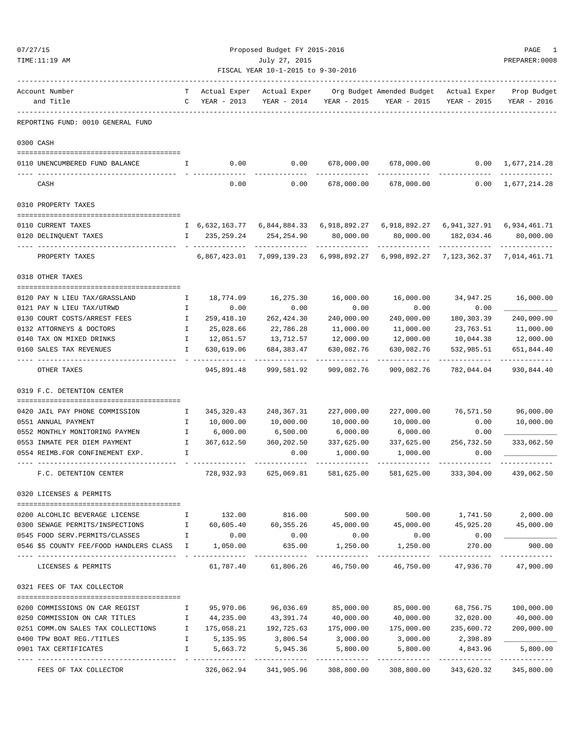Proposed Budget FY 2015-2016

July 27, 2015

FISCAL YEAR 10-1-2015 to 9-30-2016

| Account Number and Title | TC | Actual Exper YEAR - 2013 | Actual Exper YEAR - 2014 | Org Budget YEAR - 2015 | Amended Budget YEAR - 2015 | Actual Exper YEAR - 2015 | Prop Budget YEAR - 2016 |
|---|---|---|---|---|---|---|---|
| **REPORTING FUND: 0010 GENERAL FUND** | | | | | | | |
| **0300 CASH** | | | | | | | |
| 0110 UNENCUMBERED FUND BALANCE | I | 0.00 | 0.00 | 678,000.00 | 678,000.00 | 0.00 | 1,677,214.28 |
| CASH | | 0.00 | 0.00 | 678,000.00 | 678,000.00 | 0.00 | 1,677,214.28 |
| **0310 PROPERTY TAXES** | | | | | | | |
| 0110 CURRENT TAXES | I | 6,632,163.77 | 6,844,884.33 | 6,918,892.27 | 6,918,892.27 | 6,941,327.91 | 6,934,461.71 |
| 0120 DELINQUENT TAXES | I | 235,259.24 | 254,254.90 | 80,000.00 | 80,000.00 | 182,034.46 | 80,000.00 |
| PROPERTY TAXES | | 6,867,423.01 | 7,099,139.23 | 6,998,892.27 | 6,998,892.27 | 7,123,362.37 | 7,014,461.71 |
| **0318 OTHER TAXES** | | | | | | | |
| 0120 PAY N LIEU TAX/GRASSLAND | I | 18,774.09 | 16,275.30 | 16,000.00 | 16,000.00 | 34,947.25 | 16,000.00 |
| 0121 PAY N LIEU TAX/UTRWD | I | 0.00 | 0.00 | 0.00 | 0.00 | 0.00 | ____________ |
| 0130 COURT COSTS/ARREST FEES | I | 259,418.10 | 262,424.30 | 240,000.00 | 240,000.00 | 180,303.39 | 240,000.00 |
| 0132 ATTORNEYS & DOCTORS | I | 25,028.66 | 22,786.28 | 11,000.00 | 11,000.00 | 23,763.51 | 11,000.00 |
| 0140 TAX ON MIXED DRINKS | I | 12,051.57 | 13,712.57 | 12,000.00 | 12,000.00 | 10,044.38 | 12,000.00 |
| 0160 SALES TAX REVENUES | I | 630,619.06 | 684,383.47 | 630,082.76 | 630,082.76 | 532,985.51 | 651,844.40 |
| OTHER TAXES | | 945,891.48 | 999,581.92 | 909,082.76 | 909,082.76 | 782,044.04 | 930,844.40 |
| **0319 F.C. DETENTION CENTER** | | | | | | | |
| 0420 JAIL PAY PHONE COMMISSION | I | 345,320.43 | 248,367.31 | 227,000.00 | 227,000.00 | 76,571.50 | 96,000.00 |
| 0551 ANNUAL PAYMENT | I | 10,000.00 | 10,000.00 | 10,000.00 | 10,000.00 | 0.00 | 10,000.00 |
| 0552 MONTHLY MONITORING PAYMEN | I | 6,000.00 | 6,500.00 | 6,000.00 | 6,000.00 | 0.00 | ____________ |
| 0553 INMATE PER DIEM PAYMENT | I | 367,612.50 | 360,202.50 | 337,625.00 | 337,625.00 | 256,732.50 | 333,062.50 |
| 0554 REIMB.FOR CONFINEMENT EXP. | I | | 0.00 | 1,000.00 | 1,000.00 | 0.00 | ____________ |
| F.C. DETENTION CENTER | | 728,932.93 | 625,069.81 | 581,625.00 | 581,625.00 | 333,304.00 | 439,062.50 |
| **0320 LICENSES & PERMITS** | | | | | | | |
| 0200 ALCOHLIC BEVERAGE LICENSE | I | 132.00 | 816.00 | 500.00 | 500.00 | 1,741.50 | 2,000.00 |
| 0300 SEWAGE PERMITS/INSPECTIONS | I | 60,605.40 | 60,355.26 | 45,000.00 | 45,000.00 | 45,925.20 | 45,000.00 |
| 0545 FOOD SERV.PERMITS/CLASSES | I | 0.00 | 0.00 | 0.00 | 0.00 | 0.00 | ____________ |
| 0546 $5 COUNTY FEE/FOOD HANDLERS CLASS | I | 1,050.00 | 635.00 | 1,250.00 | 1,250.00 | 270.00 | 900.00 |
| LICENSES & PERMITS | | 61,787.40 | 61,806.26 | 46,750.00 | 46,750.00 | 47,936.70 | 47,900.00 |
| **0321 FEES OF TAX COLLECTOR** | | | | | | | |
| 0200 COMMISSIONS ON CAR REGIST | I | 95,970.06 | 96,036.69 | 85,000.00 | 85,000.00 | 68,756.75 | 100,000.00 |
| 0250 COMMISSION ON CAR TITLES | I | 44,235.00 | 43,391.74 | 40,000.00 | 40,000.00 | 32,020.00 | 40,000.00 |
| 0251 COMM.ON SALES TAX COLLECTIONS | I | 175,058.21 | 192,725.63 | 175,000.00 | 175,000.00 | 235,600.72 | 200,000.00 |
| 0400 TPW BOAT REG./TITLES | I | 5,135.95 | 3,806.54 | 3,000.00 | 3,000.00 | 2,398.89 | ____________ |
| 0901 TAX CERTIFICATES | I | 5,663.72 | 5,945.36 | 5,800.00 | 5,800.00 | 4,843.96 | 5,800.00 |
| FEES OF TAX COLLECTOR | | 326,062.94 | 341,905.96 | 308,800.00 | 308,800.00 | 343,620.32 | 345,800.00 |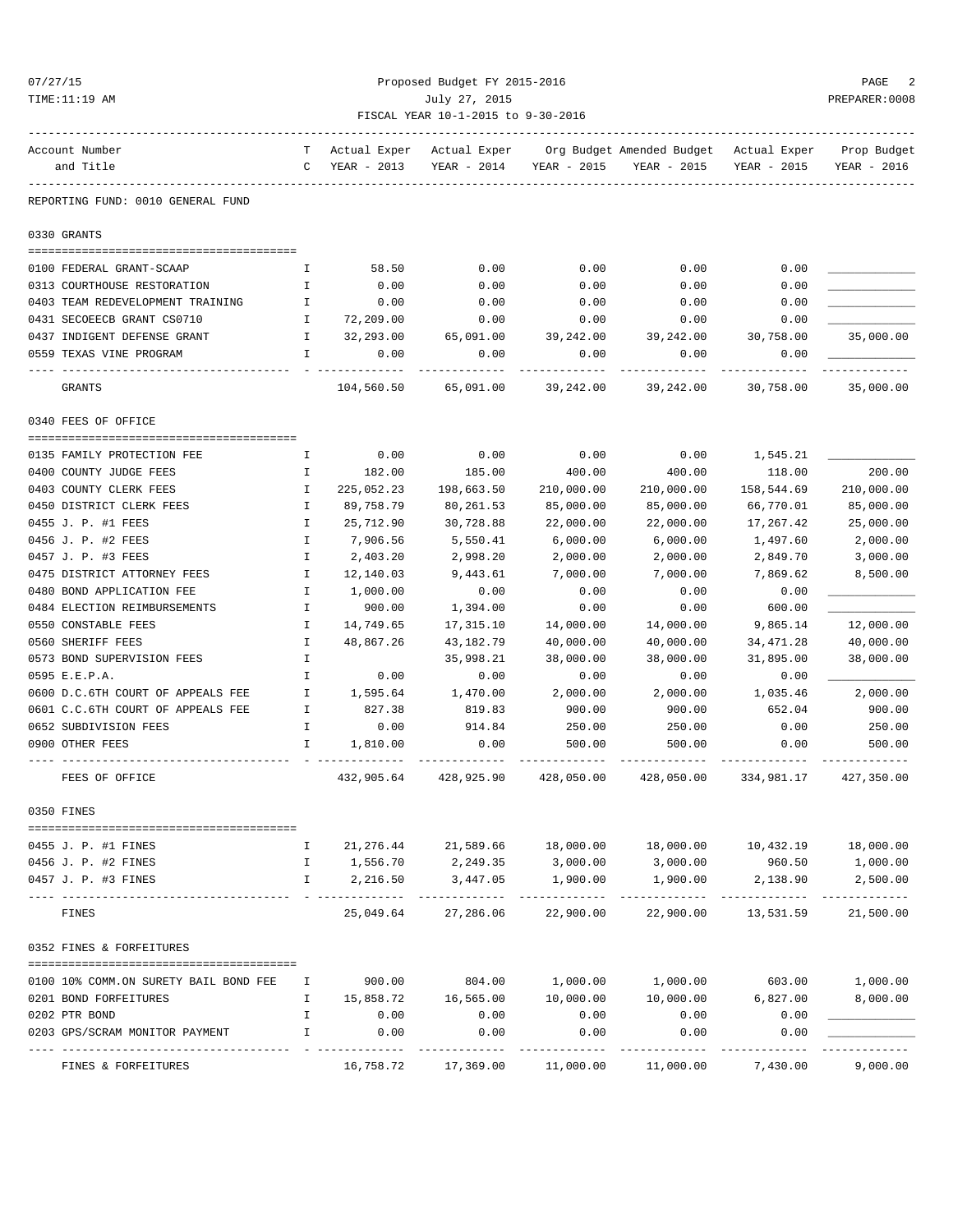Proposed Budget FY 2015-2016

July 27, 2015

FISCAL YEAR 10-1-2015 to 9-30-2016

REPORTING FUND: 0010 GENERAL FUND

## 0330 GRANTS

| Account Number and Title | TC | Actual Exper YEAR - 2013 | Actual Exper YEAR - 2014 | Org Budget YEAR - 2015 | Amended Budget YEAR - 2015 | Actual Exper YEAR - 2015 | Prop Budget YEAR - 2016 |
|---|---|---|---|---|---|---|---|
| 0100 FEDERAL GRANT-SCAAP | I | 58.50 | 0.00 | 0.00 | 0.00 | 0.00 | ____________ |
| 0313 COURTHOUSE RESTORATION | I | 0.00 | 0.00 | 0.00 | 0.00 | 0.00 | ____________ |
| 0403 TEAM REDEVELOPMENT TRAINING | I | 0.00 | 0.00 | 0.00 | 0.00 | 0.00 | ____________ |
| 0431 SECOEECB GRANT CS0710 | I | 72,209.00 | 0.00 | 0.00 | 0.00 | 0.00 | ____________ |
| 0437 INDIGENT DEFENSE GRANT | I | 32,293.00 | 65,091.00 | 39,242.00 | 39,242.00 | 30,758.00 | 35,000.00 |
| 0559 TEXAS VINE PROGRAM | I | 0.00 | 0.00 | 0.00 | 0.00 | 0.00 | ____________ |
| GRANTS | | 104,560.50 | 65,091.00 | 39,242.00 | 39,242.00 | 30,758.00 | 35,000.00 |

## 0340 FEES OF OFFICE

| Account Number and Title | TC | Actual Exper YEAR - 2013 | Actual Exper YEAR - 2014 | Org Budget YEAR - 2015 | Amended Budget YEAR - 2015 | Actual Exper YEAR - 2015 | Prop Budget YEAR - 2016 |
|---|---|---|---|---|---|---|---|
| 0135 FAMILY PROTECTION FEE | I | 0.00 | 0.00 | 0.00 | 0.00 | 1,545.21 | ____________ |
| 0400 COUNTY JUDGE FEES | I | 182.00 | 185.00 | 400.00 | 400.00 | 118.00 | 200.00 |
| 0403 COUNTY CLERK FEES | I | 225,052.23 | 198,663.50 | 210,000.00 | 210,000.00 | 158,544.69 | 210,000.00 |
| 0450 DISTRICT CLERK FEES | I | 89,758.79 | 80,261.53 | 85,000.00 | 85,000.00 | 66,770.01 | 85,000.00 |
| 0455 J. P. #1 FEES | I | 25,712.90 | 30,728.88 | 22,000.00 | 22,000.00 | 17,267.42 | 25,000.00 |
| 0456 J. P. #2 FEES | I | 7,906.56 | 5,550.41 | 6,000.00 | 6,000.00 | 1,497.60 | 2,000.00 |
| 0457 J. P. #3 FEES | I | 2,403.20 | 2,998.20 | 2,000.00 | 2,000.00 | 2,849.70 | 3,000.00 |
| 0475 DISTRICT ATTORNEY FEES | I | 12,140.03 | 9,443.61 | 7,000.00 | 7,000.00 | 7,869.62 | 8,500.00 |
| 0480 BOND APPLICATION FEE | I | 1,000.00 | 0.00 | 0.00 | 0.00 | 0.00 | ____________ |
| 0484 ELECTION REIMBURSEMENTS | I | 900.00 | 1,394.00 | 0.00 | 0.00 | 600.00 | ____________ |
| 0550 CONSTABLE FEES | I | 14,749.65 | 17,315.10 | 14,000.00 | 14,000.00 | 9,865.14 | 12,000.00 |
| 0560 SHERIFF FEES | I | 48,867.26 | 43,182.79 | 40,000.00 | 40,000.00 | 34,471.28 | 40,000.00 |
| 0573 BOND SUPERVISION FEES | I | | 35,998.21 | 38,000.00 | 38,000.00 | 31,895.00 | 38,000.00 |
| 0595 E.E.P.A. | I | 0.00 | 0.00 | 0.00 | 0.00 | 0.00 | ____________ |
| 0600 D.C.6TH COURT OF APPEALS FEE | I | 1,595.64 | 1,470.00 | 2,000.00 | 2,000.00 | 1,035.46 | 2,000.00 |
| 0601 C.C.6TH COURT OF APPEALS FEE | I | 827.38 | 819.83 | 900.00 | 900.00 | 652.04 | 900.00 |
| 0652 SUBDIVISION FEES | I | 0.00 | 914.84 | 250.00 | 250.00 | 0.00 | 250.00 |
| 0900 OTHER FEES | I | 1,810.00 | 0.00 | 500.00 | 500.00 | 0.00 | 500.00 |
| FEES OF OFFICE | | 432,905.64 | 428,925.90 | 428,050.00 | 428,050.00 | 334,981.17 | 427,350.00 |

## 0350 FINES

| Account Number and Title | TC | Actual Exper YEAR - 2013 | Actual Exper YEAR - 2014 | Org Budget YEAR - 2015 | Amended Budget YEAR - 2015 | Actual Exper YEAR - 2015 | Prop Budget YEAR - 2016 |
|---|---|---|---|---|---|---|---|
| 0455 J. P. #1 FINES | I | 21,276.44 | 21,589.66 | 18,000.00 | 18,000.00 | 10,432.19 | 18,000.00 |
| 0456 J. P. #2 FINES | I | 1,556.70 | 2,249.35 | 3,000.00 | 3,000.00 | 960.50 | 1,000.00 |
| 0457 J. P. #3 FINES | I | 2,216.50 | 3,447.05 | 1,900.00 | 1,900.00 | 2,138.90 | 2,500.00 |
| FINES | | 25,049.64 | 27,286.06 | 22,900.00 | 22,900.00 | 13,531.59 | 21,500.00 |

## 0352 FINES & FORFEITURES

| Account Number and Title | TC | Actual Exper YEAR - 2013 | Actual Exper YEAR - 2014 | Org Budget YEAR - 2015 | Amended Budget YEAR - 2015 | Actual Exper YEAR - 2015 | Prop Budget YEAR - 2016 |
|---|---|---|---|---|---|---|---|
| 0100 10% COMM.ON SURETY BAIL BOND FEE | I | 900.00 | 804.00 | 1,000.00 | 1,000.00 | 603.00 | 1,000.00 |
| 0201 BOND FORFEITURES | I | 15,858.72 | 16,565.00 | 10,000.00 | 10,000.00 | 6,827.00 | 8,000.00 |
| 0202 PTR BOND | I | 0.00 | 0.00 | 0.00 | 0.00 | 0.00 | ____________ |
| 0203 GPS/SCRAM MONITOR PAYMENT | I | 0.00 | 0.00 | 0.00 | 0.00 | 0.00 | ____________ |
| FINES & FORFEITURES | | 16,758.72 | 17,369.00 | 11,000.00 | 11,000.00 | 7,430.00 | 9,000.00 |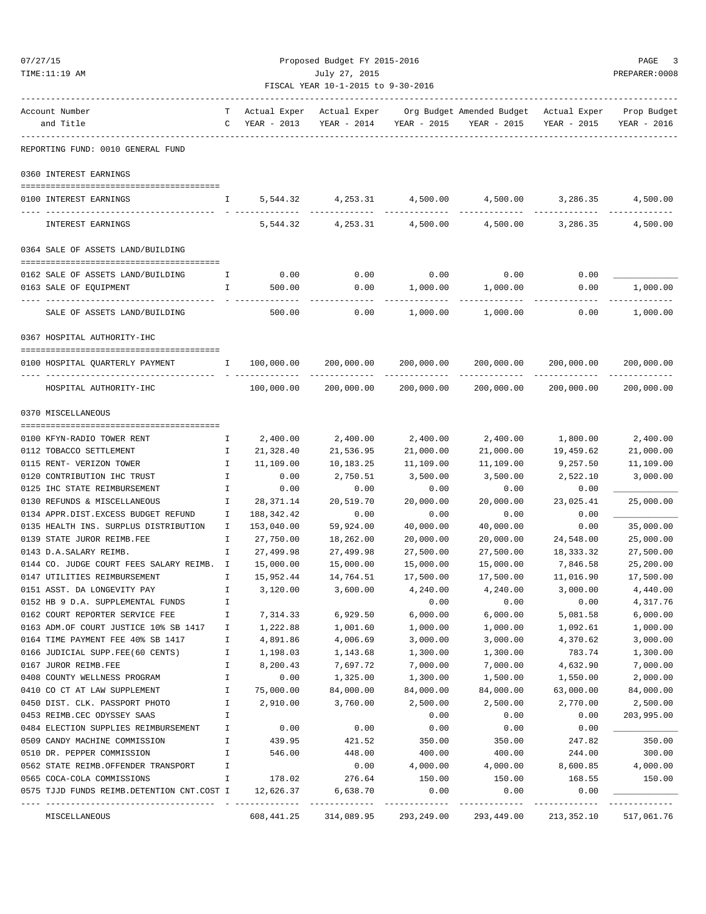Proposed Budget FY 2015-2016

July 27, 2015

FISCAL YEAR 10-1-2015 to 9-30-2016

| Account Number and Title | T C | Actual Exper YEAR - 2013 | Actual Exper YEAR - 2014 | Org Budget YEAR - 2015 | Amended Budget YEAR - 2015 | Actual Exper YEAR - 2015 | Prop Budget YEAR - 2016 |
|---|---|---|---|---|---|---|---|
| **REPORTING FUND: 0010 GENERAL FUND** | | | | | | | |
| **0360 INTEREST EARNINGS** | | | | | | | |
| 0100 INTEREST EARNINGS | I | 5,544.32 | 4,253.31 | 4,500.00 | 4,500.00 | 3,286.35 | 4,500.00 |
| INTEREST EARNINGS | | 5,544.32 | 4,253.31 | 4,500.00 | 4,500.00 | 3,286.35 | 4,500.00 |
| **0364 SALE OF ASSETS LAND/BUILDING** | | | | | | | |
| 0162 SALE OF ASSETS LAND/BUILDING | I | 0.00 | 0.00 | 0.00 | 0.00 | 0.00 | ____________ |
| 0163 SALE OF EQUIPMENT | I | 500.00 | 0.00 | 1,000.00 | 1,000.00 | 0.00 | 1,000.00 |
| SALE OF ASSETS LAND/BUILDING | | 500.00 | 0.00 | 1,000.00 | 1,000.00 | 0.00 | 1,000.00 |
| **0367 HOSPITAL AUTHORITY-IHC** | | | | | | | |
| 0100 HOSPITAL QUARTERLY PAYMENT | I | 100,000.00 | 200,000.00 | 200,000.00 | 200,000.00 | 200,000.00 | 200,000.00 |
| HOSPITAL AUTHORITY-IHC | | 100,000.00 | 200,000.00 | 200,000.00 | 200,000.00 | 200,000.00 | 200,000.00 |
| **0370 MISCELLANEOUS** | | | | | | | |
| 0100 KFYN-RADIO TOWER RENT | I | 2,400.00 | 2,400.00 | 2,400.00 | 2,400.00 | 1,800.00 | 2,400.00 |
| 0112 TOBACCO SETTLEMENT | I | 21,328.40 | 21,536.95 | 21,000.00 | 21,000.00 | 19,459.62 | 21,000.00 |
| 0115 RENT- VERIZON TOWER | I | 11,109.00 | 10,183.25 | 11,109.00 | 11,109.00 | 9,257.50 | 11,109.00 |
| 0120 CONTRIBUTION IHC TRUST | I | 0.00 | 2,750.51 | 3,500.00 | 3,500.00 | 2,522.10 | 3,000.00 |
| 0125 IHC STATE REIMBURSEMENT | I | 0.00 | 0.00 | 0.00 | 0.00 | 0.00 | ____________ |
| 0130 REFUNDS & MISCELLANEOUS | I | 28,371.14 | 20,519.70 | 20,000.00 | 20,000.00 | 23,025.41 | 25,000.00 |
| 0134 APPR.DIST.EXCESS BUDGET REFUND | I | 188,342.42 | 0.00 | 0.00 | 0.00 | 0.00 | ____________ |
| 0135 HEALTH INS. SURPLUS DISTRIBUTION | I | 153,040.00 | 59,924.00 | 40,000.00 | 40,000.00 | 0.00 | 35,000.00 |
| 0139 STATE JUROR REIMB.FEE | I | 27,750.00 | 18,262.00 | 20,000.00 | 20,000.00 | 24,548.00 | 25,000.00 |
| 0143 D.A.SALARY REIMB. | I | 27,499.98 | 27,499.98 | 27,500.00 | 27,500.00 | 18,333.32 | 27,500.00 |
| 0144 CO. JUDGE COURT FEES SALARY REIMB. | I | 15,000.00 | 15,000.00 | 15,000.00 | 15,000.00 | 7,846.58 | 25,200.00 |
| 0147 UTILITIES REIMBURSEMENT | I | 15,952.44 | 14,764.51 | 17,500.00 | 17,500.00 | 11,016.90 | 17,500.00 |
| 0151 ASST. DA LONGEVITY PAY | I | 3,120.00 | 3,600.00 | 4,240.00 | 4,240.00 | 3,000.00 | 4,440.00 |
| 0152 HB 9 D.A. SUPPLEMENTAL FUNDS | I | | | 0.00 | 0.00 | 0.00 | 4,317.76 |
| 0162 COURT REPORTER SERVICE FEE | I | 7,314.33 | 6,929.50 | 6,000.00 | 6,000.00 | 5,081.58 | 6,000.00 |
| 0163 ADM.OF COURT JUSTICE 10% SB 1417 | I | 1,222.88 | 1,001.60 | 1,000.00 | 1,000.00 | 1,092.61 | 1,000.00 |
| 0164 TIME PAYMENT FEE 40% SB 1417 | I | 4,891.86 | 4,006.69 | 3,000.00 | 3,000.00 | 4,370.62 | 3,000.00 |
| 0166 JUDICIAL SUPP.FEE(60 CENTS) | I | 1,198.03 | 1,143.68 | 1,300.00 | 1,300.00 | 783.74 | 1,300.00 |
| 0167 JUROR REIMB.FEE | I | 8,200.43 | 7,697.72 | 7,000.00 | 7,000.00 | 4,632.90 | 7,000.00 |
| 0408 COUNTY WELLNESS PROGRAM | I | 0.00 | 1,325.00 | 1,300.00 | 1,500.00 | 1,550.00 | 2,000.00 |
| 0410 CO CT AT LAW SUPPLEMENT | I | 75,000.00 | 84,000.00 | 84,000.00 | 84,000.00 | 63,000.00 | 84,000.00 |
| 0450 DIST. CLK. PASSPORT PHOTO | I | 2,910.00 | 3,760.00 | 2,500.00 | 2,500.00 | 2,770.00 | 2,500.00 |
| 0453 REIMB.CEC ODYSSEY SAAS | I | | | 0.00 | 0.00 | 0.00 | 203,995.00 |
| 0484 ELECTION SUPPLIES REIMBURSEMENT | I | 0.00 | 0.00 | 0.00 | 0.00 | 0.00 | ____________ |
| 0509 CANDY MACHINE COMMISSION | I | 439.95 | 421.52 | 350.00 | 350.00 | 247.82 | 350.00 |
| 0510 DR. PEPPER COMMISSION | I | 546.00 | 448.00 | 400.00 | 400.00 | 244.00 | 300.00 |
| 0562 STATE REIMB.OFFENDER TRANSPORT | I | | 0.00 | 4,000.00 | 4,000.00 | 8,600.85 | 4,000.00 |
| 0565 COCA-COLA COMMISSIONS | I | 178.02 | 276.64 | 150.00 | 150.00 | 168.55 | 150.00 |
| 0575 TJJD FUNDS REIMB.DETENTION CNT.COST | I | 12,626.37 | 6,638.70 | 0.00 | 0.00 | 0.00 | ____________ |
| MISCELLANEOUS | | 608,441.25 | 314,089.95 | 293,249.00 | 293,449.00 | 213,352.10 | 517,061.76 |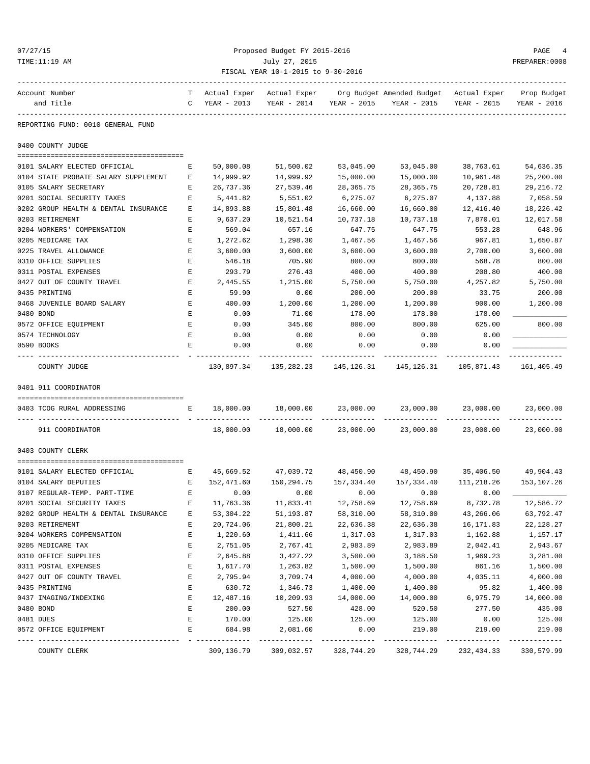Proposed Budget FY 2015-2016
July 27, 2015
FISCAL YEAR 10-1-2015 to 9-30-2016

REPORTING FUND: 0010 GENERAL FUND

## 0400 COUNTY JUDGE

| Account Number and Title | TC | Actual Exper YEAR - 2013 | Actual Exper YEAR - 2014 | Org Budget YEAR - 2015 | Amended Budget YEAR - 2015 | Actual Exper YEAR - 2015 | Prop Budget YEAR - 2016 |
|---|---|---|---|---|---|---|---|
| 0101 SALARY ELECTED OFFICIAL | E | 50,000.08 | 51,500.02 | 53,045.00 | 53,045.00 | 38,763.61 | 54,636.35 |
| 0104 STATE PROBATE SALARY SUPPLEMENT | E | 14,999.92 | 14,999.92 | 15,000.00 | 15,000.00 | 10,961.48 | 25,200.00 |
| 0105 SALARY SECRETARY | E | 26,737.36 | 27,539.46 | 28,365.75 | 28,365.75 | 20,728.81 | 29,216.72 |
| 0201 SOCIAL SECURITY TAXES | E | 5,441.82 | 5,551.02 | 6,275.07 | 6,275.07 | 4,137.88 | 7,058.59 |
| 0202 GROUP HEALTH & DENTAL INSURANCE | E | 14,893.88 | 15,801.48 | 16,660.00 | 16,660.00 | 12,416.40 | 18,226.42 |
| 0203 RETIREMENT | E | 9,637.20 | 10,521.54 | 10,737.18 | 10,737.18 | 7,870.01 | 12,017.58 |
| 0204 WORKERS' COMPENSATION | E | 569.04 | 657.16 | 647.75 | 647.75 | 553.28 | 648.96 |
| 0205 MEDICARE TAX | E | 1,272.62 | 1,298.30 | 1,467.56 | 1,467.56 | 967.81 | 1,650.87 |
| 0225 TRAVEL ALLOWANCE | E | 3,600.00 | 3,600.00 | 3,600.00 | 3,600.00 | 2,700.00 | 3,600.00 |
| 0310 OFFICE SUPPLIES | E | 546.18 | 705.90 | 800.00 | 800.00 | 568.78 | 800.00 |
| 0311 POSTAL EXPENSES | E | 293.79 | 276.43 | 400.00 | 400.00 | 208.80 | 400.00 |
| 0427 OUT OF COUNTY TRAVEL | E | 2,445.55 | 1,215.00 | 5,750.00 | 5,750.00 | 4,257.82 | 5,750.00 |
| 0435 PRINTING | E | 59.90 | 0.00 | 200.00 | 200.00 | 33.75 | 200.00 |
| 0468 JUVENILE BOARD SALARY | E | 400.00 | 1,200.00 | 1,200.00 | 1,200.00 | 900.00 | 1,200.00 |
| 0480 BOND | E | 0.00 | 71.00 | 178.00 | 178.00 | 178.00 | ____________ |
| 0572 OFFICE EQUIPMENT | E | 0.00 | 345.00 | 800.00 | 800.00 | 625.00 | 800.00 |
| 0574 TECHNOLOGY | E | 0.00 | 0.00 | 0.00 | 0.00 | 0.00 | ____________ |
| 0590 BOOKS | E | 0.00 | 0.00 | 0.00 | 0.00 | 0.00 | ____________ |
| COUNTY JUDGE | | 130,897.34 | 135,282.23 | 145,126.31 | 145,126.31 | 105,871.43 | 161,405.49 |

## 0401 911 COORDINATOR

| Account Number and Title | TC | Actual Exper YEAR - 2013 | Actual Exper YEAR - 2014 | Org Budget YEAR - 2015 | Amended Budget YEAR - 2015 | Actual Exper YEAR - 2015 | Prop Budget YEAR - 2016 |
|---|---|---|---|---|---|---|---|
| 0403 TCOG RURAL ADDRESSING | E | 18,000.00 | 18,000.00 | 23,000.00 | 23,000.00 | 23,000.00 | 23,000.00 |
| 911 COORDINATOR | | 18,000.00 | 18,000.00 | 23,000.00 | 23,000.00 | 23,000.00 | 23,000.00 |

## 0403 COUNTY CLERK

| Account Number and Title | TC | Actual Exper YEAR - 2013 | Actual Exper YEAR - 2014 | Org Budget YEAR - 2015 | Amended Budget YEAR - 2015 | Actual Exper YEAR - 2015 | Prop Budget YEAR - 2016 |
|---|---|---|---|---|---|---|---|
| 0101 SALARY ELECTED OFFICIAL | E | 45,669.52 | 47,039.72 | 48,450.90 | 48,450.90 | 35,406.50 | 49,904.43 |
| 0104 SALARY DEPUTIES | E | 152,471.60 | 150,294.75 | 157,334.40 | 157,334.40 | 111,218.26 | 153,107.26 |
| 0107 REGULAR-TEMP. PART-TIME | E | 0.00 | 0.00 | 0.00 | 0.00 | 0.00 | ____________ |
| 0201 SOCIAL SECURITY TAXES | E | 11,763.36 | 11,833.41 | 12,758.69 | 12,758.69 | 8,732.78 | 12,586.72 |
| 0202 GROUP HEALTH & DENTAL INSURANCE | E | 53,304.22 | 51,193.87 | 58,310.00 | 58,310.00 | 43,266.06 | 63,792.47 |
| 0203 RETIREMENT | E | 20,724.06 | 21,800.21 | 22,636.38 | 22,636.38 | 16,171.83 | 22,128.27 |
| 0204 WORKERS COMPENSATION | E | 1,220.60 | 1,411.66 | 1,317.03 | 1,317.03 | 1,162.88 | 1,157.17 |
| 0205 MEDICARE TAX | E | 2,751.05 | 2,767.41 | 2,983.89 | 2,983.89 | 2,042.41 | 2,943.67 |
| 0310 OFFICE SUPPLIES | E | 2,645.88 | 3,427.22 | 3,500.00 | 3,188.50 | 1,969.23 | 3,281.00 |
| 0311 POSTAL EXPENSES | E | 1,617.70 | 1,263.82 | 1,500.00 | 1,500.00 | 861.16 | 1,500.00 |
| 0427 OUT OF COUNTY TRAVEL | E | 2,795.94 | 3,709.74 | 4,000.00 | 4,000.00 | 4,035.11 | 4,000.00 |
| 0435 PRINTING | E | 630.72 | 1,346.73 | 1,400.00 | 1,400.00 | 95.82 | 1,400.00 |
| 0437 IMAGING/INDEXING | E | 12,487.16 | 10,209.93 | 14,000.00 | 14,000.00 | 6,975.79 | 14,000.00 |
| 0480 BOND | E | 200.00 | 527.50 | 428.00 | 520.50 | 277.50 | 435.00 |
| 0481 DUES | E | 170.00 | 125.00 | 125.00 | 125.00 | 0.00 | 125.00 |
| 0572 OFFICE EQUIPMENT | E | 684.98 | 2,081.60 | 0.00 | 219.00 | 219.00 | 219.00 |
| COUNTY CLERK | | 309,136.79 | 309,032.57 | 328,744.29 | 328,744.29 | 232,434.33 | 330,579.99 |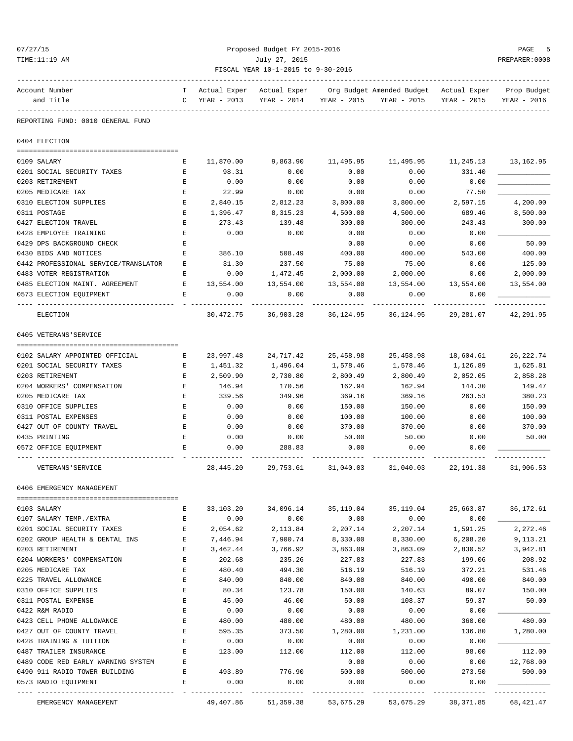Proposed Budget FY 2015-2016

July 27, 2015

FISCAL YEAR 10-1-2015 to 9-30-2016

| Account Number and Title | T C | Actual Exper YEAR - 2013 | Actual Exper YEAR - 2014 | Org Budget YEAR - 2015 | Amended Budget YEAR - 2015 | Actual Exper YEAR - 2015 | Prop Budget YEAR - 2016 |
|---|---|---|---|---|---|---|---|

REPORTING FUND: 0010 GENERAL FUND

## 0404 ELECTION

| Account Number and Title | T C | Actual Exper YEAR - 2013 | Actual Exper YEAR - 2014 | Org Budget YEAR - 2015 | Amended Budget YEAR - 2015 | Actual Exper YEAR - 2015 | Prop Budget YEAR - 2016 |
|---|---|---|---|---|---|---|---|
| 0109 SALARY | E | 11,870.00 | 9,863.90 | 11,495.95 | 11,495.95 | 11,245.13 | 13,162.95 |
| 0201 SOCIAL SECURITY TAXES | E | 98.31 | 0.00 | 0.00 | 0.00 | 331.40 | ____________ |
| 0203 RETIREMENT | E | 0.00 | 0.00 | 0.00 | 0.00 | 0.00 | ____________ |
| 0205 MEDICARE TAX | E | 22.99 | 0.00 | 0.00 | 0.00 | 77.50 | ____________ |
| 0310 ELECTION SUPPLIES | E | 2,840.15 | 2,812.23 | 3,800.00 | 3,800.00 | 2,597.15 | 4,200.00 |
| 0311 POSTAGE | E | 1,396.47 | 8,315.23 | 4,500.00 | 4,500.00 | 689.46 | 8,500.00 |
| 0427 ELECTION TRAVEL | E | 273.43 | 139.48 | 300.00 | 300.00 | 243.43 | 300.00 |
| 0428 EMPLOYEE TRAINING | E | 0.00 | 0.00 | 0.00 | 0.00 | 0.00 | ____________ |
| 0429 DPS BACKGROUND CHECK | E | | | 0.00 | 0.00 | 0.00 | 50.00 |
| 0430 BIDS AND NOTICES | E | 386.10 | 508.49 | 400.00 | 400.00 | 543.00 | 400.00 |
| 0442 PROFESSIONAL SERVICE/TRANSLATOR | E | 31.30 | 237.50 | 75.00 | 75.00 | 0.00 | 125.00 |
| 0483 VOTER REGISTRATION | E | 0.00 | 1,472.45 | 2,000.00 | 2,000.00 | 0.00 | 2,000.00 |
| 0485 ELECTION MAINT. AGREEMENT | E | 13,554.00 | 13,554.00 | 13,554.00 | 13,554.00 | 13,554.00 | 13,554.00 |
| 0573 ELECTION EQUIPMENT | E | 0.00 | 0.00 | 0.00 | 0.00 | 0.00 | ____________ |
| ELECTION | | 30,472.75 | 36,903.28 | 36,124.95 | 36,124.95 | 29,281.07 | 42,291.95 |

## 0405 VETERANS'SERVICE

| Account Number and Title | T C | Actual Exper YEAR - 2013 | Actual Exper YEAR - 2014 | Org Budget YEAR - 2015 | Amended Budget YEAR - 2015 | Actual Exper YEAR - 2015 | Prop Budget YEAR - 2016 |
|---|---|---|---|---|---|---|---|
| 0102 SALARY APPOINTED OFFICIAL | E | 23,997.48 | 24,717.42 | 25,458.98 | 25,458.98 | 18,604.61 | 26,222.74 |
| 0201 SOCIAL SECURITY TAXES | E | 1,451.32 | 1,496.04 | 1,578.46 | 1,578.46 | 1,126.89 | 1,625.81 |
| 0203 RETIREMENT | E | 2,509.90 | 2,730.80 | 2,800.49 | 2,800.49 | 2,052.05 | 2,858.28 |
| 0204 WORKERS' COMPENSATION | E | 146.94 | 170.56 | 162.94 | 162.94 | 144.30 | 149.47 |
| 0205 MEDICARE TAX | E | 339.56 | 349.96 | 369.16 | 369.16 | 263.53 | 380.23 |
| 0310 OFFICE SUPPLIES | E | 0.00 | 0.00 | 150.00 | 150.00 | 0.00 | 150.00 |
| 0311 POSTAL EXPENSES | E | 0.00 | 0.00 | 100.00 | 100.00 | 0.00 | 100.00 |
| 0427 OUT OF COUNTY TRAVEL | E | 0.00 | 0.00 | 370.00 | 370.00 | 0.00 | 370.00 |
| 0435 PRINTING | E | 0.00 | 0.00 | 50.00 | 50.00 | 0.00 | 50.00 |
| 0572 OFFICE EQUIPMENT | E | 0.00 | 288.83 | 0.00 | 0.00 | 0.00 | ____________ |
| VETERANS'SERVICE | | 28,445.20 | 29,753.61 | 31,040.03 | 31,040.03 | 22,191.38 | 31,906.53 |

## 0406 EMERGENCY MANAGEMENT

| Account Number and Title | T C | Actual Exper YEAR - 2013 | Actual Exper YEAR - 2014 | Org Budget YEAR - 2015 | Amended Budget YEAR - 2015 | Actual Exper YEAR - 2015 | Prop Budget YEAR - 2016 |
|---|---|---|---|---|---|---|---|
| 0103 SALARY | E | 33,103.20 | 34,096.14 | 35,119.04 | 35,119.04 | 25,663.87 | 36,172.61 |
| 0107 SALARY TEMP./EXTRA | E | 0.00 | 0.00 | 0.00 | 0.00 | 0.00 | ____________ |
| 0201 SOCIAL SECURITY TAXES | E | 2,054.62 | 2,113.84 | 2,207.14 | 2,207.14 | 1,591.25 | 2,272.46 |
| 0202 GROUP HEALTH & DENTAL INS | E | 7,446.94 | 7,900.74 | 8,330.00 | 8,330.00 | 6,208.20 | 9,113.21 |
| 0203 RETIREMENT | E | 3,462.44 | 3,766.92 | 3,863.09 | 3,863.09 | 2,830.52 | 3,942.81 |
| 0204 WORKERS' COMPENSATION | E | 202.68 | 235.26 | 227.83 | 227.83 | 199.06 | 208.92 |
| 0205 MEDICARE TAX | E | 480.40 | 494.30 | 516.19 | 516.19 | 372.21 | 531.46 |
| 0225 TRAVEL ALLOWANCE | E | 840.00 | 840.00 | 840.00 | 840.00 | 490.00 | 840.00 |
| 0310 OFFICE SUPPLIES | E | 80.34 | 123.78 | 150.00 | 140.63 | 89.07 | 150.00 |
| 0311 POSTAL EXPENSE | E | 45.00 | 46.00 | 50.00 | 108.37 | 59.37 | 50.00 |
| 0422 R&M RADIO | E | 0.00 | 0.00 | 0.00 | 0.00 | 0.00 | ____________ |
| 0423 CELL PHONE ALLOWANCE | E | 480.00 | 480.00 | 480.00 | 480.00 | 360.00 | 480.00 |
| 0427 OUT OF COUNTY TRAVEL | E | 595.35 | 373.50 | 1,280.00 | 1,231.00 | 136.80 | 1,280.00 |
| 0428 TRAINING & TUITION | E | 0.00 | 0.00 | 0.00 | 0.00 | 0.00 | ____________ |
| 0487 TRAILER INSURANCE | E | 123.00 | 112.00 | 112.00 | 112.00 | 98.00 | 112.00 |
| 0489 CODE RED EARLY WARNING SYSTEM | E | | | 0.00 | 0.00 | 0.00 | 12,768.00 |
| 0490 911 RADIO TOWER BUILDING | E | 493.89 | 776.90 | 500.00 | 500.00 | 273.50 | 500.00 |
| 0573 RADIO EQUIPMENT | E | 0.00 | 0.00 | 0.00 | 0.00 | 0.00 | ____________ |
| EMERGENCY MANAGEMENT | | 49,407.86 | 51,359.38 | 53,675.29 | 53,675.29 | 38,371.85 | 68,421.47 |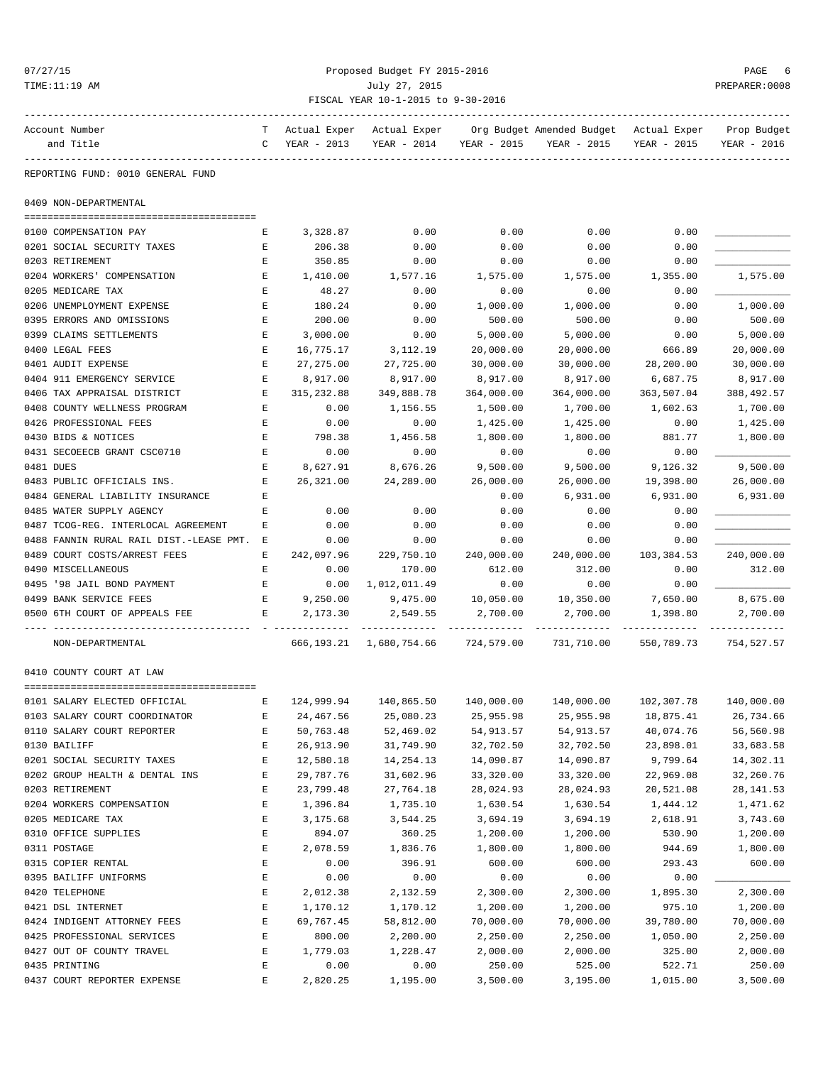Proposed Budget FY 2015-2016
July 27, 2015
FISCAL YEAR 10-1-2015 to 9-30-2016

| Account Number and Title | TC | Actual Exper YEAR - 2013 | Actual Exper YEAR - 2014 | Org Budget YEAR - 2015 | Amended Budget YEAR - 2015 | Actual Exper YEAR - 2015 | Prop Budget YEAR - 2016 |
|---|---|---|---|---|---|---|---|

REPORTING FUND: 0010 GENERAL FUND

## 0409 NON-DEPARTMENTAL

| Account Number and Title | TC | Actual Exper YEAR - 2013 | Actual Exper YEAR - 2014 | Org Budget YEAR - 2015 | Amended Budget YEAR - 2015 | Actual Exper YEAR - 2015 | Prop Budget YEAR - 2016 |
|---|---|---|---|---|---|---|---|
| 0100 COMPENSATION PAY | E | 3,328.87 | 0.00 | 0.00 | 0.00 | 0.00 | ___________ |
| 0201 SOCIAL SECURITY TAXES | E | 206.38 | 0.00 | 0.00 | 0.00 | 0.00 | ___________ |
| 0203 RETIREMENT | E | 350.85 | 0.00 | 0.00 | 0.00 | 0.00 | ___________ |
| 0204 WORKERS' COMPENSATION | E | 1,410.00 | 1,577.16 | 1,575.00 | 1,575.00 | 1,355.00 | 1,575.00 |
| 0205 MEDICARE TAX | E | 48.27 | 0.00 | 0.00 | 0.00 | 0.00 | ___________ |
| 0206 UNEMPLOYMENT EXPENSE | E | 180.24 | 0.00 | 1,000.00 | 1,000.00 | 0.00 | 1,000.00 |
| 0395 ERRORS AND OMISSIONS | E | 200.00 | 0.00 | 500.00 | 500.00 | 0.00 | 500.00 |
| 0399 CLAIMS SETTLEMENTS | E | 3,000.00 | 0.00 | 5,000.00 | 5,000.00 | 0.00 | 5,000.00 |
| 0400 LEGAL FEES | E | 16,775.17 | 3,112.19 | 20,000.00 | 20,000.00 | 666.89 | 20,000.00 |
| 0401 AUDIT EXPENSE | E | 27,275.00 | 27,725.00 | 30,000.00 | 30,000.00 | 28,200.00 | 30,000.00 |
| 0404 911 EMERGENCY SERVICE | E | 8,917.00 | 8,917.00 | 8,917.00 | 8,917.00 | 6,687.75 | 8,917.00 |
| 0406 TAX APPRAISAL DISTRICT | E | 315,232.88 | 349,888.78 | 364,000.00 | 364,000.00 | 363,507.04 | 388,492.57 |
| 0408 COUNTY WELLNESS PROGRAM | E | 0.00 | 1,156.55 | 1,500.00 | 1,700.00 | 1,602.63 | 1,700.00 |
| 0426 PROFESSIONAL FEES | E | 0.00 | 0.00 | 1,425.00 | 1,425.00 | 0.00 | 1,425.00 |
| 0430 BIDS & NOTICES | E | 798.38 | 1,456.58 | 1,800.00 | 1,800.00 | 881.77 | 1,800.00 |
| 0431 SECOEECB GRANT CSC0710 | E | 0.00 | 0.00 | 0.00 | 0.00 | 0.00 | ___________ |
| 0481 DUES | E | 8,627.91 | 8,676.26 | 9,500.00 | 9,500.00 | 9,126.32 | 9,500.00 |
| 0483 PUBLIC OFFICIALS INS. | E | 26,321.00 | 24,289.00 | 26,000.00 | 26,000.00 | 19,398.00 | 26,000.00 |
| 0484 GENERAL LIABILITY INSURANCE | E | | | 0.00 | 6,931.00 | 6,931.00 | 6,931.00 |
| 0485 WATER SUPPLY AGENCY | E | 0.00 | 0.00 | 0.00 | 0.00 | 0.00 | ___________ |
| 0487 TCOG-REG. INTERLOCAL AGREEMENT | E | 0.00 | 0.00 | 0.00 | 0.00 | 0.00 | ___________ |
| 0488 FANNIN RURAL RAIL DIST.-LEASE PMT. | E | 0.00 | 0.00 | 0.00 | 0.00 | 0.00 | ___________ |
| 0489 COURT COSTS/ARREST FEES | E | 242,097.96 | 229,750.10 | 240,000.00 | 240,000.00 | 103,384.53 | 240,000.00 |
| 0490 MISCELLANEOUS | E | 0.00 | 170.00 | 612.00 | 312.00 | 0.00 | 312.00 |
| 0495 '98 JAIL BOND PAYMENT | E | 0.00 | 1,012,011.49 | 0.00 | 0.00 | 0.00 | ___________ |
| 0499 BANK SERVICE FEES | E | 9,250.00 | 9,475.00 | 10,050.00 | 10,350.00 | 7,650.00 | 8,675.00 |
| 0500 6TH COURT OF APPEALS FEE | E | 2,173.30 | 2,549.55 | 2,700.00 | 2,700.00 | 1,398.80 | 2,700.00 |
| NON-DEPARTMENTAL | | 666,193.21 | 1,680,754.66 | 724,579.00 | 731,710.00 | 550,789.73 | 754,527.57 |

## 0410 COUNTY COURT AT LAW

| Account Number and Title | TC | Actual Exper YEAR - 2013 | Actual Exper YEAR - 2014 | Org Budget YEAR - 2015 | Amended Budget YEAR - 2015 | Actual Exper YEAR - 2015 | Prop Budget YEAR - 2016 |
|---|---|---|---|---|---|---|---|
| 0101 SALARY ELECTED OFFICIAL | E | 124,999.94 | 140,865.50 | 140,000.00 | 140,000.00 | 102,307.78 | 140,000.00 |
| 0103 SALARY COURT COORDINATOR | E | 24,467.56 | 25,080.23 | 25,955.98 | 25,955.98 | 18,875.41 | 26,734.66 |
| 0110 SALARY COURT REPORTER | E | 50,763.48 | 52,469.02 | 54,913.57 | 54,913.57 | 40,074.76 | 56,560.98 |
| 0130 BAILIFF | E | 26,913.90 | 31,749.90 | 32,702.50 | 32,702.50 | 23,898.01 | 33,683.58 |
| 0201 SOCIAL SECURITY TAXES | E | 12,580.18 | 14,254.13 | 14,090.87 | 14,090.87 | 9,799.64 | 14,302.11 |
| 0202 GROUP HEALTH & DENTAL INS | E | 29,787.76 | 31,602.96 | 33,320.00 | 33,320.00 | 22,969.08 | 32,260.76 |
| 0203 RETIREMENT | E | 23,799.48 | 27,764.18 | 28,024.93 | 28,024.93 | 20,521.08 | 28,141.53 |
| 0204 WORKERS COMPENSATION | E | 1,396.84 | 1,735.10 | 1,630.54 | 1,630.54 | 1,444.12 | 1,471.62 |
| 0205 MEDICARE TAX | E | 3,175.68 | 3,544.25 | 3,694.19 | 3,694.19 | 2,618.91 | 3,743.60 |
| 0310 OFFICE SUPPLIES | E | 894.07 | 360.25 | 1,200.00 | 1,200.00 | 530.90 | 1,200.00 |
| 0311 POSTAGE | E | 2,078.59 | 1,836.76 | 1,800.00 | 1,800.00 | 944.69 | 1,800.00 |
| 0315 COPIER RENTAL | E | 0.00 | 396.91 | 600.00 | 600.00 | 293.43 | 600.00 |
| 0395 BAILIFF UNIFORMS | E | 0.00 | 0.00 | 0.00 | 0.00 | 0.00 | ___________ |
| 0420 TELEPHONE | E | 2,012.38 | 2,132.59 | 2,300.00 | 2,300.00 | 1,895.30 | 2,300.00 |
| 0421 DSL INTERNET | E | 1,170.12 | 1,170.12 | 1,200.00 | 1,200.00 | 975.10 | 1,200.00 |
| 0424 INDIGENT ATTORNEY FEES | E | 69,767.45 | 58,812.00 | 70,000.00 | 70,000.00 | 39,780.00 | 70,000.00 |
| 0425 PROFESSIONAL SERVICES | E | 800.00 | 2,200.00 | 2,250.00 | 2,250.00 | 1,050.00 | 2,250.00 |
| 0427 OUT OF COUNTY TRAVEL | E | 1,779.03 | 1,228.47 | 2,000.00 | 2,000.00 | 325.00 | 2,000.00 |
| 0435 PRINTING | E | 0.00 | 0.00 | 250.00 | 525.00 | 522.71 | 250.00 |
| 0437 COURT REPORTER EXPENSE | E | 2,820.25 | 1,195.00 | 3,500.00 | 3,195.00 | 1,015.00 | 3,500.00 |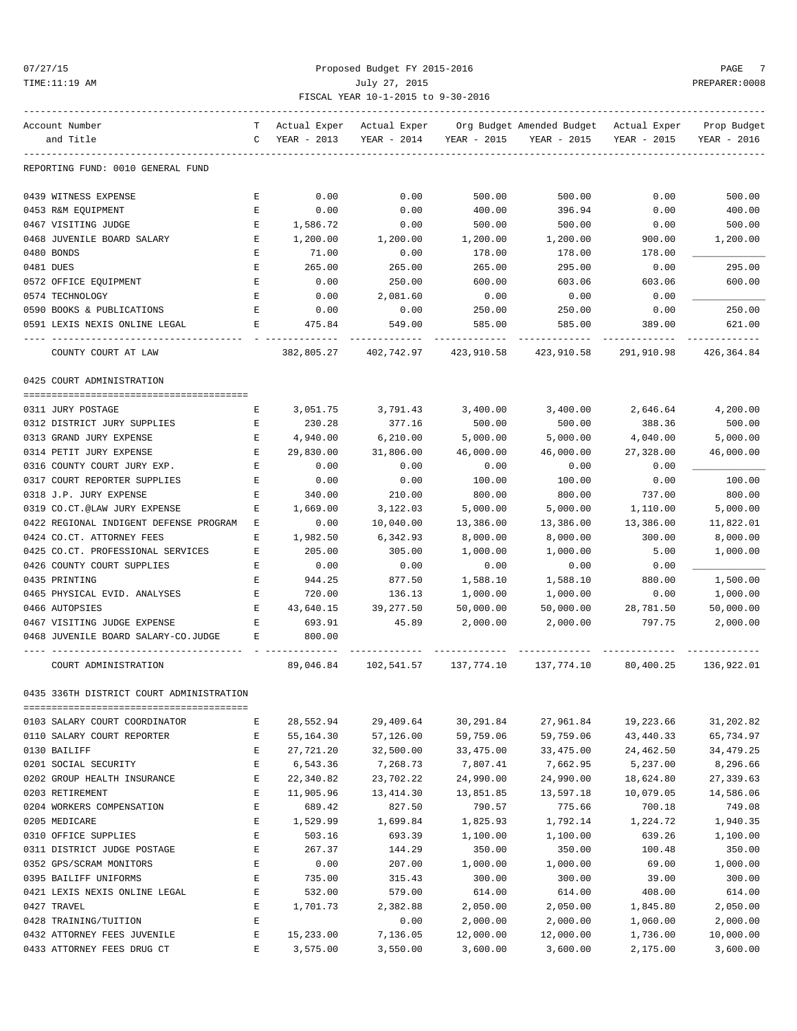REPORTING FUND: 0010 GENERAL FUND

| Account Number and Title | TC | Actual Exper YEAR - 2013 | Actual Exper YEAR - 2014 | Org Budget YEAR - 2015 | Amended Budget YEAR - 2015 | Actual Exper YEAR - 2015 | Prop Budget YEAR - 2016 |
|---|---|---|---|---|---|---|---|
| 0439 WITNESS EXPENSE | E | 0.00 | 0.00 | 500.00 | 500.00 | 0.00 | 500.00 |
| 0453 R&M EQUIPMENT | E | 0.00 | 0.00 | 400.00 | 396.94 | 0.00 | 400.00 |
| 0467 VISITING JUDGE | E | 1,586.72 | 0.00 | 500.00 | 500.00 | 0.00 | 500.00 |
| 0468 JUVENILE BOARD SALARY | E | 1,200.00 | 1,200.00 | 1,200.00 | 1,200.00 | 900.00 | 1,200.00 |
| 0480 BONDS | E | 71.00 | 0.00 | 178.00 | 178.00 | 178.00 | ____________ |
| 0481 DUES | E | 265.00 | 265.00 | 265.00 | 295.00 | 0.00 | 295.00 |
| 0572 OFFICE EQUIPMENT | E | 0.00 | 250.00 | 600.00 | 603.06 | 603.06 | 600.00 |
| 0574 TECHNOLOGY | E | 0.00 | 2,081.60 | 0.00 | 0.00 | 0.00 | ____________ |
| 0590 BOOKS & PUBLICATIONS | E | 0.00 | 0.00 | 250.00 | 250.00 | 0.00 | 250.00 |
| 0591 LEXIS NEXIS ONLINE LEGAL | E | 475.84 | 549.00 | 585.00 | 585.00 | 389.00 | 621.00 |
| COUNTY COURT AT LAW | | 382,805.27 | 402,742.97 | 423,910.58 | 423,910.58 | 291,910.98 | 426,364.84 |

0425 COURT ADMINISTRATION

| Account Number and Title | TC | Actual Exper YEAR - 2013 | Actual Exper YEAR - 2014 | Org Budget YEAR - 2015 | Amended Budget YEAR - 2015 | Actual Exper YEAR - 2015 | Prop Budget YEAR - 2016 |
|---|---|---|---|---|---|---|---|
| 0311 JURY POSTAGE | E | 3,051.75 | 3,791.43 | 3,400.00 | 3,400.00 | 2,646.64 | 4,200.00 |
| 0312 DISTRICT JURY SUPPLIES | E | 230.28 | 377.16 | 500.00 | 500.00 | 388.36 | 500.00 |
| 0313 GRAND JURY EXPENSE | E | 4,940.00 | 6,210.00 | 5,000.00 | 5,000.00 | 4,040.00 | 5,000.00 |
| 0314 PETIT JURY EXPENSE | E | 29,830.00 | 31,806.00 | 46,000.00 | 46,000.00 | 27,328.00 | 46,000.00 |
| 0316 COUNTY COURT JURY EXP. | E | 0.00 | 0.00 | 0.00 | 0.00 | 0.00 | ____________ |
| 0317 COURT REPORTER SUPPLIES | E | 0.00 | 0.00 | 100.00 | 100.00 | 0.00 | 100.00 |
| 0318 J.P. JURY EXPENSE | E | 340.00 | 210.00 | 800.00 | 800.00 | 737.00 | 800.00 |
| 0319 CO.CT.@LAW JURY EXPENSE | E | 1,669.00 | 3,122.03 | 5,000.00 | 5,000.00 | 1,110.00 | 5,000.00 |
| 0422 REGIONAL INDIGENT DEFENSE PROGRAM | E | 0.00 | 10,040.00 | 13,386.00 | 13,386.00 | 13,386.00 | 11,822.01 |
| 0424 CO.CT. ATTORNEY FEES | E | 1,982.50 | 6,342.93 | 8,000.00 | 8,000.00 | 300.00 | 8,000.00 |
| 0425 CO.CT. PROFESSIONAL SERVICES | E | 205.00 | 305.00 | 1,000.00 | 1,000.00 | 5.00 | 1,000.00 |
| 0426 COUNTY COURT SUPPLIES | E | 0.00 | 0.00 | 0.00 | 0.00 | 0.00 | ____________ |
| 0435 PRINTING | E | 944.25 | 877.50 | 1,588.10 | 1,588.10 | 880.00 | 1,500.00 |
| 0465 PHYSICAL EVID. ANALYSES | E | 720.00 | 136.13 | 1,000.00 | 1,000.00 | 0.00 | 1,000.00 |
| 0466 AUTOPSIES | E | 43,640.15 | 39,277.50 | 50,000.00 | 50,000.00 | 28,781.50 | 50,000.00 |
| 0467 VISITING JUDGE EXPENSE | E | 693.91 | 45.89 | 2,000.00 | 2,000.00 | 797.75 | 2,000.00 |
| 0468 JUVENILE BOARD SALARY-CO.JUDGE | E | 800.00 | | | | | |
| COURT ADMINISTRATION | | 89,046.84 | 102,541.57 | 137,774.10 | 137,774.10 | 80,400.25 | 136,922.01 |

0435 336TH DISTRICT COURT ADMINISTRATION

| Account Number and Title | TC | Actual Exper YEAR - 2013 | Actual Exper YEAR - 2014 | Org Budget YEAR - 2015 | Amended Budget YEAR - 2015 | Actual Exper YEAR - 2015 | Prop Budget YEAR - 2016 |
|---|---|---|---|---|---|---|---|
| 0103 SALARY COURT COORDINATOR | E | 28,552.94 | 29,409.64 | 30,291.84 | 27,961.84 | 19,223.66 | 31,202.82 |
| 0110 SALARY COURT REPORTER | E | 55,164.30 | 57,126.00 | 59,759.06 | 59,759.06 | 43,440.33 | 65,734.97 |
| 0130 BAILIFF | E | 27,721.20 | 32,500.00 | 33,475.00 | 33,475.00 | 24,462.50 | 34,479.25 |
| 0201 SOCIAL SECURITY | E | 6,543.36 | 7,268.73 | 7,807.41 | 7,662.95 | 5,237.00 | 8,296.66 |
| 0202 GROUP HEALTH INSURANCE | E | 22,340.82 | 23,702.22 | 24,990.00 | 24,990.00 | 18,624.80 | 27,339.63 |
| 0203 RETIREMENT | E | 11,905.96 | 13,414.30 | 13,851.85 | 13,597.18 | 10,079.05 | 14,586.06 |
| 0204 WORKERS COMPENSATION | E | 689.42 | 827.50 | 790.57 | 775.66 | 700.18 | 749.08 |
| 0205 MEDICARE | E | 1,529.99 | 1,699.84 | 1,825.93 | 1,792.14 | 1,224.72 | 1,940.35 |
| 0310 OFFICE SUPPLIES | E | 503.16 | 693.39 | 1,100.00 | 1,100.00 | 639.26 | 1,100.00 |
| 0311 DISTRICT JUDGE POSTAGE | E | 267.37 | 144.29 | 350.00 | 350.00 | 100.48 | 350.00 |
| 0352 GPS/SCRAM MONITORS | E | 0.00 | 207.00 | 1,000.00 | 1,000.00 | 69.00 | 1,000.00 |
| 0395 BAILIFF UNIFORMS | E | 735.00 | 315.43 | 300.00 | 300.00 | 39.00 | 300.00 |
| 0421 LEXIS NEXIS ONLINE LEGAL | E | 532.00 | 579.00 | 614.00 | 614.00 | 408.00 | 614.00 |
| 0427 TRAVEL | E | 1,701.73 | 2,382.88 | 2,050.00 | 2,050.00 | 1,845.80 | 2,050.00 |
| 0428 TRAINING/TUITION | E | | 0.00 | 2,000.00 | 2,000.00 | 1,060.00 | 2,000.00 |
| 0432 ATTORNEY FEES JUVENILE | E | 15,233.00 | 7,136.05 | 12,000.00 | 12,000.00 | 1,736.00 | 10,000.00 |
| 0433 ATTORNEY FEES DRUG CT | E | 3,575.00 | 3,550.00 | 3,600.00 | 3,600.00 | 2,175.00 | 3,600.00 |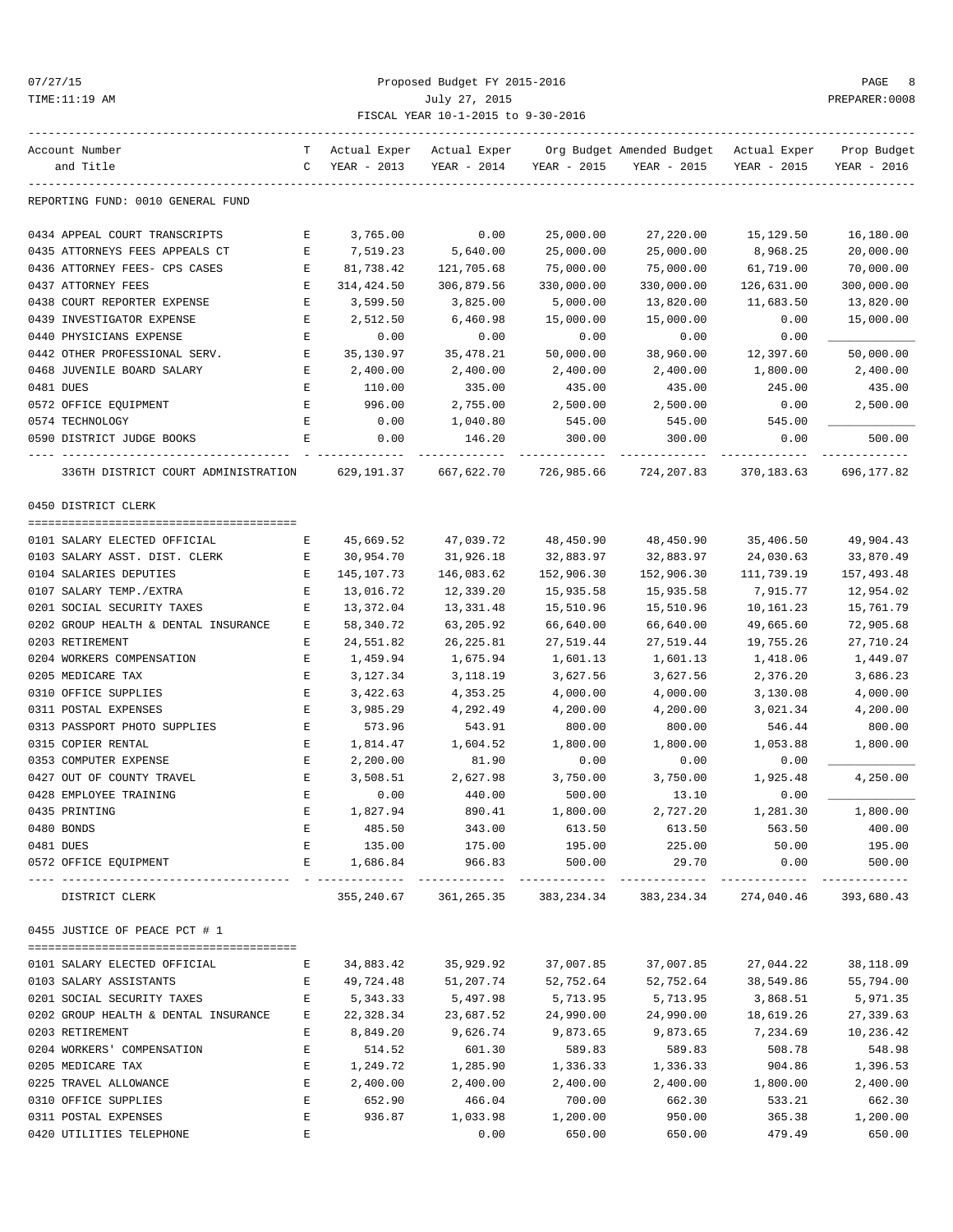Proposed Budget FY 2015-2016
July 27, 2015
FISCAL YEAR 10-1-2015 to 9-30-2016

| Account Number and Title | TC | Actual Exper YEAR - 2013 | Actual Exper YEAR - 2014 | Org Budget YEAR - 2015 | Amended Budget YEAR - 2015 | Actual Exper YEAR - 2015 | Prop Budget YEAR - 2016 |
|---|---|---|---|---|---|---|---|
| **REPORTING FUND: 0010 GENERAL FUND** | | | | | | | |
| 0434 APPEAL COURT TRANSCRIPTS | E | 3,765.00 | 0.00 | 25,000.00 | 27,220.00 | 15,129.50 | 16,180.00 |
| 0435 ATTORNEYS FEES APPEALS CT | E | 7,519.23 | 5,640.00 | 25,000.00 | 25,000.00 | 8,968.25 | 20,000.00 |
| 0436 ATTORNEY FEES- CPS CASES | E | 81,738.42 | 121,705.68 | 75,000.00 | 75,000.00 | 61,719.00 | 70,000.00 |
| 0437 ATTORNEY FEES | E | 314,424.50 | 306,879.56 | 330,000.00 | 330,000.00 | 126,631.00 | 300,000.00 |
| 0438 COURT REPORTER EXPENSE | E | 3,599.50 | 3,825.00 | 5,000.00 | 13,820.00 | 11,683.50 | 13,820.00 |
| 0439 INVESTIGATOR EXPENSE | E | 2,512.50 | 6,460.98 | 15,000.00 | 15,000.00 | 0.00 | 15,000.00 |
| 0440 PHYSICIANS EXPENSE | E | 0.00 | 0.00 | 0.00 | 0.00 | 0.00 | ____________ |
| 0442 OTHER PROFESSIONAL SERV. | E | 35,130.97 | 35,478.21 | 50,000.00 | 38,960.00 | 12,397.60 | 50,000.00 |
| 0468 JUVENILE BOARD SALARY | E | 2,400.00 | 2,400.00 | 2,400.00 | 2,400.00 | 1,800.00 | 2,400.00 |
| 0481 DUES | E | 110.00 | 335.00 | 435.00 | 435.00 | 245.00 | 435.00 |
| 0572 OFFICE EQUIPMENT | E | 996.00 | 2,755.00 | 2,500.00 | 2,500.00 | 0.00 | 2,500.00 |
| 0574 TECHNOLOGY | E | 0.00 | 1,040.80 | 545.00 | 545.00 | 545.00 | ____________ |
| 0590 DISTRICT JUDGE BOOKS | E | 0.00 | 146.20 | 300.00 | 300.00 | 0.00 | 500.00 |
| 336TH DISTRICT COURT ADMINISTRATION | | 629,191.37 | 667,622.70 | 726,985.66 | 724,207.83 | 370,183.63 | 696,177.82 |
| **0450 DISTRICT CLERK** | | | | | | | |
| 0101 SALARY ELECTED OFFICIAL | E | 45,669.52 | 47,039.72 | 48,450.90 | 48,450.90 | 35,406.50 | 49,904.43 |
| 0103 SALARY ASST. DIST. CLERK | E | 30,954.70 | 31,926.18 | 32,883.97 | 32,883.97 | 24,030.63 | 33,870.49 |
| 0104 SALARIES DEPUTIES | E | 145,107.73 | 146,083.62 | 152,906.30 | 152,906.30 | 111,739.19 | 157,493.48 |
| 0107 SALARY TEMP./EXTRA | E | 13,016.72 | 12,339.20 | 15,935.58 | 15,935.58 | 7,915.77 | 12,954.02 |
| 0201 SOCIAL SECURITY TAXES | E | 13,372.04 | 13,331.48 | 15,510.96 | 15,510.96 | 10,161.23 | 15,761.79 |
| 0202 GROUP HEALTH & DENTAL INSURANCE | E | 58,340.72 | 63,205.92 | 66,640.00 | 66,640.00 | 49,665.60 | 72,905.68 |
| 0203 RETIREMENT | E | 24,551.82 | 26,225.81 | 27,519.44 | 27,519.44 | 19,755.26 | 27,710.24 |
| 0204 WORKERS COMPENSATION | E | 1,459.94 | 1,675.94 | 1,601.13 | 1,601.13 | 1,418.06 | 1,449.07 |
| 0205 MEDICARE TAX | E | 3,127.34 | 3,118.19 | 3,627.56 | 3,627.56 | 2,376.20 | 3,686.23 |
| 0310 OFFICE SUPPLIES | E | 3,422.63 | 4,353.25 | 4,000.00 | 4,000.00 | 3,130.08 | 4,000.00 |
| 0311 POSTAL EXPENSES | E | 3,985.29 | 4,292.49 | 4,200.00 | 4,200.00 | 3,021.34 | 4,200.00 |
| 0313 PASSPORT PHOTO SUPPLIES | E | 573.96 | 543.91 | 800.00 | 800.00 | 546.44 | 800.00 |
| 0315 COPIER RENTAL | E | 1,814.47 | 1,604.52 | 1,800.00 | 1,800.00 | 1,053.88 | 1,800.00 |
| 0353 COMPUTER EXPENSE | E | 2,200.00 | 81.90 | 0.00 | 0.00 | 0.00 | ____________ |
| 0427 OUT OF COUNTY TRAVEL | E | 3,508.51 | 2,627.98 | 3,750.00 | 3,750.00 | 1,925.48 | 4,250.00 |
| 0428 EMPLOYEE TRAINING | E | 0.00 | 440.00 | 500.00 | 13.10 | 0.00 | ____________ |
| 0435 PRINTING | E | 1,827.94 | 890.41 | 1,800.00 | 2,727.20 | 1,281.30 | 1,800.00 |
| 0480 BONDS | E | 485.50 | 343.00 | 613.50 | 613.50 | 563.50 | 400.00 |
| 0481 DUES | E | 135.00 | 175.00 | 195.00 | 225.00 | 50.00 | 195.00 |
| 0572 OFFICE EQUIPMENT | E | 1,686.84 | 966.83 | 500.00 | 29.70 | 0.00 | 500.00 |
| DISTRICT CLERK | | 355,240.67 | 361,265.35 | 383,234.34 | 383,234.34 | 274,040.46 | 393,680.43 |
| **0455 JUSTICE OF PEACE PCT # 1** | | | | | | | |
| 0101 SALARY ELECTED OFFICIAL | E | 34,883.42 | 35,929.92 | 37,007.85 | 37,007.85 | 27,044.22 | 38,118.09 |
| 0103 SALARY ASSISTANTS | E | 49,724.48 | 51,207.74 | 52,752.64 | 52,752.64 | 38,549.86 | 55,794.00 |
| 0201 SOCIAL SECURITY TAXES | E | 5,343.33 | 5,497.98 | 5,713.95 | 5,713.95 | 3,868.51 | 5,971.35 |
| 0202 GROUP HEALTH & DENTAL INSURANCE | E | 22,328.34 | 23,687.52 | 24,990.00 | 24,990.00 | 18,619.26 | 27,339.63 |
| 0203 RETIREMENT | E | 8,849.20 | 9,626.74 | 9,873.65 | 9,873.65 | 7,234.69 | 10,236.42 |
| 0204 WORKERS' COMPENSATION | E | 514.52 | 601.30 | 589.83 | 589.83 | 508.78 | 548.98 |
| 0205 MEDICARE TAX | E | 1,249.72 | 1,285.90 | 1,336.33 | 1,336.33 | 904.86 | 1,396.53 |
| 0225 TRAVEL ALLOWANCE | E | 2,400.00 | 2,400.00 | 2,400.00 | 2,400.00 | 1,800.00 | 2,400.00 |
| 0310 OFFICE SUPPLIES | E | 652.90 | 466.04 | 700.00 | 662.30 | 533.21 | 662.30 |
| 0311 POSTAL EXPENSES | E | 936.87 | 1,033.98 | 1,200.00 | 950.00 | 365.38 | 1,200.00 |
| 0420 UTILITIES TELEPHONE | E | | 0.00 | 650.00 | 650.00 | 479.49 | 650.00 |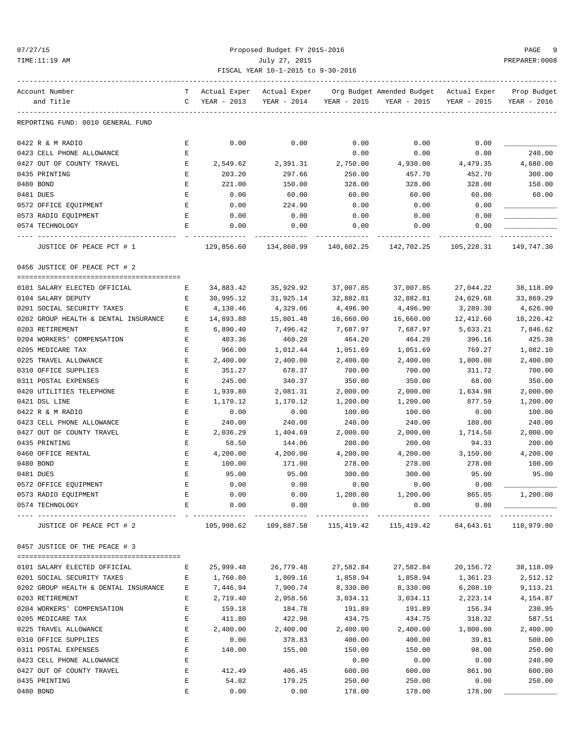Proposed Budget FY 2015-2016

July 27, 2015

FISCAL YEAR 10-1-2015 to 9-30-2016

| Account Number and Title | TC | Actual Exper YEAR - 2013 | Actual Exper YEAR - 2014 | Org Budget YEAR - 2015 | Amended Budget YEAR - 2015 | Actual Exper YEAR - 2015 | Prop Budget YEAR - 2016 |
|---|---|---|---|---|---|---|---|
| REPORTING FUND: 0010 GENERAL FUND | | | | | | | |
| 0422 R & M RADIO | E | 0.00 | 0.00 | 0.00 | 0.00 | 0.00 | |
| 0423 CELL PHONE ALLOWANCE | E | | | 0.00 | 0.00 | 0.00 | 240.00 |
| 0427 OUT OF COUNTY TRAVEL | E | 2,549.62 | 2,391.31 | 2,750.00 | 4,930.00 | 4,479.35 | 4,680.00 |
| 0435 PRINTING | E | 203.20 | 297.66 | 250.00 | 457.70 | 452.70 | 300.00 |
| 0480 BOND | E | 221.00 | 150.00 | 328.00 | 328.00 | 328.00 | 150.00 |
| 0481 DUES | E | 0.00 | 60.00 | 60.00 | 60.00 | 60.00 | 60.00 |
| 0572 OFFICE EQUIPMENT | E | 0.00 | 224.90 | 0.00 | 0.00 | 0.00 | |
| 0573 RADIO EQUIPMENT | E | 0.00 | 0.00 | 0.00 | 0.00 | 0.00 | |
| 0574 TECHNOLOGY | E | 0.00 | 0.00 | 0.00 | 0.00 | 0.00 | |
| JUSTICE OF PEACE PCT # 1 | | 129,856.60 | 134,860.99 | 140,602.25 | 142,702.25 | 105,228.31 | 149,747.30 |
| 0456 JUSTICE OF PEACE PCT # 2 | | | | | | | |
| 0101 SALARY ELECTED OFFICIAL | E | 34,883.42 | 35,929.92 | 37,007.85 | 37,007.85 | 27,044.22 | 38,118.09 |
| 0104 SALARY DEPUTY | E | 30,995.12 | 31,925.14 | 32,882.81 | 32,882.81 | 24,029.68 | 33,869.29 |
| 0201 SOCIAL SECURITY TAXES | E | 4,130.46 | 4,329.06 | 4,496.90 | 4,496.90 | 3,289.30 | 4,626.90 |
| 0202 GROUP HEALTH & DENTAL INSURANCE | E | 14,893.88 | 15,801.48 | 16,660.00 | 16,660.00 | 12,412.60 | 18,226.42 |
| 0203 RETIREMENT | E | 6,890.40 | 7,496.42 | 7,687.97 | 7,687.97 | 5,633.21 | 7,846.62 |
| 0204 WORKERS' COMPENSATION | E | 403.36 | 468.20 | 464.20 | 464.20 | 396.16 | 425.38 |
| 0205 MEDICARE TAX | E | 966.00 | 1,012.44 | 1,051.69 | 1,051.69 | 769.27 | 1,082.10 |
| 0225 TRAVEL ALLOWANCE | E | 2,400.00 | 2,400.00 | 2,400.00 | 2,400.00 | 1,800.00 | 2,400.00 |
| 0310 OFFICE SUPPLIES | E | 351.27 | 678.37 | 700.00 | 700.00 | 311.72 | 700.00 |
| 0311 POSTAL EXPENSES | E | 245.00 | 340.37 | 350.00 | 350.00 | 68.00 | 350.00 |
| 0420 UTILITIES TELEPHONE | E | 1,939.80 | 2,081.31 | 2,000.00 | 2,000.00 | 1,634.98 | 2,000.00 |
| 0421 DSL LINE | E | 1,170.12 | 1,170.12 | 1,200.00 | 1,200.00 | 877.59 | 1,200.00 |
| 0422 R & M RADIO | E | 0.00 | 0.00 | 100.00 | 100.00 | 0.00 | 100.00 |
| 0423 CELL PHONE ALLOWANCE | E | 240.00 | 240.00 | 240.00 | 240.00 | 180.00 | 240.00 |
| 0427 OUT OF COUNTY TRAVEL | E | 2,036.29 | 1,404.69 | 2,000.00 | 2,000.00 | 1,714.50 | 2,000.00 |
| 0435 PRINTING | E | 58.50 | 144.06 | 200.00 | 200.00 | 94.33 | 200.00 |
| 0460 OFFICE RENTAL | E | 4,200.00 | 4,200.00 | 4,200.00 | 4,200.00 | 3,150.00 | 4,200.00 |
| 0480 BOND | E | 100.00 | 171.00 | 278.00 | 278.00 | 278.00 | 100.00 |
| 0481 DUES | E | 95.00 | 95.00 | 300.00 | 300.00 | 95.00 | 95.00 |
| 0572 OFFICE EQUIPMENT | E | 0.00 | 0.00 | 0.00 | 0.00 | 0.00 | |
| 0573 RADIO EQUIPMENT | E | 0.00 | 0.00 | 1,200.00 | 1,200.00 | 865.05 | 1,200.00 |
| 0574 TECHNOLOGY | E | 0.00 | 0.00 | 0.00 | 0.00 | 0.00 | |
| JUSTICE OF PEACE PCT # 2 | | 105,998.62 | 109,887.58 | 115,419.42 | 115,419.42 | 84,643.61 | 118,979.80 |
| 0457 JUSTICE OF THE PEACE # 3 | | | | | | | |
| 0101 SALARY ELECTED OFFICIAL | E | 25,999.48 | 26,779.48 | 27,582.84 | 27,582.84 | 20,156.72 | 38,118.09 |
| 0201 SOCIAL SECURITY TAXES | E | 1,760.80 | 1,809.16 | 1,858.94 | 1,858.94 | 1,361.23 | 2,512.12 |
| 0202 GROUP HEALTH & DENTAL INSURANCE | E | 7,446.94 | 7,900.74 | 8,330.00 | 8,330.00 | 6,208.10 | 9,113.21 |
| 0203 RETIREMENT | E | 2,719.40 | 2,958.56 | 3,034.11 | 3,034.11 | 2,223.14 | 4,154.87 |
| 0204 WORKERS' COMPENSATION | E | 159.18 | 184.78 | 191.89 | 191.89 | 156.34 | 230.95 |
| 0205 MEDICARE TAX | E | 411.80 | 422.98 | 434.75 | 434.75 | 318.32 | 587.51 |
| 0225 TRAVEL ALLOWANCE | E | 2,400.00 | 2,400.00 | 2,400.00 | 2,400.00 | 1,800.00 | 2,400.00 |
| 0310 OFFICE SUPPLIES | E | 0.00 | 378.83 | 400.00 | 400.00 | 39.81 | 500.00 |
| 0311 POSTAL EXPENSES | E | 148.00 | 155.00 | 150.00 | 150.00 | 98.00 | 250.00 |
| 0423 CELL PHONE ALLOWANCE | E | | | 0.00 | 0.00 | 0.00 | 240.00 |
| 0427 OUT OF COUNTY TRAVEL | E | 412.49 | 406.45 | 600.00 | 600.00 | 861.90 | 600.00 |
| 0435 PRINTING | E | 54.02 | 179.25 | 250.00 | 250.00 | 0.00 | 250.00 |
| 0480 BOND | E | 0.00 | 0.00 | 178.00 | 178.00 | 178.00 | |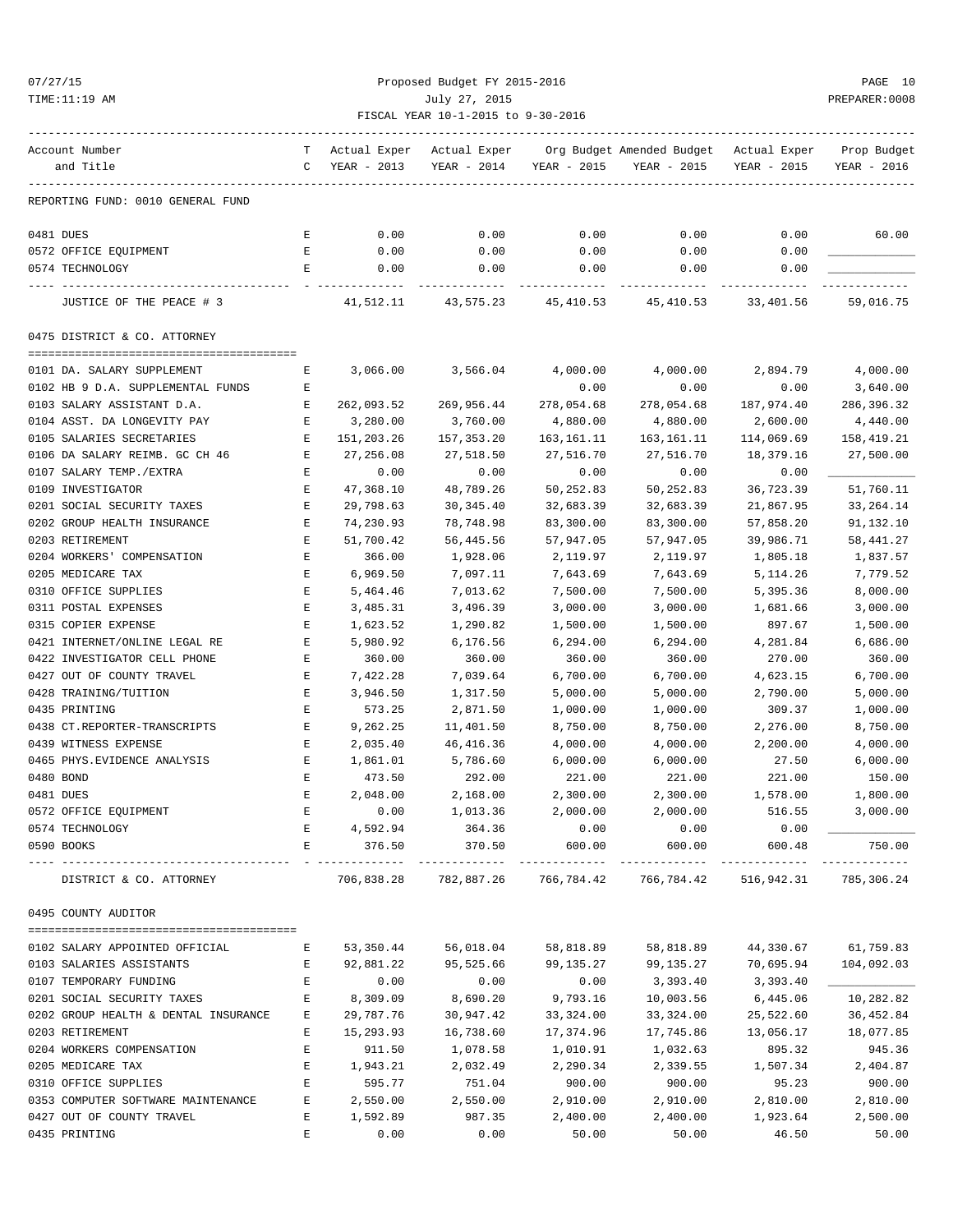Proposed Budget FY 2015-2016

July 27, 2015

FISCAL YEAR 10-1-2015 to 9-30-2016

| Account Number and Title | TC | Actual Exper YEAR - 2013 | Actual Exper YEAR - 2014 | Org Budget YEAR - 2015 | Amended Budget YEAR - 2015 | Actual Exper YEAR - 2015 | Prop Budget YEAR - 2016 |
|---|---|---|---|---|---|---|---|
| REPORTING FUND: 0010 GENERAL FUND | | | | | | | |
| 0481 DUES | E | 0.00 | 0.00 | 0.00 | 0.00 | 0.00 | 60.00 |
| 0572 OFFICE EQUIPMENT | E | 0.00 | 0.00 | 0.00 | 0.00 | 0.00 | ____________ |
| 0574 TECHNOLOGY | E | 0.00 | 0.00 | 0.00 | 0.00 | 0.00 | ____________ |
| JUSTICE OF THE PEACE # 3 | | 41,512.11 | 43,575.23 | 45,410.53 | 45,410.53 | 33,401.56 | 59,016.75 |
| **0475 DISTRICT & CO. ATTORNEY** | | | | | | | |
| 0101 DA. SALARY SUPPLEMENT | E | 3,066.00 | 3,566.04 | 4,000.00 | 4,000.00 | 2,894.79 | 4,000.00 |
| 0102 HB 9 D.A. SUPPLEMENTAL FUNDS | E | | | 0.00 | 0.00 | 0.00 | 3,640.00 |
| 0103 SALARY ASSISTANT D.A. | E | 262,093.52 | 269,956.44 | 278,054.68 | 278,054.68 | 187,974.40 | 286,396.32 |
| 0104 ASST. DA LONGEVITY PAY | E | 3,280.00 | 3,760.00 | 4,880.00 | 4,880.00 | 2,600.00 | 4,440.00 |
| 0105 SALARIES SECRETARIES | E | 151,203.26 | 157,353.20 | 163,161.11 | 163,161.11 | 114,069.69 | 158,419.21 |
| 0106 DA SALARY REIMB. GC CH 46 | E | 27,256.08 | 27,518.50 | 27,516.70 | 27,516.70 | 18,379.16 | 27,500.00 |
| 0107 SALARY TEMP./EXTRA | E | 0.00 | 0.00 | 0.00 | 0.00 | 0.00 | ____________ |
| 0109 INVESTIGATOR | E | 47,368.10 | 48,789.26 | 50,252.83 | 50,252.83 | 36,723.39 | 51,760.11 |
| 0201 SOCIAL SECURITY TAXES | E | 29,798.63 | 30,345.40 | 32,683.39 | 32,683.39 | 21,867.95 | 33,264.14 |
| 0202 GROUP HEALTH INSURANCE | E | 74,230.93 | 78,748.98 | 83,300.00 | 83,300.00 | 57,858.20 | 91,132.10 |
| 0203 RETIREMENT | E | 51,700.42 | 56,445.56 | 57,947.05 | 57,947.05 | 39,986.71 | 58,441.27 |
| 0204 WORKERS' COMPENSATION | E | 366.00 | 1,928.06 | 2,119.97 | 2,119.97 | 1,805.18 | 1,837.57 |
| 0205 MEDICARE TAX | E | 6,969.50 | 7,097.11 | 7,643.69 | 7,643.69 | 5,114.26 | 7,779.52 |
| 0310 OFFICE SUPPLIES | E | 5,464.46 | 7,013.62 | 7,500.00 | 7,500.00 | 5,395.36 | 8,000.00 |
| 0311 POSTAL EXPENSES | E | 3,485.31 | 3,496.39 | 3,000.00 | 3,000.00 | 1,681.66 | 3,000.00 |
| 0315 COPIER EXPENSE | E | 1,623.52 | 1,290.82 | 1,500.00 | 1,500.00 | 897.67 | 1,500.00 |
| 0421 INTERNET/ONLINE LEGAL RE | E | 5,980.92 | 6,176.56 | 6,294.00 | 6,294.00 | 4,281.84 | 6,686.00 |
| 0422 INVESTIGATOR CELL PHONE | E | 360.00 | 360.00 | 360.00 | 360.00 | 270.00 | 360.00 |
| 0427 OUT OF COUNTY TRAVEL | E | 7,422.28 | 7,039.64 | 6,700.00 | 6,700.00 | 4,623.15 | 6,700.00 |
| 0428 TRAINING/TUITION | E | 3,946.50 | 1,317.50 | 5,000.00 | 5,000.00 | 2,790.00 | 5,000.00 |
| 0435 PRINTING | E | 573.25 | 2,871.50 | 1,000.00 | 1,000.00 | 309.37 | 1,000.00 |
| 0438 CT.REPORTER-TRANSCRIPTS | E | 9,262.25 | 11,401.50 | 8,750.00 | 8,750.00 | 2,276.00 | 8,750.00 |
| 0439 WITNESS EXPENSE | E | 2,035.40 | 46,416.36 | 4,000.00 | 4,000.00 | 2,200.00 | 4,000.00 |
| 0465 PHYS.EVIDENCE ANALYSIS | E | 1,861.01 | 5,786.60 | 6,000.00 | 6,000.00 | 27.50 | 6,000.00 |
| 0480 BOND | E | 473.50 | 292.00 | 221.00 | 221.00 | 221.00 | 150.00 |
| 0481 DUES | E | 2,048.00 | 2,168.00 | 2,300.00 | 2,300.00 | 1,578.00 | 1,800.00 |
| 0572 OFFICE EQUIPMENT | E | 0.00 | 1,013.36 | 2,000.00 | 2,000.00 | 516.55 | 3,000.00 |
| 0574 TECHNOLOGY | E | 4,592.94 | 364.36 | 0.00 | 0.00 | 0.00 | ____________ |
| 0590 BOOKS | E | 376.50 | 370.50 | 600.00 | 600.00 | 600.48 | 750.00 |
| DISTRICT & CO. ATTORNEY | | 706,838.28 | 782,887.26 | 766,784.42 | 766,784.42 | 516,942.31 | 785,306.24 |
| **0495 COUNTY AUDITOR** | | | | | | | |
| 0102 SALARY APPOINTED OFFICIAL | E | 53,350.44 | 56,018.04 | 58,818.89 | 58,818.89 | 44,330.67 | 61,759.83 |
| 0103 SALARIES ASSISTANTS | E | 92,881.22 | 95,525.66 | 99,135.27 | 99,135.27 | 70,695.94 | 104,092.03 |
| 0107 TEMPORARY FUNDING | E | 0.00 | 0.00 | 0.00 | 3,393.40 | 3,393.40 | ____________ |
| 0201 SOCIAL SECURITY TAXES | E | 8,309.09 | 8,690.20 | 9,793.16 | 10,003.56 | 6,445.06 | 10,282.82 |
| 0202 GROUP HEALTH & DENTAL INSURANCE | E | 29,787.76 | 30,947.42 | 33,324.00 | 33,324.00 | 25,522.60 | 36,452.84 |
| 0203 RETIREMENT | E | 15,293.93 | 16,738.60 | 17,374.96 | 17,745.86 | 13,056.17 | 18,077.85 |
| 0204 WORKERS COMPENSATION | E | 911.50 | 1,078.58 | 1,010.91 | 1,032.63 | 895.32 | 945.36 |
| 0205 MEDICARE TAX | E | 1,943.21 | 2,032.49 | 2,290.34 | 2,339.55 | 1,507.34 | 2,404.87 |
| 0310 OFFICE SUPPLIES | E | 595.77 | 751.04 | 900.00 | 900.00 | 95.23 | 900.00 |
| 0353 COMPUTER SOFTWARE MAINTENANCE | E | 2,550.00 | 2,550.00 | 2,910.00 | 2,910.00 | 2,810.00 | 2,810.00 |
| 0427 OUT OF COUNTY TRAVEL | E | 1,592.89 | 987.35 | 2,400.00 | 2,400.00 | 1,923.64 | 2,500.00 |
| 0435 PRINTING | E | 0.00 | 0.00 | 50.00 | 50.00 | 46.50 | 50.00 |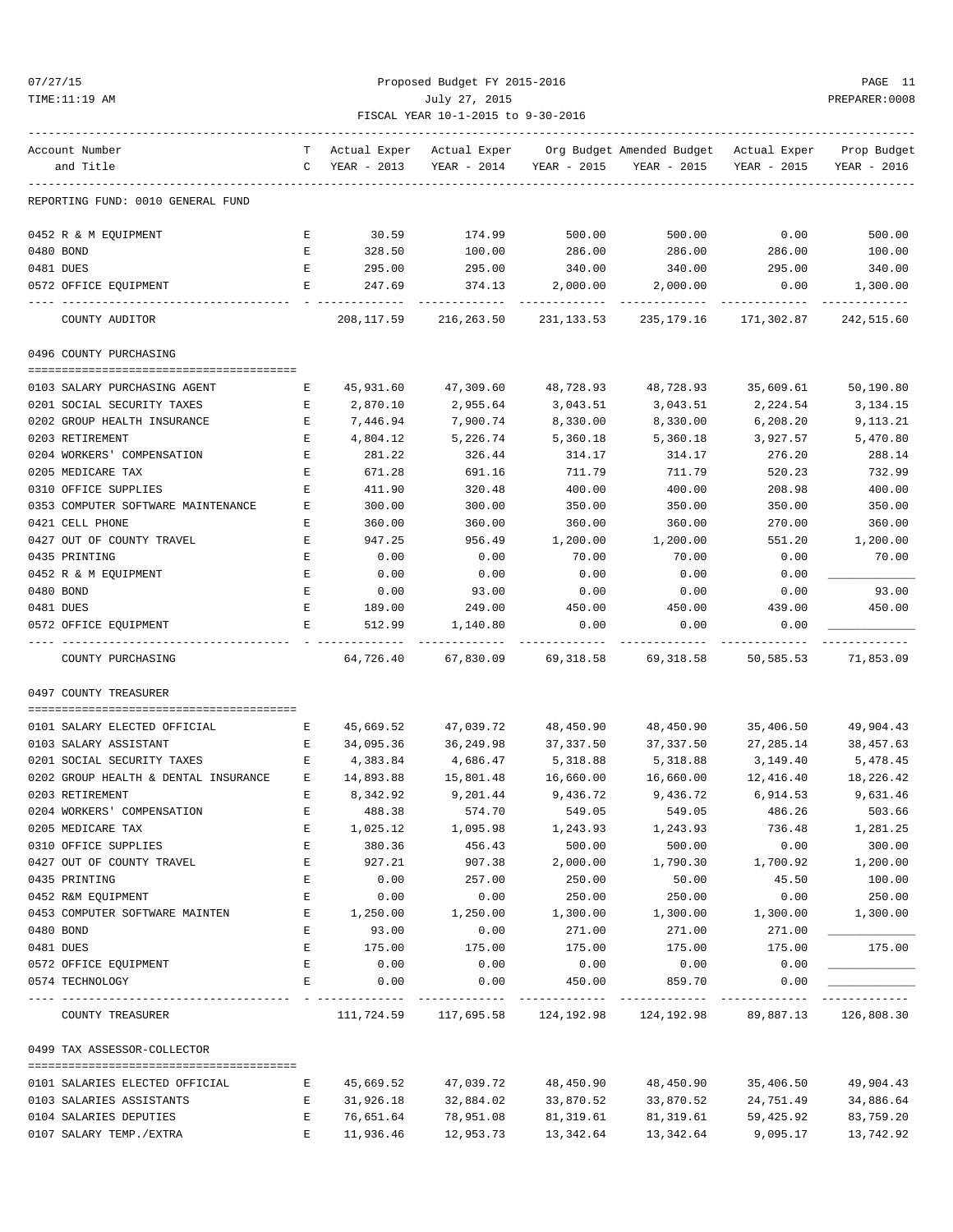Proposed Budget FY 2015-2016

July 27, 2015

FISCAL YEAR 10-1-2015 to 9-30-2016

| Account Number and Title | TC | Actual Exper YEAR - 2013 | Actual Exper YEAR - 2014 | Org Budget YEAR - 2015 | Amended Budget YEAR - 2015 | Actual Exper YEAR - 2015 | Prop Budget YEAR - 2016 |
|---|---|---|---|---|---|---|---|
| REPORTING FUND: 0010 GENERAL FUND | | | | | | | |
| 0452 R & M EQUIPMENT | E | 30.59 | 174.99 | 500.00 | 500.00 | 0.00 | 500.00 |
| 0480 BOND | E | 328.50 | 100.00 | 286.00 | 286.00 | 286.00 | 100.00 |
| 0481 DUES | E | 295.00 | 295.00 | 340.00 | 340.00 | 295.00 | 340.00 |
| 0572 OFFICE EQUIPMENT | E | 247.69 | 374.13 | 2,000.00 | 2,000.00 | 0.00 | 1,300.00 |
| COUNTY AUDITOR | | 208,117.59 | 216,263.50 | 231,133.53 | 235,179.16 | 171,302.87 | 242,515.60 |
| **0496 COUNTY PURCHASING** | | | | | | | |
| 0103 SALARY PURCHASING AGENT | E | 45,931.60 | 47,309.60 | 48,728.93 | 48,728.93 | 35,609.61 | 50,190.80 |
| 0201 SOCIAL SECURITY TAXES | E | 2,870.10 | 2,955.64 | 3,043.51 | 3,043.51 | 2,224.54 | 3,134.15 |
| 0202 GROUP HEALTH INSURANCE | E | 7,446.94 | 7,900.74 | 8,330.00 | 8,330.00 | 6,208.20 | 9,113.21 |
| 0203 RETIREMENT | E | 4,804.12 | 5,226.74 | 5,360.18 | 5,360.18 | 3,927.57 | 5,470.80 |
| 0204 WORKERS' COMPENSATION | E | 281.22 | 326.44 | 314.17 | 314.17 | 276.20 | 288.14 |
| 0205 MEDICARE TAX | E | 671.28 | 691.16 | 711.79 | 711.79 | 520.23 | 732.99 |
| 0310 OFFICE SUPPLIES | E | 411.90 | 320.48 | 400.00 | 400.00 | 208.98 | 400.00 |
| 0353 COMPUTER SOFTWARE MAINTENANCE | E | 300.00 | 300.00 | 350.00 | 350.00 | 350.00 | 350.00 |
| 0421 CELL PHONE | E | 360.00 | 360.00 | 360.00 | 360.00 | 270.00 | 360.00 |
| 0427 OUT OF COUNTY TRAVEL | E | 947.25 | 956.49 | 1,200.00 | 1,200.00 | 551.20 | 1,200.00 |
| 0435 PRINTING | E | 0.00 | 0.00 | 70.00 | 70.00 | 0.00 | 70.00 |
| 0452 R & M EQUIPMENT | E | 0.00 | 0.00 | 0.00 | 0.00 | 0.00 | ____________ |
| 0480 BOND | E | 0.00 | 93.00 | 0.00 | 0.00 | 0.00 | 93.00 |
| 0481 DUES | E | 189.00 | 249.00 | 450.00 | 450.00 | 439.00 | 450.00 |
| 0572 OFFICE EQUIPMENT | E | 512.99 | 1,140.80 | 0.00 | 0.00 | 0.00 | ____________ |
| COUNTY PURCHASING | | 64,726.40 | 67,830.09 | 69,318.58 | 69,318.58 | 50,585.53 | 71,853.09 |
| **0497 COUNTY TREASURER** | | | | | | | |
| 0101 SALARY ELECTED OFFICIAL | E | 45,669.52 | 47,039.72 | 48,450.90 | 48,450.90 | 35,406.50 | 49,904.43 |
| 0103 SALARY ASSISTANT | E | 34,095.36 | 36,249.98 | 37,337.50 | 37,337.50 | 27,285.14 | 38,457.63 |
| 0201 SOCIAL SECURITY TAXES | E | 4,383.84 | 4,686.47 | 5,318.88 | 5,318.88 | 3,149.40 | 5,478.45 |
| 0202 GROUP HEALTH & DENTAL INSURANCE | E | 14,893.88 | 15,801.48 | 16,660.00 | 16,660.00 | 12,416.40 | 18,226.42 |
| 0203 RETIREMENT | E | 8,342.92 | 9,201.44 | 9,436.72 | 9,436.72 | 6,914.53 | 9,631.46 |
| 0204 WORKERS' COMPENSATION | E | 488.38 | 574.70 | 549.05 | 549.05 | 486.26 | 503.66 |
| 0205 MEDICARE TAX | E | 1,025.12 | 1,095.98 | 1,243.93 | 1,243.93 | 736.48 | 1,281.25 |
| 0310 OFFICE SUPPLIES | E | 380.36 | 456.43 | 500.00 | 500.00 | 0.00 | 300.00 |
| 0427 OUT OF COUNTY TRAVEL | E | 927.21 | 907.38 | 2,000.00 | 1,790.30 | 1,700.92 | 1,200.00 |
| 0435 PRINTING | E | 0.00 | 257.00 | 250.00 | 50.00 | 45.50 | 100.00 |
| 0452 R&M EQUIPMENT | E | 0.00 | 0.00 | 250.00 | 250.00 | 0.00 | 250.00 |
| 0453 COMPUTER SOFTWARE MAINTEN | E | 1,250.00 | 1,250.00 | 1,300.00 | 1,300.00 | 1,300.00 | 1,300.00 |
| 0480 BOND | E | 93.00 | 0.00 | 271.00 | 271.00 | 271.00 | ____________ |
| 0481 DUES | E | 175.00 | 175.00 | 175.00 | 175.00 | 175.00 | 175.00 |
| 0572 OFFICE EQUIPMENT | E | 0.00 | 0.00 | 0.00 | 0.00 | 0.00 | ____________ |
| 0574 TECHNOLOGY | E | 0.00 | 0.00 | 450.00 | 859.70 | 0.00 | ____________ |
| COUNTY TREASURER | | 111,724.59 | 117,695.58 | 124,192.98 | 124,192.98 | 89,887.13 | 126,808.30 |
| **0499 TAX ASSESSOR-COLLECTOR** | | | | | | | |
| 0101 SALARIES ELECTED OFFICIAL | E | 45,669.52 | 47,039.72 | 48,450.90 | 48,450.90 | 35,406.50 | 49,904.43 |
| 0103 SALARIES ASSISTANTS | E | 31,926.18 | 32,884.02 | 33,870.52 | 33,870.52 | 24,751.49 | 34,886.64 |
| 0104 SALARIES DEPUTIES | E | 76,651.64 | 78,951.08 | 81,319.61 | 81,319.61 | 59,425.92 | 83,759.20 |
| 0107 SALARY TEMP./EXTRA | E | 11,936.46 | 12,953.73 | 13,342.64 | 13,342.64 | 9,095.17 | 13,742.92 |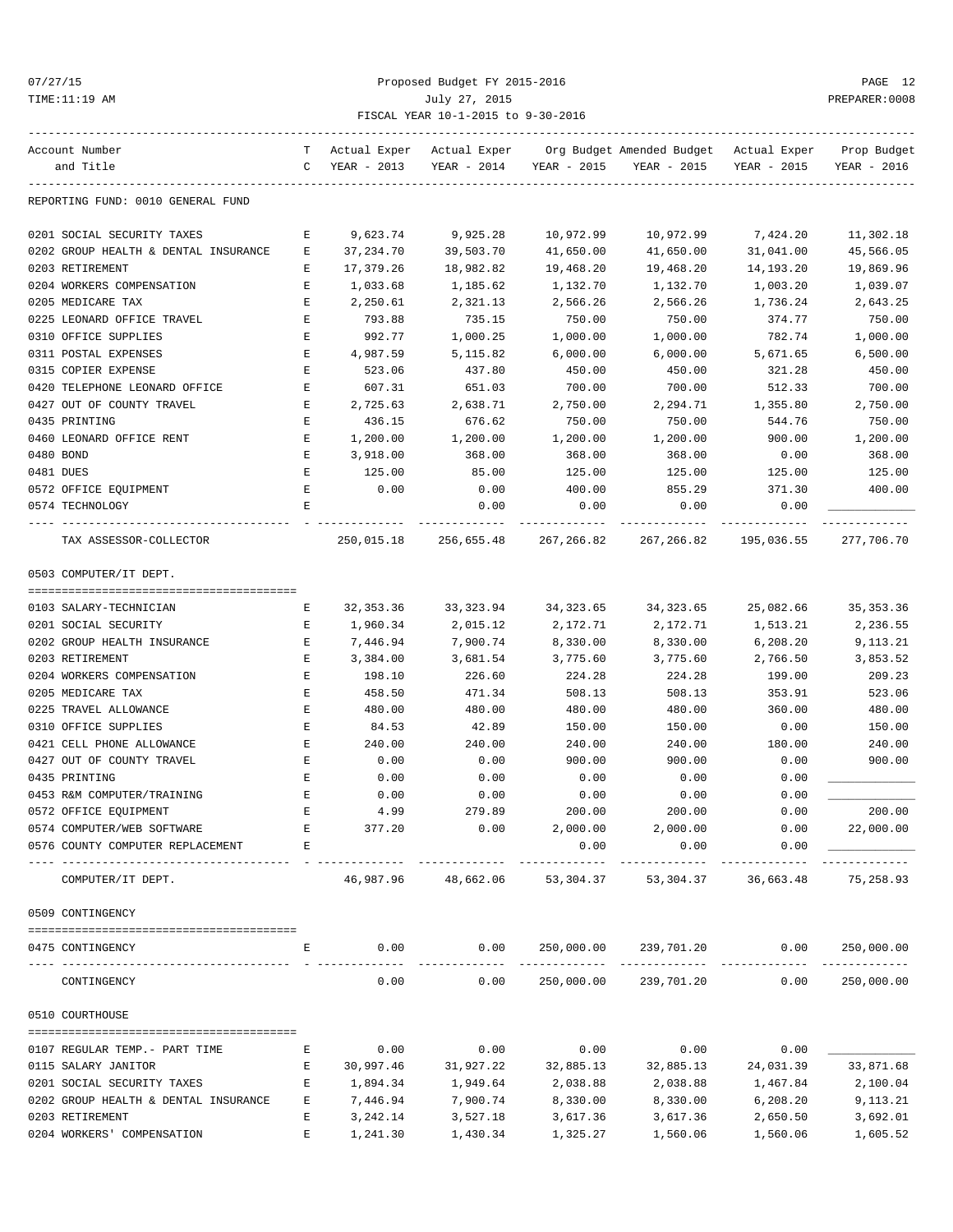REPORTING FUND: 0010 GENERAL FUND

| Account Number and Title | TC | Actual Exper YEAR - 2013 | Actual Exper YEAR - 2014 | Org Budget YEAR - 2015 | Amended Budget YEAR - 2015 | Actual Exper YEAR - 2015 | Prop Budget YEAR - 2016 |
|---|---|---|---|---|---|---|---|
| 0201 SOCIAL SECURITY TAXES | E | 9,623.74 | 9,925.28 | 10,972.99 | 10,972.99 | 7,424.20 | 11,302.18 |
| 0202 GROUP HEALTH & DENTAL INSURANCE | E | 37,234.70 | 39,503.70 | 41,650.00 | 41,650.00 | 31,041.00 | 45,566.05 |
| 0203 RETIREMENT | E | 17,379.26 | 18,982.82 | 19,468.20 | 19,468.20 | 14,193.20 | 19,869.96 |
| 0204 WORKERS COMPENSATION | E | 1,033.68 | 1,185.62 | 1,132.70 | 1,132.70 | 1,003.20 | 1,039.07 |
| 0205 MEDICARE TAX | E | 2,250.61 | 2,321.13 | 2,566.26 | 2,566.26 | 1,736.24 | 2,643.25 |
| 0225 LEONARD OFFICE TRAVEL | E | 793.88 | 735.15 | 750.00 | 750.00 | 374.77 | 750.00 |
| 0310 OFFICE SUPPLIES | E | 992.77 | 1,000.25 | 1,000.00 | 1,000.00 | 782.74 | 1,000.00 |
| 0311 POSTAL EXPENSES | E | 4,987.59 | 5,115.82 | 6,000.00 | 6,000.00 | 5,671.65 | 6,500.00 |
| 0315 COPIER EXPENSE | E | 523.06 | 437.80 | 450.00 | 450.00 | 321.28 | 450.00 |
| 0420 TELEPHONE LEONARD OFFICE | E | 607.31 | 651.03 | 700.00 | 700.00 | 512.33 | 700.00 |
| 0427 OUT OF COUNTY TRAVEL | E | 2,725.63 | 2,638.71 | 2,750.00 | 2,294.71 | 1,355.80 | 2,750.00 |
| 0435 PRINTING | E | 436.15 | 676.62 | 750.00 | 750.00 | 544.76 | 750.00 |
| 0460 LEONARD OFFICE RENT | E | 1,200.00 | 1,200.00 | 1,200.00 | 1,200.00 | 900.00 | 1,200.00 |
| 0480 BOND | E | 3,918.00 | 368.00 | 368.00 | 368.00 | 0.00 | 368.00 |
| 0481 DUES | E | 125.00 | 85.00 | 125.00 | 125.00 | 125.00 | 125.00 |
| 0572 OFFICE EQUIPMENT | E | 0.00 | 0.00 | 400.00 | 855.29 | 371.30 | 400.00 |
| 0574 TECHNOLOGY | E | | 0.00 | 0.00 | 0.00 | 0.00 | ________ |
| TAX ASSESSOR-COLLECTOR | | 250,015.18 | 256,655.48 | 267,266.82 | 267,266.82 | 195,036.55 | 277,706.70 |

0503 COMPUTER/IT DEPT.

| Account Number and Title | TC | Actual Exper YEAR - 2013 | Actual Exper YEAR - 2014 | Org Budget YEAR - 2015 | Amended Budget YEAR - 2015 | Actual Exper YEAR - 2015 | Prop Budget YEAR - 2016 |
|---|---|---|---|---|---|---|---|
| 0103 SALARY-TECHNICIAN | E | 32,353.36 | 33,323.94 | 34,323.65 | 34,323.65 | 25,082.66 | 35,353.36 |
| 0201 SOCIAL SECURITY | E | 1,960.34 | 2,015.12 | 2,172.71 | 2,172.71 | 1,513.21 | 2,236.55 |
| 0202 GROUP HEALTH INSURANCE | E | 7,446.94 | 7,900.74 | 8,330.00 | 8,330.00 | 6,208.20 | 9,113.21 |
| 0203 RETIREMENT | E | 3,384.00 | 3,681.54 | 3,775.60 | 3,775.60 | 2,766.50 | 3,853.52 |
| 0204 WORKERS COMPENSATION | E | 198.10 | 226.60 | 224.28 | 224.28 | 199.00 | 209.23 |
| 0205 MEDICARE TAX | E | 458.50 | 471.34 | 508.13 | 508.13 | 353.91 | 523.06 |
| 0225 TRAVEL ALLOWANCE | E | 480.00 | 480.00 | 480.00 | 480.00 | 360.00 | 480.00 |
| 0310 OFFICE SUPPLIES | E | 84.53 | 42.89 | 150.00 | 150.00 | 0.00 | 150.00 |
| 0421 CELL PHONE ALLOWANCE | E | 240.00 | 240.00 | 240.00 | 240.00 | 180.00 | 240.00 |
| 0427 OUT OF COUNTY TRAVEL | E | 0.00 | 0.00 | 900.00 | 900.00 | 0.00 | 900.00 |
| 0435 PRINTING | E | 0.00 | 0.00 | 0.00 | 0.00 | 0.00 | ________ |
| 0453 R&M COMPUTER/TRAINING | E | 0.00 | 0.00 | 0.00 | 0.00 | 0.00 | ________ |
| 0572 OFFICE EQUIPMENT | E | 4.99 | 279.89 | 200.00 | 200.00 | 0.00 | 200.00 |
| 0574 COMPUTER/WEB SOFTWARE | E | 377.20 | 0.00 | 2,000.00 | 2,000.00 | 0.00 | 22,000.00 |
| 0576 COUNTY COMPUTER REPLACEMENT | E | | | 0.00 | 0.00 | 0.00 | ________ |
| COMPUTER/IT DEPT. | | 46,987.96 | 48,662.06 | 53,304.37 | 53,304.37 | 36,663.48 | 75,258.93 |

0509 CONTINGENCY

| Account Number and Title | TC | Actual Exper YEAR - 2013 | Actual Exper YEAR - 2014 | Org Budget YEAR - 2015 | Amended Budget YEAR - 2015 | Actual Exper YEAR - 2015 | Prop Budget YEAR - 2016 |
|---|---|---|---|---|---|---|---|
| 0475 CONTINGENCY | E | 0.00 | 0.00 | 250,000.00 | 239,701.20 | 0.00 | 250,000.00 |
| CONTINGENCY | | 0.00 | 0.00 | 250,000.00 | 239,701.20 | 0.00 | 250,000.00 |

0510 COURTHOUSE

| Account Number and Title | TC | Actual Exper YEAR - 2013 | Actual Exper YEAR - 2014 | Org Budget YEAR - 2015 | Amended Budget YEAR - 2015 | Actual Exper YEAR - 2015 | Prop Budget YEAR - 2016 |
|---|---|---|---|---|---|---|---|
| 0107 REGULAR TEMP.- PART TIME | E | 0.00 | 0.00 | 0.00 | 0.00 | 0.00 | ________ |
| 0115 SALARY JANITOR | E | 30,997.46 | 31,927.22 | 32,885.13 | 32,885.13 | 24,031.39 | 33,871.68 |
| 0201 SOCIAL SECURITY TAXES | E | 1,894.34 | 1,949.64 | 2,038.88 | 2,038.88 | 1,467.84 | 2,100.04 |
| 0202 GROUP HEALTH & DENTAL INSURANCE | E | 7,446.94 | 7,900.74 | 8,330.00 | 8,330.00 | 6,208.20 | 9,113.21 |
| 0203 RETIREMENT | E | 3,242.14 | 3,527.18 | 3,617.36 | 3,617.36 | 2,650.50 | 3,692.01 |
| 0204 WORKERS' COMPENSATION | E | 1,241.30 | 1,430.34 | 1,325.27 | 1,560.06 | 1,560.06 | 1,605.52 |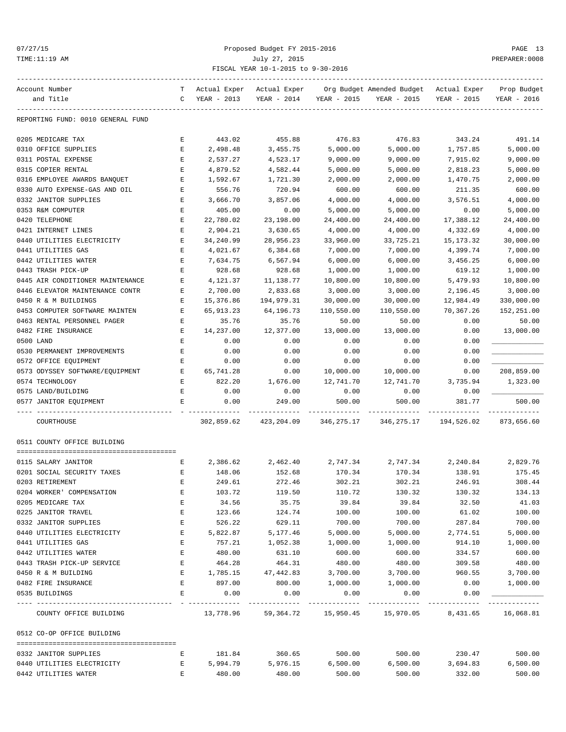REPORTING FUND: 0010 GENERAL FUND

| Account Number and Title | TC | Actual Exper YEAR - 2013 | Actual Exper YEAR - 2014 | Org Budget YEAR - 2015 | Amended Budget YEAR - 2015 | Actual Exper YEAR - 2015 | Prop Budget YEAR - 2016 |
|---|---|---|---|---|---|---|---|
| 0205 MEDICARE TAX | E | 443.02 | 455.88 | 476.83 | 476.83 | 343.24 | 491.14 |
| 0310 OFFICE SUPPLIES | E | 2,498.48 | 3,455.75 | 5,000.00 | 5,000.00 | 1,757.85 | 5,000.00 |
| 0311 POSTAL EXPENSE | E | 2,537.27 | 4,523.17 | 9,000.00 | 9,000.00 | 7,915.02 | 9,000.00 |
| 0315 COPIER RENTAL | E | 4,879.52 | 4,582.44 | 5,000.00 | 5,000.00 | 2,818.23 | 5,000.00 |
| 0316 EMPLOYEE AWARDS BANQUET | E | 1,592.67 | 1,721.30 | 2,000.00 | 2,000.00 | 1,470.75 | 2,000.00 |
| 0330 AUTO EXPENSE-GAS AND OIL | E | 556.76 | 720.94 | 600.00 | 600.00 | 211.35 | 600.00 |
| 0332 JANITOR SUPPLIES | E | 3,666.70 | 3,857.06 | 4,000.00 | 4,000.00 | 3,576.51 | 4,000.00 |
| 0353 R&M COMPUTER | E | 405.00 | 0.00 | 5,000.00 | 5,000.00 | 0.00 | 5,000.00 |
| 0420 TELEPHONE | E | 22,780.02 | 23,198.00 | 24,400.00 | 24,400.00 | 17,388.12 | 24,400.00 |
| 0421 INTERNET LINES | E | 2,904.21 | 3,630.65 | 4,000.00 | 4,000.00 | 4,332.69 | 4,000.00 |
| 0440 UTILITIES ELECTRICITY | E | 34,240.99 | 28,956.23 | 33,960.00 | 33,725.21 | 15,173.32 | 30,000.00 |
| 0441 UTILITIES GAS | E | 4,021.67 | 6,384.68 | 7,000.00 | 7,000.00 | 4,399.74 | 7,000.00 |
| 0442 UTILITIES WATER | E | 7,634.75 | 6,567.94 | 6,000.00 | 6,000.00 | 3,456.25 | 6,000.00 |
| 0443 TRASH PICK-UP | E | 928.68 | 928.68 | 1,000.00 | 1,000.00 | 619.12 | 1,000.00 |
| 0445 AIR CONDITIONER MAINTENANCE | E | 4,121.37 | 11,138.77 | 10,800.00 | 10,800.00 | 5,479.93 | 10,800.00 |
| 0446 ELEVATOR MAINTENANCE CONTR | E | 2,700.00 | 2,833.68 | 3,000.00 | 3,000.00 | 2,196.45 | 3,000.00 |
| 0450 R & M BUILDINGS | E | 15,376.86 | 194,979.31 | 30,000.00 | 30,000.00 | 12,984.49 | 330,000.00 |
| 0453 COMPUTER SOFTWARE MAINTEN | E | 65,913.23 | 64,196.73 | 110,550.00 | 110,550.00 | 70,367.26 | 152,251.00 |
| 0463 RENTAL PERSONNEL PAGER | E | 35.76 | 35.76 | 50.00 | 50.00 | 0.00 | 50.00 |
| 0482 FIRE INSURANCE | E | 14,237.00 | 12,377.00 | 13,000.00 | 13,000.00 | 0.00 | 13,000.00 |
| 0500 LAND | E | 0.00 | 0.00 | 0.00 | 0.00 | 0.00 | ____________ |
| 0530 PERMANENT IMPROVEMENTS | E | 0.00 | 0.00 | 0.00 | 0.00 | 0.00 | ____________ |
| 0572 OFFICE EQUIPMENT | E | 0.00 | 0.00 | 0.00 | 0.00 | 0.00 | ____________ |
| 0573 ODYSSEY SOFTWARE/EQUIPMENT | E | 65,741.28 | 0.00 | 10,000.00 | 10,000.00 | 0.00 | 208,859.00 |
| 0574 TECHNOLOGY | E | 822.20 | 1,676.00 | 12,741.70 | 12,741.70 | 3,735.94 | 1,323.00 |
| 0575 LAND/BUILDING | E | 0.00 | 0.00 | 0.00 | 0.00 | 0.00 | ____________ |
| 0577 JANITOR EQUIPMENT | E | 0.00 | 249.00 | 500.00 | 500.00 | 381.77 | 500.00 |
| COURTHOUSE | | 302,859.62 | 423,204.09 | 346,275.17 | 346,275.17 | 194,526.02 | 873,656.60 |

0511 COUNTY OFFICE BUILDING

| Account Number and Title | TC | Actual Exper YEAR - 2013 | Actual Exper YEAR - 2014 | Org Budget YEAR - 2015 | Amended Budget YEAR - 2015 | Actual Exper YEAR - 2015 | Prop Budget YEAR - 2016 |
|---|---|---|---|---|---|---|---|
| 0115 SALARY JANITOR | E | 2,386.62 | 2,462.40 | 2,747.34 | 2,747.34 | 2,240.84 | 2,829.76 |
| 0201 SOCIAL SECURITY TAXES | E | 148.06 | 152.68 | 170.34 | 170.34 | 138.91 | 175.45 |
| 0203 RETIREMENT | E | 249.61 | 272.46 | 302.21 | 302.21 | 246.91 | 308.44 |
| 0204 WORKER' COMPENSATION | E | 103.72 | 119.50 | 110.72 | 130.32 | 130.32 | 134.13 |
| 0205 MEDICARE TAX | E | 34.56 | 35.75 | 39.84 | 39.84 | 32.50 | 41.03 |
| 0225 JANITOR TRAVEL | E | 123.66 | 124.74 | 100.00 | 100.00 | 61.02 | 100.00 |
| 0332 JANITOR SUPPLIES | E | 526.22 | 629.11 | 700.00 | 700.00 | 287.84 | 700.00 |
| 0440 UTILITIES ELECTRICITY | E | 5,822.87 | 5,177.46 | 5,000.00 | 5,000.00 | 2,774.51 | 5,000.00 |
| 0441 UTILITIES GAS | E | 757.21 | 1,052.38 | 1,000.00 | 1,000.00 | 914.10 | 1,000.00 |
| 0442 UTILITIES WATER | E | 480.00 | 631.10 | 600.00 | 600.00 | 334.57 | 600.00 |
| 0443 TRASH PICK-UP SERVICE | E | 464.28 | 464.31 | 480.00 | 480.00 | 309.58 | 480.00 |
| 0450 R & M BUILDING | E | 1,785.15 | 47,442.83 | 3,700.00 | 3,700.00 | 960.55 | 3,700.00 |
| 0482 FIRE INSURANCE | E | 897.00 | 800.00 | 1,000.00 | 1,000.00 | 0.00 | 1,000.00 |
| 0535 BUILDINGS | E | 0.00 | 0.00 | 0.00 | 0.00 | 0.00 | ____________ |
| COUNTY OFFICE BUILDING | | 13,778.96 | 59,364.72 | 15,950.45 | 15,970.05 | 8,431.65 | 16,068.81 |

0512 CO-OP OFFICE BUILDING

| Account Number and Title | TC | Actual Exper YEAR - 2013 | Actual Exper YEAR - 2014 | Org Budget YEAR - 2015 | Amended Budget YEAR - 2015 | Actual Exper YEAR - 2015 | Prop Budget YEAR - 2016 |
|---|---|---|---|---|---|---|---|
| 0332 JANITOR SUPPLIES | E | 181.84 | 360.65 | 500.00 | 500.00 | 230.47 | 500.00 |
| 0440 UTILITIES ELECTRICITY | E | 5,994.79 | 5,976.15 | 6,500.00 | 6,500.00 | 3,694.83 | 6,500.00 |
| 0442 UTILITIES WATER | E | 480.00 | 480.00 | 500.00 | 500.00 | 332.00 | 500.00 |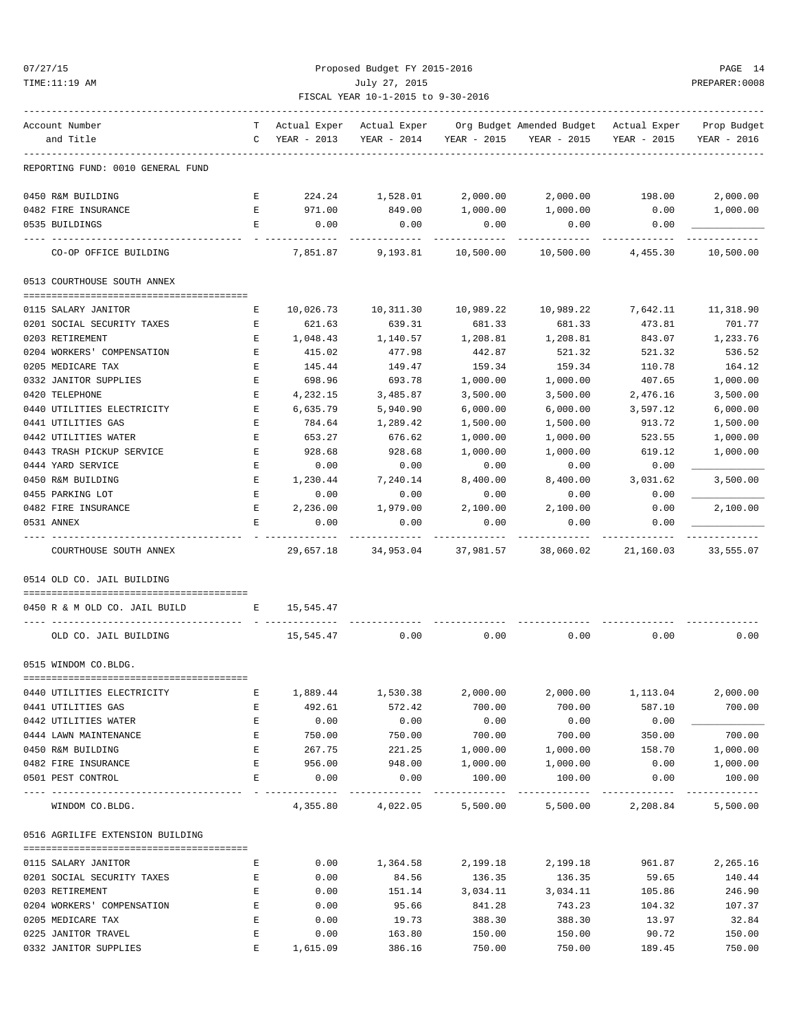REPORTING FUND: 0010 GENERAL FUND

| Account Number and Title | T C | Actual Exper YEAR - 2013 | Actual Exper YEAR - 2014 | Org Budget YEAR - 2015 | Amended Budget YEAR - 2015 | Actual Exper YEAR - 2015 | Prop Budget YEAR - 2016 |
|---|---|---|---|---|---|---|---|
| 0450 R&M BUILDING | E | 224.24 | 1,528.01 | 2,000.00 | 2,000.00 | 198.00 | 2,000.00 |
| 0482 FIRE INSURANCE | E | 971.00 | 849.00 | 1,000.00 | 1,000.00 | 0.00 | 1,000.00 |
| 0535 BUILDINGS | E | 0.00 | 0.00 | 0.00 | 0.00 | 0.00 | ____________ |
| CO-OP OFFICE BUILDING | | 7,851.87 | 9,193.81 | 10,500.00 | 10,500.00 | 4,455.30 | 10,500.00 |

## 0513 COURTHOUSE SOUTH ANNEX

| Account Number and Title | T C | Actual Exper YEAR - 2013 | Actual Exper YEAR - 2014 | Org Budget YEAR - 2015 | Amended Budget YEAR - 2015 | Actual Exper YEAR - 2015 | Prop Budget YEAR - 2016 |
|---|---|---|---|---|---|---|---|
| 0115 SALARY JANITOR | E | 10,026.73 | 10,311.30 | 10,989.22 | 10,989.22 | 7,642.11 | 11,318.90 |
| 0201 SOCIAL SECURITY TAXES | E | 621.63 | 639.31 | 681.33 | 681.33 | 473.81 | 701.77 |
| 0203 RETIREMENT | E | 1,048.43 | 1,140.57 | 1,208.81 | 1,208.81 | 843.07 | 1,233.76 |
| 0204 WORKERS' COMPENSATION | E | 415.02 | 477.98 | 442.87 | 521.32 | 521.32 | 536.52 |
| 0205 MEDICARE TAX | E | 145.44 | 149.47 | 159.34 | 159.34 | 110.78 | 164.12 |
| 0332 JANITOR SUPPLIES | E | 698.96 | 693.78 | 1,000.00 | 1,000.00 | 407.65 | 1,000.00 |
| 0420 TELEPHONE | E | 4,232.15 | 3,485.87 | 3,500.00 | 3,500.00 | 2,476.16 | 3,500.00 |
| 0440 UTILITIES ELECTRICITY | E | 6,635.79 | 5,940.90 | 6,000.00 | 6,000.00 | 3,597.12 | 6,000.00 |
| 0441 UTILITIES GAS | E | 784.64 | 1,289.42 | 1,500.00 | 1,500.00 | 913.72 | 1,500.00 |
| 0442 UTILITIES WATER | E | 653.27 | 676.62 | 1,000.00 | 1,000.00 | 523.55 | 1,000.00 |
| 0443 TRASH PICKUP SERVICE | E | 928.68 | 928.68 | 1,000.00 | 1,000.00 | 619.12 | 1,000.00 |
| 0444 YARD SERVICE | E | 0.00 | 0.00 | 0.00 | 0.00 | 0.00 | ____________ |
| 0450 R&M BUILDING | E | 1,230.44 | 7,240.14 | 8,400.00 | 8,400.00 | 3,031.62 | 3,500.00 |
| 0455 PARKING LOT | E | 0.00 | 0.00 | 0.00 | 0.00 | 0.00 | ____________ |
| 0482 FIRE INSURANCE | E | 2,236.00 | 1,979.00 | 2,100.00 | 2,100.00 | 0.00 | 2,100.00 |
| 0531 ANNEX | E | 0.00 | 0.00 | 0.00 | 0.00 | 0.00 | ____________ |
| COURTHOUSE SOUTH ANNEX | | 29,657.18 | 34,953.04 | 37,981.57 | 38,060.02 | 21,160.03 | 33,555.07 |

## 0514 OLD CO. JAIL BUILDING

| Account Number and Title | T C | Actual Exper YEAR - 2013 | Actual Exper YEAR - 2014 | Org Budget YEAR - 2015 | Amended Budget YEAR - 2015 | Actual Exper YEAR - 2015 | Prop Budget YEAR - 2016 |
|---|---|---|---|---|---|---|---|
| 0450 R & M OLD CO. JAIL BUILD | E | 15,545.47 | | | | | |
| OLD CO. JAIL BUILDING | | 15,545.47 | 0.00 | 0.00 | 0.00 | 0.00 | 0.00 |

## 0515 WINDOM CO.BLDG.

| Account Number and Title | T C | Actual Exper YEAR - 2013 | Actual Exper YEAR - 2014 | Org Budget YEAR - 2015 | Amended Budget YEAR - 2015 | Actual Exper YEAR - 2015 | Prop Budget YEAR - 2016 |
|---|---|---|---|---|---|---|---|
| 0440 UTILITIES ELECTRICITY | E | 1,889.44 | 1,530.38 | 2,000.00 | 2,000.00 | 1,113.04 | 2,000.00 |
| 0441 UTILITIES GAS | E | 492.61 | 572.42 | 700.00 | 700.00 | 587.10 | 700.00 |
| 0442 UTILITIES WATER | E | 0.00 | 0.00 | 0.00 | 0.00 | 0.00 | ____________ |
| 0444 LAWN MAINTENANCE | E | 750.00 | 750.00 | 700.00 | 700.00 | 350.00 | 700.00 |
| 0450 R&M BUILDING | E | 267.75 | 221.25 | 1,000.00 | 1,000.00 | 158.70 | 1,000.00 |
| 0482 FIRE INSURANCE | E | 956.00 | 948.00 | 1,000.00 | 1,000.00 | 0.00 | 1,000.00 |
| 0501 PEST CONTROL | E | 0.00 | 0.00 | 100.00 | 100.00 | 0.00 | 100.00 |
| WINDOM CO.BLDG. | | 4,355.80 | 4,022.05 | 5,500.00 | 5,500.00 | 2,208.84 | 5,500.00 |

## 0516 AGRILIFE EXTENSION BUILDING

| Account Number and Title | T C | Actual Exper YEAR - 2013 | Actual Exper YEAR - 2014 | Org Budget YEAR - 2015 | Amended Budget YEAR - 2015 | Actual Exper YEAR - 2015 | Prop Budget YEAR - 2016 |
|---|---|---|---|---|---|---|---|
| 0115 SALARY JANITOR | E | 0.00 | 1,364.58 | 2,199.18 | 2,199.18 | 961.87 | 2,265.16 |
| 0201 SOCIAL SECURITY TAXES | E | 0.00 | 84.56 | 136.35 | 136.35 | 59.65 | 140.44 |
| 0203 RETIREMENT | E | 0.00 | 151.14 | 3,034.11 | 3,034.11 | 105.86 | 246.90 |
| 0204 WORKERS' COMPENSATION | E | 0.00 | 95.66 | 841.28 | 743.23 | 104.32 | 107.37 |
| 0205 MEDICARE TAX | E | 0.00 | 19.73 | 388.30 | 388.30 | 13.97 | 32.84 |
| 0225 JANITOR TRAVEL | E | 0.00 | 163.80 | 150.00 | 150.00 | 90.72 | 150.00 |
| 0332 JANITOR SUPPLIES | E | 1,615.09 | 386.16 | 750.00 | 750.00 | 189.45 | 750.00 |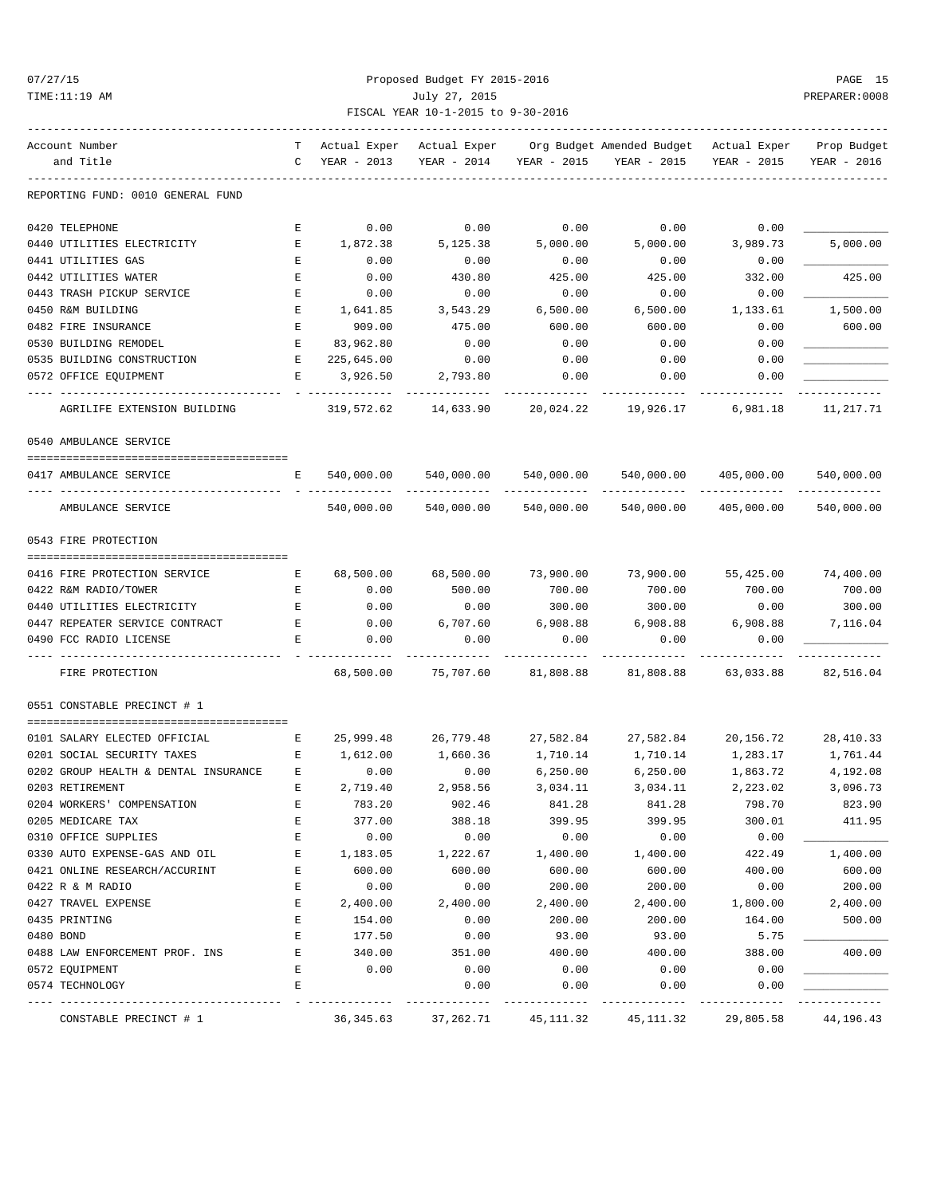Proposed Budget FY 2015-2016

July 27, 2015

FISCAL YEAR 10-1-2015 to 9-30-2016

REPORTING FUND: 0010 GENERAL FUND

| Account Number and Title | TC | Actual Exper YEAR - 2013 | Actual Exper YEAR - 2014 | Org Budget YEAR - 2015 | Amended Budget YEAR - 2015 | Actual Exper YEAR - 2015 | Prop Budget YEAR - 2016 |
|---|---|---|---|---|---|---|---|
| 0420 TELEPHONE | E | 0.00 | 0.00 | 0.00 | 0.00 | 0.00 | |
| 0440 UTILITIES ELECTRICITY | E | 1,872.38 | 5,125.38 | 5,000.00 | 5,000.00 | 3,989.73 | 5,000.00 |
| 0441 UTILITIES GAS | E | 0.00 | 0.00 | 0.00 | 0.00 | 0.00 | |
| 0442 UTILITIES WATER | E | 0.00 | 430.80 | 425.00 | 425.00 | 332.00 | 425.00 |
| 0443 TRASH PICKUP SERVICE | E | 0.00 | 0.00 | 0.00 | 0.00 | 0.00 | |
| 0450 R&M BUILDING | E | 1,641.85 | 3,543.29 | 6,500.00 | 6,500.00 | 1,133.61 | 1,500.00 |
| 0482 FIRE INSURANCE | E | 909.00 | 475.00 | 600.00 | 600.00 | 0.00 | 600.00 |
| 0530 BUILDING REMODEL | E | 83,962.80 | 0.00 | 0.00 | 0.00 | 0.00 | |
| 0535 BUILDING CONSTRUCTION | E | 225,645.00 | 0.00 | 0.00 | 0.00 | 0.00 | |
| 0572 OFFICE EQUIPMENT | E | 3,926.50 | 2,793.80 | 0.00 | 0.00 | 0.00 | |
| AGRILIFE EXTENSION BUILDING | | 319,572.62 | 14,633.90 | 20,024.22 | 19,926.17 | 6,981.18 | 11,217.71 |
| **0540 AMBULANCE SERVICE** | | | | | | | |
| 0417 AMBULANCE SERVICE | E | 540,000.00 | 540,000.00 | 540,000.00 | 540,000.00 | 405,000.00 | 540,000.00 |
| AMBULANCE SERVICE | | 540,000.00 | 540,000.00 | 540,000.00 | 540,000.00 | 405,000.00 | 540,000.00 |
| **0543 FIRE PROTECTION** | | | | | | | |
| 0416 FIRE PROTECTION SERVICE | E | 68,500.00 | 68,500.00 | 73,900.00 | 73,900.00 | 55,425.00 | 74,400.00 |
| 0422 R&M RADIO/TOWER | E | 0.00 | 500.00 | 700.00 | 700.00 | 700.00 | 700.00 |
| 0440 UTILITIES ELECTRICITY | E | 0.00 | 0.00 | 300.00 | 300.00 | 0.00 | 300.00 |
| 0447 REPEATER SERVICE CONTRACT | E | 0.00 | 6,707.60 | 6,908.88 | 6,908.88 | 6,908.88 | 7,116.04 |
| 0490 FCC RADIO LICENSE | E | 0.00 | 0.00 | 0.00 | 0.00 | 0.00 | |
| FIRE PROTECTION | | 68,500.00 | 75,707.60 | 81,808.88 | 81,808.88 | 63,033.88 | 82,516.04 |
| **0551 CONSTABLE PRECINCT # 1** | | | | | | | |
| 0101 SALARY ELECTED OFFICIAL | E | 25,999.48 | 26,779.48 | 27,582.84 | 27,582.84 | 20,156.72 | 28,410.33 |
| 0201 SOCIAL SECURITY TAXES | E | 1,612.00 | 1,660.36 | 1,710.14 | 1,710.14 | 1,283.17 | 1,761.44 |
| 0202 GROUP HEALTH & DENTAL INSURANCE | E | 0.00 | 0.00 | 6,250.00 | 6,250.00 | 1,863.72 | 4,192.08 |
| 0203 RETIREMENT | E | 2,719.40 | 2,958.56 | 3,034.11 | 3,034.11 | 2,223.02 | 3,096.73 |
| 0204 WORKERS' COMPENSATION | E | 783.20 | 902.46 | 841.28 | 841.28 | 798.70 | 823.90 |
| 0205 MEDICARE TAX | E | 377.00 | 388.18 | 399.95 | 399.95 | 300.01 | 411.95 |
| 0310 OFFICE SUPPLIES | E | 0.00 | 0.00 | 0.00 | 0.00 | 0.00 | |
| 0330 AUTO EXPENSE-GAS AND OIL | E | 1,183.05 | 1,222.67 | 1,400.00 | 1,400.00 | 422.49 | 1,400.00 |
| 0421 ONLINE RESEARCH/ACCURINT | E | 600.00 | 600.00 | 600.00 | 600.00 | 400.00 | 600.00 |
| 0422 R & M RADIO | E | 0.00 | 0.00 | 200.00 | 200.00 | 0.00 | 200.00 |
| 0427 TRAVEL EXPENSE | E | 2,400.00 | 2,400.00 | 2,400.00 | 2,400.00 | 1,800.00 | 2,400.00 |
| 0435 PRINTING | E | 154.00 | 0.00 | 200.00 | 200.00 | 164.00 | 500.00 |
| 0480 BOND | E | 177.50 | 0.00 | 93.00 | 93.00 | 5.75 | |
| 0488 LAW ENFORCEMENT PROF. INS | E | 340.00 | 351.00 | 400.00 | 400.00 | 388.00 | 400.00 |
| 0572 EQUIPMENT | E | 0.00 | 0.00 | 0.00 | 0.00 | 0.00 | |
| 0574 TECHNOLOGY | E | | 0.00 | 0.00 | 0.00 | 0.00 | |
| CONSTABLE PRECINCT # 1 | | 36,345.63 | 37,262.71 | 45,111.32 | 45,111.32 | 29,805.58 | 44,196.43 |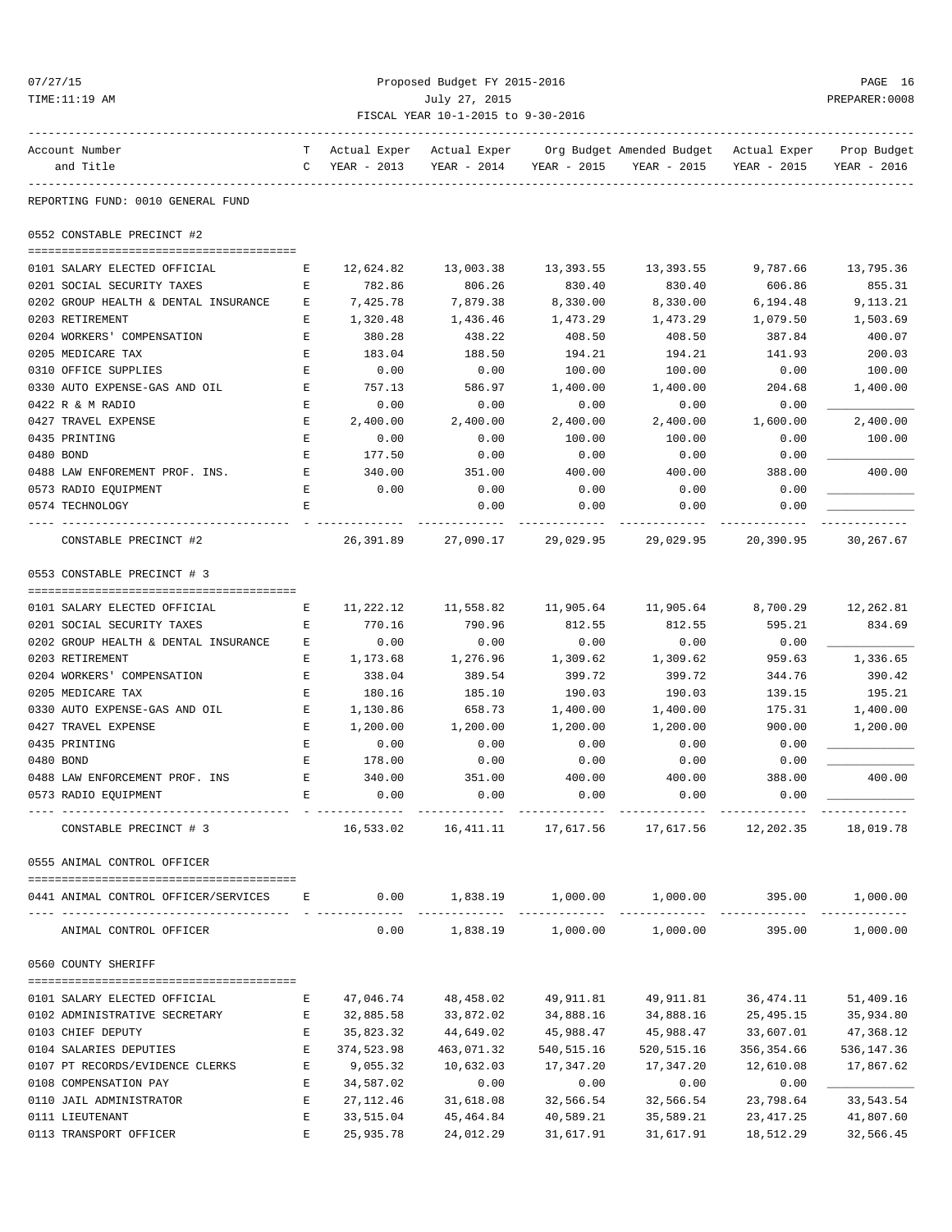Proposed Budget FY 2015-2016
July 27, 2015
FISCAL YEAR 10-1-2015 to 9-30-2016

REPORTING FUND: 0010 GENERAL FUND

## 0552 CONSTABLE PRECINCT #2

| Account Number and Title | TC | Actual Exper YEAR - 2013 | Actual Exper YEAR - 2014 | Org Budget YEAR - 2015 | Amended Budget YEAR - 2015 | Actual Exper YEAR - 2015 | Prop Budget YEAR - 2016 |
|---|---|---|---|---|---|---|---|
| 0101 SALARY ELECTED OFFICIAL | E | 12,624.82 | 13,003.38 | 13,393.55 | 13,393.55 | 9,787.66 | 13,795.36 |
| 0201 SOCIAL SECURITY TAXES | E | 782.86 | 806.26 | 830.40 | 830.40 | 606.86 | 855.31 |
| 0202 GROUP HEALTH & DENTAL INSURANCE | E | 7,425.78 | 7,879.38 | 8,330.00 | 8,330.00 | 6,194.48 | 9,113.21 |
| 0203 RETIREMENT | E | 1,320.48 | 1,436.46 | 1,473.29 | 1,473.29 | 1,079.50 | 1,503.69 |
| 0204 WORKERS' COMPENSATION | E | 380.28 | 438.22 | 408.50 | 408.50 | 387.84 | 400.07 |
| 0205 MEDICARE TAX | E | 183.04 | 188.50 | 194.21 | 194.21 | 141.93 | 200.03 |
| 0310 OFFICE SUPPLIES | E | 0.00 | 0.00 | 100.00 | 100.00 | 0.00 | 100.00 |
| 0330 AUTO EXPENSE-GAS AND OIL | E | 757.13 | 586.97 | 1,400.00 | 1,400.00 | 204.68 | 1,400.00 |
| 0422 R & M RADIO | E | 0.00 | 0.00 | 0.00 | 0.00 | 0.00 | ____________ |
| 0427 TRAVEL EXPENSE | E | 2,400.00 | 2,400.00 | 2,400.00 | 2,400.00 | 1,600.00 | 2,400.00 |
| 0435 PRINTING | E | 0.00 | 0.00 | 100.00 | 100.00 | 0.00 | 100.00 |
| 0480 BOND | E | 177.50 | 0.00 | 0.00 | 0.00 | 0.00 | ____________ |
| 0488 LAW ENFOREMENT PROF. INS. | E | 340.00 | 351.00 | 400.00 | 400.00 | 388.00 | 400.00 |
| 0573 RADIO EQUIPMENT | E | 0.00 | 0.00 | 0.00 | 0.00 | 0.00 | ____________ |
| 0574 TECHNOLOGY | E | | 0.00 | 0.00 | 0.00 | 0.00 | ____________ |
| CONSTABLE PRECINCT #2 | | 26,391.89 | 27,090.17 | 29,029.95 | 29,029.95 | 20,390.95 | 30,267.67 |

## 0553 CONSTABLE PRECINCT # 3

| Account Number and Title | TC | Actual Exper YEAR - 2013 | Actual Exper YEAR - 2014 | Org Budget YEAR - 2015 | Amended Budget YEAR - 2015 | Actual Exper YEAR - 2015 | Prop Budget YEAR - 2016 |
|---|---|---|---|---|---|---|---|
| 0101 SALARY ELECTED OFFICIAL | E | 11,222.12 | 11,558.82 | 11,905.64 | 11,905.64 | 8,700.29 | 12,262.81 |
| 0201 SOCIAL SECURITY TAXES | E | 770.16 | 790.96 | 812.55 | 812.55 | 595.21 | 834.69 |
| 0202 GROUP HEALTH & DENTAL INSURANCE | E | 0.00 | 0.00 | 0.00 | 0.00 | 0.00 | ____________ |
| 0203 RETIREMENT | E | 1,173.68 | 1,276.96 | 1,309.62 | 1,309.62 | 959.63 | 1,336.65 |
| 0204 WORKERS' COMPENSATION | E | 338.04 | 389.54 | 399.72 | 399.72 | 344.76 | 390.42 |
| 0205 MEDICARE TAX | E | 180.16 | 185.10 | 190.03 | 190.03 | 139.15 | 195.21 |
| 0330 AUTO EXPENSE-GAS AND OIL | E | 1,130.86 | 658.73 | 1,400.00 | 1,400.00 | 175.31 | 1,400.00 |
| 0427 TRAVEL EXPENSE | E | 1,200.00 | 1,200.00 | 1,200.00 | 1,200.00 | 900.00 | 1,200.00 |
| 0435 PRINTING | E | 0.00 | 0.00 | 0.00 | 0.00 | 0.00 | ____________ |
| 0480 BOND | E | 178.00 | 0.00 | 0.00 | 0.00 | 0.00 | ____________ |
| 0488 LAW ENFORCEMENT PROF. INS | E | 340.00 | 351.00 | 400.00 | 400.00 | 388.00 | 400.00 |
| 0573 RADIO EQUIPMENT | E | 0.00 | 0.00 | 0.00 | 0.00 | 0.00 | ____________ |
| CONSTABLE PRECINCT # 3 | | 16,533.02 | 16,411.11 | 17,617.56 | 17,617.56 | 12,202.35 | 18,019.78 |

## 0555 ANIMAL CONTROL OFFICER

| Account Number and Title | TC | Actual Exper YEAR - 2013 | Actual Exper YEAR - 2014 | Org Budget YEAR - 2015 | Amended Budget YEAR - 2015 | Actual Exper YEAR - 2015 | Prop Budget YEAR - 2016 |
|---|---|---|---|---|---|---|---|
| 0441 ANIMAL CONTROL OFFICER/SERVICES | E | 0.00 | 1,838.19 | 1,000.00 | 1,000.00 | 395.00 | 1,000.00 |
| ANIMAL CONTROL OFFICER | | 0.00 | 1,838.19 | 1,000.00 | 1,000.00 | 395.00 | 1,000.00 |

## 0560 COUNTY SHERIFF

| Account Number and Title | TC | Actual Exper YEAR - 2013 | Actual Exper YEAR - 2014 | Org Budget YEAR - 2015 | Amended Budget YEAR - 2015 | Actual Exper YEAR - 2015 | Prop Budget YEAR - 2016 |
|---|---|---|---|---|---|---|---|
| 0101 SALARY ELECTED OFFICIAL | E | 47,046.74 | 48,458.02 | 49,911.81 | 49,911.81 | 36,474.11 | 51,409.16 |
| 0102 ADMINISTRATIVE SECRETARY | E | 32,885.58 | 33,872.02 | 34,888.16 | 34,888.16 | 25,495.15 | 35,934.80 |
| 0103 CHIEF DEPUTY | E | 35,823.32 | 44,649.02 | 45,988.47 | 45,988.47 | 33,607.01 | 47,368.12 |
| 0104 SALARIES DEPUTIES | E | 374,523.98 | 463,071.32 | 540,515.16 | 520,515.16 | 356,354.66 | 536,147.36 |
| 0107 PT RECORDS/EVIDENCE CLERKS | E | 9,055.32 | 10,632.03 | 17,347.20 | 17,347.20 | 12,610.08 | 17,867.62 |
| 0108 COMPENSATION PAY | E | 34,587.02 | 0.00 | 0.00 | 0.00 | 0.00 | ____________ |
| 0110 JAIL ADMINISTRATOR | E | 27,112.46 | 31,618.08 | 32,566.54 | 32,566.54 | 23,798.64 | 33,543.54 |
| 0111 LIEUTENANT | E | 33,515.04 | 45,464.84 | 40,589.21 | 35,589.21 | 23,417.25 | 41,807.60 |
| 0113 TRANSPORT OFFICER | E | 25,935.78 | 24,012.29 | 31,617.91 | 31,617.91 | 18,512.29 | 32,566.45 |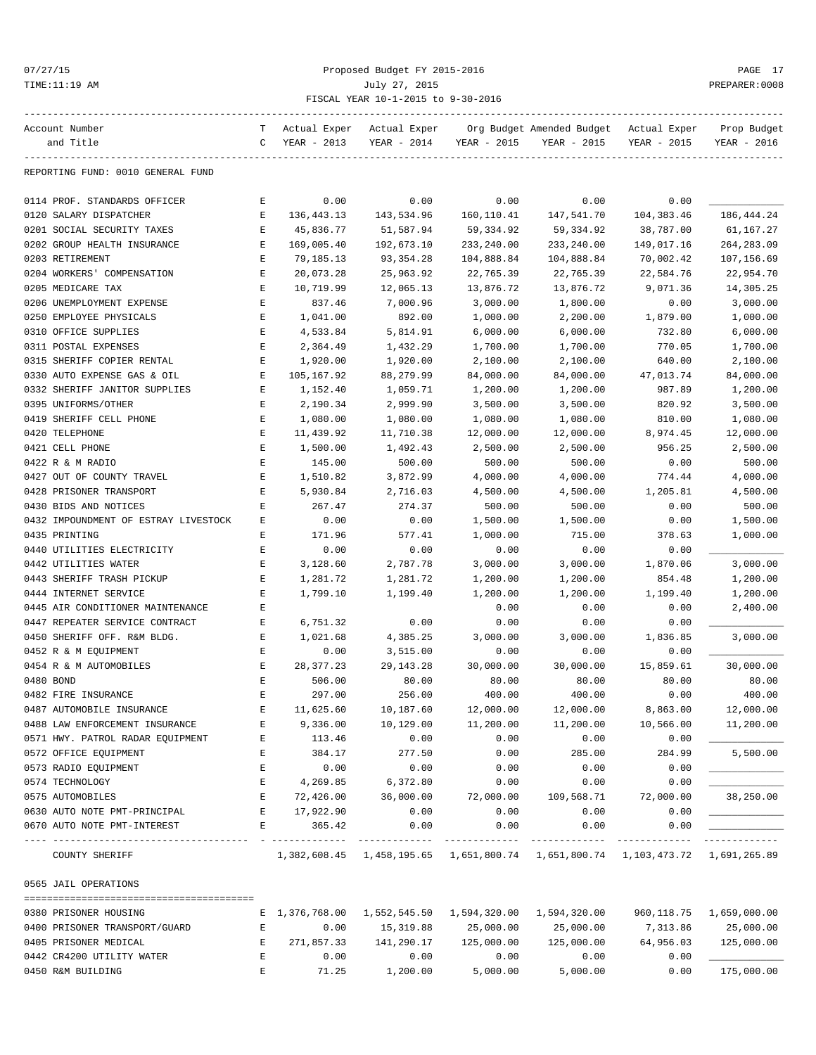Proposed Budget FY 2015-2016

July 27, 2015

FISCAL YEAR 10-1-2015 to 9-30-2016

| Account Number and Title | T C | Actual Exper YEAR - 2013 | Actual Exper YEAR - 2014 | Org Budget YEAR - 2015 | Amended Budget YEAR - 2015 | Actual Exper YEAR - 2015 | Prop Budget YEAR - 2016 |
|---|---|---|---|---|---|---|---|
| REPORTING FUND: 0010 GENERAL FUND | | | | | | | |
| 0114 PROF. STANDARDS OFFICER | E | 0.00 | 0.00 | 0.00 | 0.00 | 0.00 | |
| 0120 SALARY DISPATCHER | E | 136,443.13 | 143,534.96 | 160,110.41 | 147,541.70 | 104,383.46 | 186,444.24 |
| 0201 SOCIAL SECURITY TAXES | E | 45,836.77 | 51,587.94 | 59,334.92 | 59,334.92 | 38,787.00 | 61,167.27 |
| 0202 GROUP HEALTH INSURANCE | E | 169,005.40 | 192,673.10 | 233,240.00 | 233,240.00 | 149,017.16 | 264,283.09 |
| 0203 RETIREMENT | E | 79,185.13 | 93,354.28 | 104,888.84 | 104,888.84 | 70,002.42 | 107,156.69 |
| 0204 WORKERS' COMPENSATION | E | 20,073.28 | 25,963.92 | 22,765.39 | 22,765.39 | 22,584.76 | 22,954.70 |
| 0205 MEDICARE TAX | E | 10,719.99 | 12,065.13 | 13,876.72 | 13,876.72 | 9,071.36 | 14,305.25 |
| 0206 UNEMPLOYMENT EXPENSE | E | 837.46 | 7,000.96 | 3,000.00 | 1,800.00 | 0.00 | 3,000.00 |
| 0250 EMPLOYEE PHYSICALS | E | 1,041.00 | 892.00 | 1,000.00 | 2,200.00 | 1,879.00 | 1,000.00 |
| 0310 OFFICE SUPPLIES | E | 4,533.84 | 5,814.91 | 6,000.00 | 6,000.00 | 732.80 | 6,000.00 |
| 0311 POSTAL EXPENSES | E | 2,364.49 | 1,432.29 | 1,700.00 | 1,700.00 | 770.05 | 1,700.00 |
| 0315 SHERIFF COPIER RENTAL | E | 1,920.00 | 1,920.00 | 2,100.00 | 2,100.00 | 640.00 | 2,100.00 |
| 0330 AUTO EXPENSE GAS & OIL | E | 105,167.92 | 88,279.99 | 84,000.00 | 84,000.00 | 47,013.74 | 84,000.00 |
| 0332 SHERIFF JANITOR SUPPLIES | E | 1,152.40 | 1,059.71 | 1,200.00 | 1,200.00 | 987.89 | 1,200.00 |
| 0395 UNIFORMS/OTHER | E | 2,190.34 | 2,999.90 | 3,500.00 | 3,500.00 | 820.92 | 3,500.00 |
| 0419 SHERIFF CELL PHONE | E | 1,080.00 | 1,080.00 | 1,080.00 | 1,080.00 | 810.00 | 1,080.00 |
| 0420 TELEPHONE | E | 11,439.92 | 11,710.38 | 12,000.00 | 12,000.00 | 8,974.45 | 12,000.00 |
| 0421 CELL PHONE | E | 1,500.00 | 1,492.43 | 2,500.00 | 2,500.00 | 956.25 | 2,500.00 |
| 0422 R & M RADIO | E | 145.00 | 500.00 | 500.00 | 500.00 | 0.00 | 500.00 |
| 0427 OUT OF COUNTY TRAVEL | E | 1,510.82 | 3,872.99 | 4,000.00 | 4,000.00 | 774.44 | 4,000.00 |
| 0428 PRISONER TRANSPORT | E | 5,930.84 | 2,716.03 | 4,500.00 | 4,500.00 | 1,205.81 | 4,500.00 |
| 0430 BIDS AND NOTICES | E | 267.47 | 274.37 | 500.00 | 500.00 | 0.00 | 500.00 |
| 0432 IMPOUNDMENT OF ESTRAY LIVESTOCK | E | 0.00 | 0.00 | 1,500.00 | 1,500.00 | 0.00 | 1,500.00 |
| 0435 PRINTING | E | 171.96 | 577.41 | 1,000.00 | 715.00 | 378.63 | 1,000.00 |
| 0440 UTILITIES ELECTRICITY | E | 0.00 | 0.00 | 0.00 | 0.00 | 0.00 | |
| 0442 UTILITIES WATER | E | 3,128.60 | 2,787.78 | 3,000.00 | 3,000.00 | 1,870.06 | 3,000.00 |
| 0443 SHERIFF TRASH PICKUP | E | 1,281.72 | 1,281.72 | 1,200.00 | 1,200.00 | 854.48 | 1,200.00 |
| 0444 INTERNET SERVICE | E | 1,799.10 | 1,199.40 | 1,200.00 | 1,200.00 | 1,199.40 | 1,200.00 |
| 0445 AIR CONDITIONER MAINTENANCE | E | | | 0.00 | 0.00 | 0.00 | 2,400.00 |
| 0447 REPEATER SERVICE CONTRACT | E | 6,751.32 | 0.00 | 0.00 | 0.00 | 0.00 | |
| 0450 SHERIFF OFF. R&M BLDG. | E | 1,021.68 | 4,385.25 | 3,000.00 | 3,000.00 | 1,836.85 | 3,000.00 |
| 0452 R & M EQUIPMENT | E | 0.00 | 3,515.00 | 0.00 | 0.00 | 0.00 | |
| 0454 R & M AUTOMOBILES | E | 28,377.23 | 29,143.28 | 30,000.00 | 30,000.00 | 15,859.61 | 30,000.00 |
| 0480 BOND | E | 506.00 | 80.00 | 80.00 | 80.00 | 80.00 | 80.00 |
| 0482 FIRE INSURANCE | E | 297.00 | 256.00 | 400.00 | 400.00 | 0.00 | 400.00 |
| 0487 AUTOMOBILE INSURANCE | E | 11,625.60 | 10,187.60 | 12,000.00 | 12,000.00 | 8,863.00 | 12,000.00 |
| 0488 LAW ENFORCEMENT INSURANCE | E | 9,336.00 | 10,129.00 | 11,200.00 | 11,200.00 | 10,566.00 | 11,200.00 |
| 0571 HWY. PATROL RADAR EQUIPMENT | E | 113.46 | 0.00 | 0.00 | 0.00 | 0.00 | |
| 0572 OFFICE EQUIPMENT | E | 384.17 | 277.50 | 0.00 | 285.00 | 284.99 | 5,500.00 |
| 0573 RADIO EQUIPMENT | E | 0.00 | 0.00 | 0.00 | 0.00 | 0.00 | |
| 0574 TECHNOLOGY | E | 4,269.85 | 6,372.80 | 0.00 | 0.00 | 0.00 | |
| 0575 AUTOMOBILES | E | 72,426.00 | 36,000.00 | 72,000.00 | 109,568.71 | 72,000.00 | 38,250.00 |
| 0630 AUTO NOTE PMT-PRINCIPAL | E | 17,922.90 | 0.00 | 0.00 | 0.00 | 0.00 | |
| 0670 AUTO NOTE PMT-INTEREST | E | 365.42 | 0.00 | 0.00 | 0.00 | 0.00 | |
| COUNTY SHERIFF | | 1,382,608.45 | 1,458,195.65 | 1,651,800.74 | 1,651,800.74 | 1,103,473.72 | 1,691,265.89 |
| 0565 JAIL OPERATIONS | | | | | | | |
| 0380 PRISONER HOUSING | E | 1,376,768.00 | 1,552,545.50 | 1,594,320.00 | 1,594,320.00 | 960,118.75 | 1,659,000.00 |
| 0400 PRISONER TRANSPORT/GUARD | E | 0.00 | 15,319.88 | 25,000.00 | 25,000.00 | 7,313.86 | 25,000.00 |
| 0405 PRISONER MEDICAL | E | 271,857.33 | 141,290.17 | 125,000.00 | 125,000.00 | 64,956.03 | 125,000.00 |
| 0442 CR4200 UTILITY WATER | E | 0.00 | 0.00 | 0.00 | 0.00 | 0.00 | |
| 0450 R&M BUILDING | E | 71.25 | 1,200.00 | 5,000.00 | 5,000.00 | 0.00 | 175,000.00 |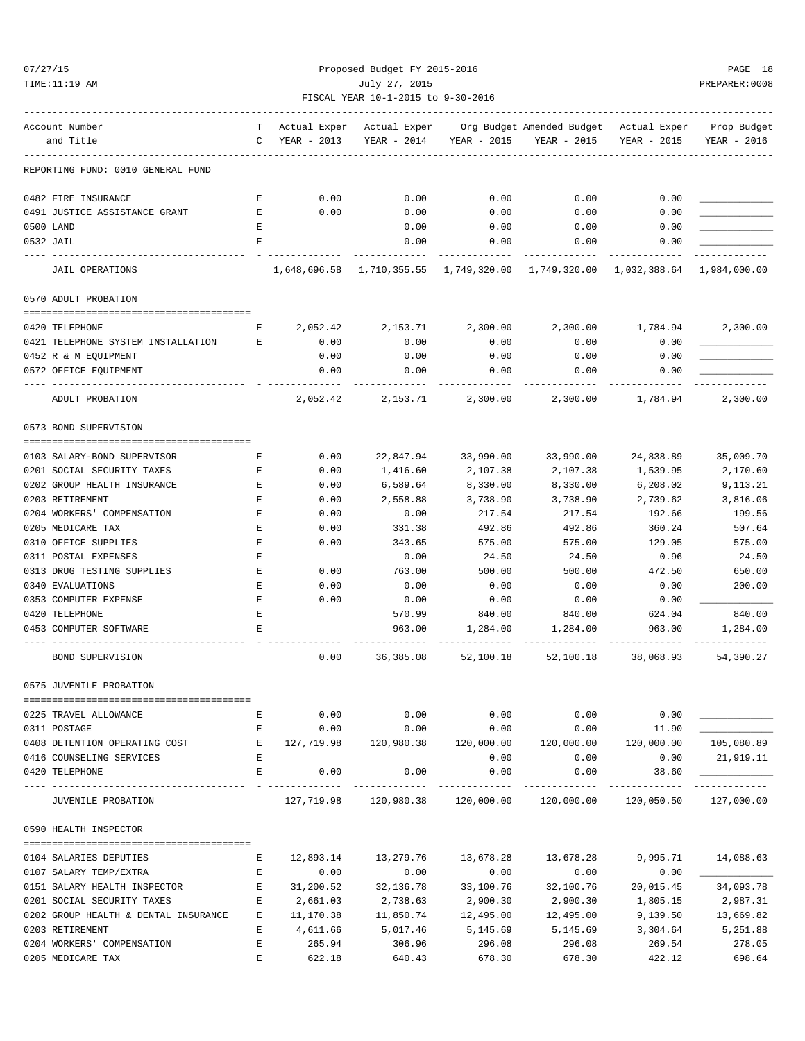Proposed Budget FY 2015-2016

July 27, 2015

FISCAL YEAR 10-1-2015 to 9-30-2016

| Account Number and Title | TC | Actual Exper YEAR - 2013 | Actual Exper YEAR - 2014 | Org Budget YEAR - 2015 | Amended Budget YEAR - 2015 | Actual Exper YEAR - 2015 | Prop Budget YEAR - 2016 |
|---|---|---|---|---|---|---|---|
| REPORTING FUND: 0010 GENERAL FUND | | | | | | | |
| 0482 FIRE INSURANCE | E | 0.00 | 0.00 | 0.00 | 0.00 | 0.00 | ____________ |
| 0491 JUSTICE ASSISTANCE GRANT | E | 0.00 | 0.00 | 0.00 | 0.00 | 0.00 | ____________ |
| 0500 LAND | E | | 0.00 | 0.00 | 0.00 | 0.00 | ____________ |
| 0532 JAIL | E | | 0.00 | 0.00 | 0.00 | 0.00 | ____________ |
| JAIL OPERATIONS | | 1,648,696.58 | 1,710,355.55 | 1,749,320.00 | 1,749,320.00 | 1,032,388.64 | 1,984,000.00 |
| **0570 ADULT PROBATION** | | | | | | | |
| 0420 TELEPHONE | E | 2,052.42 | 2,153.71 | 2,300.00 | 2,300.00 | 1,784.94 | 2,300.00 |
| 0421 TELEPHONE SYSTEM INSTALLATION | E | 0.00 | 0.00 | 0.00 | 0.00 | 0.00 | ____________ |
| 0452 R & M EQUIPMENT | | 0.00 | 0.00 | 0.00 | 0.00 | 0.00 | ____________ |
| 0572 OFFICE EQUIPMENT | | 0.00 | 0.00 | 0.00 | 0.00 | 0.00 | ____________ |
| ADULT PROBATION | | 2,052.42 | 2,153.71 | 2,300.00 | 2,300.00 | 1,784.94 | 2,300.00 |
| **0573 BOND SUPERVISION** | | | | | | | |
| 0103 SALARY-BOND SUPERVISOR | E | 0.00 | 22,847.94 | 33,990.00 | 33,990.00 | 24,838.89 | 35,009.70 |
| 0201 SOCIAL SECURITY TAXES | E | 0.00 | 1,416.60 | 2,107.38 | 2,107.38 | 1,539.95 | 2,170.60 |
| 0202 GROUP HEALTH INSURANCE | E | 0.00 | 6,589.64 | 8,330.00 | 8,330.00 | 6,208.02 | 9,113.21 |
| 0203 RETIREMENT | E | 0.00 | 2,558.88 | 3,738.90 | 3,738.90 | 2,739.62 | 3,816.06 |
| 0204 WORKERS' COMPENSATION | E | 0.00 | 0.00 | 217.54 | 217.54 | 192.66 | 199.56 |
| 0205 MEDICARE TAX | E | 0.00 | 331.38 | 492.86 | 492.86 | 360.24 | 507.64 |
| 0310 OFFICE SUPPLIES | E | 0.00 | 343.65 | 575.00 | 575.00 | 129.05 | 575.00 |
| 0311 POSTAL EXPENSES | E | | 0.00 | 24.50 | 24.50 | 0.96 | 24.50 |
| 0313 DRUG TESTING SUPPLIES | E | 0.00 | 763.00 | 500.00 | 500.00 | 472.50 | 650.00 |
| 0340 EVALUATIONS | E | 0.00 | 0.00 | 0.00 | 0.00 | 0.00 | 200.00 |
| 0353 COMPUTER EXPENSE | E | 0.00 | 0.00 | 0.00 | 0.00 | 0.00 | ____________ |
| 0420 TELEPHONE | E | | 570.99 | 840.00 | 840.00 | 624.04 | 840.00 |
| 0453 COMPUTER SOFTWARE | E | | 963.00 | 1,284.00 | 1,284.00 | 963.00 | 1,284.00 |
| BOND SUPERVISION | | 0.00 | 36,385.08 | 52,100.18 | 52,100.18 | 38,068.93 | 54,390.27 |
| **0575 JUVENILE PROBATION** | | | | | | | |
| 0225 TRAVEL ALLOWANCE | E | 0.00 | 0.00 | 0.00 | 0.00 | 0.00 | ____________ |
| 0311 POSTAGE | E | 0.00 | 0.00 | 0.00 | 0.00 | 11.90 | ____________ |
| 0408 DETENTION OPERATING COST | E | 127,719.98 | 120,980.38 | 120,000.00 | 120,000.00 | 120,000.00 | 105,080.89 |
| 0416 COUNSELING SERVICES | E | | | 0.00 | 0.00 | 0.00 | 21,919.11 |
| 0420 TELEPHONE | E | 0.00 | 0.00 | 0.00 | 0.00 | 38.60 | ____________ |
| JUVENILE PROBATION | | 127,719.98 | 120,980.38 | 120,000.00 | 120,000.00 | 120,050.50 | 127,000.00 |
| **0590 HEALTH INSPECTOR** | | | | | | | |
| 0104 SALARIES DEPUTIES | E | 12,893.14 | 13,279.76 | 13,678.28 | 13,678.28 | 9,995.71 | 14,088.63 |
| 0107 SALARY TEMP/EXTRA | E | 0.00 | 0.00 | 0.00 | 0.00 | 0.00 | ____________ |
| 0151 SALARY HEALTH INSPECTOR | E | 31,200.52 | 32,136.78 | 33,100.76 | 32,100.76 | 20,015.45 | 34,093.78 |
| 0201 SOCIAL SECURITY TAXES | E | 2,661.03 | 2,738.63 | 2,900.30 | 2,900.30 | 1,805.15 | 2,987.31 |
| 0202 GROUP HEALTH & DENTAL INSURANCE | E | 11,170.38 | 11,850.74 | 12,495.00 | 12,495.00 | 9,139.50 | 13,669.82 |
| 0203 RETIREMENT | E | 4,611.66 | 5,017.46 | 5,145.69 | 5,145.69 | 3,304.64 | 5,251.88 |
| 0204 WORKERS' COMPENSATION | E | 265.94 | 306.96 | 296.08 | 296.08 | 269.54 | 278.05 |
| 0205 MEDICARE TAX | E | 622.18 | 640.43 | 678.30 | 678.30 | 422.12 | 698.64 |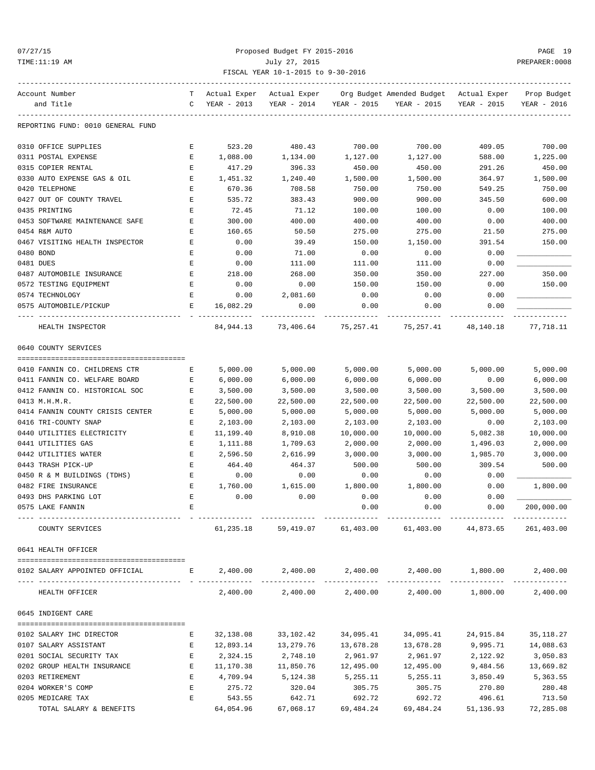Proposed Budget FY 2015-2016
July 27, 2015
FISCAL YEAR 10-1-2015 to 9-30-2016

| Account Number and Title | TC | Actual Exper YEAR - 2013 | Actual Exper YEAR - 2014 | Org Budget YEAR - 2015 | Amended Budget YEAR - 2015 | Actual Exper YEAR - 2015 | Prop Budget YEAR - 2016 |
|---|---|---|---|---|---|---|---|
| **REPORTING FUND: 0010 GENERAL FUND** | | | | | | | |
| 0310 OFFICE SUPPLIES | E | 523.20 | 480.43 | 700.00 | 700.00 | 409.05 | 700.00 |
| 0311 POSTAL EXPENSE | E | 1,088.00 | 1,134.00 | 1,127.00 | 1,127.00 | 588.00 | 1,225.00 |
| 0315 COPIER RENTAL | E | 417.29 | 396.33 | 450.00 | 450.00 | 291.26 | 450.00 |
| 0330 AUTO EXPENSE GAS & OIL | E | 1,451.32 | 1,240.40 | 1,500.00 | 1,500.00 | 364.97 | 1,500.00 |
| 0420 TELEPHONE | E | 670.36 | 708.58 | 750.00 | 750.00 | 549.25 | 750.00 |
| 0427 OUT OF COUNTY TRAVEL | E | 535.72 | 383.43 | 900.00 | 900.00 | 345.50 | 600.00 |
| 0435 PRINTING | E | 72.45 | 71.12 | 100.00 | 100.00 | 0.00 | 100.00 |
| 0453 SOFTWARE MAINTENANCE SAFE | E | 300.00 | 400.00 | 400.00 | 400.00 | 0.00 | 400.00 |
| 0454 R&M AUTO | E | 160.65 | 50.50 | 275.00 | 275.00 | 21.50 | 275.00 |
| 0467 VISITING HEALTH INSPECTOR | E | 0.00 | 39.49 | 150.00 | 1,150.00 | 391.54 | 150.00 |
| 0480 BOND | E | 0.00 | 71.00 | 0.00 | 0.00 | 0.00 | ____________ |
| 0481 DUES | E | 0.00 | 111.00 | 111.00 | 111.00 | 0.00 | ____________ |
| 0487 AUTOMOBILE INSURANCE | E | 218.00 | 268.00 | 350.00 | 350.00 | 227.00 | 350.00 |
| 0572 TESTING EQUIPMENT | E | 0.00 | 0.00 | 150.00 | 150.00 | 0.00 | 150.00 |
| 0574 TECHNOLOGY | E | 0.00 | 2,081.60 | 0.00 | 0.00 | 0.00 | ____________ |
| 0575 AUTOMOBILE/PICKUP | E | 16,082.29 | 0.00 | 0.00 | 0.00 | 0.00 | ____________ |
| HEALTH INSPECTOR | | 84,944.13 | 73,406.64 | 75,257.41 | 75,257.41 | 48,140.18 | 77,718.11 |
| **0640 COUNTY SERVICES** | | | | | | | |
| 0410 FANNIN CO. CHILDRENS CTR | E | 5,000.00 | 5,000.00 | 5,000.00 | 5,000.00 | 5,000.00 | 5,000.00 |
| 0411 FANNIN CO. WELFARE BOARD | E | 6,000.00 | 6,000.00 | 6,000.00 | 6,000.00 | 0.00 | 6,000.00 |
| 0412 FANNIN CO. HISTORICAL SOC | E | 3,500.00 | 3,500.00 | 3,500.00 | 3,500.00 | 3,500.00 | 3,500.00 |
| 0413 M.H.M.R. | E | 22,500.00 | 22,500.00 | 22,500.00 | 22,500.00 | 22,500.00 | 22,500.00 |
| 0414 FANNIN COUNTY CRISIS CENTER | E | 5,000.00 | 5,000.00 | 5,000.00 | 5,000.00 | 5,000.00 | 5,000.00 |
| 0416 TRI-COUNTY SNAP | E | 2,103.00 | 2,103.00 | 2,103.00 | 2,103.00 | 0.00 | 2,103.00 |
| 0440 UTILITIES ELECTRICITY | E | 11,199.40 | 8,910.08 | 10,000.00 | 10,000.00 | 5,082.38 | 10,000.00 |
| 0441 UTILITIES GAS | E | 1,111.88 | 1,709.63 | 2,000.00 | 2,000.00 | 1,496.03 | 2,000.00 |
| 0442 UTILITIES WATER | E | 2,596.50 | 2,616.99 | 3,000.00 | 3,000.00 | 1,985.70 | 3,000.00 |
| 0443 TRASH PICK-UP | E | 464.40 | 464.37 | 500.00 | 500.00 | 309.54 | 500.00 |
| 0450 R & M BUILDINGS (TDHS) | E | 0.00 | 0.00 | 0.00 | 0.00 | 0.00 | ____________ |
| 0482 FIRE INSURANCE | E | 1,760.00 | 1,615.00 | 1,800.00 | 1,800.00 | 0.00 | 1,800.00 |
| 0493 DHS PARKING LOT | E | 0.00 | 0.00 | 0.00 | 0.00 | 0.00 | ____________ |
| 0575 LAKE FANNIN | E | | | 0.00 | 0.00 | 0.00 | 200,000.00 |
| COUNTY SERVICES | | 61,235.18 | 59,419.07 | 61,403.00 | 61,403.00 | 44,873.65 | 261,403.00 |
| **0641 HEALTH OFFICER** | | | | | | | |
| 0102 SALARY APPOINTED OFFICIAL | E | 2,400.00 | 2,400.00 | 2,400.00 | 2,400.00 | 1,800.00 | 2,400.00 |
| HEALTH OFFICER | | 2,400.00 | 2,400.00 | 2,400.00 | 2,400.00 | 1,800.00 | 2,400.00 |
| **0645 INDIGENT CARE** | | | | | | | |
| 0102 SALARY IHC DIRECTOR | E | 32,138.08 | 33,102.42 | 34,095.41 | 34,095.41 | 24,915.84 | 35,118.27 |
| 0107 SALARY ASSISTANT | E | 12,893.14 | 13,279.76 | 13,678.28 | 13,678.28 | 9,995.71 | 14,088.63 |
| 0201 SOCIAL SECURITY TAX | E | 2,324.15 | 2,748.10 | 2,961.97 | 2,961.97 | 2,122.92 | 3,050.83 |
| 0202 GROUP HEALTH INSURANCE | E | 11,170.38 | 11,850.76 | 12,495.00 | 12,495.00 | 9,484.56 | 13,669.82 |
| 0203 RETIREMENT | E | 4,709.94 | 5,124.38 | 5,255.11 | 5,255.11 | 3,850.49 | 5,363.55 |
| 0204 WORKER'S COMP | E | 275.72 | 320.04 | 305.75 | 305.75 | 270.80 | 280.48 |
| 0205 MEDICARE TAX | E | 543.55 | 642.71 | 692.72 | 692.72 | 496.61 | 713.50 |
| TOTAL SALARY & BENEFITS | | 64,054.96 | 67,068.17 | 69,484.24 | 69,484.24 | 51,136.93 | 72,285.08 |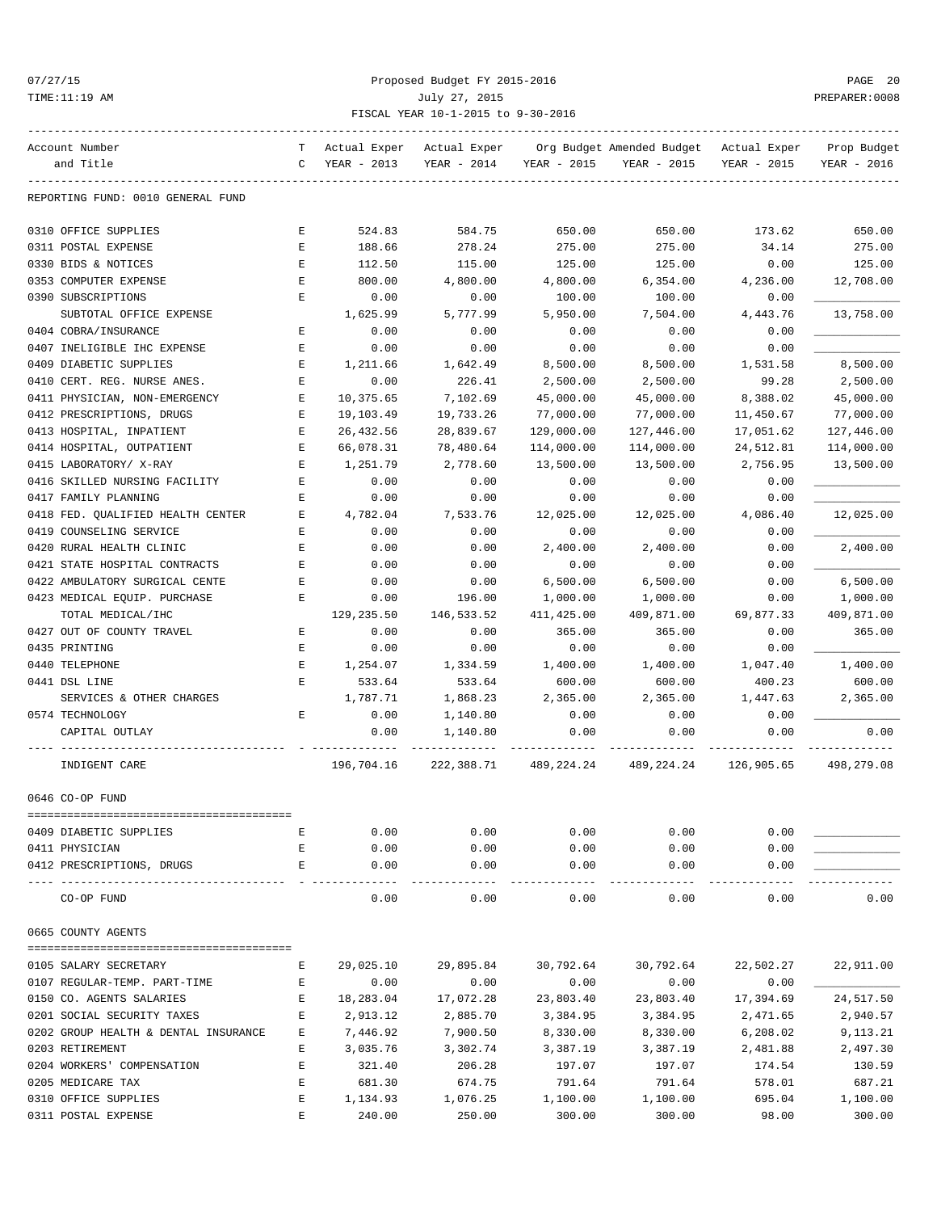Proposed Budget FY 2015-2016

July 27, 2015

FISCAL YEAR 10-1-2015 to 9-30-2016

| Account Number and Title | T C | Actual Exper YEAR - 2013 | Actual Exper YEAR - 2014 | Org Budget YEAR - 2015 | Amended Budget YEAR - 2015 | Actual Exper YEAR - 2015 | Prop Budget YEAR - 2016 |
|---|---|---|---|---|---|---|---|
| REPORTING FUND: 0010 GENERAL FUND | | | | | | | |
| 0310 OFFICE SUPPLIES | E | 524.83 | 584.75 | 650.00 | 650.00 | 173.62 | 650.00 |
| 0311 POSTAL EXPENSE | E | 188.66 | 278.24 | 275.00 | 275.00 | 34.14 | 275.00 |
| 0330 BIDS & NOTICES | E | 112.50 | 115.00 | 125.00 | 125.00 | 0.00 | 125.00 |
| 0353 COMPUTER EXPENSE | E | 800.00 | 4,800.00 | 4,800.00 | 6,354.00 | 4,236.00 | 12,708.00 |
| 0390 SUBSCRIPTIONS | E | 0.00 | 0.00 | 100.00 | 100.00 | 0.00 | ____________ |
| SUBTOTAL OFFICE EXPENSE | | 1,625.99 | 5,777.99 | 5,950.00 | 7,504.00 | 4,443.76 | 13,758.00 |
| 0404 COBRA/INSURANCE | E | 0.00 | 0.00 | 0.00 | 0.00 | 0.00 | ____________ |
| 0407 INELIGIBLE IHC EXPENSE | E | 0.00 | 0.00 | 0.00 | 0.00 | 0.00 | ____________ |
| 0409 DIABETIC SUPPLIES | E | 1,211.66 | 1,642.49 | 8,500.00 | 8,500.00 | 1,531.58 | 8,500.00 |
| 0410 CERT. REG. NURSE ANES. | E | 0.00 | 226.41 | 2,500.00 | 2,500.00 | 99.28 | 2,500.00 |
| 0411 PHYSICIAN, NON-EMERGENCY | E | 10,375.65 | 7,102.69 | 45,000.00 | 45,000.00 | 8,388.02 | 45,000.00 |
| 0412 PRESCRIPTIONS, DRUGS | E | 19,103.49 | 19,733.26 | 77,000.00 | 77,000.00 | 11,450.67 | 77,000.00 |
| 0413 HOSPITAL, INPATIENT | E | 26,432.56 | 28,839.67 | 129,000.00 | 127,446.00 | 17,051.62 | 127,446.00 |
| 0414 HOSPITAL, OUTPATIENT | E | 66,078.31 | 78,480.64 | 114,000.00 | 114,000.00 | 24,512.81 | 114,000.00 |
| 0415 LABORATORY/ X-RAY | E | 1,251.79 | 2,778.60 | 13,500.00 | 13,500.00 | 2,756.95 | 13,500.00 |
| 0416 SKILLED NURSING FACILITY | E | 0.00 | 0.00 | 0.00 | 0.00 | 0.00 | ____________ |
| 0417 FAMILY PLANNING | E | 0.00 | 0.00 | 0.00 | 0.00 | 0.00 | ____________ |
| 0418 FED. QUALIFIED HEALTH CENTER | E | 4,782.04 | 7,533.76 | 12,025.00 | 12,025.00 | 4,086.40 | 12,025.00 |
| 0419 COUNSELING SERVICE | E | 0.00 | 0.00 | 0.00 | 0.00 | 0.00 | ____________ |
| 0420 RURAL HEALTH CLINIC | E | 0.00 | 0.00 | 2,400.00 | 2,400.00 | 0.00 | 2,400.00 |
| 0421 STATE HOSPITAL CONTRACTS | E | 0.00 | 0.00 | 0.00 | 0.00 | 0.00 | ____________ |
| 0422 AMBULATORY SURGICAL CENTE | E | 0.00 | 0.00 | 6,500.00 | 6,500.00 | 0.00 | 6,500.00 |
| 0423 MEDICAL EQUIP. PURCHASE | E | 0.00 | 196.00 | 1,000.00 | 1,000.00 | 0.00 | 1,000.00 |
| TOTAL MEDICAL/IHC | | 129,235.50 | 146,533.52 | 411,425.00 | 409,871.00 | 69,877.33 | 409,871.00 |
| 0427 OUT OF COUNTY TRAVEL | E | 0.00 | 0.00 | 365.00 | 365.00 | 0.00 | 365.00 |
| 0435 PRINTING | E | 0.00 | 0.00 | 0.00 | 0.00 | 0.00 | ____________ |
| 0440 TELEPHONE | E | 1,254.07 | 1,334.59 | 1,400.00 | 1,400.00 | 1,047.40 | 1,400.00 |
| 0441 DSL LINE | E | 533.64 | 533.64 | 600.00 | 600.00 | 400.23 | 600.00 |
| SERVICES & OTHER CHARGES | | 1,787.71 | 1,868.23 | 2,365.00 | 2,365.00 | 1,447.63 | 2,365.00 |
| 0574 TECHNOLOGY | E | 0.00 | 1,140.80 | 0.00 | 0.00 | 0.00 | ____________ |
| CAPITAL OUTLAY | | 0.00 | 1,140.80 | 0.00 | 0.00 | 0.00 | 0.00 |
| INDIGENT CARE | | 196,704.16 | 222,388.71 | 489,224.24 | 489,224.24 | 126,905.65 | 498,279.08 |
| **0646 CO-OP FUND** | | | | | | | |
| 0409 DIABETIC SUPPLIES | E | 0.00 | 0.00 | 0.00 | 0.00 | 0.00 | ____________ |
| 0411 PHYSICIAN | E | 0.00 | 0.00 | 0.00 | 0.00 | 0.00 | ____________ |
| 0412 PRESCRIPTIONS, DRUGS | E | 0.00 | 0.00 | 0.00 | 0.00 | 0.00 | ____________ |
| CO-OP FUND | | 0.00 | 0.00 | 0.00 | 0.00 | 0.00 | 0.00 |
| **0665 COUNTY AGENTS** | | | | | | | |
| 0105 SALARY SECRETARY | E | 29,025.10 | 29,895.84 | 30,792.64 | 30,792.64 | 22,502.27 | 22,911.00 |
| 0107 REGULAR-TEMP. PART-TIME | E | 0.00 | 0.00 | 0.00 | 0.00 | 0.00 | ____________ |
| 0150 CO. AGENTS SALARIES | E | 18,283.04 | 17,072.28 | 23,803.40 | 23,803.40 | 17,394.69 | 24,517.50 |
| 0201 SOCIAL SECURITY TAXES | E | 2,913.12 | 2,885.70 | 3,384.95 | 3,384.95 | 2,471.65 | 2,940.57 |
| 0202 GROUP HEALTH & DENTAL INSURANCE | E | 7,446.92 | 7,900.50 | 8,330.00 | 8,330.00 | 6,208.02 | 9,113.21 |
| 0203 RETIREMENT | E | 3,035.76 | 3,302.74 | 3,387.19 | 3,387.19 | 2,481.88 | 2,497.30 |
| 0204 WORKERS' COMPENSATION | E | 321.40 | 206.28 | 197.07 | 197.07 | 174.54 | 130.59 |
| 0205 MEDICARE TAX | E | 681.30 | 674.75 | 791.64 | 791.64 | 578.01 | 687.21 |
| 0310 OFFICE SUPPLIES | E | 1,134.93 | 1,076.25 | 1,100.00 | 1,100.00 | 695.04 | 1,100.00 |
| 0311 POSTAL EXPENSE | E | 240.00 | 250.00 | 300.00 | 300.00 | 98.00 | 300.00 |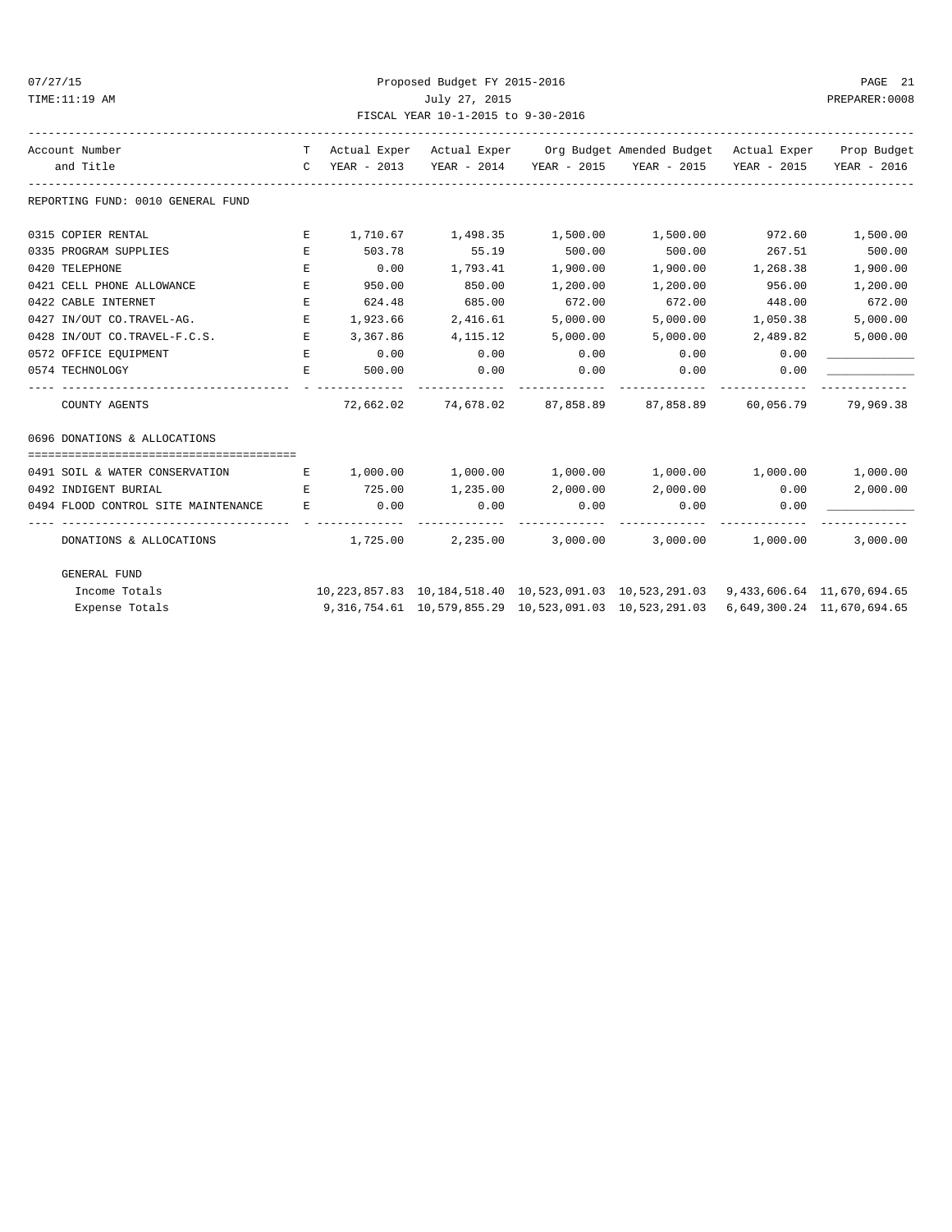Proposed Budget FY 2015-2016
July 27, 2015
FISCAL YEAR 10-1-2015 to 9-30-2016

| Account Number and Title | TC | Actual Exper YEAR - 2013 | Actual Exper YEAR - 2014 | Org Budget YEAR - 2015 | Amended Budget YEAR - 2015 | Actual Exper YEAR - 2015 | Prop Budget YEAR - 2016 |
|---|---|---|---|---|---|---|---|
| REPORTING FUND: 0010 GENERAL FUND | | | | | | | |
| 0315 COPIER RENTAL | E | 1,710.67 | 1,498.35 | 1,500.00 | 1,500.00 | 972.60 | 1,500.00 |
| 0335 PROGRAM SUPPLIES | E | 503.78 | 55.19 | 500.00 | 500.00 | 267.51 | 500.00 |
| 0420 TELEPHONE | E | 0.00 | 1,793.41 | 1,900.00 | 1,900.00 | 1,268.38 | 1,900.00 |
| 0421 CELL PHONE ALLOWANCE | E | 950.00 | 850.00 | 1,200.00 | 1,200.00 | 956.00 | 1,200.00 |
| 0422 CABLE INTERNET | E | 624.48 | 685.00 | 672.00 | 672.00 | 448.00 | 672.00 |
| 0427 IN/OUT CO.TRAVEL-AG. | E | 1,923.66 | 2,416.61 | 5,000.00 | 5,000.00 | 1,050.38 | 5,000.00 |
| 0428 IN/OUT CO.TRAVEL-F.C.S. | E | 3,367.86 | 4,115.12 | 5,000.00 | 5,000.00 | 2,489.82 | 5,000.00 |
| 0572 OFFICE EQUIPMENT | E | 0.00 | 0.00 | 0.00 | 0.00 | 0.00 | ____________ |
| 0574 TECHNOLOGY | E | 500.00 | 0.00 | 0.00 | 0.00 | 0.00 | ____________ |
| COUNTY AGENTS | | 72,662.02 | 74,678.02 | 87,858.89 | 87,858.89 | 60,056.79 | 79,969.38 |
| 0696 DONATIONS & ALLOCATIONS | | | | | | | |
| 0491 SOIL & WATER CONSERVATION | E | 1,000.00 | 1,000.00 | 1,000.00 | 1,000.00 | 1,000.00 | 1,000.00 |
| 0492 INDIGENT BURIAL | E | 725.00 | 1,235.00 | 2,000.00 | 2,000.00 | 0.00 | 2,000.00 |
| 0494 FLOOD CONTROL SITE MAINTENANCE | E | 0.00 | 0.00 | 0.00 | 0.00 | 0.00 | ____________ |
| DONATIONS & ALLOCATIONS | | 1,725.00 | 2,235.00 | 3,000.00 | 3,000.00 | 1,000.00 | 3,000.00 |
| GENERAL FUND | | | | | | | |
| Income Totals | | 10,223,857.83 | 10,184,518.40 | 10,523,091.03 | 10,523,291.03 | 9,433,606.64 | 11,670,694.65 |
| Expense Totals | | 9,316,754.61 | 10,579,855.29 | 10,523,091.03 | 10,523,291.03 | 6,649,300.24 | 11,670,694.65 |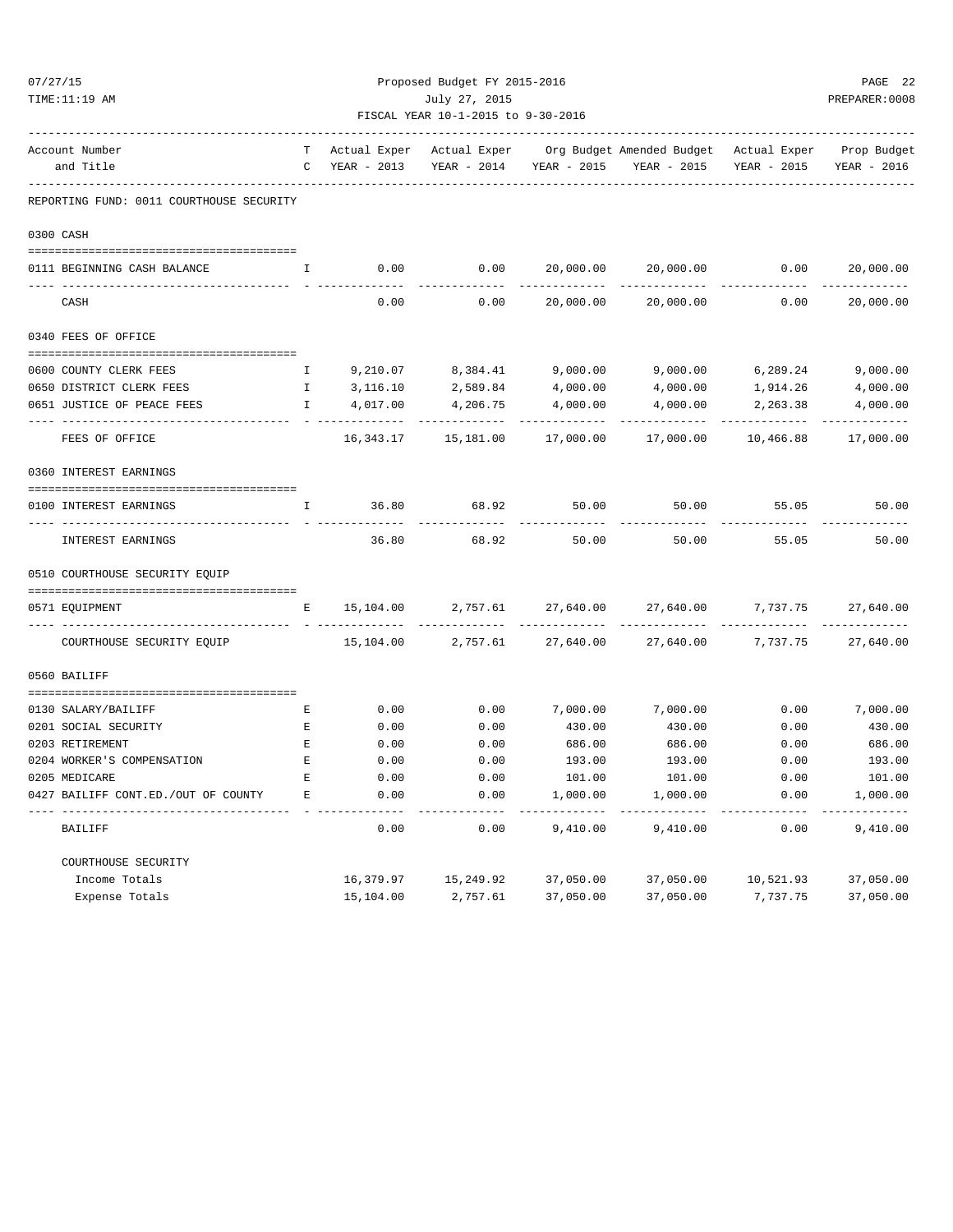Proposed Budget FY 2015-2016

July 27, 2015

FISCAL YEAR 10-1-2015 to 9-30-2016

| Account Number and Title | TC | Actual Exper YEAR - 2013 | Actual Exper YEAR - 2014 | Org Budget YEAR - 2015 | Amended Budget YEAR - 2015 | Actual Exper YEAR - 2015 | Prop Budget YEAR - 2016 |
|---|---|---|---|---|---|---|---|
| **REPORTING FUND: 0011 COURTHOUSE SECURITY** | | | | | | | |
| **0300 CASH** | | | | | | | |
| 0111 BEGINNING CASH BALANCE | I | 0.00 | 0.00 | 20,000.00 | 20,000.00 | 0.00 | 20,000.00 |
| CASH | | 0.00 | 0.00 | 20,000.00 | 20,000.00 | 0.00 | 20,000.00 |
| **0340 FEES OF OFFICE** | | | | | | | |
| 0600 COUNTY CLERK FEES | I | 9,210.07 | 8,384.41 | 9,000.00 | 9,000.00 | 6,289.24 | 9,000.00 |
| 0650 DISTRICT CLERK FEES | I | 3,116.10 | 2,589.84 | 4,000.00 | 4,000.00 | 1,914.26 | 4,000.00 |
| 0651 JUSTICE OF PEACE FEES | I | 4,017.00 | 4,206.75 | 4,000.00 | 4,000.00 | 2,263.38 | 4,000.00 |
| FEES OF OFFICE | | 16,343.17 | 15,181.00 | 17,000.00 | 17,000.00 | 10,466.88 | 17,000.00 |
| **0360 INTEREST EARNINGS** | | | | | | | |
| 0100 INTEREST EARNINGS | I | 36.80 | 68.92 | 50.00 | 50.00 | 55.05 | 50.00 |
| INTEREST EARNINGS | | 36.80 | 68.92 | 50.00 | 50.00 | 55.05 | 50.00 |
| **0510 COURTHOUSE SECURITY EQUIP** | | | | | | | |
| 0571 EQUIPMENT | E | 15,104.00 | 2,757.61 | 27,640.00 | 27,640.00 | 7,737.75 | 27,640.00 |
| COURTHOUSE SECURITY EQUIP | | 15,104.00 | 2,757.61 | 27,640.00 | 27,640.00 | 7,737.75 | 27,640.00 |
| **0560 BAILIFF** | | | | | | | |
| 0130 SALARY/BAILIFF | E | 0.00 | 0.00 | 7,000.00 | 7,000.00 | 0.00 | 7,000.00 |
| 0201 SOCIAL SECURITY | E | 0.00 | 0.00 | 430.00 | 430.00 | 0.00 | 430.00 |
| 0203 RETIREMENT | E | 0.00 | 0.00 | 686.00 | 686.00 | 0.00 | 686.00 |
| 0204 WORKER'S COMPENSATION | E | 0.00 | 0.00 | 193.00 | 193.00 | 0.00 | 193.00 |
| 0205 MEDICARE | E | 0.00 | 0.00 | 101.00 | 101.00 | 0.00 | 101.00 |
| 0427 BAILIFF CONT.ED./OUT OF COUNTY | E | 0.00 | 0.00 | 1,000.00 | 1,000.00 | 0.00 | 1,000.00 |
| BAILIFF | | 0.00 | 0.00 | 9,410.00 | 9,410.00 | 0.00 | 9,410.00 |
| **COURTHOUSE SECURITY** | | | | | | | |
| Income Totals | | 16,379.97 | 15,249.92 | 37,050.00 | 37,050.00 | 10,521.93 | 37,050.00 |
| Expense Totals | | 15,104.00 | 2,757.61 | 37,050.00 | 37,050.00 | 7,737.75 | 37,050.00 |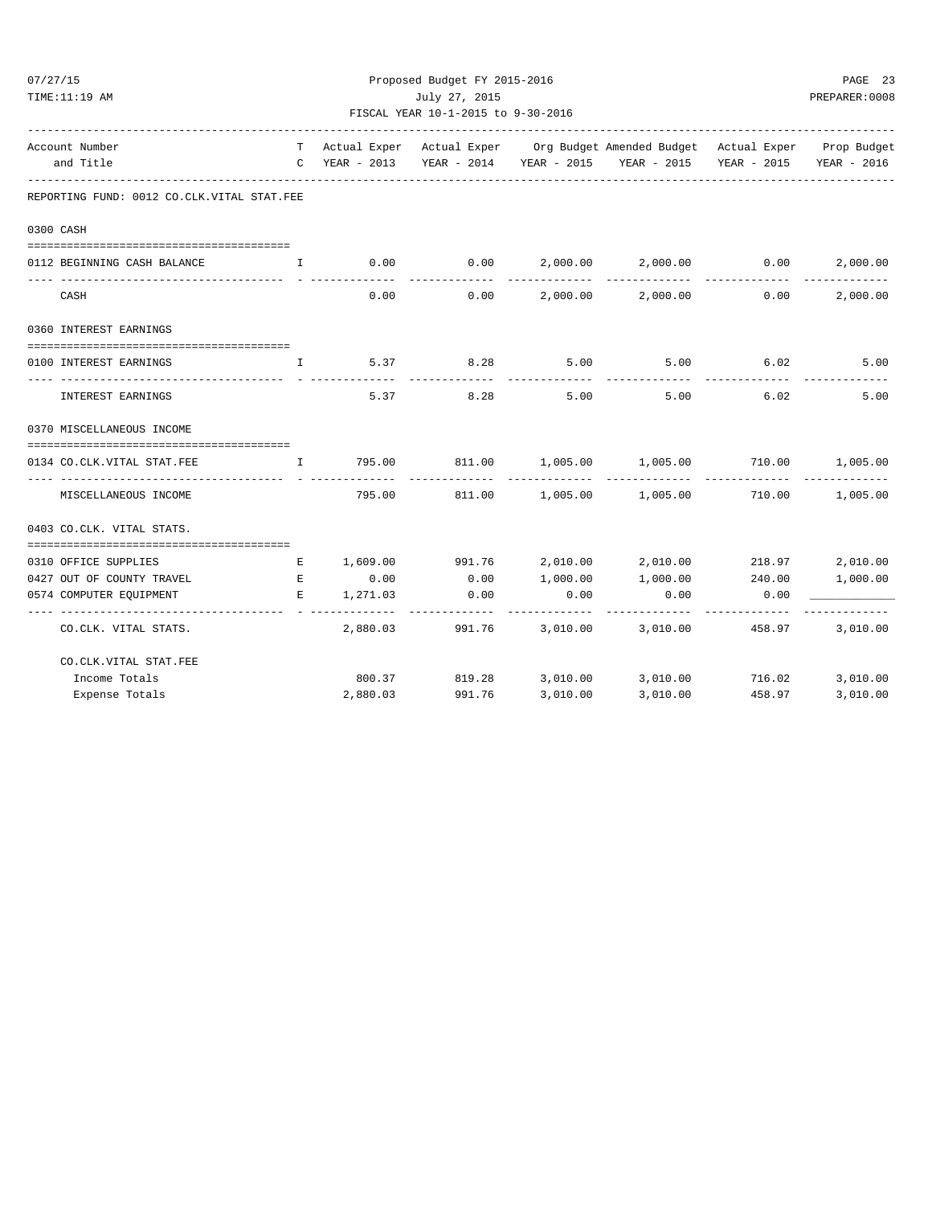Proposed Budget FY 2015-2016

July 27, 2015

FISCAL YEAR 10-1-2015 to 9-30-2016

| Account Number and Title | T C | Actual Exper YEAR - 2013 | Actual Exper YEAR - 2014 | Org Budget YEAR - 2015 | Amended Budget YEAR - 2015 | Actual Exper YEAR - 2015 | Prop Budget YEAR - 2016 |
|---|---|---|---|---|---|---|---|
| **REPORTING FUND: 0012 CO.CLK.VITAL STAT.FEE** | | | | | | | |
| **0300 CASH** | | | | | | | |
| 0112 BEGINNING CASH BALANCE | I | 0.00 | 0.00 | 2,000.00 | 2,000.00 | 0.00 | 2,000.00 |
| CASH | | 0.00 | 0.00 | 2,000.00 | 2,000.00 | 0.00 | 2,000.00 |
| **0360 INTEREST EARNINGS** | | | | | | | |
| 0100 INTEREST EARNINGS | I | 5.37 | 8.28 | 5.00 | 5.00 | 6.02 | 5.00 |
| INTEREST EARNINGS | | 5.37 | 8.28 | 5.00 | 5.00 | 6.02 | 5.00 |
| **0370 MISCELLANEOUS INCOME** | | | | | | | |
| 0134 CO.CLK.VITAL STAT.FEE | I | 795.00 | 811.00 | 1,005.00 | 1,005.00 | 710.00 | 1,005.00 |
| MISCELLANEOUS INCOME | | 795.00 | 811.00 | 1,005.00 | 1,005.00 | 710.00 | 1,005.00 |
| **0403 CO.CLK. VITAL STATS.** | | | | | | | |
| 0310 OFFICE SUPPLIES | E | 1,609.00 | 991.76 | 2,010.00 | 2,010.00 | 218.97 | 2,010.00 |
| 0427 OUT OF COUNTY TRAVEL | E | 0.00 | 0.00 | 1,000.00 | 1,000.00 | 240.00 | 1,000.00 |
| 0574 COMPUTER EQUIPMENT | E | 1,271.03 | 0.00 | 0.00 | 0.00 | 0.00 | ____________ |
| CO.CLK. VITAL STATS. | | 2,880.03 | 991.76 | 3,010.00 | 3,010.00 | 458.97 | 3,010.00 |
| **CO.CLK.VITAL STAT.FEE** | | | | | | | |
| Income Totals | | 800.37 | 819.28 | 3,010.00 | 3,010.00 | 716.02 | 3,010.00 |
| Expense Totals | | 2,880.03 | 991.76 | 3,010.00 | 3,010.00 | 458.97 | 3,010.00 |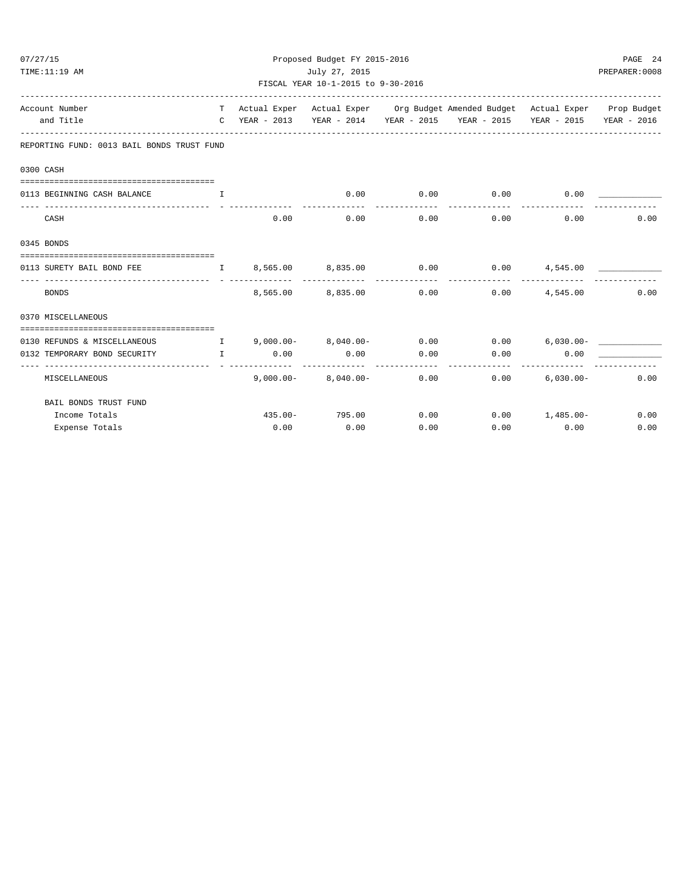Proposed Budget FY 2015-2016

July 27, 2015

FISCAL YEAR 10-1-2015 to 9-30-2016

| Account Number and Title | T C | Actual Exper YEAR - 2013 | Actual Exper YEAR - 2014 | Org Budget YEAR - 2015 | Amended Budget YEAR - 2015 | Actual Exper YEAR - 2015 | Prop Budget YEAR - 2016 |
|---|---|---|---|---|---|---|---|
| **REPORTING FUND: 0013 BAIL BONDS TRUST FUND** | | | | | | | |
| **0300 CASH** | | | | | | | |
| 0113 BEGINNING CASH BALANCE | I | | 0.00 | 0.00 | 0.00 | 0.00 | ____________ |
| CASH | | 0.00 | 0.00 | 0.00 | 0.00 | 0.00 | 0.00 |
| **0345 BONDS** | | | | | | | |
| 0113 SURETY BAIL BOND FEE | I | 8,565.00 | 8,835.00 | 0.00 | 0.00 | 4,545.00 | ____________ |
| BONDS | | 8,565.00 | 8,835.00 | 0.00 | 0.00 | 4,545.00 | 0.00 |
| **0370 MISCELLANEOUS** | | | | | | | |
| 0130 REFUNDS & MISCELLANEOUS | I | 9,000.00- | 8,040.00- | 0.00 | 0.00 | 6,030.00- | ____________ |
| 0132 TEMPORARY BOND SECURITY | I | 0.00 | 0.00 | 0.00 | 0.00 | 0.00 | ____________ |
| MISCELLANEOUS | | 9,000.00- | 8,040.00- | 0.00 | 0.00 | 6,030.00- | 0.00 |
| BAIL BONDS TRUST FUND | | | | | | | |
| Income Totals | | 435.00- | 795.00 | 0.00 | 0.00 | 1,485.00- | 0.00 |
| Expense Totals | | 0.00 | 0.00 | 0.00 | 0.00 | 0.00 | 0.00 |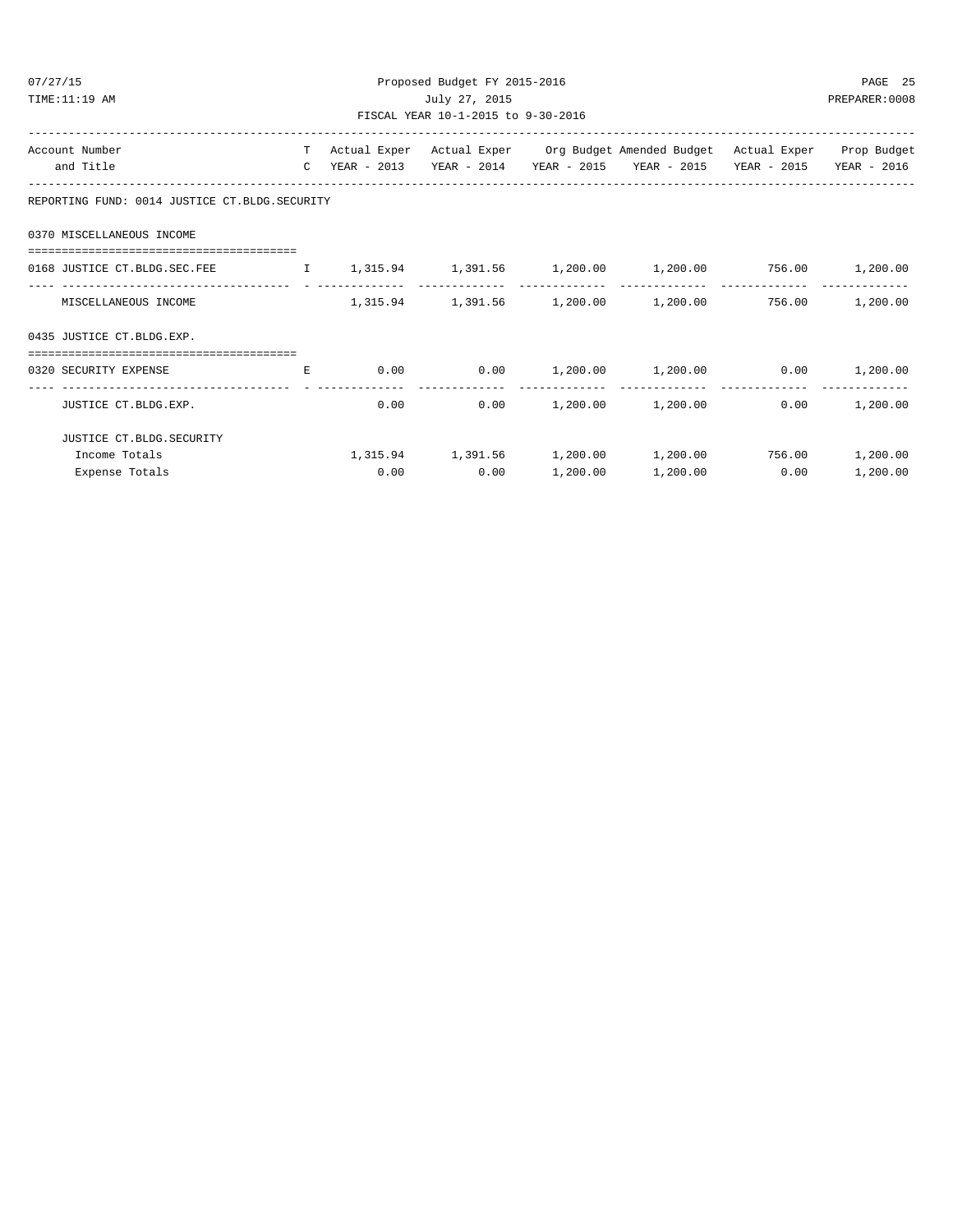Proposed Budget FY 2015-2016

July 27, 2015

FISCAL YEAR 10-1-2015 to 9-30-2016

| Account Number and Title | T C | Actual Exper YEAR - 2013 | Actual Exper YEAR - 2014 | Org Budget YEAR - 2015 | Amended Budget YEAR - 2015 | Actual Exper YEAR - 2015 | Prop Budget YEAR - 2016 |
|---|---|---|---|---|---|---|---|
| **REPORTING FUND: 0014 JUSTICE CT.BLDG.SECURITY** | | | | | | | |
| **0370 MISCELLANEOUS INCOME** | | | | | | | |
| 0168 JUSTICE CT.BLDG.SEC.FEE | I | 1,315.94 | 1,391.56 | 1,200.00 | 1,200.00 | 756.00 | 1,200.00 |
| MISCELLANEOUS INCOME | | 1,315.94 | 1,391.56 | 1,200.00 | 1,200.00 | 756.00 | 1,200.00 |
| **0435 JUSTICE CT.BLDG.EXP.** | | | | | | | |
| 0320 SECURITY EXPENSE | E | 0.00 | 0.00 | 1,200.00 | 1,200.00 | 0.00 | 1,200.00 |
| JUSTICE CT.BLDG.EXP. | | 0.00 | 0.00 | 1,200.00 | 1,200.00 | 0.00 | 1,200.00 |
| **JUSTICE CT.BLDG.SECURITY** | | | | | | | |
| Income Totals | | 1,315.94 | 1,391.56 | 1,200.00 | 1,200.00 | 756.00 | 1,200.00 |
| Expense Totals | | 0.00 | 0.00 | 1,200.00 | 1,200.00 | 0.00 | 1,200.00 |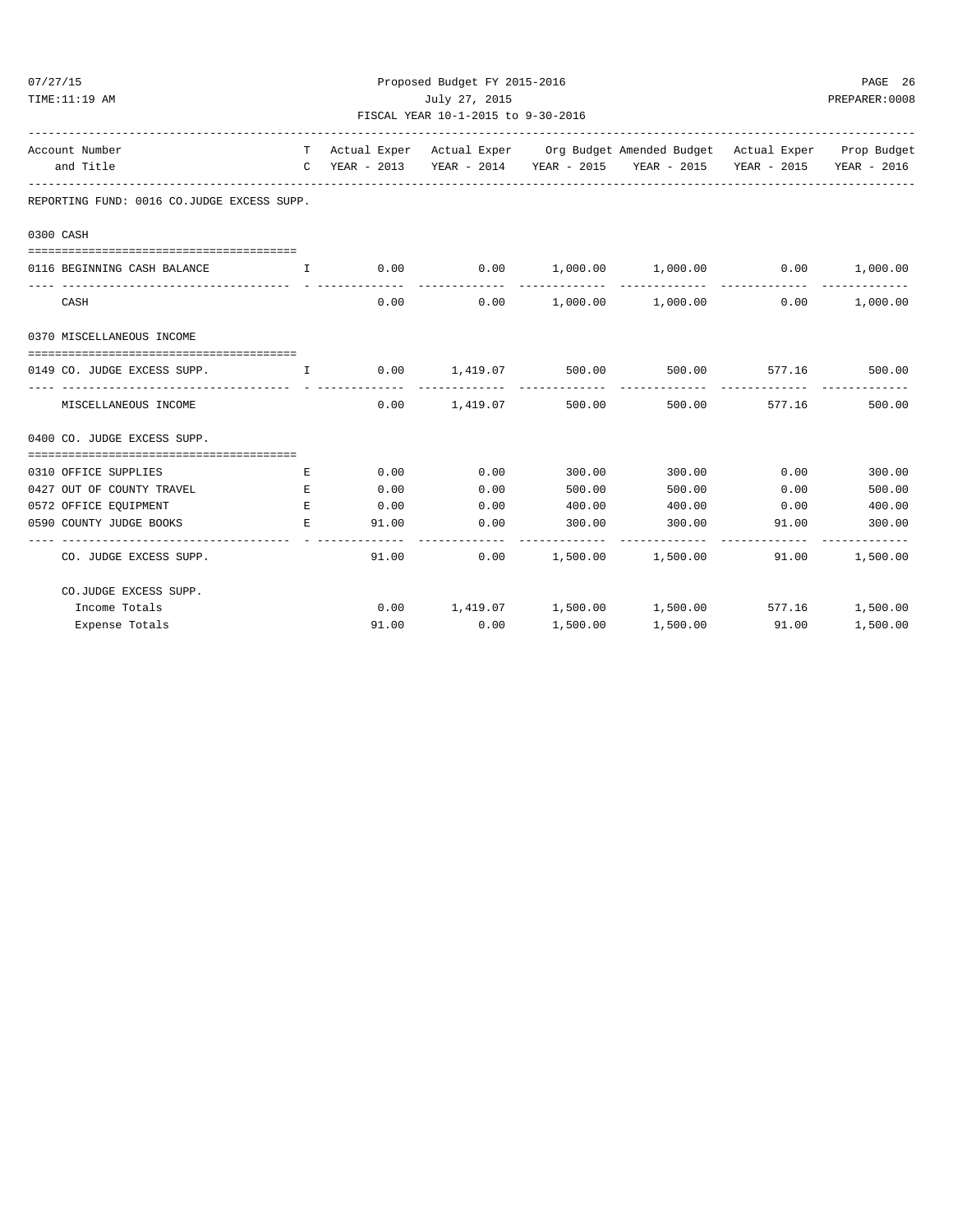Proposed Budget FY 2015-2016
July 27, 2015
FISCAL YEAR 10-1-2015 to 9-30-2016

| Account Number and Title | TC | Actual Exper YEAR - 2013 | Actual Exper YEAR - 2014 | Org Budget YEAR - 2015 | Amended Budget YEAR - 2015 | Actual Exper YEAR - 2015 | Prop Budget YEAR - 2016 |
|---|---|---|---|---|---|---|---|
| **REPORTING FUND: 0016 CO.JUDGE EXCESS SUPP.** | | | | | | | |
| **0300 CASH** | | | | | | | |
| 0116 BEGINNING CASH BALANCE | I | 0.00 | 0.00 | 1,000.00 | 1,000.00 | 0.00 | 1,000.00 |
| CASH | | 0.00 | 0.00 | 1,000.00 | 1,000.00 | 0.00 | 1,000.00 |
| **0370 MISCELLANEOUS INCOME** | | | | | | | |
| 0149 CO. JUDGE EXCESS SUPP. | I | 0.00 | 1,419.07 | 500.00 | 500.00 | 577.16 | 500.00 |
| MISCELLANEOUS INCOME | | 0.00 | 1,419.07 | 500.00 | 500.00 | 577.16 | 500.00 |
| **0400 CO. JUDGE EXCESS SUPP.** | | | | | | | |
| 0310 OFFICE SUPPLIES | E | 0.00 | 0.00 | 300.00 | 300.00 | 0.00 | 300.00 |
| 0427 OUT OF COUNTY TRAVEL | E | 0.00 | 0.00 | 500.00 | 500.00 | 0.00 | 500.00 |
| 0572 OFFICE EQUIPMENT | E | 0.00 | 0.00 | 400.00 | 400.00 | 0.00 | 400.00 |
| 0590 COUNTY JUDGE BOOKS | E | 91.00 | 0.00 | 300.00 | 300.00 | 91.00 | 300.00 |
| CO. JUDGE EXCESS SUPP. | | 91.00 | 0.00 | 1,500.00 | 1,500.00 | 91.00 | 1,500.00 |
| **CO.JUDGE EXCESS SUPP.** | | | | | | | |
| Income Totals | | 0.00 | 1,419.07 | 1,500.00 | 1,500.00 | 577.16 | 1,500.00 |
| Expense Totals | | 91.00 | 0.00 | 1,500.00 | 1,500.00 | 91.00 | 1,500.00 |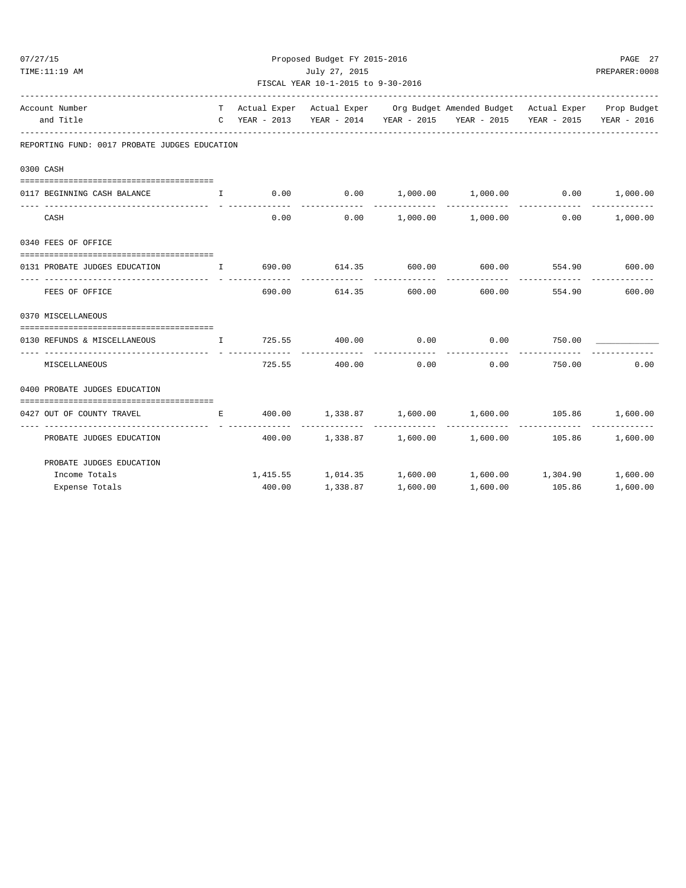Proposed Budget FY 2015-2016
July 27, 2015
FISCAL YEAR 10-1-2015 to 9-30-2016

| Account Number and Title | TC | Actual Exper YEAR - 2013 | Actual Exper YEAR - 2014 | Org Budget YEAR - 2015 | Amended Budget YEAR - 2015 | Actual Exper YEAR - 2015 | Prop Budget YEAR - 2016 |
|---|---|---|---|---|---|---|---|
| **REPORTING FUND: 0017 PROBATE JUDGES EDUCATION** | | | | | | | |
| **0300 CASH** | | | | | | | |
| 0117 BEGINNING CASH BALANCE | I | 0.00 | 0.00 | 1,000.00 | 1,000.00 | 0.00 | 1,000.00 |
| CASH | | 0.00 | 0.00 | 1,000.00 | 1,000.00 | 0.00 | 1,000.00 |
| **0340 FEES OF OFFICE** | | | | | | | |
| 0131 PROBATE JUDGES EDUCATION | I | 690.00 | 614.35 | 600.00 | 600.00 | 554.90 | 600.00 |
| FEES OF OFFICE | | 690.00 | 614.35 | 600.00 | 600.00 | 554.90 | 600.00 |
| **0370 MISCELLANEOUS** | | | | | | | |
| 0130 REFUNDS & MISCELLANEOUS | I | 725.55 | 400.00 | 0.00 | 0.00 | 750.00 | ____________ |
| MISCELLANEOUS | | 725.55 | 400.00 | 0.00 | 0.00 | 750.00 | 0.00 |
| **0400 PROBATE JUDGES EDUCATION** | | | | | | | |
| 0427 OUT OF COUNTY TRAVEL | E | 400.00 | 1,338.87 | 1,600.00 | 1,600.00 | 105.86 | 1,600.00 |
| PROBATE JUDGES EDUCATION | | 400.00 | 1,338.87 | 1,600.00 | 1,600.00 | 105.86 | 1,600.00 |
| **PROBATE JUDGES EDUCATION** | | | | | | | |
| Income Totals | | 1,415.55 | 1,014.35 | 1,600.00 | 1,600.00 | 1,304.90 | 1,600.00 |
| Expense Totals | | 400.00 | 1,338.87 | 1,600.00 | 1,600.00 | 105.86 | 1,600.00 |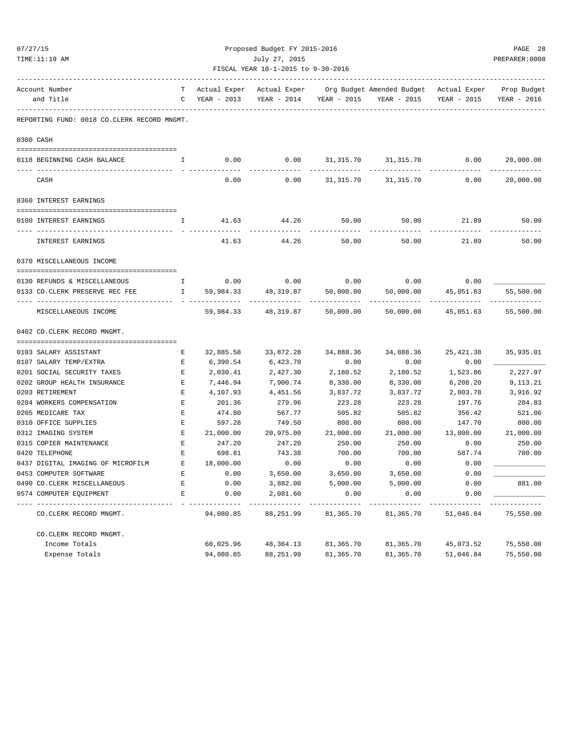Proposed Budget FY 2015-2016

July 27, 2015

FISCAL YEAR 10-1-2015 to 9-30-2016

| Account Number and Title | T C | Actual Exper YEAR - 2013 | Actual Exper YEAR - 2014 | Org Budget YEAR - 2015 | Amended Budget YEAR - 2015 | Actual Exper YEAR - 2015 | Prop Budget YEAR - 2016 |
|---|---|---|---|---|---|---|---|
| **REPORTING FUND: 0018 CO.CLERK RECORD MNGMT.** | | | | | | | |
| **0300 CASH** | | | | | | | |
| 0118 BEGINNING CASH BALANCE | I | 0.00 | 0.00 | 31,315.70 | 31,315.70 | 0.00 | 20,000.00 |
| CASH | | 0.00 | 0.00 | 31,315.70 | 31,315.70 | 0.00 | 20,000.00 |
| **0360 INTEREST EARNINGS** | | | | | | | |
| 0100 INTEREST EARNINGS | I | 41.63 | 44.26 | 50.00 | 50.00 | 21.89 | 50.00 |
| INTEREST EARNINGS | | 41.63 | 44.26 | 50.00 | 50.00 | 21.89 | 50.00 |
| **0370 MISCELLANEOUS INCOME** | | | | | | | |
| 0130 REFUNDS & MISCELLANEOUS | I | 0.00 | 0.00 | 0.00 | 0.00 | 0.00 | ____________ |
| 0133 CO.CLERK PRESERVE REC FEE | I | 59,984.33 | 48,319.87 | 50,000.00 | 50,000.00 | 45,051.63 | 55,500.00 |
| MISCELLANEOUS INCOME | | 59,984.33 | 48,319.87 | 50,000.00 | 50,000.00 | 45,051.63 | 55,500.00 |
| **0402 CO.CLERK RECORD MNGMT.** | | | | | | | |
| 0103 SALARY ASSISTANT | E | 32,885.58 | 33,872.28 | 34,888.36 | 34,888.36 | 25,421.38 | 35,935.01 |
| 0107 SALARY TEMP/EXTRA | E | 6,390.54 | 6,423.70 | 0.00 | 0.00 | 0.00 | ____________ |
| 0201 SOCIAL SECURITY TAXES | E | 2,030.41 | 2,427.30 | 2,180.52 | 2,180.52 | 1,523.86 | 2,227.97 |
| 0202 GROUP HEALTH INSURANCE | E | 7,446.94 | 7,900.74 | 8,330.00 | 8,330.00 | 6,208.20 | 9,113.21 |
| 0203 RETIREMENT | E | 4,107.93 | 4,451.56 | 3,837.72 | 3,837.72 | 2,803.78 | 3,916.92 |
| 0204 WORKERS COMPENSATION | E | 201.36 | 279.96 | 223.28 | 223.28 | 197.76 | 204.83 |
| 0205 MEDICARE TAX | E | 474.80 | 567.77 | 505.82 | 505.82 | 356.42 | 521.06 |
| 0310 OFFICE SUPPLIES | E | 597.28 | 749.50 | 800.00 | 800.00 | 147.70 | 800.00 |
| 0312 IMAGING SYSTEM | E | 21,000.00 | 20,975.00 | 21,000.00 | 21,000.00 | 13,800.00 | 21,000.00 |
| 0315 COPIER MAINTENANCE | E | 247.20 | 247.20 | 250.00 | 250.00 | 0.00 | 250.00 |
| 0420 TELEPHONE | E | 698.81 | 743.38 | 700.00 | 700.00 | 587.74 | 700.00 |
| 0437 DIGITAL IMAGING OF MICROFILM | E | 18,000.00 | 0.00 | 0.00 | 0.00 | 0.00 | ____________ |
| 0453 COMPUTER SOFTWARE | E | 0.00 | 3,650.00 | 3,650.00 | 3,650.00 | 0.00 | ____________ |
| 0490 CO.CLERK MISCELLANEOUS | E | 0.00 | 3,882.00 | 5,000.00 | 5,000.00 | 0.00 | 881.00 |
| 0574 COMPUTER EQUIPMENT | E | 0.00 | 2,081.60 | 0.00 | 0.00 | 0.00 | ____________ |
| CO.CLERK RECORD MNGMT. | | 94,080.85 | 88,251.99 | 81,365.70 | 81,365.70 | 51,046.84 | 75,550.00 |
| **CO.CLERK RECORD MNGMT.** | | | | | | | |
| Income Totals | | 60,025.96 | 48,364.13 | 81,365.70 | 81,365.70 | 45,073.52 | 75,550.00 |
| Expense Totals | | 94,080.85 | 88,251.99 | 81,365.70 | 81,365.70 | 51,046.84 | 75,550.00 |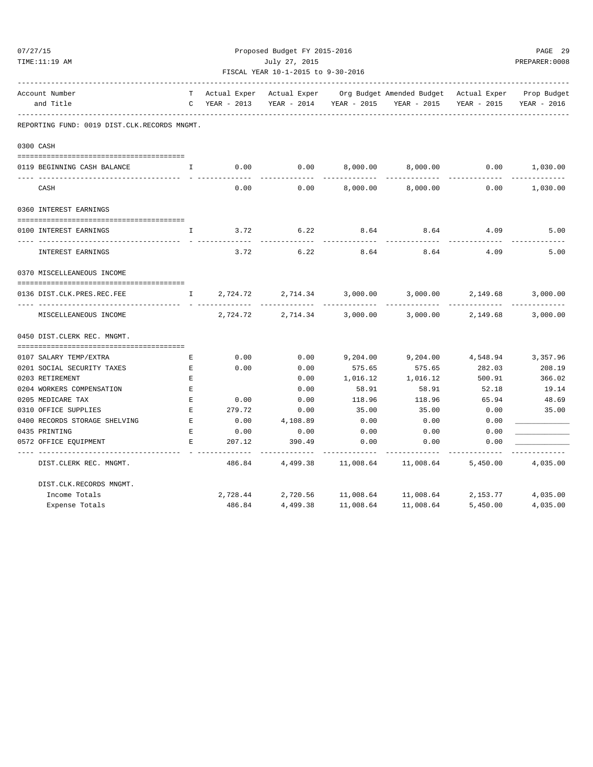Proposed Budget FY 2015-2016

July 27, 2015

FISCAL YEAR 10-1-2015 to 9-30-2016

| Account Number and Title | TC | Actual Exper YEAR - 2013 | Actual Exper YEAR - 2014 | Org Budget YEAR - 2015 | Amended Budget YEAR - 2015 | Actual Exper YEAR - 2015 | Prop Budget YEAR - 2016 |
|---|---|---|---|---|---|---|---|
| REPORTING FUND: 0019 DIST.CLK.RECORDS MNGMT. | | | | | | | |
| **0300 CASH** | | | | | | | |
| 0119 BEGINNING CASH BALANCE | I | 0.00 | 0.00 | 8,000.00 | 8,000.00 | 0.00 | 1,030.00 |
| CASH | | 0.00 | 0.00 | 8,000.00 | 8,000.00 | 0.00 | 1,030.00 |
| **0360 INTEREST EARNINGS** | | | | | | | |
| 0100 INTEREST EARNINGS | I | 3.72 | 6.22 | 8.64 | 8.64 | 4.09 | 5.00 |
| INTEREST EARNINGS | | 3.72 | 6.22 | 8.64 | 8.64 | 4.09 | 5.00 |
| **0370 MISCELLEANEOUS INCOME** | | | | | | | |
| 0136 DIST.CLK.PRES.REC.FEE | I | 2,724.72 | 2,714.34 | 3,000.00 | 3,000.00 | 2,149.68 | 3,000.00 |
| MISCELLEANEOUS INCOME | | 2,724.72 | 2,714.34 | 3,000.00 | 3,000.00 | 2,149.68 | 3,000.00 |
| **0450 DIST.CLERK REC. MNGMT.** | | | | | | | |
| 0107 SALARY TEMP/EXTRA | E | 0.00 | 0.00 | 9,204.00 | 9,204.00 | 4,548.94 | 3,357.96 |
| 0201 SOCIAL SECURITY TAXES | E | 0.00 | 0.00 | 575.65 | 575.65 | 282.03 | 208.19 |
| 0203 RETIREMENT | E | | 0.00 | 1,016.12 | 1,016.12 | 500.91 | 366.02 |
| 0204 WORKERS COMPENSATION | E | | 0.00 | 58.91 | 58.91 | 52.18 | 19.14 |
| 0205 MEDICARE TAX | E | 0.00 | 0.00 | 118.96 | 118.96 | 65.94 | 48.69 |
| 0310 OFFICE SUPPLIES | E | 279.72 | 0.00 | 35.00 | 35.00 | 0.00 | 35.00 |
| 0400 RECORDS STORAGE SHELVING | E | 0.00 | 4,108.89 | 0.00 | 0.00 | 0.00 | ____________ |
| 0435 PRINTING | E | 0.00 | 0.00 | 0.00 | 0.00 | 0.00 | ____________ |
| 0572 OFFICE EQUIPMENT | E | 207.12 | 390.49 | 0.00 | 0.00 | 0.00 | ____________ |
| DIST.CLERK REC. MNGMT. | | 486.84 | 4,499.38 | 11,008.64 | 11,008.64 | 5,450.00 | 4,035.00 |
| DIST.CLK.RECORDS MNGMT. | | | | | | | |
| Income Totals | | 2,728.44 | 2,720.56 | 11,008.64 | 11,008.64 | 2,153.77 | 4,035.00 |
| Expense Totals | | 486.84 | 4,499.38 | 11,008.64 | 11,008.64 | 5,450.00 | 4,035.00 |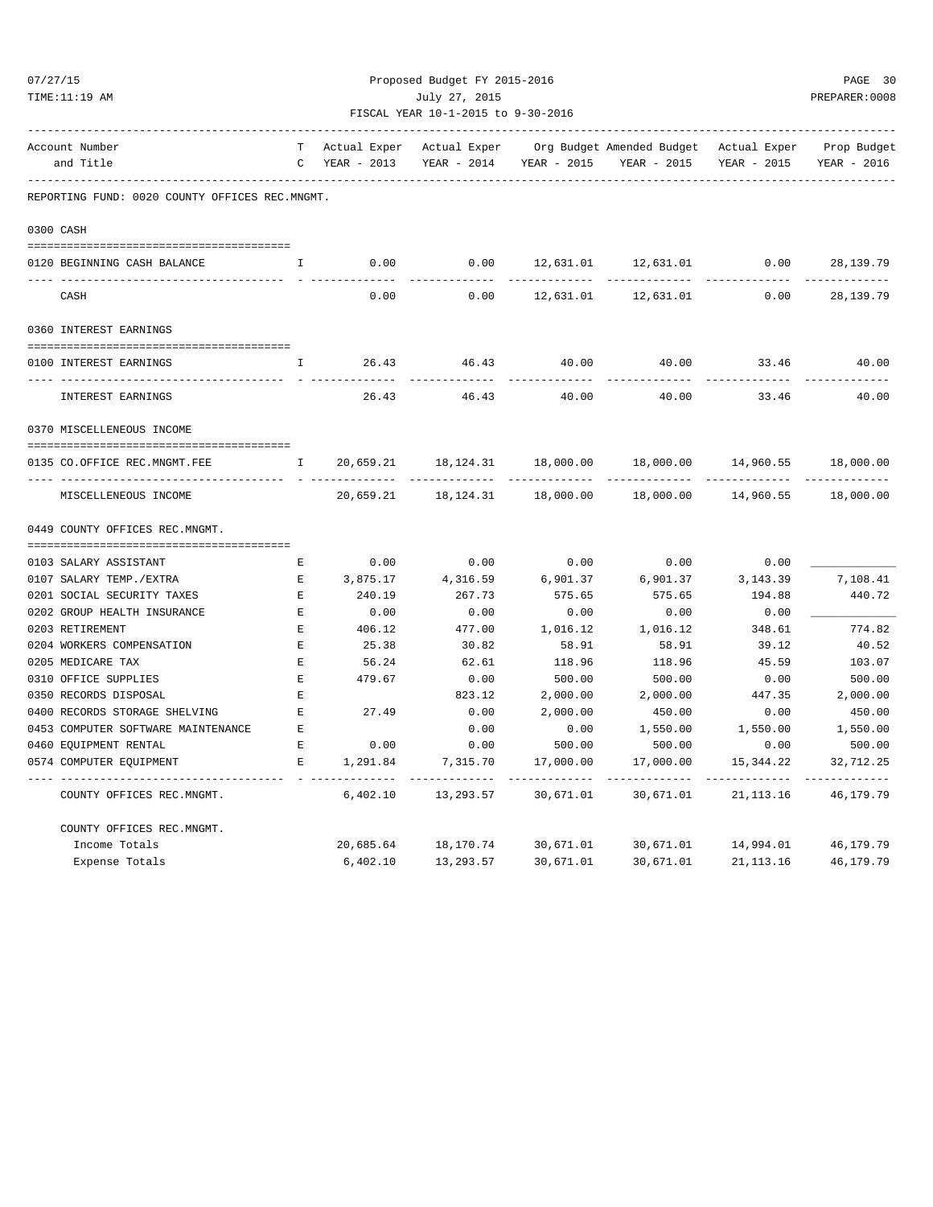Proposed Budget FY 2015-2016

July 27, 2015

FISCAL YEAR 10-1-2015 to 9-30-2016

| Account Number and Title | TC | Actual Exper YEAR - 2013 | Actual Exper YEAR - 2014 | Org Budget YEAR - 2015 | Amended Budget YEAR - 2015 | Actual Exper YEAR - 2015 | Prop Budget YEAR - 2016 |
|---|---|---|---|---|---|---|---|
| **REPORTING FUND: 0020 COUNTY OFFICES REC.MNGMT.** | | | | | | | |
| **0300 CASH** | | | | | | | |
| 0120 BEGINNING CASH BALANCE | I | 0.00 | 0.00 | 12,631.01 | 12,631.01 | 0.00 | 28,139.79 |
| CASH | | 0.00 | 0.00 | 12,631.01 | 12,631.01 | 0.00 | 28,139.79 |
| **0360 INTEREST EARNINGS** | | | | | | | |
| 0100 INTEREST EARNINGS | I | 26.43 | 46.43 | 40.00 | 40.00 | 33.46 | 40.00 |
| INTEREST EARNINGS | | 26.43 | 46.43 | 40.00 | 40.00 | 33.46 | 40.00 |
| **0370 MISCELLENEOUS INCOME** | | | | | | | |
| 0135 CO.OFFICE REC.MNGMT.FEE | I | 20,659.21 | 18,124.31 | 18,000.00 | 18,000.00 | 14,960.55 | 18,000.00 |
| MISCELLENEOUS INCOME | | 20,659.21 | 18,124.31 | 18,000.00 | 18,000.00 | 14,960.55 | 18,000.00 |
| **0449 COUNTY OFFICES REC.MNGMT.** | | | | | | | |
| 0103 SALARY ASSISTANT | E | 0.00 | 0.00 | 0.00 | 0.00 | 0.00 | ___________ |
| 0107 SALARY TEMP./EXTRA | E | 3,875.17 | 4,316.59 | 6,901.37 | 6,901.37 | 3,143.39 | 7,108.41 |
| 0201 SOCIAL SECURITY TAXES | E | 240.19 | 267.73 | 575.65 | 575.65 | 194.88 | 440.72 |
| 0202 GROUP HEALTH INSURANCE | E | 0.00 | 0.00 | 0.00 | 0.00 | 0.00 | ___________ |
| 0203 RETIREMENT | E | 406.12 | 477.00 | 1,016.12 | 1,016.12 | 348.61 | 774.82 |
| 0204 WORKERS COMPENSATION | E | 25.38 | 30.82 | 58.91 | 58.91 | 39.12 | 40.52 |
| 0205 MEDICARE TAX | E | 56.24 | 62.61 | 118.96 | 118.96 | 45.59 | 103.07 |
| 0310 OFFICE SUPPLIES | E | 479.67 | 0.00 | 500.00 | 500.00 | 0.00 | 500.00 |
| 0350 RECORDS DISPOSAL | E | | 823.12 | 2,000.00 | 2,000.00 | 447.35 | 2,000.00 |
| 0400 RECORDS STORAGE SHELVING | E | 27.49 | 0.00 | 2,000.00 | 450.00 | 0.00 | 450.00 |
| 0453 COMPUTER SOFTWARE MAINTENANCE | E | | 0.00 | 0.00 | 1,550.00 | 1,550.00 | 1,550.00 |
| 0460 EQUIPMENT RENTAL | E | 0.00 | 0.00 | 500.00 | 500.00 | 0.00 | 500.00 |
| 0574 COMPUTER EQUIPMENT | E | 1,291.84 | 7,315.70 | 17,000.00 | 17,000.00 | 15,344.22 | 32,712.25 |
| COUNTY OFFICES REC.MNGMT. | | 6,402.10 | 13,293.57 | 30,671.01 | 30,671.01 | 21,113.16 | 46,179.79 |
| **COUNTY OFFICES REC.MNGMT.** | | | | | | | |
| Income Totals | | 20,685.64 | 18,170.74 | 30,671.01 | 30,671.01 | 14,994.01 | 46,179.79 |
| Expense Totals | | 6,402.10 | 13,293.57 | 30,671.01 | 30,671.01 | 21,113.16 | 46,179.79 |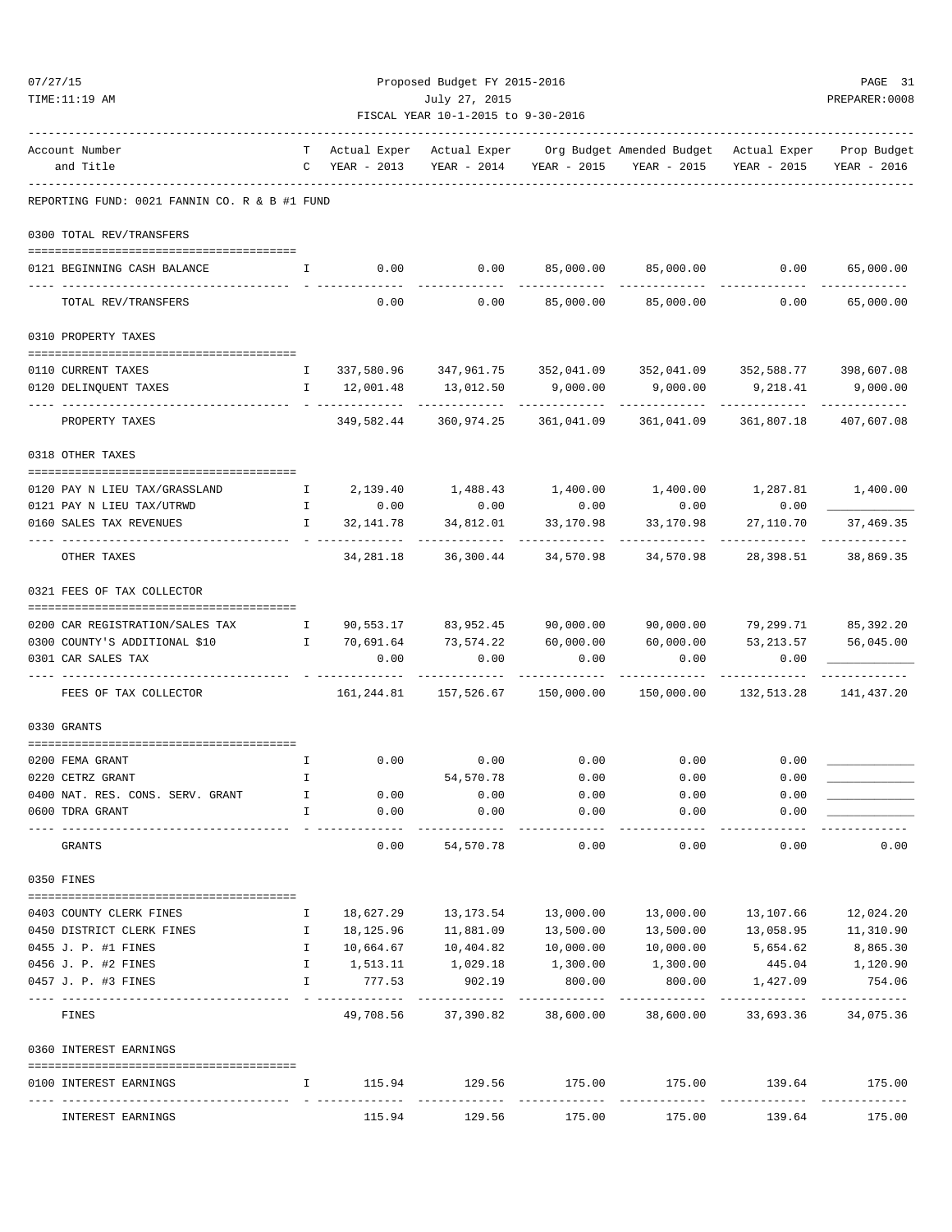Proposed Budget FY 2015-2016

July 27, 2015

FISCAL YEAR 10-1-2015 to 9-30-2016

REPORTING FUND: 0021 FANNIN CO. R & B #1 FUND

| Account Number and Title | T C | Actual Exper YEAR - 2013 | Actual Exper YEAR - 2014 | Org Budget YEAR - 2015 | Amended Budget YEAR - 2015 | Actual Exper YEAR - 2015 | Prop Budget YEAR - 2016 |
|---|---|---|---|---|---|---|---|
| **0300 TOTAL REV/TRANSFERS** | | | | | | | |
| 0121 BEGINNING CASH BALANCE | I | 0.00 | 0.00 | 85,000.00 | 85,000.00 | 0.00 | 65,000.00 |
| TOTAL REV/TRANSFERS | | 0.00 | 0.00 | 85,000.00 | 85,000.00 | 0.00 | 65,000.00 |
| **0310 PROPERTY TAXES** | | | | | | | |
| 0110 CURRENT TAXES | I | 337,580.96 | 347,961.75 | 352,041.09 | 352,041.09 | 352,588.77 | 398,607.08 |
| 0120 DELINQUENT TAXES | I | 12,001.48 | 13,012.50 | 9,000.00 | 9,000.00 | 9,218.41 | 9,000.00 |
| PROPERTY TAXES | | 349,582.44 | 360,974.25 | 361,041.09 | 361,041.09 | 361,807.18 | 407,607.08 |
| **0318 OTHER TAXES** | | | | | | | |
| 0120 PAY N LIEU TAX/GRASSLAND | I | 2,139.40 | 1,488.43 | 1,400.00 | 1,400.00 | 1,287.81 | 1,400.00 |
| 0121 PAY N LIEU TAX/UTRWD | I | 0.00 | 0.00 | 0.00 | 0.00 | 0.00 | ____________ |
| 0160 SALES TAX REVENUES | I | 32,141.78 | 34,812.01 | 33,170.98 | 33,170.98 | 27,110.70 | 37,469.35 |
| OTHER TAXES | | 34,281.18 | 36,300.44 | 34,570.98 | 34,570.98 | 28,398.51 | 38,869.35 |
| **0321 FEES OF TAX COLLECTOR** | | | | | | | |
| 0200 CAR REGISTRATION/SALES TAX | I | 90,553.17 | 83,952.45 | 90,000.00 | 90,000.00 | 79,299.71 | 85,392.20 |
| 0300 COUNTY'S ADDITIONAL $10 | I | 70,691.64 | 73,574.22 | 60,000.00 | 60,000.00 | 53,213.57 | 56,045.00 |
| 0301 CAR SALES TAX | | 0.00 | 0.00 | 0.00 | 0.00 | 0.00 | ____________ |
| FEES OF TAX COLLECTOR | | 161,244.81 | 157,526.67 | 150,000.00 | 150,000.00 | 132,513.28 | 141,437.20 |
| **0330 GRANTS** | | | | | | | |
| 0200 FEMA GRANT | I | 0.00 | 0.00 | 0.00 | 0.00 | 0.00 | ____________ |
| 0220 CETRZ GRANT | I | | 54,570.78 | 0.00 | 0.00 | 0.00 | ____________ |
| 0400 NAT. RES. CONS. SERV. GRANT | I | 0.00 | 0.00 | 0.00 | 0.00 | 0.00 | ____________ |
| 0600 TDRA GRANT | I | 0.00 | 0.00 | 0.00 | 0.00 | 0.00 | ____________ |
| GRANTS | | 0.00 | 54,570.78 | 0.00 | 0.00 | 0.00 | 0.00 |
| **0350 FINES** | | | | | | | |
| 0403 COUNTY CLERK FINES | I | 18,627.29 | 13,173.54 | 13,000.00 | 13,000.00 | 13,107.66 | 12,024.20 |
| 0450 DISTRICT CLERK FINES | I | 18,125.96 | 11,881.09 | 13,500.00 | 13,500.00 | 13,058.95 | 11,310.90 |
| 0455 J. P. #1 FINES | I | 10,664.67 | 10,404.82 | 10,000.00 | 10,000.00 | 5,654.62 | 8,865.30 |
| 0456 J. P. #2 FINES | I | 1,513.11 | 1,029.18 | 1,300.00 | 1,300.00 | 445.04 | 1,120.90 |
| 0457 J. P. #3 FINES | I | 777.53 | 902.19 | 800.00 | 800.00 | 1,427.09 | 754.06 |
| FINES | | 49,708.56 | 37,390.82 | 38,600.00 | 38,600.00 | 33,693.36 | 34,075.36 |
| **0360 INTEREST EARNINGS** | | | | | | | |
| 0100 INTEREST EARNINGS | I | 115.94 | 129.56 | 175.00 | 175.00 | 139.64 | 175.00 |
| INTEREST EARNINGS | | 115.94 | 129.56 | 175.00 | 175.00 | 139.64 | 175.00 |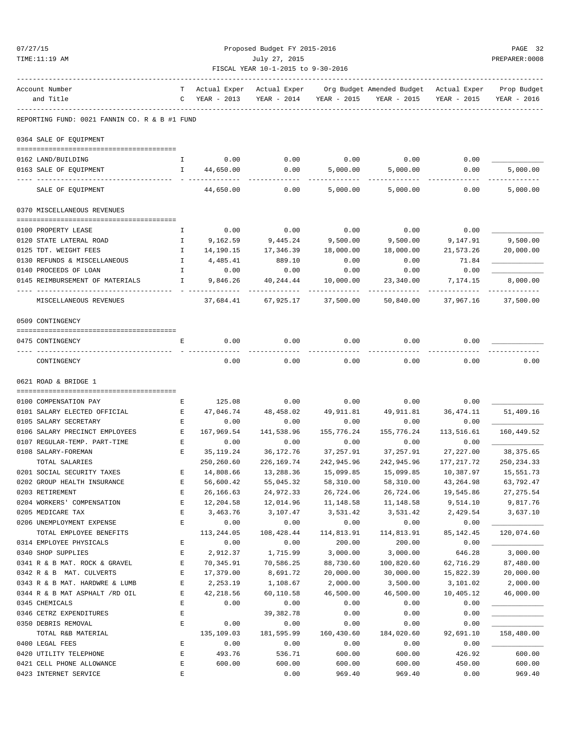Proposed Budget FY 2015-2016
July 27, 2015
FISCAL YEAR 10-1-2015 to 9-30-2016

REPORTING FUND: 0021 FANNIN CO. R & B #1 FUND

| Account Number and Title | TC | Actual Exper YEAR - 2013 | Actual Exper YEAR - 2014 | Org Budget YEAR - 2015 | Amended Budget YEAR - 2015 | Actual Exper YEAR - 2015 | Prop Budget YEAR - 2016 |
|---|---|---|---|---|---|---|---|
| **0364 SALE OF EQUIPMENT** | | | | | | | |
| 0162 LAND/BUILDING | I | 0.00 | 0.00 | 0.00 | 0.00 | 0.00 | ____________ |
| 0163 SALE OF EQUIPMENT | I | 44,650.00 | 0.00 | 5,000.00 | 5,000.00 | 0.00 | 5,000.00 |
| SALE OF EQUIPMENT | | 44,650.00 | 0.00 | 5,000.00 | 5,000.00 | 0.00 | 5,000.00 |
| **0370 MISCELLANEOUS REVENUES** | | | | | | | |
| 0100 PROPERTY LEASE | I | 0.00 | 0.00 | 0.00 | 0.00 | 0.00 | ____________ |
| 0120 STATE LATERAL ROAD | I | 9,162.59 | 9,445.24 | 9,500.00 | 9,500.00 | 9,147.91 | 9,500.00 |
| 0125 TDT. WEIGHT FEES | I | 14,190.15 | 17,346.39 | 18,000.00 | 18,000.00 | 21,573.26 | 20,000.00 |
| 0130 REFUNDS & MISCELLANEOUS | I | 4,485.41 | 889.10 | 0.00 | 0.00 | 71.84 | ____________ |
| 0140 PROCEEDS OF LOAN | I | 0.00 | 0.00 | 0.00 | 0.00 | 0.00 | ____________ |
| 0145 REIMBURSEMENT OF MATERIALS | I | 9,846.26 | 40,244.44 | 10,000.00 | 23,340.00 | 7,174.15 | 8,000.00 |
| MISCELLANEOUS REVENUES | | 37,684.41 | 67,925.17 | 37,500.00 | 50,840.00 | 37,967.16 | 37,500.00 |
| **0509 CONTINGENCY** | | | | | | | |
| 0475 CONTINGENCY | E | 0.00 | 0.00 | 0.00 | 0.00 | 0.00 | ____________ |
| CONTINGENCY | | 0.00 | 0.00 | 0.00 | 0.00 | 0.00 | 0.00 |
| **0621 ROAD & BRIDGE 1** | | | | | | | |
| 0100 COMPENSATION PAY | E | 125.08 | 0.00 | 0.00 | 0.00 | 0.00 | ____________ |
| 0101 SALARY ELECTED OFFICIAL | E | 47,046.74 | 48,458.02 | 49,911.81 | 49,911.81 | 36,474.11 | 51,409.16 |
| 0105 SALARY SECRETARY | E | 0.00 | 0.00 | 0.00 | 0.00 | 0.00 | ____________ |
| 0106 SALARY PRECINCT EMPLOYEES | E | 167,969.54 | 141,538.96 | 155,776.24 | 155,776.24 | 113,516.61 | 160,449.52 |
| 0107 REGULAR-TEMP. PART-TIME | E | 0.00 | 0.00 | 0.00 | 0.00 | 0.00 | ____________ |
| 0108 SALARY-FOREMAN | E | 35,119.24 | 36,172.76 | 37,257.91 | 37,257.91 | 27,227.00 | 38,375.65 |
| TOTAL SALARIES | | 250,260.60 | 226,169.74 | 242,945.96 | 242,945.96 | 177,217.72 | 250,234.33 |
| 0201 SOCIAL SECURITY TAXES | E | 14,808.66 | 13,288.36 | 15,099.85 | 15,099.85 | 10,387.97 | 15,551.73 |
| 0202 GROUP HEALTH INSURANCE | E | 56,600.42 | 55,045.32 | 58,310.00 | 58,310.00 | 43,264.98 | 63,792.47 |
| 0203 RETIREMENT | E | 26,166.63 | 24,972.33 | 26,724.06 | 26,724.06 | 19,545.86 | 27,275.54 |
| 0204 WORKERS' COMPENSATION | E | 12,204.58 | 12,014.96 | 11,148.58 | 11,148.58 | 9,514.10 | 9,817.76 |
| 0205 MEDICARE TAX | E | 3,463.76 | 3,107.47 | 3,531.42 | 3,531.42 | 2,429.54 | 3,637.10 |
| 0206 UNEMPLOYMENT EXPENSE | E | 0.00 | 0.00 | 0.00 | 0.00 | 0.00 | ____________ |
| TOTAL EMPLOYEE BENEFITS | | 113,244.05 | 108,428.44 | 114,813.91 | 114,813.91 | 85,142.45 | 120,074.60 |
| 0314 EMPLOYEE PHYSICALS | E | 0.00 | 0.00 | 200.00 | 200.00 | 0.00 | ____________ |
| 0340 SHOP SUPPLIES | E | 2,912.37 | 1,715.99 | 3,000.00 | 3,000.00 | 646.28 | 3,000.00 |
| 0341 R & B MAT. ROCK & GRAVEL | E | 70,345.91 | 70,586.25 | 88,730.60 | 100,820.60 | 62,716.29 | 87,480.00 |
| 0342 R & B MAT. CULVERTS | E | 17,379.00 | 8,691.72 | 20,000.00 | 30,000.00 | 15,822.39 | 20,000.00 |
| 0343 R & B MAT. HARDWRE & LUMB | E | 2,253.19 | 1,108.67 | 2,000.00 | 3,500.00 | 3,101.02 | 2,000.00 |
| 0344 R & B MAT ASPHALT /RD OIL | E | 42,218.56 | 60,110.58 | 46,500.00 | 46,500.00 | 10,405.12 | 46,000.00 |
| 0345 CHEMICALS | E | 0.00 | 0.00 | 0.00 | 0.00 | 0.00 | ____________ |
| 0346 CETRZ EXPENDITURES | E | | 39,382.78 | 0.00 | 0.00 | 0.00 | ____________ |
| 0350 DEBRIS REMOVAL | E | 0.00 | 0.00 | 0.00 | 0.00 | 0.00 | ____________ |
| TOTAL R&B MATERIAL | | 135,109.03 | 181,595.99 | 160,430.60 | 184,020.60 | 92,691.10 | 158,480.00 |
| 0400 LEGAL FEES | E | 0.00 | 0.00 | 0.00 | 0.00 | 0.00 | ____________ |
| 0420 UTILITY TELEPHONE | E | 493.76 | 536.71 | 600.00 | 600.00 | 426.92 | 600.00 |
| 0421 CELL PHONE ALLOWANCE | E | 600.00 | 600.00 | 600.00 | 600.00 | 450.00 | 600.00 |
| 0423 INTERNET SERVICE | E | | 0.00 | 969.40 | 969.40 | 0.00 | 969.40 |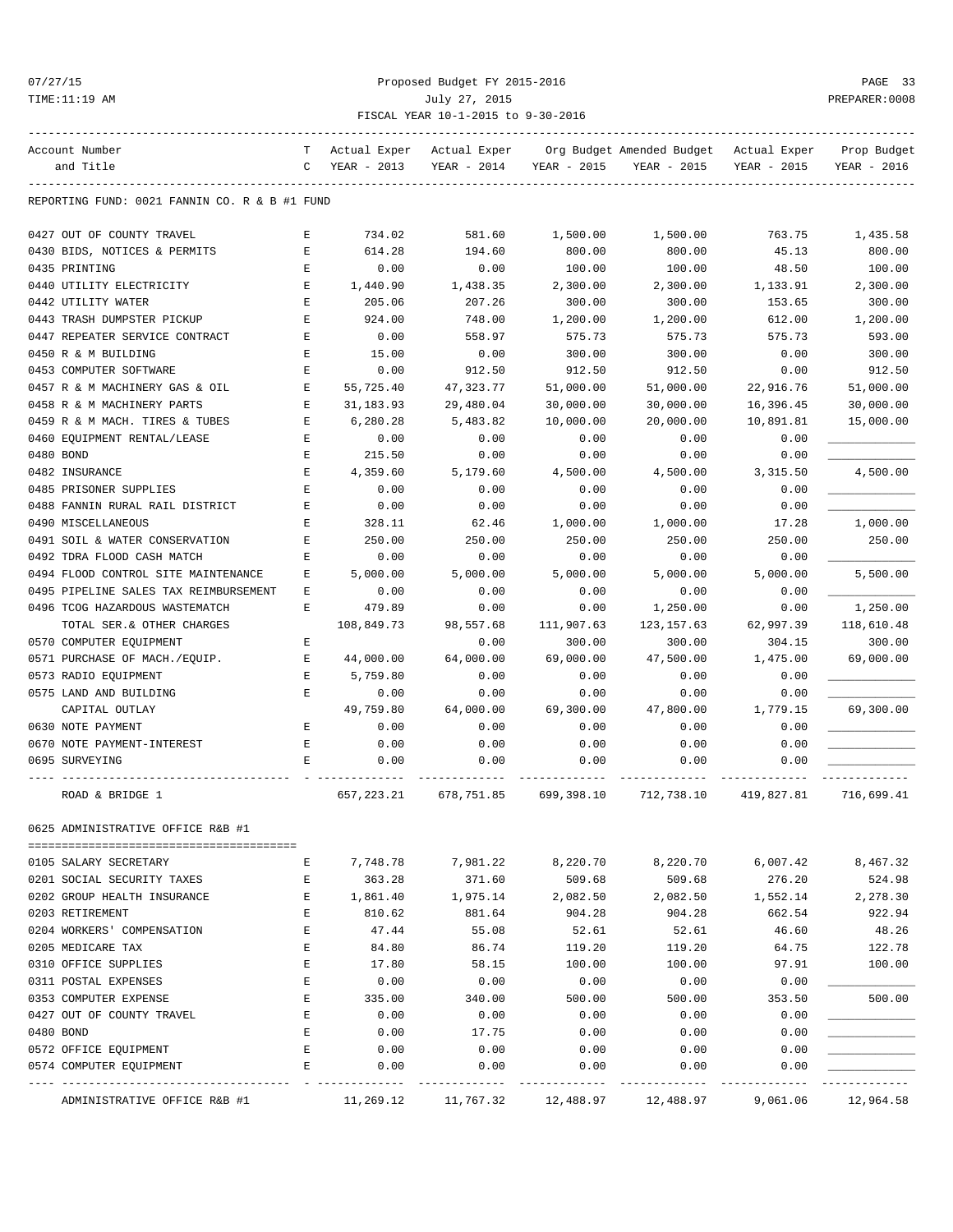Proposed Budget FY 2015-2016
July 27, 2015
FISCAL YEAR 10-1-2015 to 9-30-2016

REPORTING FUND: 0021 FANNIN CO. R & B #1 FUND

| Account Number and Title | TC | Actual Exper YEAR - 2013 | Actual Exper YEAR - 2014 | Org Budget YEAR - 2015 | Amended Budget YEAR - 2015 | Actual Exper YEAR - 2015 | Prop Budget YEAR - 2016 |
|---|---|---|---|---|---|---|---|
| 0427 OUT OF COUNTY TRAVEL | E | 734.02 | 581.60 | 1,500.00 | 1,500.00 | 763.75 | 1,435.58 |
| 0430 BIDS, NOTICES & PERMITS | E | 614.28 | 194.60 | 800.00 | 800.00 | 45.13 | 800.00 |
| 0435 PRINTING | E | 0.00 | 0.00 | 100.00 | 100.00 | 48.50 | 100.00 |
| 0440 UTILITY ELECTRICITY | E | 1,440.90 | 1,438.35 | 2,300.00 | 2,300.00 | 1,133.91 | 2,300.00 |
| 0442 UTILITY WATER | E | 205.06 | 207.26 | 300.00 | 300.00 | 153.65 | 300.00 |
| 0443 TRASH DUMPSTER PICKUP | E | 924.00 | 748.00 | 1,200.00 | 1,200.00 | 612.00 | 1,200.00 |
| 0447 REPEATER SERVICE CONTRACT | E | 0.00 | 558.97 | 575.73 | 575.73 | 575.73 | 593.00 |
| 0450 R & M BUILDING | E | 15.00 | 0.00 | 300.00 | 300.00 | 0.00 | 300.00 |
| 0453 COMPUTER SOFTWARE | E | 0.00 | 912.50 | 912.50 | 912.50 | 0.00 | 912.50 |
| 0457 R & M MACHINERY GAS & OIL | E | 55,725.40 | 47,323.77 | 51,000.00 | 51,000.00 | 22,916.76 | 51,000.00 |
| 0458 R & M MACHINERY PARTS | E | 31,183.93 | 29,480.04 | 30,000.00 | 30,000.00 | 16,396.45 | 30,000.00 |
| 0459 R & M MACH. TIRES & TUBES | E | 6,280.28 | 5,483.82 | 10,000.00 | 20,000.00 | 10,891.81 | 15,000.00 |
| 0460 EQUIPMENT RENTAL/LEASE | E | 0.00 | 0.00 | 0.00 | 0.00 | 0.00 | ____________ |
| 0480 BOND | E | 215.50 | 0.00 | 0.00 | 0.00 | 0.00 | ____________ |
| 0482 INSURANCE | E | 4,359.60 | 5,179.60 | 4,500.00 | 4,500.00 | 3,315.50 | 4,500.00 |
| 0485 PRISONER SUPPLIES | E | 0.00 | 0.00 | 0.00 | 0.00 | 0.00 | ____________ |
| 0488 FANNIN RURAL RAIL DISTRICT | E | 0.00 | 0.00 | 0.00 | 0.00 | 0.00 | ____________ |
| 0490 MISCELLANEOUS | E | 328.11 | 62.46 | 1,000.00 | 1,000.00 | 17.28 | 1,000.00 |
| 0491 SOIL & WATER CONSERVATION | E | 250.00 | 250.00 | 250.00 | 250.00 | 250.00 | 250.00 |
| 0492 TDRA FLOOD CASH MATCH | E | 0.00 | 0.00 | 0.00 | 0.00 | 0.00 | ____________ |
| 0494 FLOOD CONTROL SITE MAINTENANCE | E | 5,000.00 | 5,000.00 | 5,000.00 | 5,000.00 | 5,000.00 | 5,500.00 |
| 0495 PIPELINE SALES TAX REIMBURSEMENT | E | 0.00 | 0.00 | 0.00 | 0.00 | 0.00 | ____________ |
| 0496 TCOG HAZARDOUS WASTEMATCH | E | 479.89 | 0.00 | 0.00 | 1,250.00 | 0.00 | 1,250.00 |
| TOTAL SER.& OTHER CHARGES | | 108,849.73 | 98,557.68 | 111,907.63 | 123,157.63 | 62,997.39 | 118,610.48 |
| 0570 COMPUTER EQUIPMENT | E | | 0.00 | 300.00 | 300.00 | 304.15 | 300.00 |
| 0571 PURCHASE OF MACH./EQUIP. | E | 44,000.00 | 64,000.00 | 69,000.00 | 47,500.00 | 1,475.00 | 69,000.00 |
| 0573 RADIO EQUIPMENT | E | 5,759.80 | 0.00 | 0.00 | 0.00 | 0.00 | ____________ |
| 0575 LAND AND BUILDING | E | 0.00 | 0.00 | 0.00 | 0.00 | 0.00 | ____________ |
| CAPITAL OUTLAY | | 49,759.80 | 64,000.00 | 69,300.00 | 47,800.00 | 1,779.15 | 69,300.00 |
| 0630 NOTE PAYMENT | E | 0.00 | 0.00 | 0.00 | 0.00 | 0.00 | ____________ |
| 0670 NOTE PAYMENT-INTEREST | E | 0.00 | 0.00 | 0.00 | 0.00 | 0.00 | ____________ |
| 0695 SURVEYING | E | 0.00 | 0.00 | 0.00 | 0.00 | 0.00 | ____________ |
| ROAD & BRIDGE 1 | | 657,223.21 | 678,751.85 | 699,398.10 | 712,738.10 | 419,827.81 | 716,699.41 |

0625 ADMINISTRATIVE OFFICE R&B #1

| Account Number and Title | TC | Actual Exper YEAR - 2013 | Actual Exper YEAR - 2014 | Org Budget YEAR - 2015 | Amended Budget YEAR - 2015 | Actual Exper YEAR - 2015 | Prop Budget YEAR - 2016 |
|---|---|---|---|---|---|---|---|
| 0105 SALARY SECRETARY | E | 7,748.78 | 7,981.22 | 8,220.70 | 8,220.70 | 6,007.42 | 8,467.32 |
| 0201 SOCIAL SECURITY TAXES | E | 363.28 | 371.60 | 509.68 | 509.68 | 276.20 | 524.98 |
| 0202 GROUP HEALTH INSURANCE | E | 1,861.40 | 1,975.14 | 2,082.50 | 2,082.50 | 1,552.14 | 2,278.30 |
| 0203 RETIREMENT | E | 810.62 | 881.64 | 904.28 | 904.28 | 662.54 | 922.94 |
| 0204 WORKERS' COMPENSATION | E | 47.44 | 55.08 | 52.61 | 52.61 | 46.60 | 48.26 |
| 0205 MEDICARE TAX | E | 84.80 | 86.74 | 119.20 | 119.20 | 64.75 | 122.78 |
| 0310 OFFICE SUPPLIES | E | 17.80 | 58.15 | 100.00 | 100.00 | 97.91 | 100.00 |
| 0311 POSTAL EXPENSES | E | 0.00 | 0.00 | 0.00 | 0.00 | 0.00 | ____________ |
| 0353 COMPUTER EXPENSE | E | 335.00 | 340.00 | 500.00 | 500.00 | 353.50 | 500.00 |
| 0427 OUT OF COUNTY TRAVEL | E | 0.00 | 0.00 | 0.00 | 0.00 | 0.00 | ____________ |
| 0480 BOND | E | 0.00 | 17.75 | 0.00 | 0.00 | 0.00 | ____________ |
| 0572 OFFICE EQUIPMENT | E | 0.00 | 0.00 | 0.00 | 0.00 | 0.00 | ____________ |
| 0574 COMPUTER EQUIPMENT | E | 0.00 | 0.00 | 0.00 | 0.00 | 0.00 | ____________ |
| ADMINISTRATIVE OFFICE R&B #1 | | 11,269.12 | 11,767.32 | 12,488.97 | 12,488.97 | 9,061.06 | 12,964.58 |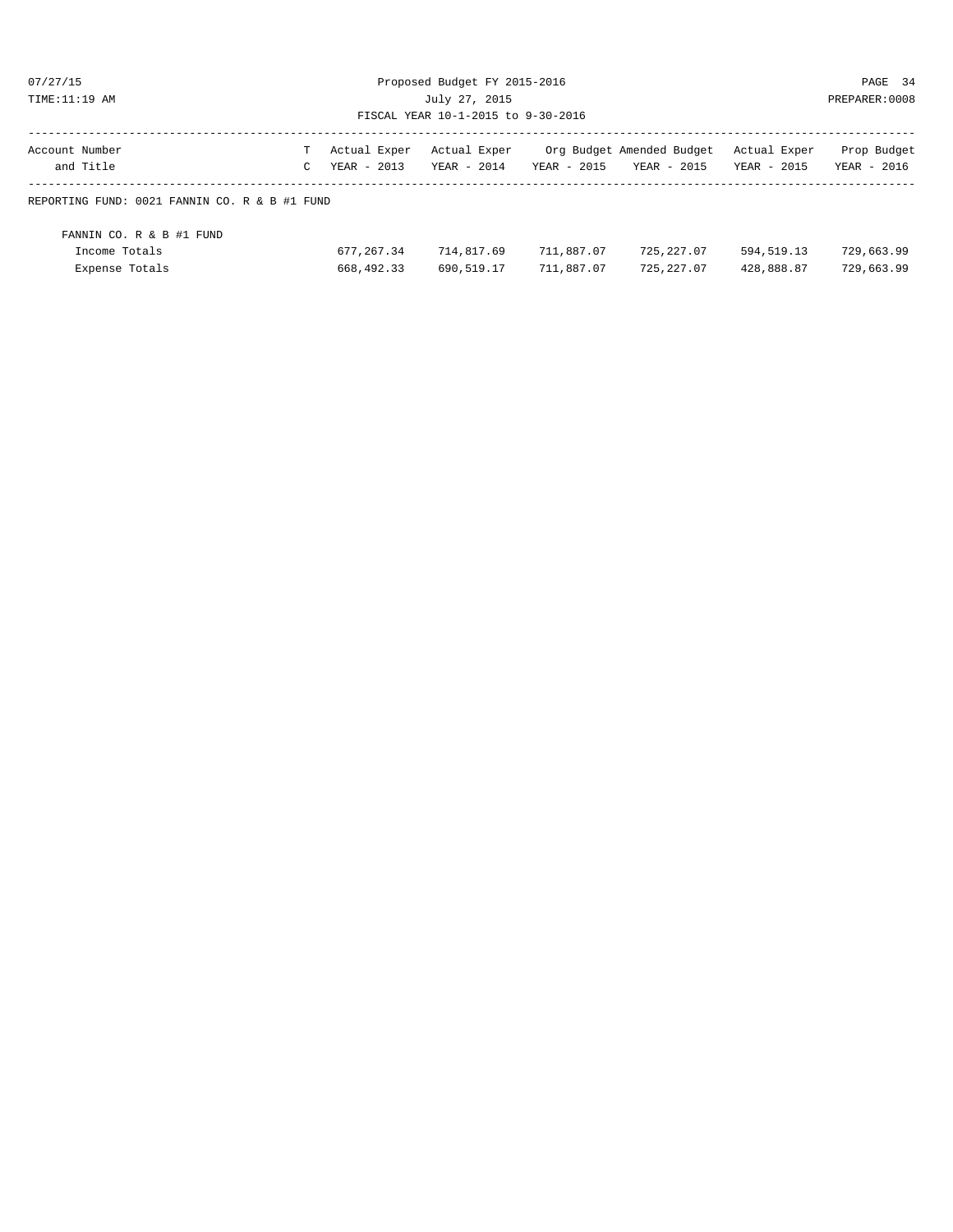Proposed Budget FY 2015-2016

July 27, 2015

FISCAL YEAR 10-1-2015 to 9-30-2016

| Account Number and Title | T C | Actual Exper YEAR - 2013 | Actual Exper YEAR - 2014 | Org Budget YEAR - 2015 | Amended Budget YEAR - 2015 | Actual Exper YEAR - 2015 | Prop Budget YEAR - 2016 |
|---|---|---|---|---|---|---|---|
| REPORTING FUND: 0021 FANNIN CO. R & B #1 FUND | | | | | | | |
| FANNIN CO. R & B #1 FUND | | | | | | | |
| Income Totals | | 677,267.34 | 714,817.69 | 711,887.07 | 725,227.07 | 594,519.13 | 729,663.99 |
| Expense Totals | | 668,492.33 | 690,519.17 | 711,887.07 | 725,227.07 | 428,888.87 | 729,663.99 |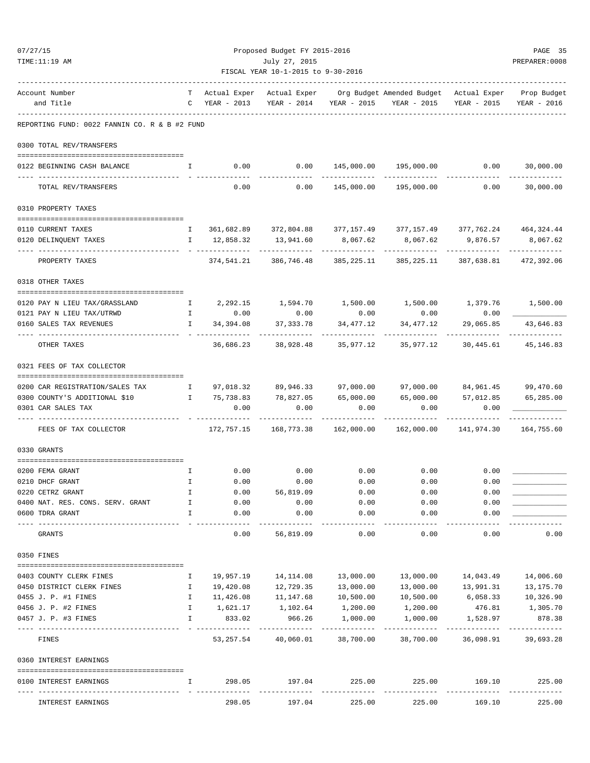Proposed Budget FY 2015-2016
July 27, 2015
FISCAL YEAR 10-1-2015 to 9-30-2016

| Account Number and Title | T C | Actual Exper YEAR - 2013 | Actual Exper YEAR - 2014 | Org Budget YEAR - 2015 | Amended Budget YEAR - 2015 | Actual Exper YEAR - 2015 | Prop Budget YEAR - 2016 |
|---|---|---|---|---|---|---|---|
| **REPORTING FUND: 0022 FANNIN CO. R & B #2 FUND** | | | | | | | |
| **0300 TOTAL REV/TRANSFERS** | | | | | | | |
| 0122 BEGINNING CASH BALANCE | I | 0.00 | 0.00 | 145,000.00 | 195,000.00 | 0.00 | 30,000.00 |
| TOTAL REV/TRANSFERS | | 0.00 | 0.00 | 145,000.00 | 195,000.00 | 0.00 | 30,000.00 |
| **0310 PROPERTY TAXES** | | | | | | | |
| 0110 CURRENT TAXES | I | 361,682.89 | 372,804.88 | 377,157.49 | 377,157.49 | 377,762.24 | 464,324.44 |
| 0120 DELINQUENT TAXES | I | 12,858.32 | 13,941.60 | 8,067.62 | 8,067.62 | 9,876.57 | 8,067.62 |
| PROPERTY TAXES | | 374,541.21 | 386,746.48 | 385,225.11 | 385,225.11 | 387,638.81 | 472,392.06 |
| **0318 OTHER TAXES** | | | | | | | |
| 0120 PAY N LIEU TAX/GRASSLAND | I | 2,292.15 | 1,594.70 | 1,500.00 | 1,500.00 | 1,379.76 | 1,500.00 |
| 0121 PAY N LIEU TAX/UTRWD | I | 0.00 | 0.00 | 0.00 | 0.00 | 0.00 | ____________ |
| 0160 SALES TAX REVENUES | I | 34,394.08 | 37,333.78 | 34,477.12 | 34,477.12 | 29,065.85 | 43,646.83 |
| OTHER TAXES | | 36,686.23 | 38,928.48 | 35,977.12 | 35,977.12 | 30,445.61 | 45,146.83 |
| **0321 FEES OF TAX COLLECTOR** | | | | | | | |
| 0200 CAR REGISTRATION/SALES TAX | I | 97,018.32 | 89,946.33 | 97,000.00 | 97,000.00 | 84,961.45 | 99,470.60 |
| 0300 COUNTY'S ADDITIONAL $10 | I | 75,738.83 | 78,827.05 | 65,000.00 | 65,000.00 | 57,012.85 | 65,285.00 |
| 0301 CAR SALES TAX | | 0.00 | 0.00 | 0.00 | 0.00 | 0.00 | ____________ |
| FEES OF TAX COLLECTOR | | 172,757.15 | 168,773.38 | 162,000.00 | 162,000.00 | 141,974.30 | 164,755.60 |
| **0330 GRANTS** | | | | | | | |
| 0200 FEMA GRANT | I | 0.00 | 0.00 | 0.00 | 0.00 | 0.00 | ____________ |
| 0210 DHCF GRANT | I | 0.00 | 0.00 | 0.00 | 0.00 | 0.00 | ____________ |
| 0220 CETRZ GRANT | I | 0.00 | 56,819.09 | 0.00 | 0.00 | 0.00 | ____________ |
| 0400 NAT. RES. CONS. SERV. GRANT | I | 0.00 | 0.00 | 0.00 | 0.00 | 0.00 | ____________ |
| 0600 TDRA GRANT | I | 0.00 | 0.00 | 0.00 | 0.00 | 0.00 | ____________ |
| GRANTS | | 0.00 | 56,819.09 | 0.00 | 0.00 | 0.00 | 0.00 |
| **0350 FINES** | | | | | | | |
| 0403 COUNTY CLERK FINES | I | 19,957.19 | 14,114.08 | 13,000.00 | 13,000.00 | 14,043.49 | 14,006.60 |
| 0450 DISTRICT CLERK FINES | I | 19,420.08 | 12,729.35 | 13,000.00 | 13,000.00 | 13,991.31 | 13,175.70 |
| 0455 J. P. #1 FINES | I | 11,426.08 | 11,147.68 | 10,500.00 | 10,500.00 | 6,058.33 | 10,326.90 |
| 0456 J. P. #2 FINES | I | 1,621.17 | 1,102.64 | 1,200.00 | 1,200.00 | 476.81 | 1,305.70 |
| 0457 J. P. #3 FINES | I | 833.02 | 966.26 | 1,000.00 | 1,000.00 | 1,528.97 | 878.38 |
| FINES | | 53,257.54 | 40,060.01 | 38,700.00 | 38,700.00 | 36,098.91 | 39,693.28 |
| **0360 INTEREST EARNINGS** | | | | | | | |
| 0100 INTEREST EARNINGS | I | 298.05 | 197.04 | 225.00 | 225.00 | 169.10 | 225.00 |
| INTEREST EARNINGS | | 298.05 | 197.04 | 225.00 | 225.00 | 169.10 | 225.00 |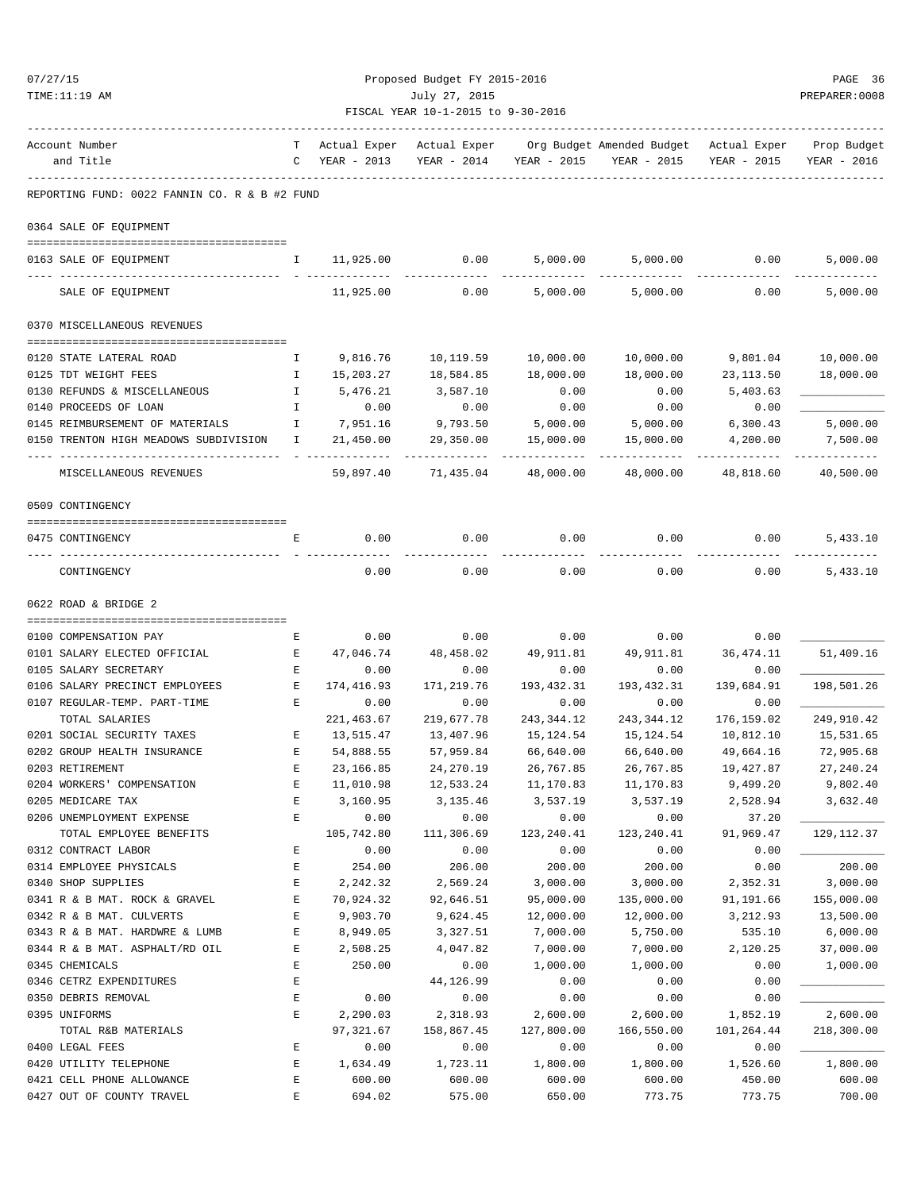Proposed Budget FY 2015-2016
July 27, 2015
FISCAL YEAR 10-1-2015 to 9-30-2016

| Account Number and Title | TC | Actual Exper YEAR - 2013 | Actual Exper YEAR - 2014 | Org Budget YEAR - 2015 | Amended Budget YEAR - 2015 | Actual Exper YEAR - 2015 | Prop Budget YEAR - 2016 |
|---|---|---|---|---|---|---|---|
| **REPORTING FUND: 0022 FANNIN CO. R & B #2 FUND** | | | | | | | |
| **0364 SALE OF EQUIPMENT** | | | | | | | |
| 0163 SALE OF EQUIPMENT | I | 11,925.00 | 0.00 | 5,000.00 | 5,000.00 | 0.00 | 5,000.00 |
| SALE OF EQUIPMENT | | 11,925.00 | 0.00 | 5,000.00 | 5,000.00 | 0.00 | 5,000.00 |
| **0370 MISCELLANEOUS REVENUES** | | | | | | | |
| 0120 STATE LATERAL ROAD | I | 9,816.76 | 10,119.59 | 10,000.00 | 10,000.00 | 9,801.04 | 10,000.00 |
| 0125 TDT WEIGHT FEES | I | 15,203.27 | 18,584.85 | 18,000.00 | 18,000.00 | 23,113.50 | 18,000.00 |
| 0130 REFUNDS & MISCELLANEOUS | I | 5,476.21 | 3,587.10 | 0.00 | 0.00 | 5,403.63 | ____________ |
| 0140 PROCEEDS OF LOAN | I | 0.00 | 0.00 | 0.00 | 0.00 | 0.00 | ____________ |
| 0145 REIMBURSEMENT OF MATERIALS | I | 7,951.16 | 9,793.50 | 5,000.00 | 5,000.00 | 6,300.43 | 5,000.00 |
| 0150 TRENTON HIGH MEADOWS SUBDIVISION | I | 21,450.00 | 29,350.00 | 15,000.00 | 15,000.00 | 4,200.00 | 7,500.00 |
| MISCELLANEOUS REVENUES | | 59,897.40 | 71,435.04 | 48,000.00 | 48,000.00 | 48,818.60 | 40,500.00 |
| **0509 CONTINGENCY** | | | | | | | |
| 0475 CONTINGENCY | E | 0.00 | 0.00 | 0.00 | 0.00 | 0.00 | 5,433.10 |
| CONTINGENCY | | 0.00 | 0.00 | 0.00 | 0.00 | 0.00 | 5,433.10 |
| **0622 ROAD & BRIDGE 2** | | | | | | | |
| 0100 COMPENSATION PAY | E | 0.00 | 0.00 | 0.00 | 0.00 | 0.00 | ____________ |
| 0101 SALARY ELECTED OFFICIAL | E | 47,046.74 | 48,458.02 | 49,911.81 | 49,911.81 | 36,474.11 | 51,409.16 |
| 0105 SALARY SECRETARY | E | 0.00 | 0.00 | 0.00 | 0.00 | 0.00 | ____________ |
| 0106 SALARY PRECINCT EMPLOYEES | E | 174,416.93 | 171,219.76 | 193,432.31 | 193,432.31 | 139,684.91 | 198,501.26 |
| 0107 REGULAR-TEMP. PART-TIME | E | 0.00 | 0.00 | 0.00 | 0.00 | 0.00 | ____________ |
| TOTAL SALARIES | | 221,463.67 | 219,677.78 | 243,344.12 | 243,344.12 | 176,159.02 | 249,910.42 |
| 0201 SOCIAL SECURITY TAXES | E | 13,515.47 | 13,407.96 | 15,124.54 | 15,124.54 | 10,812.10 | 15,531.65 |
| 0202 GROUP HEALTH INSURANCE | E | 54,888.55 | 57,959.84 | 66,640.00 | 66,640.00 | 49,664.16 | 72,905.68 |
| 0203 RETIREMENT | E | 23,166.85 | 24,270.19 | 26,767.85 | 26,767.85 | 19,427.87 | 27,240.24 |
| 0204 WORKERS' COMPENSATION | E | 11,010.98 | 12,533.24 | 11,170.83 | 11,170.83 | 9,499.20 | 9,802.40 |
| 0205 MEDICARE TAX | E | 3,160.95 | 3,135.46 | 3,537.19 | 3,537.19 | 2,528.94 | 3,632.40 |
| 0206 UNEMPLOYMENT EXPENSE | E | 0.00 | 0.00 | 0.00 | 0.00 | 37.20 | ____________ |
| TOTAL EMPLOYEE BENEFITS | | 105,742.80 | 111,306.69 | 123,240.41 | 123,240.41 | 91,969.47 | 129,112.37 |
| 0312 CONTRACT LABOR | E | 0.00 | 0.00 | 0.00 | 0.00 | 0.00 | ____________ |
| 0314 EMPLOYEE PHYSICALS | E | 254.00 | 206.00 | 200.00 | 200.00 | 0.00 | 200.00 |
| 0340 SHOP SUPPLIES | E | 2,242.32 | 2,569.24 | 3,000.00 | 3,000.00 | 2,352.31 | 3,000.00 |
| 0341 R & B MAT. ROCK & GRAVEL | E | 70,924.32 | 92,646.51 | 95,000.00 | 135,000.00 | 91,191.66 | 155,000.00 |
| 0342 R & B MAT. CULVERTS | E | 9,903.70 | 9,624.45 | 12,000.00 | 12,000.00 | 3,212.93 | 13,500.00 |
| 0343 R & B MAT. HARDWRE & LUMB | E | 8,949.05 | 3,327.51 | 7,000.00 | 5,750.00 | 535.10 | 6,000.00 |
| 0344 R & B MAT. ASPHALT/RD OIL | E | 2,508.25 | 4,047.82 | 7,000.00 | 7,000.00 | 2,120.25 | 37,000.00 |
| 0345 CHEMICALS | E | 250.00 | 0.00 | 1,000.00 | 1,000.00 | 0.00 | 1,000.00 |
| 0346 CETRZ EXPENDITURES | E | | 44,126.99 | 0.00 | 0.00 | 0.00 | ____________ |
| 0350 DEBRIS REMOVAL | E | 0.00 | 0.00 | 0.00 | 0.00 | 0.00 | ____________ |
| 0395 UNIFORMS | E | 2,290.03 | 2,318.93 | 2,600.00 | 2,600.00 | 1,852.19 | 2,600.00 |
| TOTAL R&B MATERIALS | | 97,321.67 | 158,867.45 | 127,800.00 | 166,550.00 | 101,264.44 | 218,300.00 |
| 0400 LEGAL FEES | E | 0.00 | 0.00 | 0.00 | 0.00 | 0.00 | ____________ |
| 0420 UTILITY TELEPHONE | E | 1,634.49 | 1,723.11 | 1,800.00 | 1,800.00 | 1,526.60 | 1,800.00 |
| 0421 CELL PHONE ALLOWANCE | E | 600.00 | 600.00 | 600.00 | 600.00 | 450.00 | 600.00 |
| 0427 OUT OF COUNTY TRAVEL | E | 694.02 | 575.00 | 650.00 | 773.75 | 773.75 | 700.00 |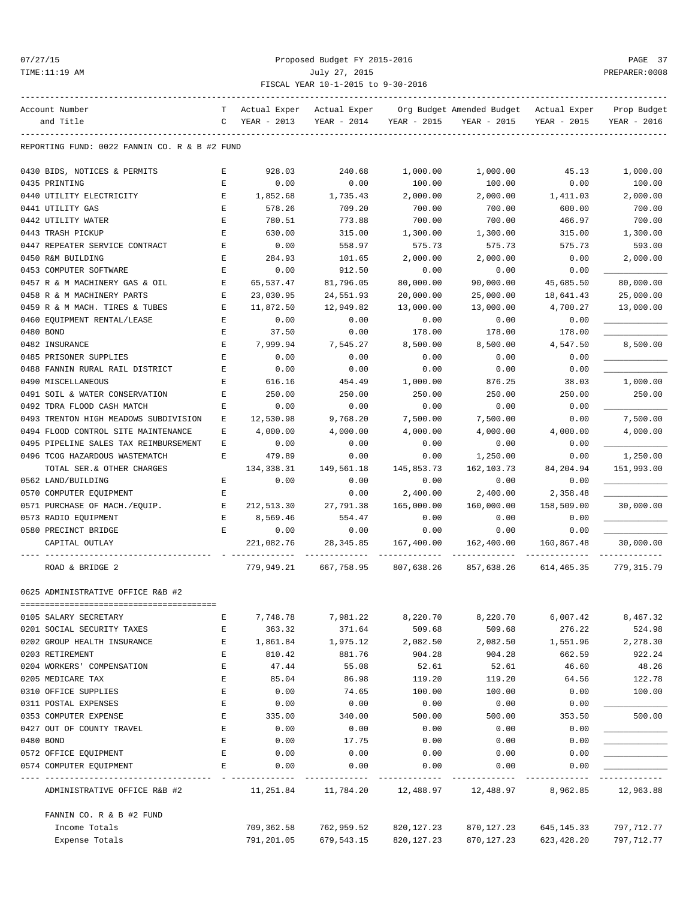Proposed Budget FY 2015-2016

July 27, 2015

FISCAL YEAR 10-1-2015 to 9-30-2016

| Account Number and Title | TC | Actual Exper YEAR - 2013 | Actual Exper YEAR - 2014 | Org Budget YEAR - 2015 | Amended Budget YEAR - 2015 | Actual Exper YEAR - 2015 | Prop Budget YEAR - 2016 |
|---|---|---|---|---|---|---|---|
| **REPORTING FUND: 0022 FANNIN CO. R & B #2 FUND** | | | | | | | |
| 0430 BIDS, NOTICES & PERMITS | E | 928.03 | 240.68 | 1,000.00 | 1,000.00 | 45.13 | 1,000.00 |
| 0435 PRINTING | E | 0.00 | 0.00 | 100.00 | 100.00 | 0.00 | 100.00 |
| 0440 UTILITY ELECTRICITY | E | 1,852.68 | 1,735.43 | 2,000.00 | 2,000.00 | 1,411.03 | 2,000.00 |
| 0441 UTILITY GAS | E | 578.26 | 709.20 | 700.00 | 700.00 | 600.00 | 700.00 |
| 0442 UTILITY WATER | E | 780.51 | 773.88 | 700.00 | 700.00 | 466.97 | 700.00 |
| 0443 TRASH PICKUP | E | 630.00 | 315.00 | 1,300.00 | 1,300.00 | 315.00 | 1,300.00 |
| 0447 REPEATER SERVICE CONTRACT | E | 0.00 | 558.97 | 575.73 | 575.73 | 575.73 | 593.00 |
| 0450 R&M BUILDING | E | 284.93 | 101.65 | 2,000.00 | 2,000.00 | 0.00 | 2,000.00 |
| 0453 COMPUTER SOFTWARE | E | 0.00 | 912.50 | 0.00 | 0.00 | 0.00 | |
| 0457 R & M MACHINERY GAS & OIL | E | 65,537.47 | 81,796.05 | 80,000.00 | 90,000.00 | 45,685.50 | 80,000.00 |
| 0458 R & M MACHINERY PARTS | E | 23,030.95 | 24,551.93 | 20,000.00 | 25,000.00 | 18,641.43 | 25,000.00 |
| 0459 R & M MACH. TIRES & TUBES | E | 11,872.50 | 12,949.82 | 13,000.00 | 13,000.00 | 4,700.27 | 13,000.00 |
| 0460 EQUIPMENT RENTAL/LEASE | E | 0.00 | 0.00 | 0.00 | 0.00 | 0.00 | |
| 0480 BOND | E | 37.50 | 0.00 | 178.00 | 178.00 | 178.00 | |
| 0482 INSURANCE | E | 7,999.94 | 7,545.27 | 8,500.00 | 8,500.00 | 4,547.50 | 8,500.00 |
| 0485 PRISONER SUPPLIES | E | 0.00 | 0.00 | 0.00 | 0.00 | 0.00 | |
| 0488 FANNIN RURAL RAIL DISTRICT | E | 0.00 | 0.00 | 0.00 | 0.00 | 0.00 | |
| 0490 MISCELLANEOUS | E | 616.16 | 454.49 | 1,000.00 | 876.25 | 38.03 | 1,000.00 |
| 0491 SOIL & WATER CONSERVATION | E | 250.00 | 250.00 | 250.00 | 250.00 | 250.00 | 250.00 |
| 0492 TDRA FLOOD CASH MATCH | E | 0.00 | 0.00 | 0.00 | 0.00 | 0.00 | |
| 0493 TRENTON HIGH MEADOWS SUBDIVISION | E | 12,530.98 | 9,768.20 | 7,500.00 | 7,500.00 | 0.00 | 7,500.00 |
| 0494 FLOOD CONTROL SITE MAINTENANCE | E | 4,000.00 | 4,000.00 | 4,000.00 | 4,000.00 | 4,000.00 | 4,000.00 |
| 0495 PIPELINE SALES TAX REIMBURSEMENT | E | 0.00 | 0.00 | 0.00 | 0.00 | 0.00 | |
| 0496 TCOG HAZARDOUS WASTEMATCH | E | 479.89 | 0.00 | 0.00 | 1,250.00 | 0.00 | 1,250.00 |
| TOTAL SER.& OTHER CHARGES | | 134,338.31 | 149,561.18 | 145,853.73 | 162,103.73 | 84,204.94 | 151,993.00 |
| 0562 LAND/BUILDING | E | 0.00 | 0.00 | 0.00 | 0.00 | 0.00 | |
| 0570 COMPUTER EQUIPMENT | E | | 0.00 | 2,400.00 | 2,400.00 | 2,358.48 | |
| 0571 PURCHASE OF MACH./EQUIP. | E | 212,513.30 | 27,791.38 | 165,000.00 | 160,000.00 | 158,509.00 | 30,000.00 |
| 0573 RADIO EQUIPMENT | E | 8,569.46 | 554.47 | 0.00 | 0.00 | 0.00 | |
| 0580 PRECINCT BRIDGE | E | 0.00 | 0.00 | 0.00 | 0.00 | 0.00 | |
| CAPITAL OUTLAY | | 221,082.76 | 28,345.85 | 167,400.00 | 162,400.00 | 160,867.48 | 30,000.00 |
| ROAD & BRIDGE 2 | | 779,949.21 | 667,758.95 | 807,638.26 | 857,638.26 | 614,465.35 | 779,315.79 |
| **0625 ADMINISTRATIVE OFFICE R&B #2** | | | | | | | |
| 0105 SALARY SECRETARY | E | 7,748.78 | 7,981.22 | 8,220.70 | 8,220.70 | 6,007.42 | 8,467.32 |
| 0201 SOCIAL SECURITY TAXES | E | 363.32 | 371.64 | 509.68 | 509.68 | 276.22 | 524.98 |
| 0202 GROUP HEALTH INSURANCE | E | 1,861.84 | 1,975.12 | 2,082.50 | 2,082.50 | 1,551.96 | 2,278.30 |
| 0203 RETIREMENT | E | 810.42 | 881.76 | 904.28 | 904.28 | 662.59 | 922.24 |
| 0204 WORKERS' COMPENSATION | E | 47.44 | 55.08 | 52.61 | 52.61 | 46.60 | 48.26 |
| 0205 MEDICARE TAX | E | 85.04 | 86.98 | 119.20 | 119.20 | 64.56 | 122.78 |
| 0310 OFFICE SUPPLIES | E | 0.00 | 74.65 | 100.00 | 100.00 | 0.00 | 100.00 |
| 0311 POSTAL EXPENSES | E | 0.00 | 0.00 | 0.00 | 0.00 | 0.00 | |
| 0353 COMPUTER EXPENSE | E | 335.00 | 340.00 | 500.00 | 500.00 | 353.50 | 500.00 |
| 0427 OUT OF COUNTY TRAVEL | E | 0.00 | 0.00 | 0.00 | 0.00 | 0.00 | |
| 0480 BOND | E | 0.00 | 17.75 | 0.00 | 0.00 | 0.00 | |
| 0572 OFFICE EQUIPMENT | E | 0.00 | 0.00 | 0.00 | 0.00 | 0.00 | |
| 0574 COMPUTER EQUIPMENT | E | 0.00 | 0.00 | 0.00 | 0.00 | 0.00 | |
| ADMINISTRATIVE OFFICE R&B #2 | | 11,251.84 | 11,784.20 | 12,488.97 | 12,488.97 | 8,962.85 | 12,963.88 |
| **FANNIN CO. R & B #2 FUND** | | | | | | | |
| Income Totals | | 709,362.58 | 762,959.52 | 820,127.23 | 870,127.23 | 645,145.33 | 797,712.77 |
| Expense Totals | | 791,201.05 | 679,543.15 | 820,127.23 | 870,127.23 | 623,428.20 | 797,712.77 |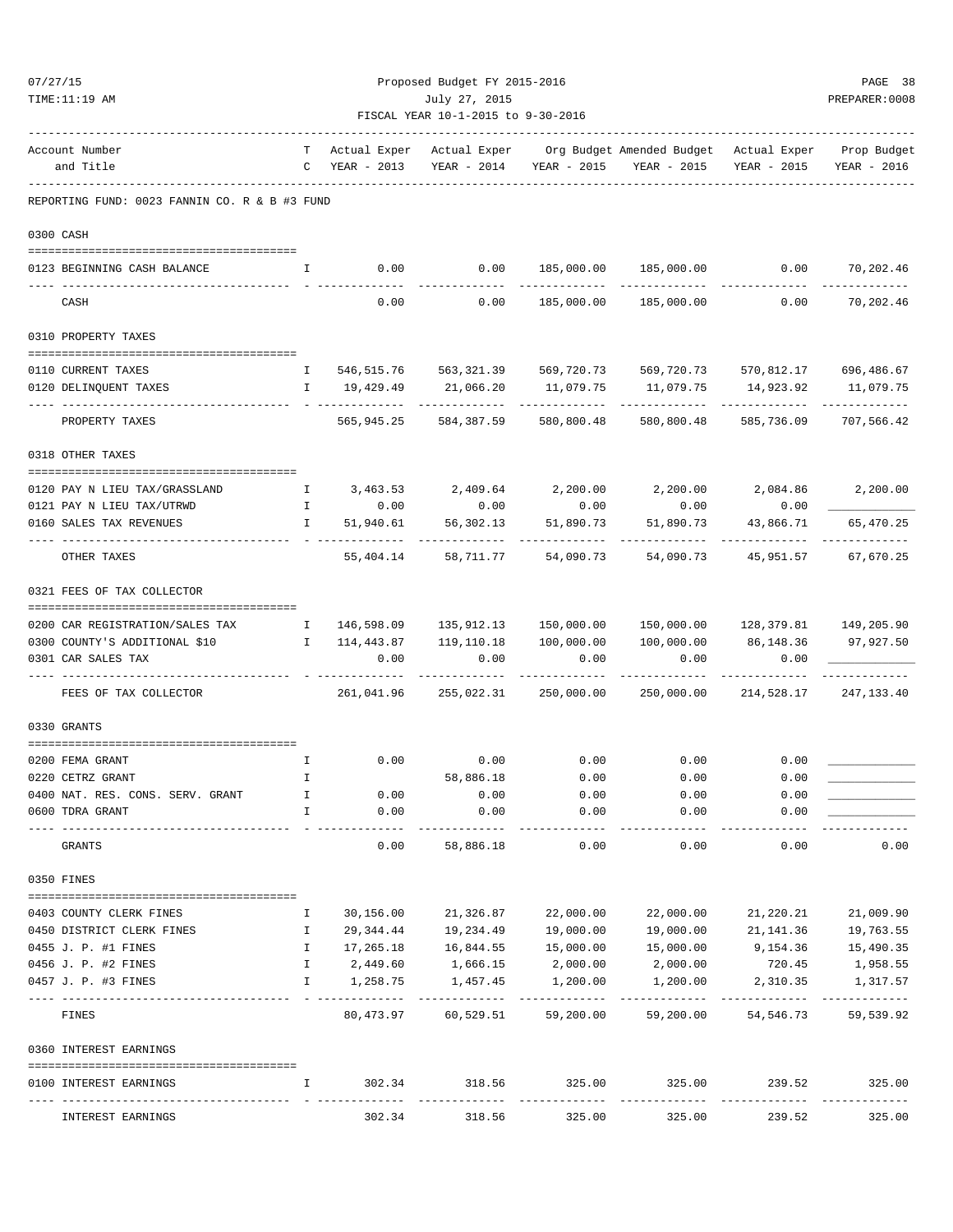Proposed Budget FY 2015-2016

July 27, 2015

FISCAL YEAR 10-1-2015 to 9-30-2016

| Account Number and Title | T C | Actual Exper YEAR - 2013 | Actual Exper YEAR - 2014 | Org Budget YEAR - 2015 | Amended Budget YEAR - 2015 | Actual Exper YEAR - 2015 | Prop Budget YEAR - 2016 |
|---|---|---|---|---|---|---|---|
| **REPORTING FUND: 0023 FANNIN CO. R & B #3 FUND** | | | | | | | |
| **0300 CASH** | | | | | | | |
| 0123 BEGINNING CASH BALANCE | I | 0.00 | 0.00 | 185,000.00 | 185,000.00 | 0.00 | 70,202.46 |
| CASH | | 0.00 | 0.00 | 185,000.00 | 185,000.00 | 0.00 | 70,202.46 |
| **0310 PROPERTY TAXES** | | | | | | | |
| 0110 CURRENT TAXES | I | 546,515.76 | 563,321.39 | 569,720.73 | 569,720.73 | 570,812.17 | 696,486.67 |
| 0120 DELINQUENT TAXES | I | 19,429.49 | 21,066.20 | 11,079.75 | 11,079.75 | 14,923.92 | 11,079.75 |
| PROPERTY TAXES | | 565,945.25 | 584,387.59 | 580,800.48 | 580,800.48 | 585,736.09 | 707,566.42 |
| **0318 OTHER TAXES** | | | | | | | |
| 0120 PAY N LIEU TAX/GRASSLAND | I | 3,463.53 | 2,409.64 | 2,200.00 | 2,200.00 | 2,084.86 | 2,200.00 |
| 0121 PAY N LIEU TAX/UTRWD | I | 0.00 | 0.00 | 0.00 | 0.00 | 0.00 | ____________ |
| 0160 SALES TAX REVENUES | I | 51,940.61 | 56,302.13 | 51,890.73 | 51,890.73 | 43,866.71 | 65,470.25 |
| OTHER TAXES | | 55,404.14 | 58,711.77 | 54,090.73 | 54,090.73 | 45,951.57 | 67,670.25 |
| **0321 FEES OF TAX COLLECTOR** | | | | | | | |
| 0200 CAR REGISTRATION/SALES TAX | I | 146,598.09 | 135,912.13 | 150,000.00 | 150,000.00 | 128,379.81 | 149,205.90 |
| 0300 COUNTY'S ADDITIONAL $10 | I | 114,443.87 | 119,110.18 | 100,000.00 | 100,000.00 | 86,148.36 | 97,927.50 |
| 0301 CAR SALES TAX | | 0.00 | 0.00 | 0.00 | 0.00 | 0.00 | ____________ |
| FEES OF TAX COLLECTOR | | 261,041.96 | 255,022.31 | 250,000.00 | 250,000.00 | 214,528.17 | 247,133.40 |
| **0330 GRANTS** | | | | | | | |
| 0200 FEMA GRANT | I | 0.00 | 0.00 | 0.00 | 0.00 | 0.00 | ____________ |
| 0220 CETRZ GRANT | I | | 58,886.18 | 0.00 | 0.00 | 0.00 | ____________ |
| 0400 NAT. RES. CONS. SERV. GRANT | I | 0.00 | 0.00 | 0.00 | 0.00 | 0.00 | ____________ |
| 0600 TDRA GRANT | I | 0.00 | 0.00 | 0.00 | 0.00 | 0.00 | ____________ |
| GRANTS | | 0.00 | 58,886.18 | 0.00 | 0.00 | 0.00 | 0.00 |
| **0350 FINES** | | | | | | | |
| 0403 COUNTY CLERK FINES | I | 30,156.00 | 21,326.87 | 22,000.00 | 22,000.00 | 21,220.21 | 21,009.90 |
| 0450 DISTRICT CLERK FINES | I | 29,344.44 | 19,234.49 | 19,000.00 | 19,000.00 | 21,141.36 | 19,763.55 |
| 0455 J. P. #1 FINES | I | 17,265.18 | 16,844.55 | 15,000.00 | 15,000.00 | 9,154.36 | 15,490.35 |
| 0456 J. P. #2 FINES | I | 2,449.60 | 1,666.15 | 2,000.00 | 2,000.00 | 720.45 | 1,958.55 |
| 0457 J. P. #3 FINES | I | 1,258.75 | 1,457.45 | 1,200.00 | 1,200.00 | 2,310.35 | 1,317.57 |
| FINES | | 80,473.97 | 60,529.51 | 59,200.00 | 59,200.00 | 54,546.73 | 59,539.92 |
| **0360 INTEREST EARNINGS** | | | | | | | |
| 0100 INTEREST EARNINGS | I | 302.34 | 318.56 | 325.00 | 325.00 | 239.52 | 325.00 |
| INTEREST EARNINGS | | 302.34 | 318.56 | 325.00 | 325.00 | 239.52 | 325.00 |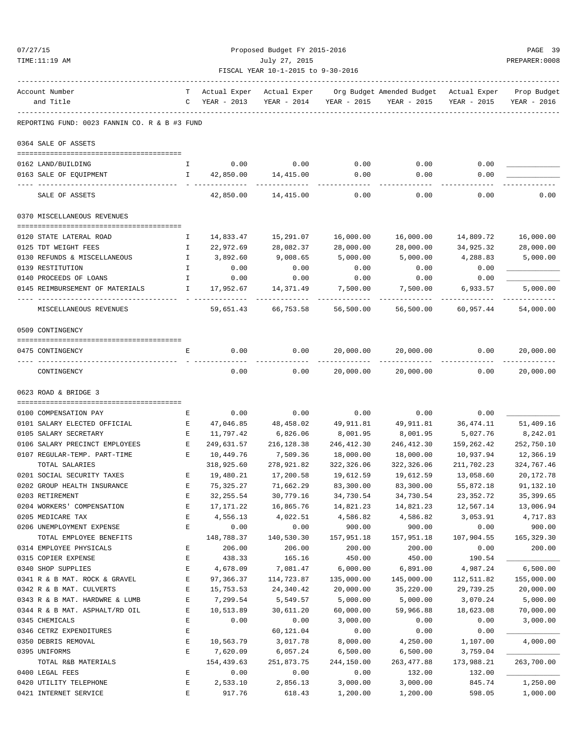Proposed Budget FY 2015-2016
July 27, 2015
FISCAL YEAR 10-1-2015 to 9-30-2016

| Account Number and Title | TC | Actual Exper YEAR - 2013 | Actual Exper YEAR - 2014 | Org Budget YEAR - 2015 | Amended Budget YEAR - 2015 | Actual Exper YEAR - 2015 | Prop Budget YEAR - 2016 |
|---|---|---|---|---|---|---|---|
| **REPORTING FUND: 0023 FANNIN CO. R & B #3 FUND** | | | | | | | |
| **0364 SALE OF ASSETS** | | | | | | | |
| 0162 LAND/BUILDING | I | 0.00 | 0.00 | 0.00 | 0.00 | 0.00 | ____________ |
| 0163 SALE OF EQUIPMENT | I | 42,850.00 | 14,415.00 | 0.00 | 0.00 | 0.00 | ____________ |
| SALE OF ASSETS | | 42,850.00 | 14,415.00 | 0.00 | 0.00 | 0.00 | 0.00 |
| **0370 MISCELLANEOUS REVENUES** | | | | | | | |
| 0120 STATE LATERAL ROAD | I | 14,833.47 | 15,291.07 | 16,000.00 | 16,000.00 | 14,809.72 | 16,000.00 |
| 0125 TDT WEIGHT FEES | I | 22,972.69 | 28,082.37 | 28,000.00 | 28,000.00 | 34,925.32 | 28,000.00 |
| 0130 REFUNDS & MISCELLANEOUS | I | 3,892.60 | 9,008.65 | 5,000.00 | 5,000.00 | 4,288.83 | 5,000.00 |
| 0139 RESTITUTION | I | 0.00 | 0.00 | 0.00 | 0.00 | 0.00 | ____________ |
| 0140 PROCEEDS OF LOANS | I | 0.00 | 0.00 | 0.00 | 0.00 | 0.00 | ____________ |
| 0145 REIMBURSEMENT OF MATERIALS | I | 17,952.67 | 14,371.49 | 7,500.00 | 7,500.00 | 6,933.57 | 5,000.00 |
| MISCELLANEOUS REVENUES | | 59,651.43 | 66,753.58 | 56,500.00 | 56,500.00 | 60,957.44 | 54,000.00 |
| **0509 CONTINGENCY** | | | | | | | |
| 0475 CONTINGENCY | E | 0.00 | 0.00 | 20,000.00 | 20,000.00 | 0.00 | 20,000.00 |
| CONTINGENCY | | 0.00 | 0.00 | 20,000.00 | 20,000.00 | 0.00 | 20,000.00 |
| **0623 ROAD & BRIDGE 3** | | | | | | | |
| 0100 COMPENSATION PAY | E | 0.00 | 0.00 | 0.00 | 0.00 | 0.00 | ____________ |
| 0101 SALARY ELECTED OFFICIAL | E | 47,046.85 | 48,458.02 | 49,911.81 | 49,911.81 | 36,474.11 | 51,409.16 |
| 0105 SALARY SECRETARY | E | 11,797.42 | 6,826.06 | 8,001.95 | 8,001.95 | 5,027.76 | 8,242.01 |
| 0106 SALARY PRECINCT EMPLOYEES | E | 249,631.57 | 216,128.38 | 246,412.30 | 246,412.30 | 159,262.42 | 252,750.10 |
| 0107 REGULAR-TEMP. PART-TIME | E | 10,449.76 | 7,509.36 | 18,000.00 | 18,000.00 | 10,937.94 | 12,366.19 |
| TOTAL SALARIES | | 318,925.60 | 278,921.82 | 322,326.06 | 322,326.06 | 211,702.23 | 324,767.46 |
| 0201 SOCIAL SECURITY TAXES | E | 19,480.21 | 17,200.58 | 19,612.59 | 19,612.59 | 13,058.60 | 20,172.78 |
| 0202 GROUP HEALTH INSURANCE | E | 75,325.27 | 71,662.29 | 83,300.00 | 83,300.00 | 55,872.18 | 91,132.10 |
| 0203 RETIREMENT | E | 32,255.54 | 30,779.16 | 34,730.54 | 34,730.54 | 23,352.72 | 35,399.65 |
| 0204 WORKERS' COMPENSATION | E | 17,171.22 | 16,865.76 | 14,821.23 | 14,821.23 | 12,567.14 | 13,006.94 |
| 0205 MEDICARE TAX | E | 4,556.13 | 4,022.51 | 4,586.82 | 4,586.82 | 3,053.91 | 4,717.83 |
| 0206 UNEMPLOYMENT EXPENSE | E | 0.00 | 0.00 | 900.00 | 900.00 | 0.00 | 900.00 |
| TOTAL EMPLOYEE BENEFITS | | 148,788.37 | 140,530.30 | 157,951.18 | 157,951.18 | 107,904.55 | 165,329.30 |
| 0314 EMPLOYEE PHYSICALS | E | 206.00 | 206.00 | 200.00 | 200.00 | 0.00 | 200.00 |
| 0315 COPIER EXPENSE | E | 438.33 | 165.16 | 450.00 | 450.00 | 190.54 | ____________ |
| 0340 SHOP SUPPLIES | E | 4,678.09 | 7,081.47 | 6,000.00 | 6,891.00 | 4,987.24 | 6,500.00 |
| 0341 R & B MAT. ROCK & GRAVEL | E | 97,366.37 | 114,723.87 | 135,000.00 | 145,000.00 | 112,511.82 | 155,000.00 |
| 0342 R & B MAT. CULVERTS | E | 15,753.53 | 24,340.42 | 20,000.00 | 35,220.00 | 29,739.25 | 20,000.00 |
| 0343 R & B MAT. HARDWRE & LUMB | E | 7,299.54 | 5,549.57 | 5,000.00 | 5,000.00 | 3,070.24 | 5,000.00 |
| 0344 R & B MAT. ASPHALT/RD OIL | E | 10,513.89 | 30,611.20 | 60,000.00 | 59,966.88 | 18,623.08 | 70,000.00 |
| 0345 CHEMICALS | E | 0.00 | 0.00 | 3,000.00 | 0.00 | 0.00 | 3,000.00 |
| 0346 CETRZ EXPENDITURES | E | | 60,121.04 | 0.00 | 0.00 | 0.00 | ____________ |
| 0350 DEBRIS REMOVAL | E | 10,563.79 | 3,017.78 | 8,000.00 | 4,250.00 | 1,107.00 | 4,000.00 |
| 0395 UNIFORMS | E | 7,620.09 | 6,057.24 | 6,500.00 | 6,500.00 | 3,759.04 | ____________ |
| TOTAL R&B MATERIALS | | 154,439.63 | 251,873.75 | 244,150.00 | 263,477.88 | 173,988.21 | 263,700.00 |
| 0400 LEGAL FEES | E | 0.00 | 0.00 | 0.00 | 132.00 | 132.00 | ____________ |
| 0420 UTILITY TELEPHONE | E | 2,533.10 | 2,856.13 | 3,000.00 | 3,000.00 | 845.74 | 1,250.00 |
| 0421 INTERNET SERVICE | E | 917.76 | 618.43 | 1,200.00 | 1,200.00 | 598.05 | 1,000.00 |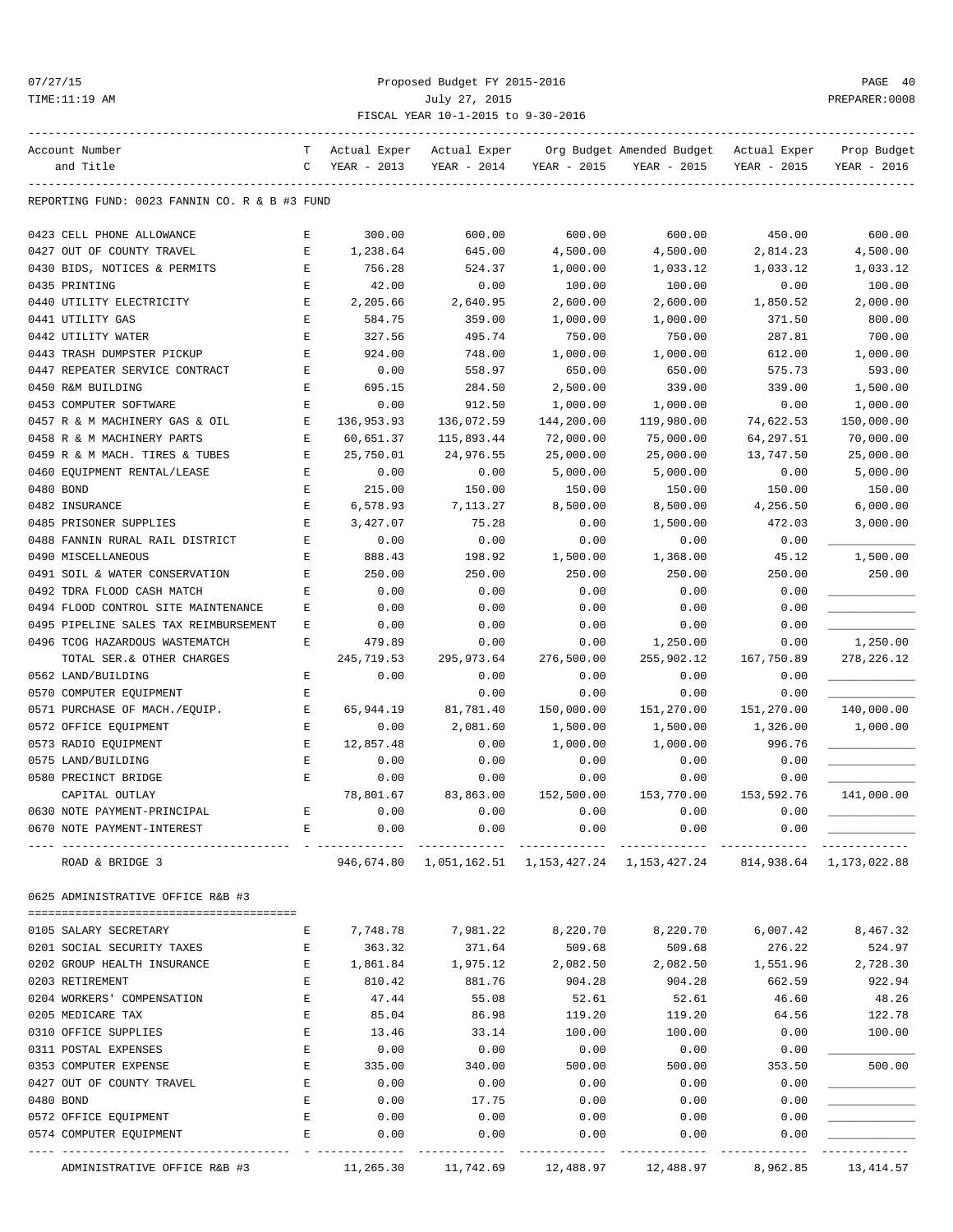REPORTING FUND: 0023 FANNIN CO. R & B #3 FUND

| Account Number and Title | T C | Actual Exper YEAR - 2013 | Actual Exper YEAR - 2014 | Org Budget YEAR - 2015 | Amended Budget YEAR - 2015 | Actual Exper YEAR - 2015 | Prop Budget YEAR - 2016 |
|---|---|---|---|---|---|---|---|
| 0423 CELL PHONE ALLOWANCE | E | 300.00 | 600.00 | 600.00 | 600.00 | 450.00 | 600.00 |
| 0427 OUT OF COUNTY TRAVEL | E | 1,238.64 | 645.00 | 4,500.00 | 4,500.00 | 2,814.23 | 4,500.00 |
| 0430 BIDS, NOTICES & PERMITS | E | 756.28 | 524.37 | 1,000.00 | 1,033.12 | 1,033.12 | 1,033.12 |
| 0435 PRINTING | E | 42.00 | 0.00 | 100.00 | 100.00 | 0.00 | 100.00 |
| 0440 UTILITY ELECTRICITY | E | 2,205.66 | 2,640.95 | 2,600.00 | 2,600.00 | 1,850.52 | 2,000.00 |
| 0441 UTILITY GAS | E | 584.75 | 359.00 | 1,000.00 | 1,000.00 | 371.50 | 800.00 |
| 0442 UTILITY WATER | E | 327.56 | 495.74 | 750.00 | 750.00 | 287.81 | 700.00 |
| 0443 TRASH DUMPSTER PICKUP | E | 924.00 | 748.00 | 1,000.00 | 1,000.00 | 612.00 | 1,000.00 |
| 0447 REPEATER SERVICE CONTRACT | E | 0.00 | 558.97 | 650.00 | 650.00 | 575.73 | 593.00 |
| 0450 R&M BUILDING | E | 695.15 | 284.50 | 2,500.00 | 339.00 | 339.00 | 1,500.00 |
| 0453 COMPUTER SOFTWARE | E | 0.00 | 912.50 | 1,000.00 | 1,000.00 | 0.00 | 1,000.00 |
| 0457 R & M MACHINERY GAS & OIL | E | 136,953.93 | 136,072.59 | 144,200.00 | 119,980.00 | 74,622.53 | 150,000.00 |
| 0458 R & M MACHINERY PARTS | E | 60,651.37 | 115,893.44 | 72,000.00 | 75,000.00 | 64,297.51 | 70,000.00 |
| 0459 R & M MACH. TIRES & TUBES | E | 25,750.01 | 24,976.55 | 25,000.00 | 25,000.00 | 13,747.50 | 25,000.00 |
| 0460 EQUIPMENT RENTAL/LEASE | E | 0.00 | 0.00 | 5,000.00 | 5,000.00 | 0.00 | 5,000.00 |
| 0480 BOND | E | 215.00 | 150.00 | 150.00 | 150.00 | 150.00 | 150.00 |
| 0482 INSURANCE | E | 6,578.93 | 7,113.27 | 8,500.00 | 8,500.00 | 4,256.50 | 6,000.00 |
| 0485 PRISONER SUPPLIES | E | 3,427.07 | 75.28 | 0.00 | 1,500.00 | 472.03 | 3,000.00 |
| 0488 FANNIN RURAL RAIL DISTRICT | E | 0.00 | 0.00 | 0.00 | 0.00 | 0.00 | ____________ |
| 0490 MISCELLANEOUS | E | 888.43 | 198.92 | 1,500.00 | 1,368.00 | 45.12 | 1,500.00 |
| 0491 SOIL & WATER CONSERVATION | E | 250.00 | 250.00 | 250.00 | 250.00 | 250.00 | 250.00 |
| 0492 TDRA FLOOD CASH MATCH | E | 0.00 | 0.00 | 0.00 | 0.00 | 0.00 | ____________ |
| 0494 FLOOD CONTROL SITE MAINTENANCE | E | 0.00 | 0.00 | 0.00 | 0.00 | 0.00 | ____________ |
| 0495 PIPELINE SALES TAX REIMBURSEMENT | E | 0.00 | 0.00 | 0.00 | 0.00 | 0.00 | ____________ |
| 0496 TCOG HAZARDOUS WASTEMATCH | E | 479.89 | 0.00 | 0.00 | 1,250.00 | 0.00 | 1,250.00 |
| TOTAL SER.& OTHER CHARGES | | 245,719.53 | 295,973.64 | 276,500.00 | 255,902.12 | 167,750.89 | 278,226.12 |
| 0562 LAND/BUILDING | E | 0.00 | 0.00 | 0.00 | 0.00 | 0.00 | ____________ |
| 0570 COMPUTER EQUIPMENT | E | | 0.00 | 0.00 | 0.00 | 0.00 | ____________ |
| 0571 PURCHASE OF MACH./EQUIP. | E | 65,944.19 | 81,781.40 | 150,000.00 | 151,270.00 | 151,270.00 | 140,000.00 |
| 0572 OFFICE EQUIPMENT | E | 0.00 | 2,081.60 | 1,500.00 | 1,500.00 | 1,326.00 | 1,000.00 |
| 0573 RADIO EQUIPMENT | E | 12,857.48 | 0.00 | 1,000.00 | 1,000.00 | 996.76 | ____________ |
| 0575 LAND/BUILDING | E | 0.00 | 0.00 | 0.00 | 0.00 | 0.00 | ____________ |
| 0580 PRECINCT BRIDGE | E | 0.00 | 0.00 | 0.00 | 0.00 | 0.00 | ____________ |
| CAPITAL OUTLAY | | 78,801.67 | 83,863.00 | 152,500.00 | 153,770.00 | 153,592.76 | 141,000.00 |
| 0630 NOTE PAYMENT-PRINCIPAL | E | 0.00 | 0.00 | 0.00 | 0.00 | 0.00 | ____________ |
| 0670 NOTE PAYMENT-INTEREST | E | 0.00 | 0.00 | 0.00 | 0.00 | 0.00 | ____________ |
| ROAD & BRIDGE 3 | | 946,674.80 | 1,051,162.51 | 1,153,427.24 | 1,153,427.24 | 814,938.64 | 1,173,022.88 |

0625 ADMINISTRATIVE OFFICE R&B #3

| Account Number and Title | T C | Actual Exper YEAR - 2013 | Actual Exper YEAR - 2014 | Org Budget YEAR - 2015 | Amended Budget YEAR - 2015 | Actual Exper YEAR - 2015 | Prop Budget YEAR - 2016 |
|---|---|---|---|---|---|---|---|
| 0105 SALARY SECRETARY | E | 7,748.78 | 7,981.22 | 8,220.70 | 8,220.70 | 6,007.42 | 8,467.32 |
| 0201 SOCIAL SECURITY TAXES | E | 363.32 | 371.64 | 509.68 | 509.68 | 276.22 | 524.97 |
| 0202 GROUP HEALTH INSURANCE | E | 1,861.84 | 1,975.12 | 2,082.50 | 2,082.50 | 1,551.96 | 2,728.30 |
| 0203 RETIREMENT | E | 810.42 | 881.76 | 904.28 | 904.28 | 662.59 | 922.94 |
| 0204 WORKERS' COMPENSATION | E | 47.44 | 55.08 | 52.61 | 52.61 | 46.60 | 48.26 |
| 0205 MEDICARE TAX | E | 85.04 | 86.98 | 119.20 | 119.20 | 64.56 | 122.78 |
| 0310 OFFICE SUPPLIES | E | 13.46 | 33.14 | 100.00 | 100.00 | 0.00 | 100.00 |
| 0311 POSTAL EXPENSES | E | 0.00 | 0.00 | 0.00 | 0.00 | 0.00 | ____________ |
| 0353 COMPUTER EXPENSE | E | 335.00 | 340.00 | 500.00 | 500.00 | 353.50 | 500.00 |
| 0427 OUT OF COUNTY TRAVEL | E | 0.00 | 0.00 | 0.00 | 0.00 | 0.00 | ____________ |
| 0480 BOND | E | 0.00 | 17.75 | 0.00 | 0.00 | 0.00 | ____________ |
| 0572 OFFICE EQUIPMENT | E | 0.00 | 0.00 | 0.00 | 0.00 | 0.00 | ____________ |
| 0574 COMPUTER EQUIPMENT | E | 0.00 | 0.00 | 0.00 | 0.00 | 0.00 | ____________ |
| ADMINISTRATIVE OFFICE R&B #3 | | 11,265.30 | 11,742.69 | 12,488.97 | 12,488.97 | 8,962.85 | 13,414.57 |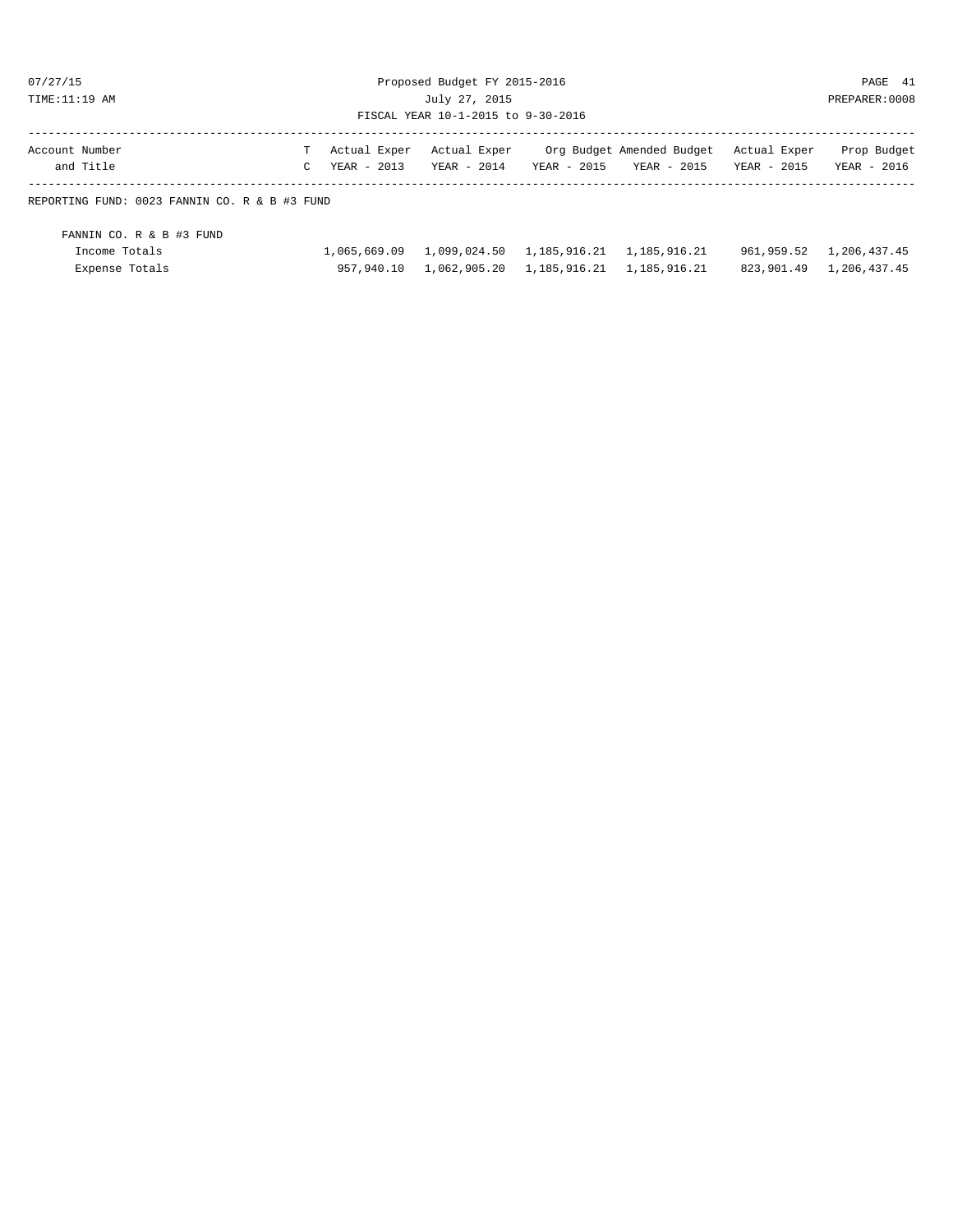Proposed Budget FY 2015-2016

July 27, 2015

FISCAL YEAR 10-1-2015 to 9-30-2016

| Account Number and Title | T C | Actual Exper YEAR - 2013 | Actual Exper YEAR - 2014 | Org Budget YEAR - 2015 | Amended Budget YEAR - 2015 | Actual Exper YEAR - 2015 | Prop Budget YEAR - 2016 |
|---|---|---|---|---|---|---|---|
| REPORTING FUND: 0023 FANNIN CO. R & B #3 FUND | | | | | | | |
| FANNIN CO. R & B #3 FUND | | | | | | | |
| Income Totals | | 1,065,669.09 | 1,099,024.50 | 1,185,916.21 | 1,185,916.21 | 961,959.52 | 1,206,437.45 |
| Expense Totals | | 957,940.10 | 1,062,905.20 | 1,185,916.21 | 1,185,916.21 | 823,901.49 | 1,206,437.45 |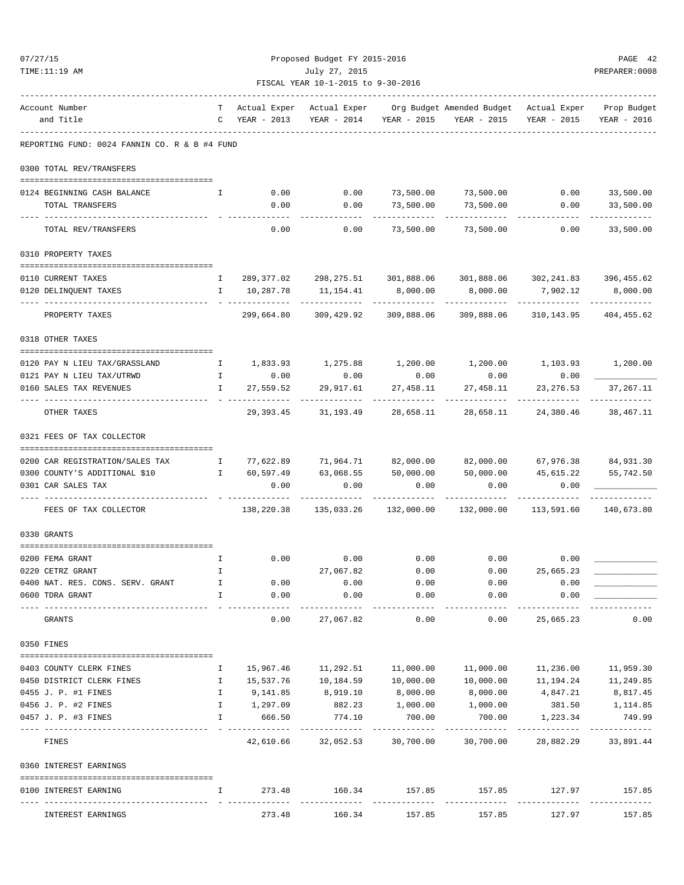Proposed Budget FY 2015-2016

July 27, 2015

FISCAL YEAR 10-1-2015 to 9-30-2016

| Account Number and Title | TC | Actual Exper YEAR - 2013 | Actual Exper YEAR - 2014 | Org Budget YEAR - 2015 | Amended Budget YEAR - 2015 | Actual Exper YEAR - 2015 | Prop Budget YEAR - 2016 |
|---|---|---|---|---|---|---|---|
| **REPORTING FUND: 0024 FANNIN CO. R & B #4 FUND** | | | | | | | |
| **0300 TOTAL REV/TRANSFERS** | | | | | | | |
| 0124 BEGINNING CASH BALANCE | I | 0.00 | 0.00 | 73,500.00 | 73,500.00 | 0.00 | 33,500.00 |
| TOTAL TRANSFERS | | 0.00 | 0.00 | 73,500.00 | 73,500.00 | 0.00 | 33,500.00 |
| TOTAL REV/TRANSFERS | | 0.00 | 0.00 | 73,500.00 | 73,500.00 | 0.00 | 33,500.00 |
| **0310 PROPERTY TAXES** | | | | | | | |
| 0110 CURRENT TAXES | I | 289,377.02 | 298,275.51 | 301,888.06 | 301,888.06 | 302,241.83 | 396,455.62 |
| 0120 DELINQUENT TAXES | I | 10,287.78 | 11,154.41 | 8,000.00 | 8,000.00 | 7,902.12 | 8,000.00 |
| PROPERTY TAXES | | 299,664.80 | 309,429.92 | 309,888.06 | 309,888.06 | 310,143.95 | 404,455.62 |
| **0318 OTHER TAXES** | | | | | | | |
| 0120 PAY N LIEU TAX/GRASSLAND | I | 1,833.93 | 1,275.88 | 1,200.00 | 1,200.00 | 1,103.93 | 1,200.00 |
| 0121 PAY N LIEU TAX/UTRWD | I | 0.00 | 0.00 | 0.00 | 0.00 | 0.00 | ____________ |
| 0160 SALES TAX REVENUES | I | 27,559.52 | 29,917.61 | 27,458.11 | 27,458.11 | 23,276.53 | 37,267.11 |
| OTHER TAXES | | 29,393.45 | 31,193.49 | 28,658.11 | 28,658.11 | 24,380.46 | 38,467.11 |
| **0321 FEES OF TAX COLLECTOR** | | | | | | | |
| 0200 CAR REGISTRATION/SALES TAX | I | 77,622.89 | 71,964.71 | 82,000.00 | 82,000.00 | 67,976.38 | 84,931.30 |
| 0300 COUNTY'S ADDITIONAL $10 | I | 60,597.49 | 63,068.55 | 50,000.00 | 50,000.00 | 45,615.22 | 55,742.50 |
| 0301 CAR SALES TAX | | 0.00 | 0.00 | 0.00 | 0.00 | 0.00 | ____________ |
| FEES OF TAX COLLECTOR | | 138,220.38 | 135,033.26 | 132,000.00 | 132,000.00 | 113,591.60 | 140,673.80 |
| **0330 GRANTS** | | | | | | | |
| 0200 FEMA GRANT | I | 0.00 | 0.00 | 0.00 | 0.00 | 0.00 | ____________ |
| 0220 CETRZ GRANT | I | | 27,067.82 | 0.00 | 0.00 | 25,665.23 | ____________ |
| 0400 NAT. RES. CONS. SERV. GRANT | I | 0.00 | 0.00 | 0.00 | 0.00 | 0.00 | ____________ |
| 0600 TDRA GRANT | I | 0.00 | 0.00 | 0.00 | 0.00 | 0.00 | ____________ |
| GRANTS | | 0.00 | 27,067.82 | 0.00 | 0.00 | 25,665.23 | 0.00 |
| **0350 FINES** | | | | | | | |
| 0403 COUNTY CLERK FINES | I | 15,967.46 | 11,292.51 | 11,000.00 | 11,000.00 | 11,236.00 | 11,959.30 |
| 0450 DISTRICT CLERK FINES | I | 15,537.76 | 10,184.59 | 10,000.00 | 10,000.00 | 11,194.24 | 11,249.85 |
| 0455 J. P. #1 FINES | I | 9,141.85 | 8,919.10 | 8,000.00 | 8,000.00 | 4,847.21 | 8,817.45 |
| 0456 J. P. #2 FINES | I | 1,297.09 | 882.23 | 1,000.00 | 1,000.00 | 381.50 | 1,114.85 |
| 0457 J. P. #3 FINES | I | 666.50 | 774.10 | 700.00 | 700.00 | 1,223.34 | 749.99 |
| FINES | | 42,610.66 | 32,052.53 | 30,700.00 | 30,700.00 | 28,882.29 | 33,891.44 |
| **0360 INTEREST EARNINGS** | | | | | | | |
| 0100 INTEREST EARNING | I | 273.48 | 160.34 | 157.85 | 157.85 | 127.97 | 157.85 |
| INTEREST EARNINGS | | 273.48 | 160.34 | 157.85 | 157.85 | 127.97 | 157.85 |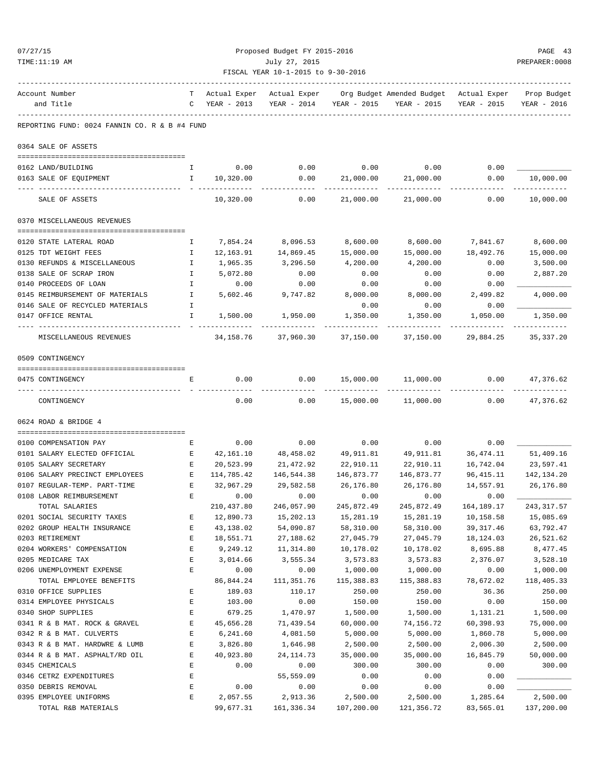Proposed Budget FY 2015-2016

July 27, 2015

FISCAL YEAR 10-1-2015 to 9-30-2016

| Account Number and Title | T C | Actual Exper YEAR - 2013 | Actual Exper YEAR - 2014 | Org Budget YEAR - 2015 | Amended Budget YEAR - 2015 | Actual Exper YEAR - 2015 | Prop Budget YEAR - 2016 |
|---|---|---|---|---|---|---|---|
| **REPORTING FUND: 0024 FANNIN CO. R & B #4 FUND** | | | | | | | |
| **0364 SALE OF ASSETS** | | | | | | | |
| 0162 LAND/BUILDING | I | 0.00 | 0.00 | 0.00 | 0.00 | 0.00 | |
| 0163 SALE OF EQUIPMENT | I | 10,320.00 | 0.00 | 21,000.00 | 21,000.00 | 0.00 | 10,000.00 |
| SALE OF ASSETS | | 10,320.00 | 0.00 | 21,000.00 | 21,000.00 | 0.00 | 10,000.00 |
| **0370 MISCELLANEOUS REVENUES** | | | | | | | |
| 0120 STATE LATERAL ROAD | I | 7,854.24 | 8,096.53 | 8,600.00 | 8,600.00 | 7,841.67 | 8,600.00 |
| 0125 TDT WEIGHT FEES | I | 12,163.91 | 14,869.45 | 15,000.00 | 15,000.00 | 18,492.76 | 15,000.00 |
| 0130 REFUNDS & MISCELLANEOUS | I | 1,965.35 | 3,296.50 | 4,200.00 | 4,200.00 | 0.00 | 3,500.00 |
| 0138 SALE OF SCRAP IRON | I | 5,072.80 | 0.00 | 0.00 | 0.00 | 0.00 | 2,887.20 |
| 0140 PROCEEDS OF LOAN | I | 0.00 | 0.00 | 0.00 | 0.00 | 0.00 | |
| 0145 REIMBURSEMENT OF MATERIALS | I | 5,602.46 | 9,747.82 | 8,000.00 | 8,000.00 | 2,499.82 | 4,000.00 |
| 0146 SALE OF RECYCLED MATERIALS | I | | | 0.00 | 0.00 | 0.00 | |
| 0147 OFFICE RENTAL | I | 1,500.00 | 1,950.00 | 1,350.00 | 1,350.00 | 1,050.00 | 1,350.00 |
| MISCELLANEOUS REVENUES | | 34,158.76 | 37,960.30 | 37,150.00 | 37,150.00 | 29,884.25 | 35,337.20 |
| **0509 CONTINGENCY** | | | | | | | |
| 0475 CONTINGENCY | E | 0.00 | 0.00 | 15,000.00 | 11,000.00 | 0.00 | 47,376.62 |
| CONTINGENCY | | 0.00 | 0.00 | 15,000.00 | 11,000.00 | 0.00 | 47,376.62 |
| **0624 ROAD & BRIDGE 4** | | | | | | | |
| 0100 COMPENSATION PAY | E | 0.00 | 0.00 | 0.00 | 0.00 | 0.00 | |
| 0101 SALARY ELECTED OFFICIAL | E | 42,161.10 | 48,458.02 | 49,911.81 | 49,911.81 | 36,474.11 | 51,409.16 |
| 0105 SALARY SECRETARY | E | 20,523.99 | 21,472.92 | 22,910.11 | 22,910.11 | 16,742.04 | 23,597.41 |
| 0106 SALARY PRECINCT EMPLOYEES | E | 114,785.42 | 146,544.38 | 146,873.77 | 146,873.77 | 96,415.11 | 142,134.20 |
| 0107 REGULAR-TEMP. PART-TIME | E | 32,967.29 | 29,582.58 | 26,176.80 | 26,176.80 | 14,557.91 | 26,176.80 |
| 0108 LABOR REIMBURSEMENT | E | 0.00 | 0.00 | 0.00 | 0.00 | 0.00 | |
| TOTAL SALARIES | | 210,437.80 | 246,057.90 | 245,872.49 | 245,872.49 | 164,189.17 | 243,317.57 |
| 0201 SOCIAL SECURITY TAXES | E | 12,890.73 | 15,202.13 | 15,281.19 | 15,281.19 | 10,158.58 | 15,085.69 |
| 0202 GROUP HEALTH INSURANCE | E | 43,138.02 | 54,090.87 | 58,310.00 | 58,310.00 | 39,317.46 | 63,792.47 |
| 0203 RETIREMENT | E | 18,551.71 | 27,188.62 | 27,045.79 | 27,045.79 | 18,124.03 | 26,521.62 |
| 0204 WORKERS' COMPENSATION | E | 9,249.12 | 11,314.80 | 10,178.02 | 10,178.02 | 8,695.88 | 8,477.45 |
| 0205 MEDICARE TAX | E | 3,014.66 | 3,555.34 | 3,573.83 | 3,573.83 | 2,376.07 | 3,528.10 |
| 0206 UNEMPLOYMENT EXPENSE | E | 0.00 | 0.00 | 1,000.00 | 1,000.00 | 0.00 | 1,000.00 |
| TOTAL EMPLOYEE BENEFITS | | 86,844.24 | 111,351.76 | 115,388.83 | 115,388.83 | 78,672.02 | 118,405.33 |
| 0310 OFFICE SUPPLIES | E | 189.03 | 110.17 | 250.00 | 250.00 | 36.36 | 250.00 |
| 0314 EMPLOYEE PHYSICALS | E | 103.00 | 0.00 | 150.00 | 150.00 | 0.00 | 150.00 |
| 0340 SHOP SUPPLIES | E | 679.25 | 1,470.97 | 1,500.00 | 1,500.00 | 1,131.21 | 1,500.00 |
| 0341 R & B MAT. ROCK & GRAVEL | E | 45,656.28 | 71,439.54 | 60,000.00 | 74,156.72 | 60,398.93 | 75,000.00 |
| 0342 R & B MAT. CULVERTS | E | 6,241.60 | 4,081.50 | 5,000.00 | 5,000.00 | 1,860.78 | 5,000.00 |
| 0343 R & B MAT. HARDWRE & LUMB | E | 3,826.80 | 1,646.98 | 2,500.00 | 2,500.00 | 2,006.30 | 2,500.00 |
| 0344 R & B MAT. ASPHALT/RD OIL | E | 40,923.80 | 24,114.73 | 35,000.00 | 35,000.00 | 16,845.79 | 50,000.00 |
| 0345 CHEMICALS | E | 0.00 | 0.00 | 300.00 | 300.00 | 0.00 | 300.00 |
| 0346 CETRZ EXPENDITURES | E | | 55,559.09 | 0.00 | 0.00 | 0.00 | |
| 0350 DEBRIS REMOVAL | E | 0.00 | 0.00 | 0.00 | 0.00 | 0.00 | |
| 0395 EMPLOYEE UNIFORMS | E | 2,057.55 | 2,913.36 | 2,500.00 | 2,500.00 | 1,285.64 | 2,500.00 |
| TOTAL R&B MATERIALS | | 99,677.31 | 161,336.34 | 107,200.00 | 121,356.72 | 83,565.01 | 137,200.00 |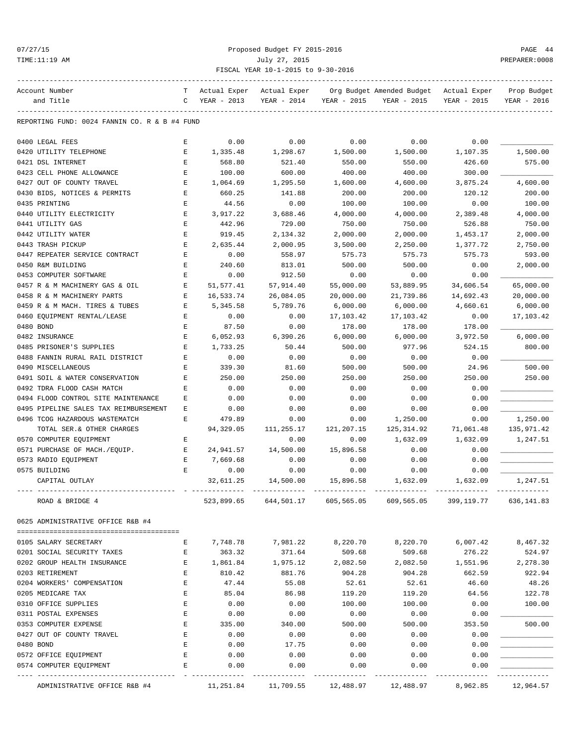Proposed Budget FY 2015-2016

July 27, 2015

FISCAL YEAR 10-1-2015 to 9-30-2016

| Account Number and Title | T C | Actual Exper YEAR - 2013 | Actual Exper YEAR - 2014 | Org Budget YEAR - 2015 | Amended Budget YEAR - 2015 | Actual Exper YEAR - 2015 | Prop Budget YEAR - 2016 |
|---|---|---|---|---|---|---|---|
| REPORTING FUND: 0024 FANNIN CO. R & B #4 FUND | | | | | | | |
| 0400 LEGAL FEES | E | 0.00 | 0.00 | 0.00 | 0.00 | 0.00 | ____________ |
| 0420 UTILITY TELEPHONE | E | 1,335.48 | 1,298.67 | 1,500.00 | 1,500.00 | 1,107.35 | 1,500.00 |
| 0421 DSL INTERNET | E | 568.80 | 521.40 | 550.00 | 550.00 | 426.60 | 575.00 |
| 0423 CELL PHONE ALLOWANCE | E | 100.00 | 600.00 | 400.00 | 400.00 | 300.00 | ____________ |
| 0427 OUT OF COUNTY TRAVEL | E | 1,064.69 | 1,295.50 | 1,600.00 | 4,600.00 | 3,875.24 | 4,600.00 |
| 0430 BIDS, NOTICES & PERMITS | E | 660.25 | 141.88 | 200.00 | 200.00 | 120.12 | 200.00 |
| 0435 PRINTING | E | 44.56 | 0.00 | 100.00 | 100.00 | 0.00 | 100.00 |
| 0440 UTILITY ELECTRICITY | E | 3,917.22 | 3,688.46 | 4,000.00 | 4,000.00 | 2,389.48 | 4,000.00 |
| 0441 UTILITY GAS | E | 442.96 | 729.00 | 750.00 | 750.00 | 526.88 | 750.00 |
| 0442 UTILITY WATER | E | 919.45 | 2,134.32 | 2,000.00 | 2,000.00 | 1,453.17 | 2,000.00 |
| 0443 TRASH PICKUP | E | 2,635.44 | 2,000.95 | 3,500.00 | 2,250.00 | 1,377.72 | 2,750.00 |
| 0447 REPEATER SERVICE CONTRACT | E | 0.00 | 558.97 | 575.73 | 575.73 | 575.73 | 593.00 |
| 0450 R&M BUILDING | E | 240.60 | 813.01 | 500.00 | 500.00 | 0.00 | 2,000.00 |
| 0453 COMPUTER SOFTWARE | E | 0.00 | 912.50 | 0.00 | 0.00 | 0.00 | ____________ |
| 0457 R & M MACHINERY GAS & OIL | E | 51,577.41 | 57,914.40 | 55,000.00 | 53,889.95 | 34,606.54 | 65,000.00 |
| 0458 R & M MACHINERY PARTS | E | 16,533.74 | 26,084.05 | 20,000.00 | 21,739.86 | 14,692.43 | 20,000.00 |
| 0459 R & M MACH. TIRES & TUBES | E | 5,345.58 | 5,789.76 | 6,000.00 | 6,000.00 | 4,660.61 | 6,000.00 |
| 0460 EQUIPMENT RENTAL/LEASE | E | 0.00 | 0.00 | 17,103.42 | 17,103.42 | 0.00 | 17,103.42 |
| 0480 BOND | E | 87.50 | 0.00 | 178.00 | 178.00 | 178.00 | ____________ |
| 0482 INSURANCE | E | 6,052.93 | 6,390.26 | 6,000.00 | 6,000.00 | 3,972.50 | 6,000.00 |
| 0485 PRISONER'S SUPPLIES | E | 1,733.25 | 50.44 | 500.00 | 977.96 | 524.15 | 800.00 |
| 0488 FANNIN RURAL RAIL DISTRICT | E | 0.00 | 0.00 | 0.00 | 0.00 | 0.00 | ____________ |
| 0490 MISCELLANEOUS | E | 339.30 | 81.60 | 500.00 | 500.00 | 24.96 | 500.00 |
| 0491 SOIL & WATER CONSERVATION | E | 250.00 | 250.00 | 250.00 | 250.00 | 250.00 | 250.00 |
| 0492 TDRA FLOOD CASH MATCH | E | 0.00 | 0.00 | 0.00 | 0.00 | 0.00 | ____________ |
| 0494 FLOOD CONTROL SITE MAINTENANCE | E | 0.00 | 0.00 | 0.00 | 0.00 | 0.00 | ____________ |
| 0495 PIPELINE SALES TAX REIMBURSEMENT | E | 0.00 | 0.00 | 0.00 | 0.00 | 0.00 | ____________ |
| 0496 TCOG HAZARDOUS WASTEMATCH | E | 479.89 | 0.00 | 0.00 | 1,250.00 | 0.00 | 1,250.00 |
| TOTAL SER.& OTHER CHARGES | | 94,329.05 | 111,255.17 | 121,207.15 | 125,314.92 | 71,061.48 | 135,971.42 |
| 0570 COMPUTER EQUIPMENT | E | | 0.00 | 0.00 | 1,632.09 | 1,632.09 | 1,247.51 |
| 0571 PURCHASE OF MACH./EQUIP. | E | 24,941.57 | 14,500.00 | 15,896.58 | 0.00 | 0.00 | ____________ |
| 0573 RADIO EQUIPMENT | E | 7,669.68 | 0.00 | 0.00 | 0.00 | 0.00 | ____________ |
| 0575 BUILDING | E | 0.00 | 0.00 | 0.00 | 0.00 | 0.00 | ____________ |
| CAPITAL OUTLAY | | 32,611.25 | 14,500.00 | 15,896.58 | 1,632.09 | 1,632.09 | 1,247.51 |
| ROAD & BRIDGE 4 | | 523,899.65 | 644,501.17 | 605,565.05 | 609,565.05 | 399,119.77 | 636,141.83 |
| 0625 ADMINISTRATIVE OFFICE R&B #4 | | | | | | | |
| 0105 SALARY SECRETARY | E | 7,748.78 | 7,981.22 | 8,220.70 | 8,220.70 | 6,007.42 | 8,467.32 |
| 0201 SOCIAL SECURITY TAXES | E | 363.32 | 371.64 | 509.68 | 509.68 | 276.22 | 524.97 |
| 0202 GROUP HEALTH INSURANCE | E | 1,861.84 | 1,975.12 | 2,082.50 | 2,082.50 | 1,551.96 | 2,278.30 |
| 0203 RETIREMENT | E | 810.42 | 881.76 | 904.28 | 904.28 | 662.59 | 922.94 |
| 0204 WORKERS' COMPENSATION | E | 47.44 | 55.08 | 52.61 | 52.61 | 46.60 | 48.26 |
| 0205 MEDICARE TAX | E | 85.04 | 86.98 | 119.20 | 119.20 | 64.56 | 122.78 |
| 0310 OFFICE SUPPLIES | E | 0.00 | 0.00 | 100.00 | 100.00 | 0.00 | 100.00 |
| 0311 POSTAL EXPENSES | E | 0.00 | 0.00 | 0.00 | 0.00 | 0.00 | ____________ |
| 0353 COMPUTER EXPENSE | E | 335.00 | 340.00 | 500.00 | 500.00 | 353.50 | 500.00 |
| 0427 OUT OF COUNTY TRAVEL | E | 0.00 | 0.00 | 0.00 | 0.00 | 0.00 | ____________ |
| 0480 BOND | E | 0.00 | 17.75 | 0.00 | 0.00 | 0.00 | ____________ |
| 0572 OFFICE EQUIPMENT | E | 0.00 | 0.00 | 0.00 | 0.00 | 0.00 | ____________ |
| 0574 COMPUTER EQUIPMENT | E | 0.00 | 0.00 | 0.00 | 0.00 | 0.00 | ____________ |
| ADMINISTRATIVE OFFICE R&B #4 | | 11,251.84 | 11,709.55 | 12,488.97 | 12,488.97 | 8,962.85 | 12,964.57 |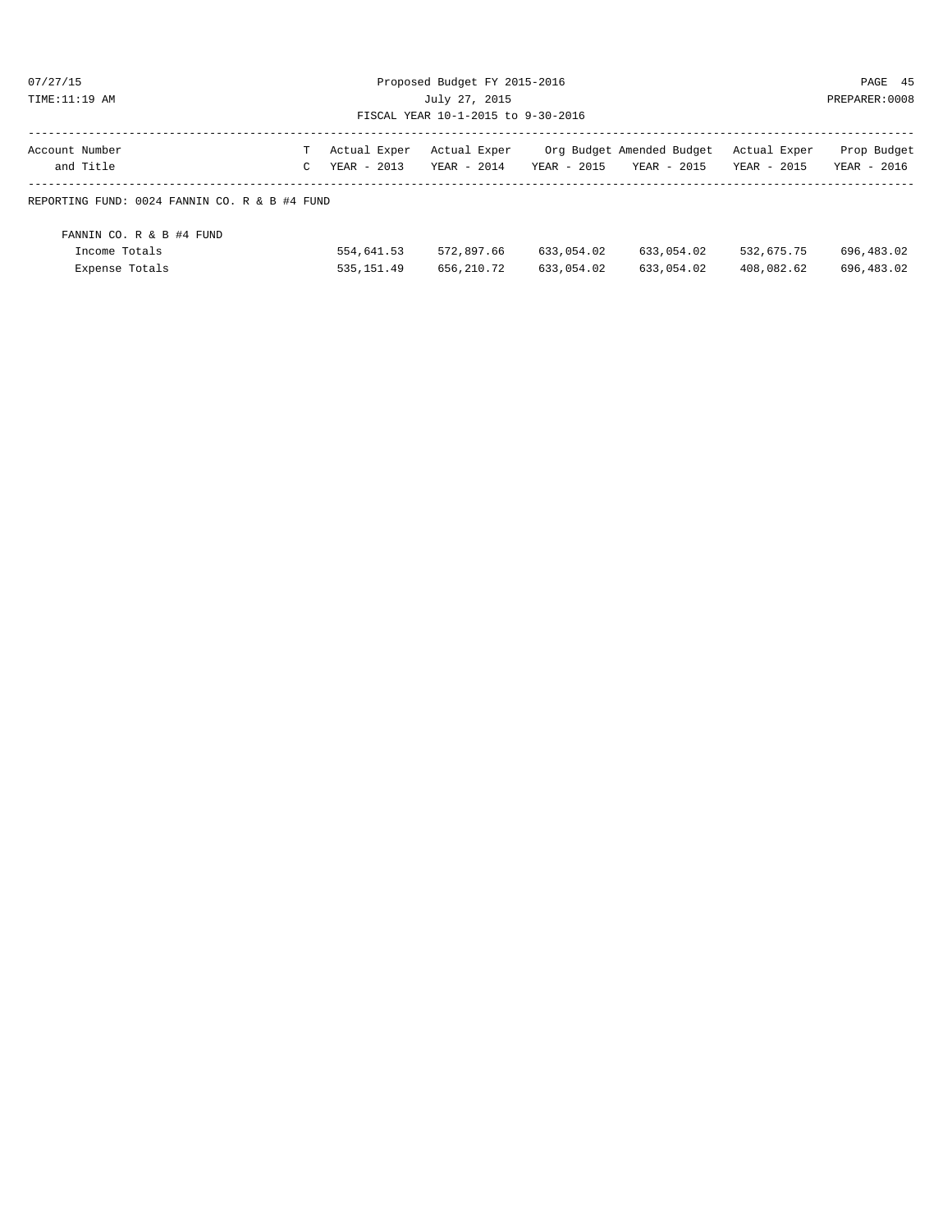Proposed Budget FY 2015-2016

July 27, 2015

FISCAL YEAR 10-1-2015 to 9-30-2016

| Account Number and Title | TC | Actual Exper YEAR - 2013 | Actual Exper YEAR - 2014 | Org Budget YEAR - 2015 | Amended Budget YEAR - 2015 | Actual Exper YEAR - 2015 | Prop Budget YEAR - 2016 |
|---|---|---|---|---|---|---|---|
| REPORTING FUND: 0024 FANNIN CO. R & B #4 FUND | | | | | | | |
| FANNIN CO. R & B #4 FUND | | | | | | | |
| Income Totals | | 554,641.53 | 572,897.66 | 633,054.02 | 633,054.02 | 532,675.75 | 696,483.02 |
| Expense Totals | | 535,151.49 | 656,210.72 | 633,054.02 | 633,054.02 | 408,082.62 | 696,483.02 |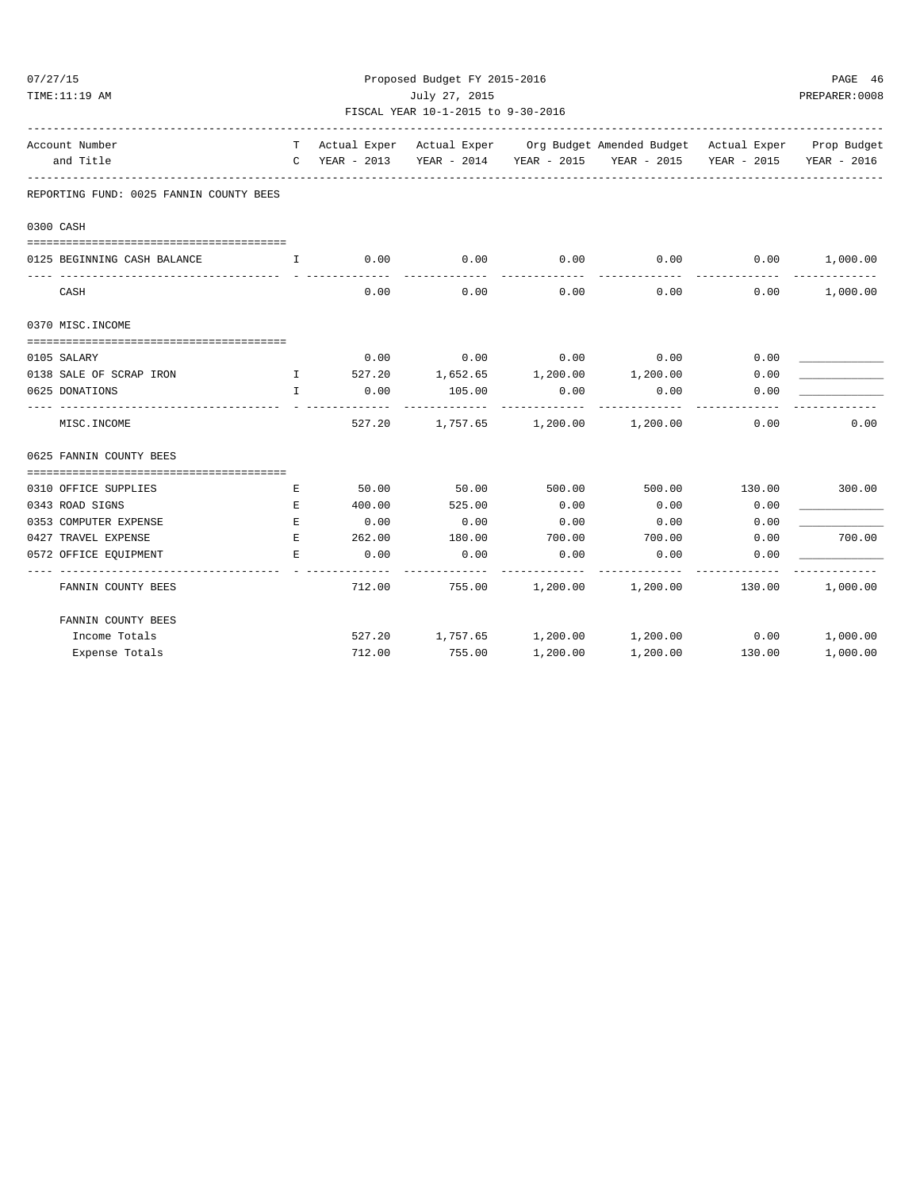Proposed Budget FY 2015-2016

July 27, 2015

FISCAL YEAR 10-1-2015 to 9-30-2016

| Account Number and Title | TC | Actual Exper YEAR - 2013 | Actual Exper YEAR - 2014 | Org Budget YEAR - 2015 | Amended Budget YEAR - 2015 | Actual Exper YEAR - 2015 | Prop Budget YEAR - 2016 |
|---|---|---|---|---|---|---|---|
| **REPORTING FUND: 0025 FANNIN COUNTY BEES** | | | | | | | |
| **0300 CASH** | | | | | | | |
| 0125 BEGINNING CASH BALANCE | I | 0.00 | 0.00 | 0.00 | 0.00 | 0.00 | 1,000.00 |
| CASH | | 0.00 | 0.00 | 0.00 | 0.00 | 0.00 | 1,000.00 |
| **0370 MISC.INCOME** | | | | | | | |
| 0105 SALARY | | 0.00 | 0.00 | 0.00 | 0.00 | 0.00 | ____________ |
| 0138 SALE OF SCRAP IRON | I | 527.20 | 1,652.65 | 1,200.00 | 1,200.00 | 0.00 | ____________ |
| 0625 DONATIONS | I | 0.00 | 105.00 | 0.00 | 0.00 | 0.00 | ____________ |
| MISC.INCOME | | 527.20 | 1,757.65 | 1,200.00 | 1,200.00 | 0.00 | 0.00 |
| **0625 FANNIN COUNTY BEES** | | | | | | | |
| 0310 OFFICE SUPPLIES | E | 50.00 | 50.00 | 500.00 | 500.00 | 130.00 | 300.00 |
| 0343 ROAD SIGNS | E | 400.00 | 525.00 | 0.00 | 0.00 | 0.00 | ____________ |
| 0353 COMPUTER EXPENSE | E | 0.00 | 0.00 | 0.00 | 0.00 | 0.00 | ____________ |
| 0427 TRAVEL EXPENSE | E | 262.00 | 180.00 | 700.00 | 700.00 | 0.00 | 700.00 |
| 0572 OFFICE EQUIPMENT | E | 0.00 | 0.00 | 0.00 | 0.00 | 0.00 | ____________ |
| FANNIN COUNTY BEES | | 712.00 | 755.00 | 1,200.00 | 1,200.00 | 130.00 | 1,000.00 |
| **FANNIN COUNTY BEES** | | | | | | | |
| Income Totals | | 527.20 | 1,757.65 | 1,200.00 | 1,200.00 | 0.00 | 1,000.00 |
| Expense Totals | | 712.00 | 755.00 | 1,200.00 | 1,200.00 | 130.00 | 1,000.00 |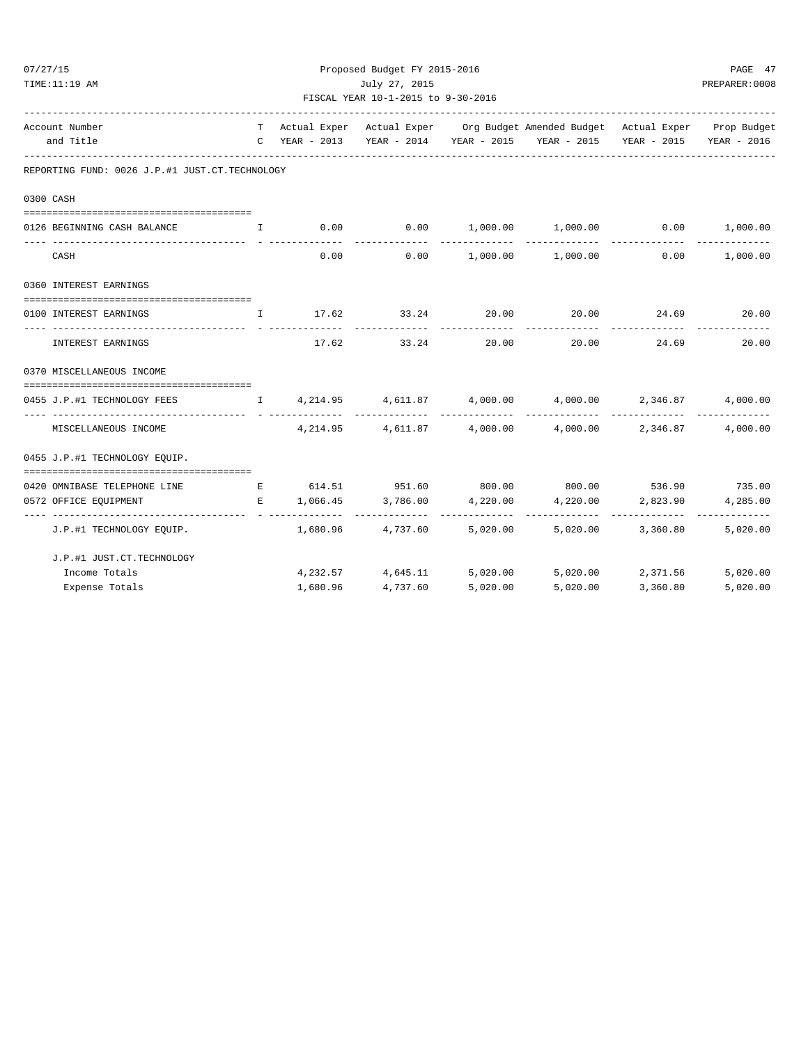Proposed Budget FY 2015-2016

July 27, 2015

FISCAL YEAR 10-1-2015 to 9-30-2016

| Account Number and Title | T C | Actual Exper YEAR - 2013 | Actual Exper YEAR - 2014 | Org Budget YEAR - 2015 | Amended Budget YEAR - 2015 | Actual Exper YEAR - 2015 | Prop Budget YEAR - 2016 |
|---|---|---|---|---|---|---|---|
| **REPORTING FUND: 0026 J.P.#1 JUST.CT.TECHNOLOGY** | | | | | | | |
| **0300 CASH** | | | | | | | |
| 0126 BEGINNING CASH BALANCE | I | 0.00 | 0.00 | 1,000.00 | 1,000.00 | 0.00 | 1,000.00 |
| CASH | | 0.00 | 0.00 | 1,000.00 | 1,000.00 | 0.00 | 1,000.00 |
| **0360 INTEREST EARNINGS** | | | | | | | |
| 0100 INTEREST EARNINGS | I | 17.62 | 33.24 | 20.00 | 20.00 | 24.69 | 20.00 |
| INTEREST EARNINGS | | 17.62 | 33.24 | 20.00 | 20.00 | 24.69 | 20.00 |
| **0370 MISCELLANEOUS INCOME** | | | | | | | |
| 0455 J.P.#1 TECHNOLOGY FEES | I | 4,214.95 | 4,611.87 | 4,000.00 | 4,000.00 | 2,346.87 | 4,000.00 |
| MISCELLANEOUS INCOME | | 4,214.95 | 4,611.87 | 4,000.00 | 4,000.00 | 2,346.87 | 4,000.00 |
| **0455 J.P.#1 TECHNOLOGY EQUIP.** | | | | | | | |
| 0420 OMNIBASE TELEPHONE LINE | E | 614.51 | 951.60 | 800.00 | 800.00 | 536.90 | 735.00 |
| 0572 OFFICE EQUIPMENT | E | 1,066.45 | 3,786.00 | 4,220.00 | 4,220.00 | 2,823.90 | 4,285.00 |
| J.P.#1 TECHNOLOGY EQUIP. | | 1,680.96 | 4,737.60 | 5,020.00 | 5,020.00 | 3,360.80 | 5,020.00 |
| **J.P.#1 JUST.CT.TECHNOLOGY** | | | | | | | |
| Income Totals | | 4,232.57 | 4,645.11 | 5,020.00 | 5,020.00 | 2,371.56 | 5,020.00 |
| Expense Totals | | 1,680.96 | 4,737.60 | 5,020.00 | 5,020.00 | 3,360.80 | 5,020.00 |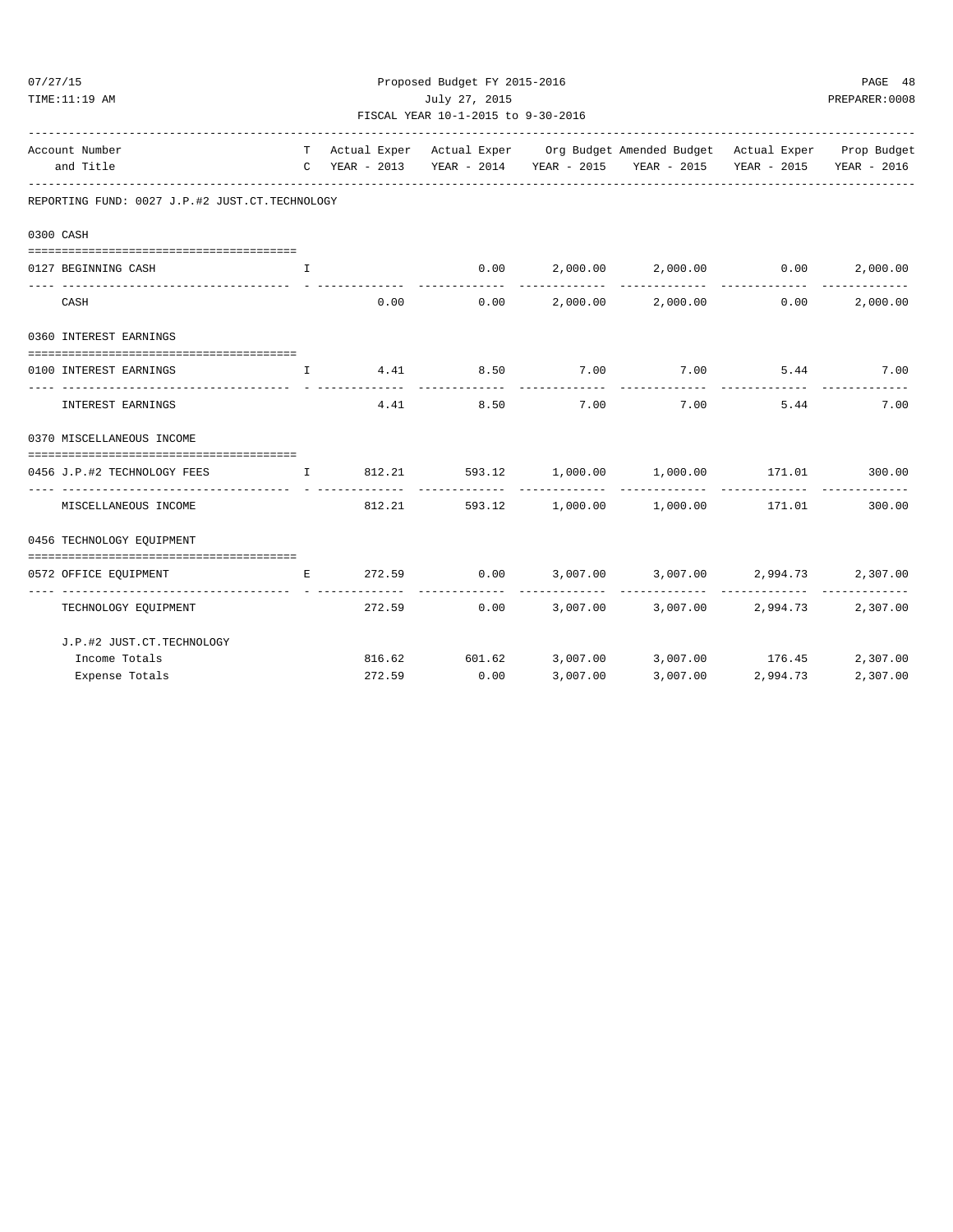Proposed Budget FY 2015-2016

July 27, 2015

FISCAL YEAR 10-1-2015 to 9-30-2016

| Account Number and Title | T C | Actual Exper YEAR - 2013 | Actual Exper YEAR - 2014 | Org Budget YEAR - 2015 | Amended Budget YEAR - 2015 | Actual Exper YEAR - 2015 | Prop Budget YEAR - 2016 |
|---|---|---|---|---|---|---|---|
| **REPORTING FUND: 0027 J.P.#2 JUST.CT.TECHNOLOGY** | | | | | | | |
| **0300 CASH** | | | | | | | |
| 0127 BEGINNING CASH | I | | 0.00 | 2,000.00 | 2,000.00 | 0.00 | 2,000.00 |
| CASH | | 0.00 | 0.00 | 2,000.00 | 2,000.00 | 0.00 | 2,000.00 |
| **0360 INTEREST EARNINGS** | | | | | | | |
| 0100 INTEREST EARNINGS | I | 4.41 | 8.50 | 7.00 | 7.00 | 5.44 | 7.00 |
| INTEREST EARNINGS | | 4.41 | 8.50 | 7.00 | 7.00 | 5.44 | 7.00 |
| **0370 MISCELLANEOUS INCOME** | | | | | | | |
| 0456 J.P.#2 TECHNOLOGY FEES | I | 812.21 | 593.12 | 1,000.00 | 1,000.00 | 171.01 | 300.00 |
| MISCELLANEOUS INCOME | | 812.21 | 593.12 | 1,000.00 | 1,000.00 | 171.01 | 300.00 |
| **0456 TECHNOLOGY EQUIPMENT** | | | | | | | |
| 0572 OFFICE EQUIPMENT | E | 272.59 | 0.00 | 3,007.00 | 3,007.00 | 2,994.73 | 2,307.00 |
| TECHNOLOGY EQUIPMENT | | 272.59 | 0.00 | 3,007.00 | 3,007.00 | 2,994.73 | 2,307.00 |
| **J.P.#2 JUST.CT.TECHNOLOGY** | | | | | | | |
| Income Totals | | 816.62 | 601.62 | 3,007.00 | 3,007.00 | 176.45 | 2,307.00 |
| Expense Totals | | 272.59 | 0.00 | 3,007.00 | 3,007.00 | 2,994.73 | 2,307.00 |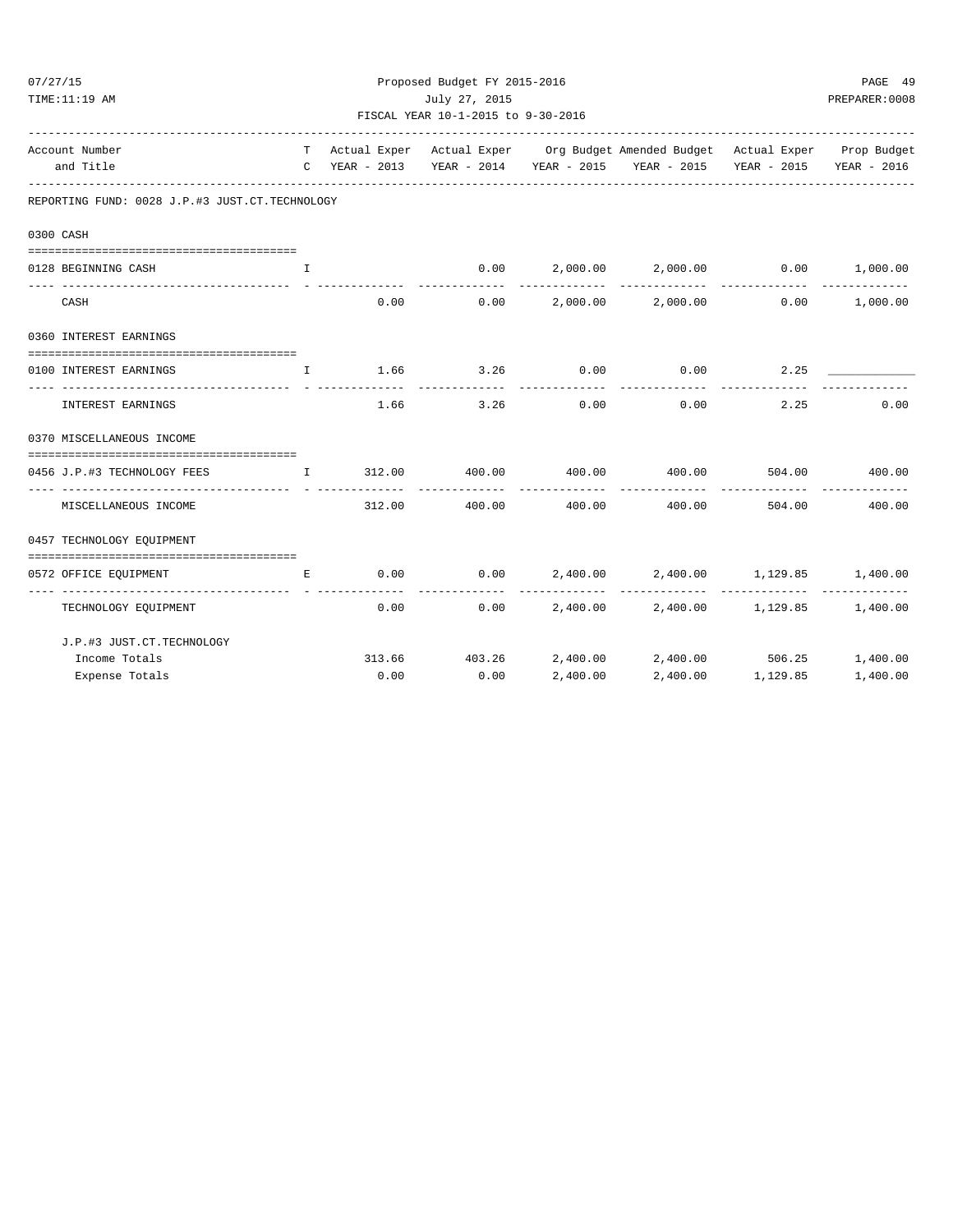Proposed Budget FY 2015-2016
July 27, 2015
FISCAL YEAR 10-1-2015 to 9-30-2016

| Account Number and Title | TC | Actual Exper YEAR - 2013 | Actual Exper YEAR - 2014 | Org Budget YEAR - 2015 | Amended Budget YEAR - 2015 | Actual Exper YEAR - 2015 | Prop Budget YEAR - 2016 |
|---|---|---|---|---|---|---|---|
| **REPORTING FUND: 0028 J.P.#3 JUST.CT.TECHNOLOGY** | | | | | | | |
| **0300 CASH** | | | | | | | |
| 0128 BEGINNING CASH | I | | 0.00 | 2,000.00 | 2,000.00 | 0.00 | 1,000.00 |
| CASH | | 0.00 | 0.00 | 2,000.00 | 2,000.00 | 0.00 | 1,000.00 |
| **0360 INTEREST EARNINGS** | | | | | | | |
| 0100 INTEREST EARNINGS | I | 1.66 | 3.26 | 0.00 | 0.00 | 2.25 | |
| INTEREST EARNINGS | | 1.66 | 3.26 | 0.00 | 0.00 | 2.25 | 0.00 |
| **0370 MISCELLANEOUS INCOME** | | | | | | | |
| 0456 J.P.#3 TECHNOLOGY FEES | I | 312.00 | 400.00 | 400.00 | 400.00 | 504.00 | 400.00 |
| MISCELLANEOUS INCOME | | 312.00 | 400.00 | 400.00 | 400.00 | 504.00 | 400.00 |
| **0457 TECHNOLOGY EQUIPMENT** | | | | | | | |
| 0572 OFFICE EQUIPMENT | E | 0.00 | 0.00 | 2,400.00 | 2,400.00 | 1,129.85 | 1,400.00 |
| TECHNOLOGY EQUIPMENT | | 0.00 | 0.00 | 2,400.00 | 2,400.00 | 1,129.85 | 1,400.00 |
| **J.P.#3 JUST.CT.TECHNOLOGY** | | | | | | | |
| Income Totals | | 313.66 | 403.26 | 2,400.00 | 2,400.00 | 506.25 | 1,400.00 |
| Expense Totals | | 0.00 | 0.00 | 2,400.00 | 2,400.00 | 1,129.85 | 1,400.00 |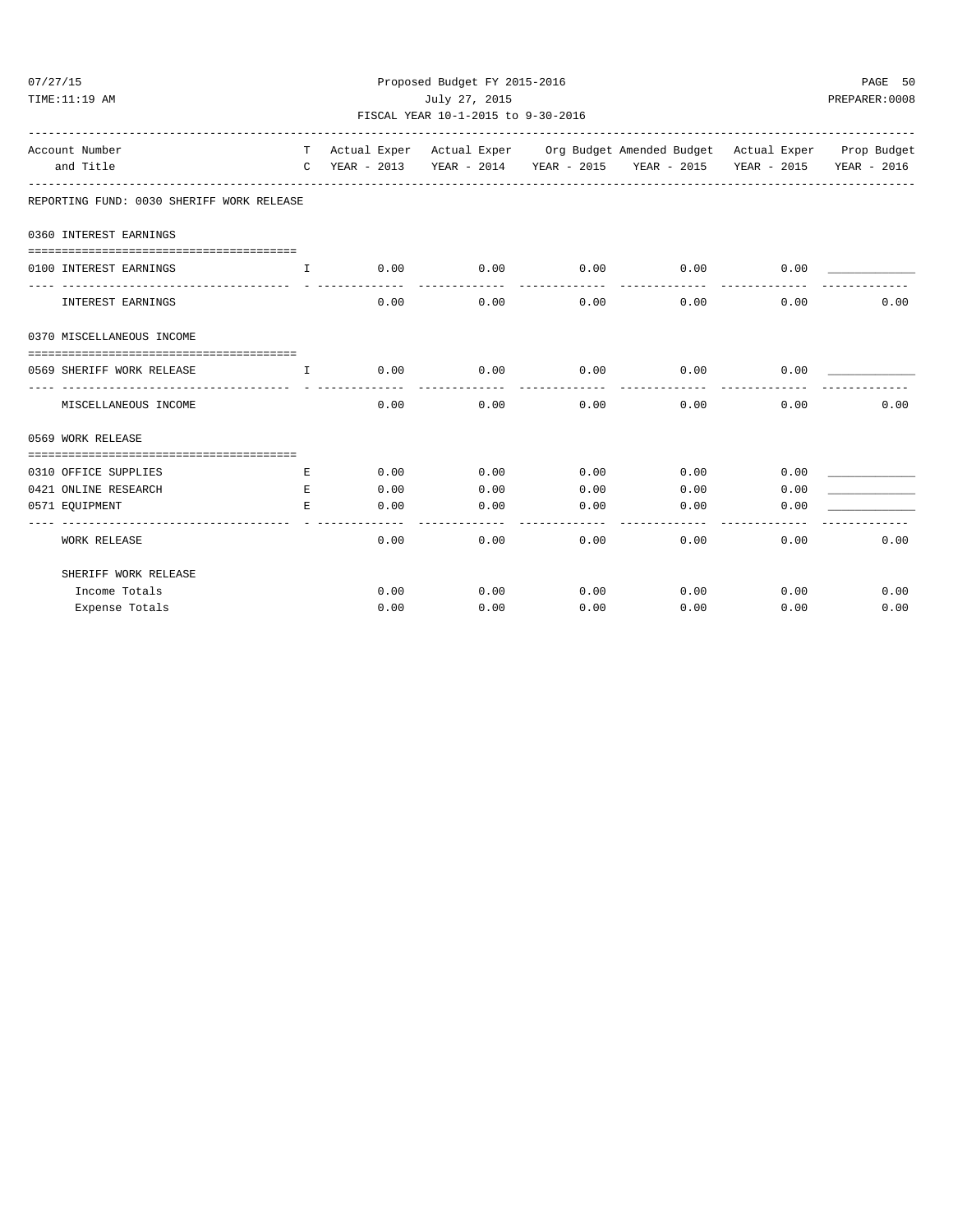Proposed Budget FY 2015-2016

July 27, 2015

FISCAL YEAR 10-1-2015 to 9-30-2016

| Account Number and Title | TC | Actual Exper YEAR - 2013 | Actual Exper YEAR - 2014 | Org Budget YEAR - 2015 | Amended Budget YEAR - 2015 | Actual Exper YEAR - 2015 | Prop Budget YEAR - 2016 |
|---|---|---|---|---|---|---|---|
| **REPORTING FUND: 0030 SHERIFF WORK RELEASE** | | | | | | | |
| **0360 INTEREST EARNINGS** | | | | | | | |
| 0100 INTEREST EARNINGS | I | 0.00 | 0.00 | 0.00 | 0.00 | 0.00 | ____________ |
| INTEREST EARNINGS | | 0.00 | 0.00 | 0.00 | 0.00 | 0.00 | 0.00 |
| **0370 MISCELLANEOUS INCOME** | | | | | | | |
| 0569 SHERIFF WORK RELEASE | I | 0.00 | 0.00 | 0.00 | 0.00 | 0.00 | ____________ |
| MISCELLANEOUS INCOME | | 0.00 | 0.00 | 0.00 | 0.00 | 0.00 | 0.00 |
| **0569 WORK RELEASE** | | | | | | | |
| 0310 OFFICE SUPPLIES | E | 0.00 | 0.00 | 0.00 | 0.00 | 0.00 | ____________ |
| 0421 ONLINE RESEARCH | E | 0.00 | 0.00 | 0.00 | 0.00 | 0.00 | ____________ |
| 0571 EQUIPMENT | E | 0.00 | 0.00 | 0.00 | 0.00 | 0.00 | ____________ |
| WORK RELEASE | | 0.00 | 0.00 | 0.00 | 0.00 | 0.00 | 0.00 |
| **SHERIFF WORK RELEASE** | | | | | | | |
| Income Totals | | 0.00 | 0.00 | 0.00 | 0.00 | 0.00 | 0.00 |
| Expense Totals | | 0.00 | 0.00 | 0.00 | 0.00 | 0.00 | 0.00 |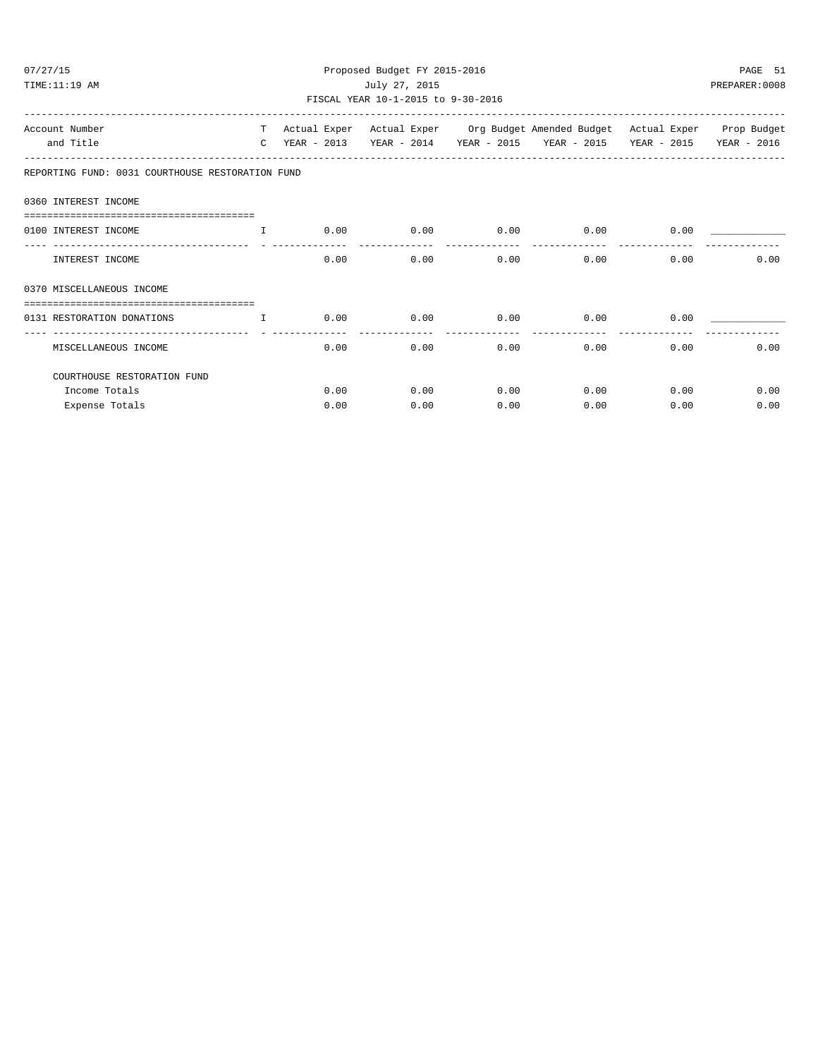Proposed Budget FY 2015-2016

July 27, 2015

FISCAL YEAR 10-1-2015 to 9-30-2016

| Account Number and Title | T C | Actual Exper YEAR - 2013 | Actual Exper YEAR - 2014 | Org Budget YEAR - 2015 | Amended Budget YEAR - 2015 | Actual Exper YEAR - 2015 | Prop Budget YEAR - 2016 |
|---|---|---|---|---|---|---|---|
| **REPORTING FUND: 0031 COURTHOUSE RESTORATION FUND** | | | | | | | |
| **0360 INTEREST INCOME** | | | | | | | |
| 0100 INTEREST INCOME | I | 0.00 | 0.00 | 0.00 | 0.00 | 0.00 | ____________ |
| INTEREST INCOME | | 0.00 | 0.00 | 0.00 | 0.00 | 0.00 | 0.00 |
| **0370 MISCELLANEOUS INCOME** | | | | | | | |
| 0131 RESTORATION DONATIONS | I | 0.00 | 0.00 | 0.00 | 0.00 | 0.00 | ____________ |
| MISCELLANEOUS INCOME | | 0.00 | 0.00 | 0.00 | 0.00 | 0.00 | 0.00 |
| COURTHOUSE RESTORATION FUND | | | | | | | |
| Income Totals | | 0.00 | 0.00 | 0.00 | 0.00 | 0.00 | 0.00 |
| Expense Totals | | 0.00 | 0.00 | 0.00 | 0.00 | 0.00 | 0.00 |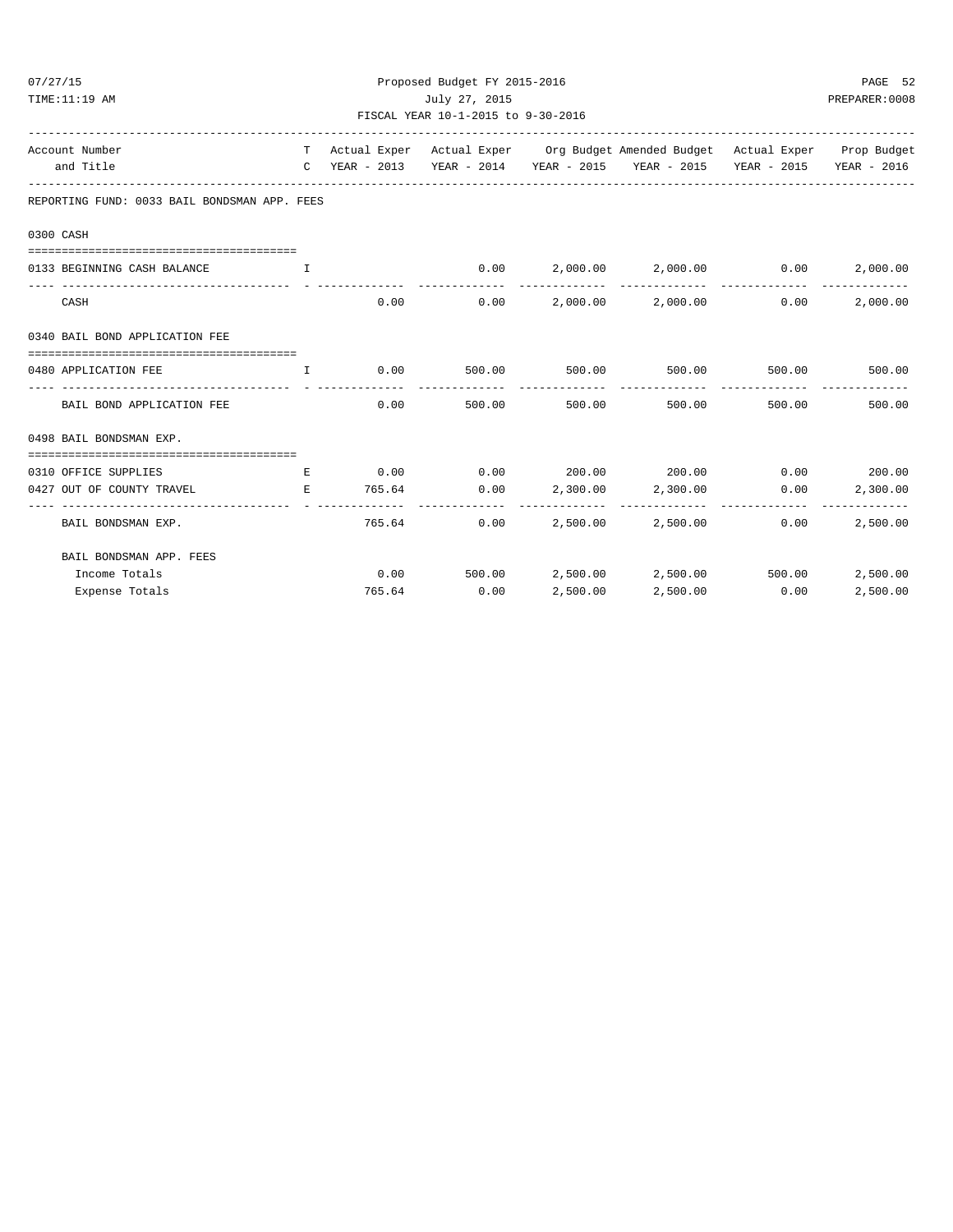Proposed Budget FY 2015-2016

July 27, 2015

FISCAL YEAR 10-1-2015 to 9-30-2016

| Account Number and Title | TC | Actual Exper YEAR - 2013 | Actual Exper YEAR - 2014 | Org Budget YEAR - 2015 | Amended Budget YEAR - 2015 | Actual Exper YEAR - 2015 | Prop Budget YEAR - 2016 |
|---|---|---|---|---|---|---|---|
| **REPORTING FUND: 0033 BAIL BONDSMAN APP. FEES** | | | | | | | |
| **0300 CASH** | | | | | | | |
| 0133 BEGINNING CASH BALANCE | I | | 0.00 | 2,000.00 | 2,000.00 | 0.00 | 2,000.00 |
| CASH | | 0.00 | 0.00 | 2,000.00 | 2,000.00 | 0.00 | 2,000.00 |
| **0340 BAIL BOND APPLICATION FEE** | | | | | | | |
| 0480 APPLICATION FEE | I | 0.00 | 500.00 | 500.00 | 500.00 | 500.00 | 500.00 |
| BAIL BOND APPLICATION FEE | | 0.00 | 500.00 | 500.00 | 500.00 | 500.00 | 500.00 |
| **0498 BAIL BONDSMAN EXP.** | | | | | | | |
| 0310 OFFICE SUPPLIES | E | 0.00 | 0.00 | 200.00 | 200.00 | 0.00 | 200.00 |
| 0427 OUT OF COUNTY TRAVEL | E | 765.64 | 0.00 | 2,300.00 | 2,300.00 | 0.00 | 2,300.00 |
| BAIL BONDSMAN EXP. | | 765.64 | 0.00 | 2,500.00 | 2,500.00 | 0.00 | 2,500.00 |
| BAIL BONDSMAN APP. FEES | | | | | | | |
| Income Totals | | 0.00 | 500.00 | 2,500.00 | 2,500.00 | 500.00 | 2,500.00 |
| Expense Totals | | 765.64 | 0.00 | 2,500.00 | 2,500.00 | 0.00 | 2,500.00 |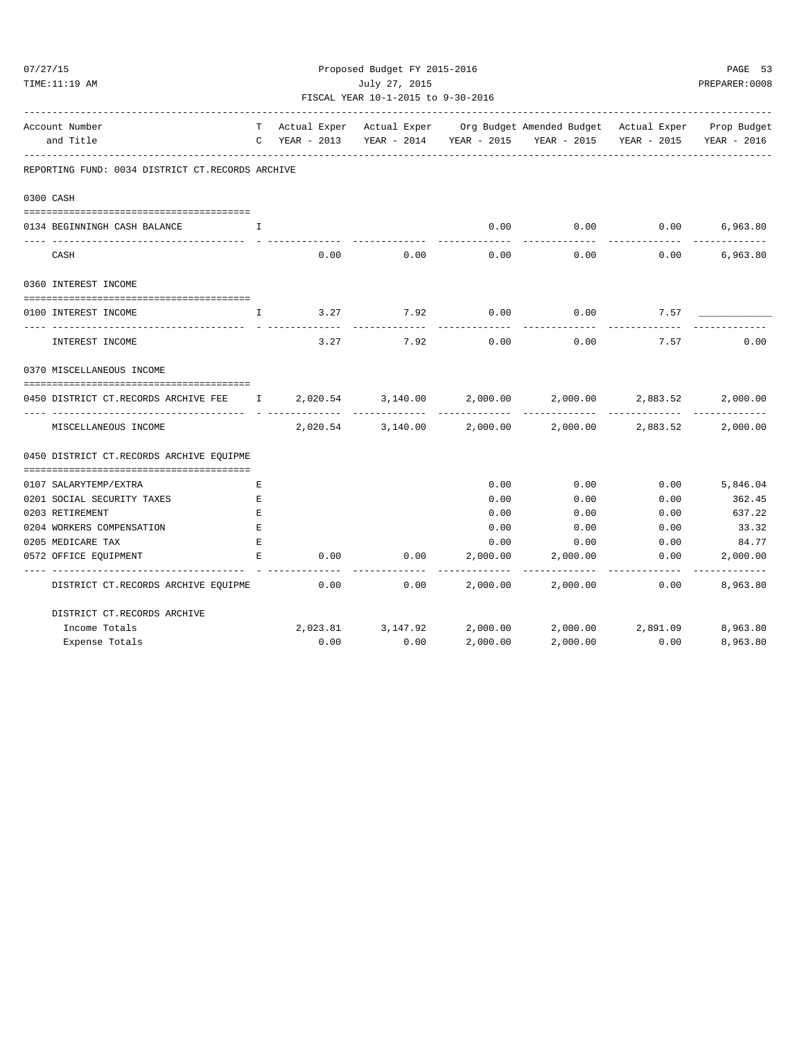Proposed Budget FY 2015-2016

July 27, 2015

FISCAL YEAR 10-1-2015 to 9-30-2016

| Account Number and Title | T C | Actual Exper YEAR - 2013 | Actual Exper YEAR - 2014 | Org Budget YEAR - 2015 | Amended Budget YEAR - 2015 | Actual Exper YEAR - 2015 | Prop Budget YEAR - 2016 |
|---|---|---|---|---|---|---|---|
| **REPORTING FUND: 0034 DISTRICT CT.RECORDS ARCHIVE** | | | | | | | |
| **0300 CASH** | | | | | | | |
| 0134 BEGINNINGH CASH BALANCE | I | | | 0.00 | 0.00 | 0.00 | 6,963.80 |
| CASH | | 0.00 | 0.00 | 0.00 | 0.00 | 0.00 | 6,963.80 |
| **0360 INTEREST INCOME** | | | | | | | |
| 0100 INTEREST INCOME | I | 3.27 | 7.92 | 0.00 | 0.00 | 7.57 | ____________ |
| INTEREST INCOME | | 3.27 | 7.92 | 0.00 | 0.00 | 7.57 | 0.00 |
| **0370 MISCELLANEOUS INCOME** | | | | | | | |
| 0450 DISTRICT CT.RECORDS ARCHIVE FEE | I | 2,020.54 | 3,140.00 | 2,000.00 | 2,000.00 | 2,883.52 | 2,000.00 |
| MISCELLANEOUS INCOME | | 2,020.54 | 3,140.00 | 2,000.00 | 2,000.00 | 2,883.52 | 2,000.00 |
| **0450 DISTRICT CT.RECORDS ARCHIVE EQUIPME** | | | | | | | |
| 0107 SALARYTEMP/EXTRA | E | | | 0.00 | 0.00 | 0.00 | 5,846.04 |
| 0201 SOCIAL SECURITY TAXES | E | | | 0.00 | 0.00 | 0.00 | 362.45 |
| 0203 RETIREMENT | E | | | 0.00 | 0.00 | 0.00 | 637.22 |
| 0204 WORKERS COMPENSATION | E | | | 0.00 | 0.00 | 0.00 | 33.32 |
| 0205 MEDICARE TAX | E | | | 0.00 | 0.00 | 0.00 | 84.77 |
| 0572 OFFICE EQUIPMENT | E | 0.00 | 0.00 | 2,000.00 | 2,000.00 | 0.00 | 2,000.00 |
| DISTRICT CT.RECORDS ARCHIVE EQUIPME | | 0.00 | 0.00 | 2,000.00 | 2,000.00 | 0.00 | 8,963.80 |
| DISTRICT CT.RECORDS ARCHIVE | | | | | | | |
| Income Totals | | 2,023.81 | 3,147.92 | 2,000.00 | 2,000.00 | 2,891.09 | 8,963.80 |
| Expense Totals | | 0.00 | 0.00 | 2,000.00 | 2,000.00 | 0.00 | 8,963.80 |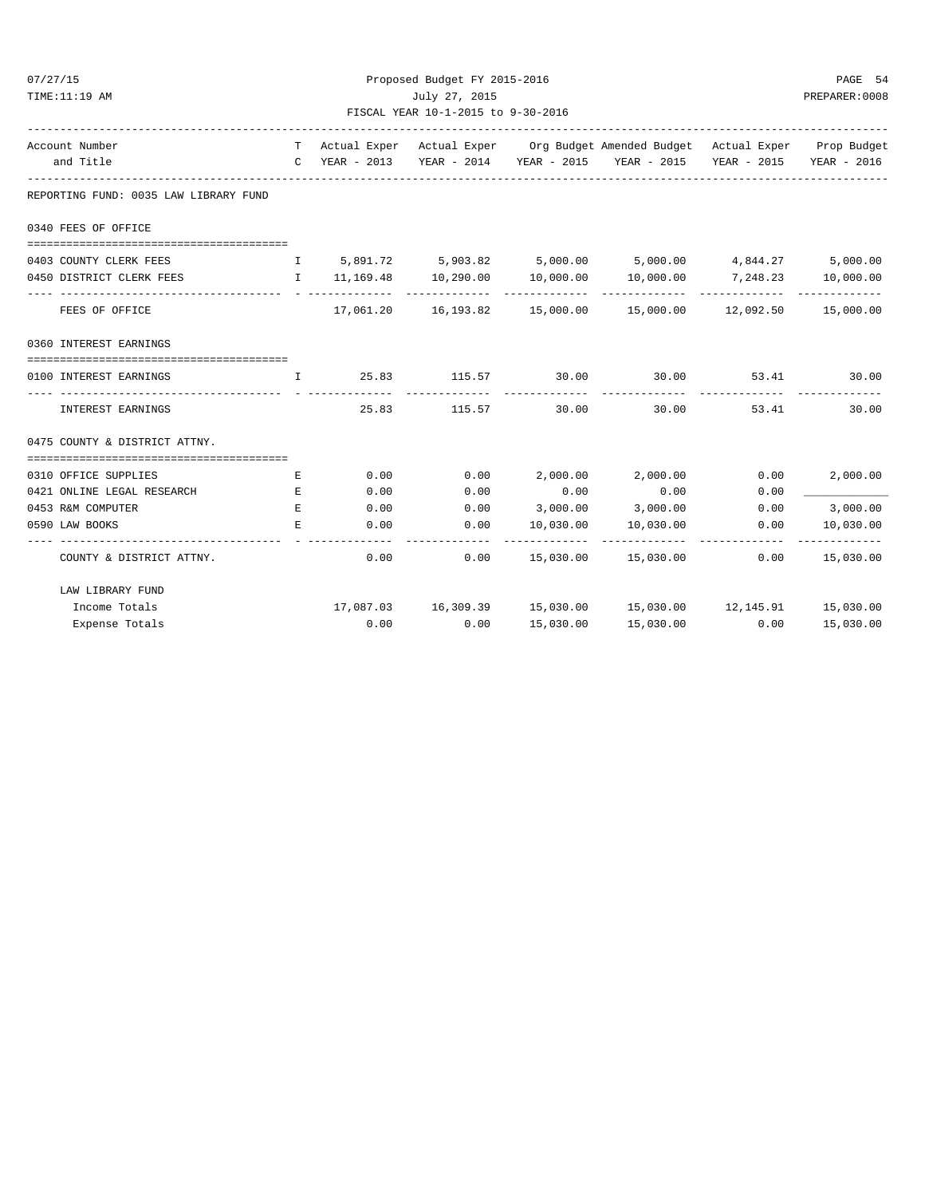Proposed Budget FY 2015-2016

July 27, 2015

FISCAL YEAR 10-1-2015 to 9-30-2016

| Account Number and Title | TC | Actual Exper YEAR - 2013 | Actual Exper YEAR - 2014 | Org Budget YEAR - 2015 | Amended Budget YEAR - 2015 | Actual Exper YEAR - 2015 | Prop Budget YEAR - 2016 |
|---|---|---|---|---|---|---|---|
| **REPORTING FUND: 0035 LAW LIBRARY FUND** | | | | | | | |
| **0340 FEES OF OFFICE** | | | | | | | |
| 0403 COUNTY CLERK FEES | I | 5,891.72 | 5,903.82 | 5,000.00 | 5,000.00 | 4,844.27 | 5,000.00 |
| 0450 DISTRICT CLERK FEES | I | 11,169.48 | 10,290.00 | 10,000.00 | 10,000.00 | 7,248.23 | 10,000.00 |
| FEES OF OFFICE | | 17,061.20 | 16,193.82 | 15,000.00 | 15,000.00 | 12,092.50 | 15,000.00 |
| **0360 INTEREST EARNINGS** | | | | | | | |
| 0100 INTEREST EARNINGS | I | 25.83 | 115.57 | 30.00 | 30.00 | 53.41 | 30.00 |
| INTEREST EARNINGS | | 25.83 | 115.57 | 30.00 | 30.00 | 53.41 | 30.00 |
| **0475 COUNTY & DISTRICT ATTNY.** | | | | | | | |
| 0310 OFFICE SUPPLIES | E | 0.00 | 0.00 | 2,000.00 | 2,000.00 | 0.00 | 2,000.00 |
| 0421 ONLINE LEGAL RESEARCH | E | 0.00 | 0.00 | 0.00 | 0.00 | 0.00 | ____________ |
| 0453 R&M COMPUTER | E | 0.00 | 0.00 | 3,000.00 | 3,000.00 | 0.00 | 3,000.00 |
| 0590 LAW BOOKS | E | 0.00 | 0.00 | 10,030.00 | 10,030.00 | 0.00 | 10,030.00 |
| COUNTY & DISTRICT ATTNY. | | 0.00 | 0.00 | 15,030.00 | 15,030.00 | 0.00 | 15,030.00 |
| **LAW LIBRARY FUND** | | | | | | | |
| Income Totals | | 17,087.03 | 16,309.39 | 15,030.00 | 15,030.00 | 12,145.91 | 15,030.00 |
| Expense Totals | | 0.00 | 0.00 | 15,030.00 | 15,030.00 | 0.00 | 15,030.00 |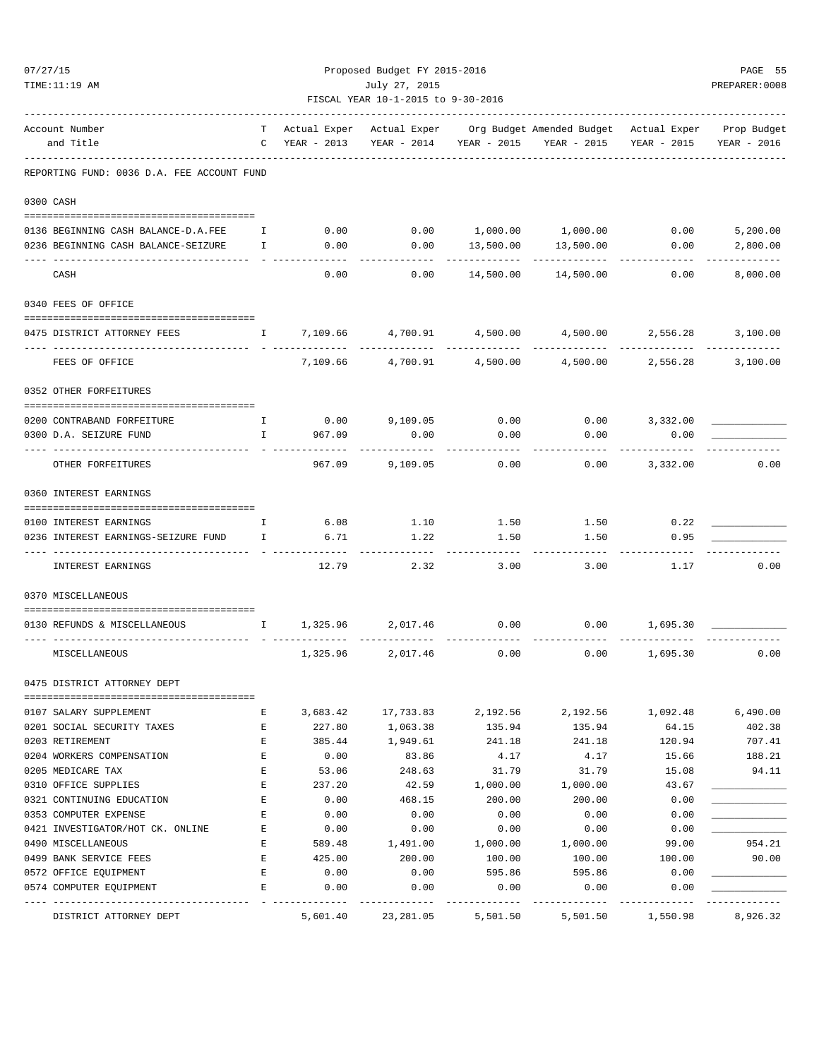Proposed Budget FY 2015-2016

July 27, 2015

FISCAL YEAR 10-1-2015 to 9-30-2016

| Account Number and Title | TC | Actual Exper YEAR - 2013 | Actual Exper YEAR - 2014 | Org Budget YEAR - 2015 | Amended Budget YEAR - 2015 | Actual Exper YEAR - 2015 | Prop Budget YEAR - 2016 |
|---|---|---|---|---|---|---|---|
| **REPORTING FUND: 0036 D.A. FEE ACCOUNT FUND** | | | | | | | |
| **0300 CASH** | | | | | | | |
| 0136 BEGINNING CASH BALANCE-D.A.FEE | I | 0.00 | 0.00 | 1,000.00 | 1,000.00 | 0.00 | 5,200.00 |
| 0236 BEGINNING CASH BALANCE-SEIZURE | I | 0.00 | 0.00 | 13,500.00 | 13,500.00 | 0.00 | 2,800.00 |
| CASH | | 0.00 | 0.00 | 14,500.00 | 14,500.00 | 0.00 | 8,000.00 |
| **0340 FEES OF OFFICE** | | | | | | | |
| 0475 DISTRICT ATTORNEY FEES | I | 7,109.66 | 4,700.91 | 4,500.00 | 4,500.00 | 2,556.28 | 3,100.00 |
| FEES OF OFFICE | | 7,109.66 | 4,700.91 | 4,500.00 | 4,500.00 | 2,556.28 | 3,100.00 |
| **0352 OTHER FORFEITURES** | | | | | | | |
| 0200 CONTRABAND FORFEITURE | I | 0.00 | 9,109.05 | 0.00 | 0.00 | 3,332.00 | ____________ |
| 0300 D.A. SEIZURE FUND | I | 967.09 | 0.00 | 0.00 | 0.00 | 0.00 | ____________ |
| OTHER FORFEITURES | | 967.09 | 9,109.05 | 0.00 | 0.00 | 3,332.00 | 0.00 |
| **0360 INTEREST EARNINGS** | | | | | | | |
| 0100 INTEREST EARNINGS | I | 6.08 | 1.10 | 1.50 | 1.50 | 0.22 | ____________ |
| 0236 INTEREST EARNINGS-SEIZURE FUND | I | 6.71 | 1.22 | 1.50 | 1.50 | 0.95 | ____________ |
| INTEREST EARNINGS | | 12.79 | 2.32 | 3.00 | 3.00 | 1.17 | 0.00 |
| **0370 MISCELLANEOUS** | | | | | | | |
| 0130 REFUNDS & MISCELLANEOUS | I | 1,325.96 | 2,017.46 | 0.00 | 0.00 | 1,695.30 | ____________ |
| MISCELLANEOUS | | 1,325.96 | 2,017.46 | 0.00 | 0.00 | 1,695.30 | 0.00 |
| **0475 DISTRICT ATTORNEY DEPT** | | | | | | | |
| 0107 SALARY SUPPLEMENT | E | 3,683.42 | 17,733.83 | 2,192.56 | 2,192.56 | 1,092.48 | 6,490.00 |
| 0201 SOCIAL SECURITY TAXES | E | 227.80 | 1,063.38 | 135.94 | 135.94 | 64.15 | 402.38 |
| 0203 RETIREMENT | E | 385.44 | 1,949.61 | 241.18 | 241.18 | 120.94 | 707.41 |
| 0204 WORKERS COMPENSATION | E | 0.00 | 83.86 | 4.17 | 4.17 | 15.66 | 188.21 |
| 0205 MEDICARE TAX | E | 53.06 | 248.63 | 31.79 | 31.79 | 15.08 | 94.11 |
| 0310 OFFICE SUPPLIES | E | 237.20 | 42.59 | 1,000.00 | 1,000.00 | 43.67 | ____________ |
| 0321 CONTINUING EDUCATION | E | 0.00 | 468.15 | 200.00 | 200.00 | 0.00 | ____________ |
| 0353 COMPUTER EXPENSE | E | 0.00 | 0.00 | 0.00 | 0.00 | 0.00 | ____________ |
| 0421 INVESTIGATOR/HOT CK. ONLINE | E | 0.00 | 0.00 | 0.00 | 0.00 | 0.00 | ____________ |
| 0490 MISCELLANEOUS | E | 589.48 | 1,491.00 | 1,000.00 | 1,000.00 | 99.00 | 954.21 |
| 0499 BANK SERVICE FEES | E | 425.00 | 200.00 | 100.00 | 100.00 | 100.00 | 90.00 |
| 0572 OFFICE EQUIPMENT | E | 0.00 | 0.00 | 595.86 | 595.86 | 0.00 | ____________ |
| 0574 COMPUTER EQUIPMENT | E | 0.00 | 0.00 | 0.00 | 0.00 | 0.00 | ____________ |
| DISTRICT ATTORNEY DEPT | | 5,601.40 | 23,281.05 | 5,501.50 | 5,501.50 | 1,550.98 | 8,926.32 |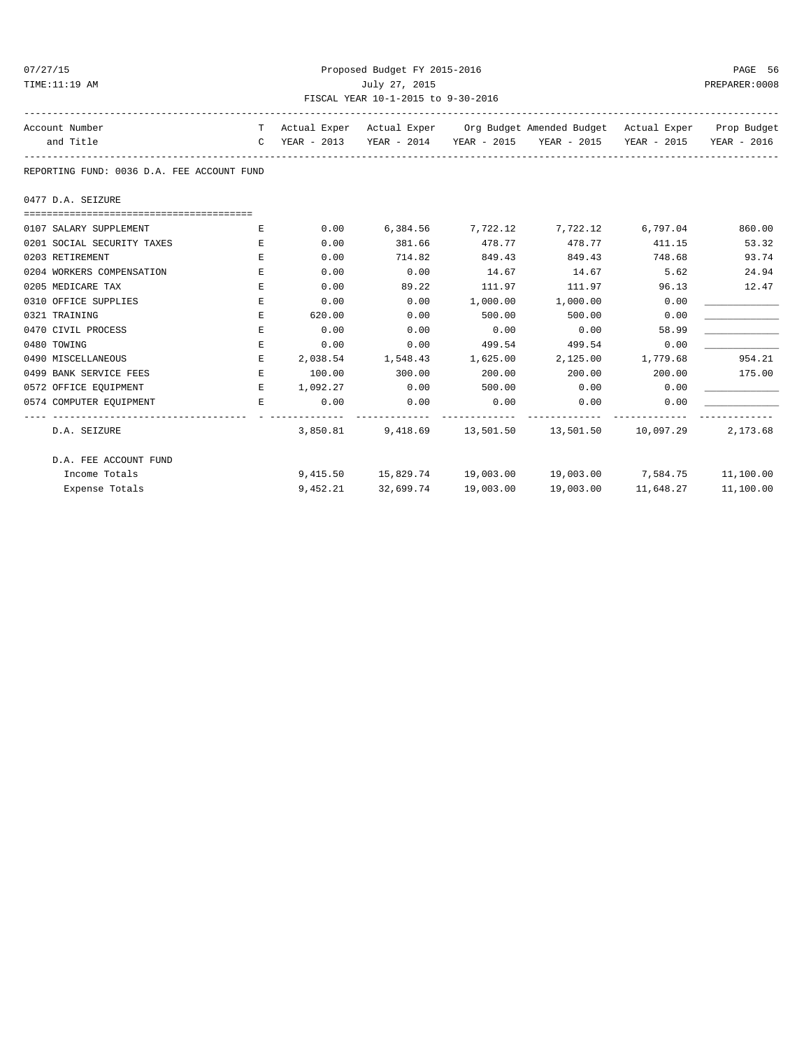Proposed Budget FY 2015-2016
July 27, 2015
FISCAL YEAR 10-1-2015 to 9-30-2016

| Account Number and Title | TC | Actual Exper YEAR - 2013 | Actual Exper YEAR - 2014 | Org Budget YEAR - 2015 | Amended Budget YEAR - 2015 | Actual Exper YEAR - 2015 | Prop Budget YEAR - 2016 |
|---|---|---|---|---|---|---|---|
| REPORTING FUND: 0036 D.A. FEE ACCOUNT FUND | | | | | | | |
| 0477 D.A. SEIZURE | | | | | | | |
| 0107 SALARY SUPPLEMENT | E | 0.00 | 6,384.56 | 7,722.12 | 7,722.12 | 6,797.04 | 860.00 |
| 0201 SOCIAL SECURITY TAXES | E | 0.00 | 381.66 | 478.77 | 478.77 | 411.15 | 53.32 |
| 0203 RETIREMENT | E | 0.00 | 714.82 | 849.43 | 849.43 | 748.68 | 93.74 |
| 0204 WORKERS COMPENSATION | E | 0.00 | 0.00 | 14.67 | 14.67 | 5.62 | 24.94 |
| 0205 MEDICARE TAX | E | 0.00 | 89.22 | 111.97 | 111.97 | 96.13 | 12.47 |
| 0310 OFFICE SUPPLIES | E | 0.00 | 0.00 | 1,000.00 | 1,000.00 | 0.00 | _____________ |
| 0321 TRAINING | E | 620.00 | 0.00 | 500.00 | 500.00 | 0.00 | _____________ |
| 0470 CIVIL PROCESS | E | 0.00 | 0.00 | 0.00 | 0.00 | 58.99 | _____________ |
| 0480 TOWING | E | 0.00 | 0.00 | 499.54 | 499.54 | 0.00 | _____________ |
| 0490 MISCELLANEOUS | E | 2,038.54 | 1,548.43 | 1,625.00 | 2,125.00 | 1,779.68 | 954.21 |
| 0499 BANK SERVICE FEES | E | 100.00 | 300.00 | 200.00 | 200.00 | 200.00 | 175.00 |
| 0572 OFFICE EQUIPMENT | E | 1,092.27 | 0.00 | 500.00 | 0.00 | 0.00 | _____________ |
| 0574 COMPUTER EQUIPMENT | E | 0.00 | 0.00 | 0.00 | 0.00 | 0.00 | _____________ |
| D.A. SEIZURE | | 3,850.81 | 9,418.69 | 13,501.50 | 13,501.50 | 10,097.29 | 2,173.68 |
| D.A. FEE ACCOUNT FUND | | | | | | | |
| Income Totals | | 9,415.50 | 15,829.74 | 19,003.00 | 19,003.00 | 7,584.75 | 11,100.00 |
| Expense Totals | | 9,452.21 | 32,699.74 | 19,003.00 | 19,003.00 | 11,648.27 | 11,100.00 |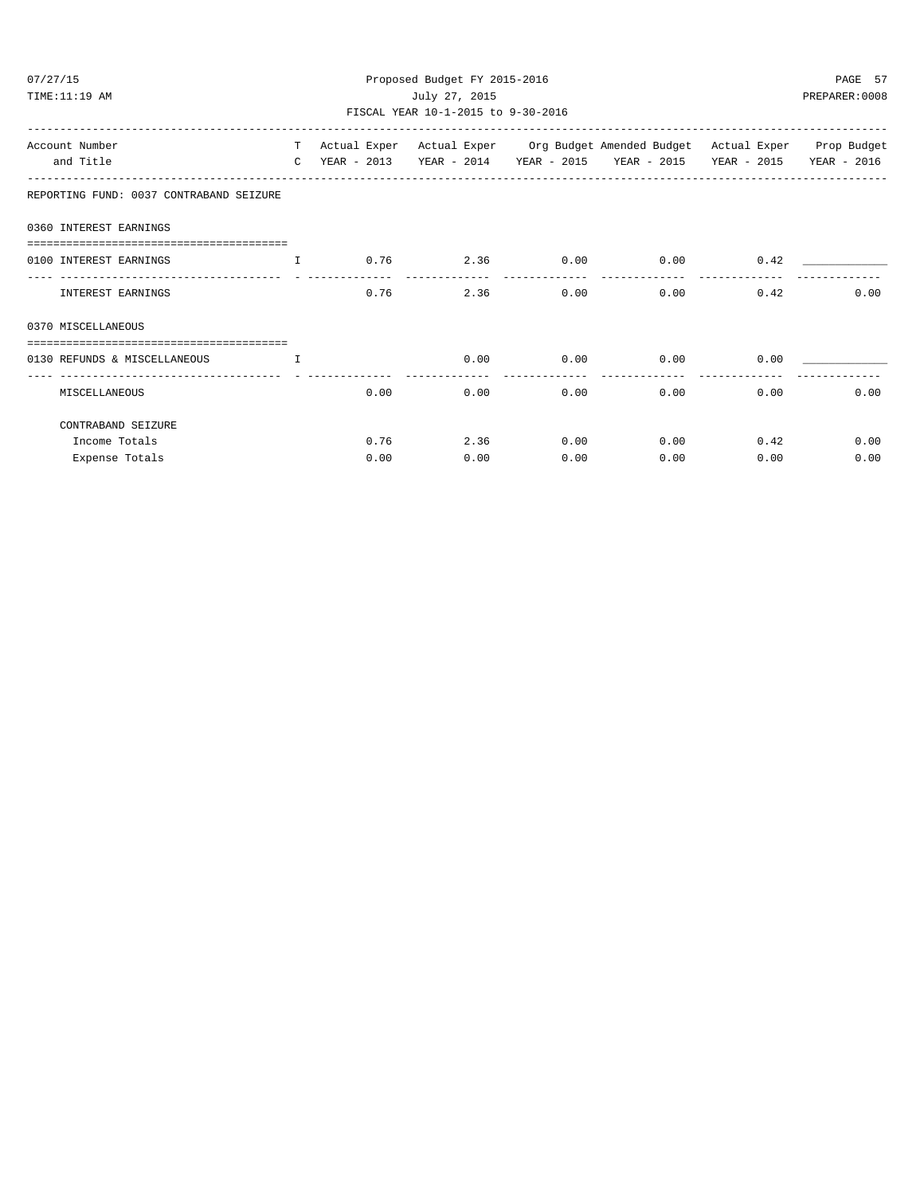Proposed Budget FY 2015-2016

July 27, 2015

FISCAL YEAR 10-1-2015 to 9-30-2016

| Account Number and Title | T C | Actual Exper YEAR - 2013 | Actual Exper YEAR - 2014 | Org Budget YEAR - 2015 | Amended Budget YEAR - 2015 | Actual Exper YEAR - 2015 | Prop Budget YEAR - 2016 |
|---|---|---|---|---|---|---|---|
| **REPORTING FUND: 0037 CONTRABAND SEIZURE** | | | | | | | |
| **0360 INTEREST EARNINGS** | | | | | | | |
| 0100 INTEREST EARNINGS | I | 0.76 | 2.36 | 0.00 | 0.00 | 0.42 | ____________ |
| INTEREST EARNINGS | | 0.76 | 2.36 | 0.00 | 0.00 | 0.42 | 0.00 |
| **0370 MISCELLANEOUS** | | | | | | | |
| 0130 REFUNDS & MISCELLANEOUS | I | | 0.00 | 0.00 | 0.00 | 0.00 | ____________ |
| MISCELLANEOUS | | 0.00 | 0.00 | 0.00 | 0.00 | 0.00 | 0.00 |
| **CONTRABAND SEIZURE** | | | | | | | |
| Income Totals | | 0.76 | 2.36 | 0.00 | 0.00 | 0.42 | 0.00 |
| Expense Totals | | 0.00 | 0.00 | 0.00 | 0.00 | 0.00 | 0.00 |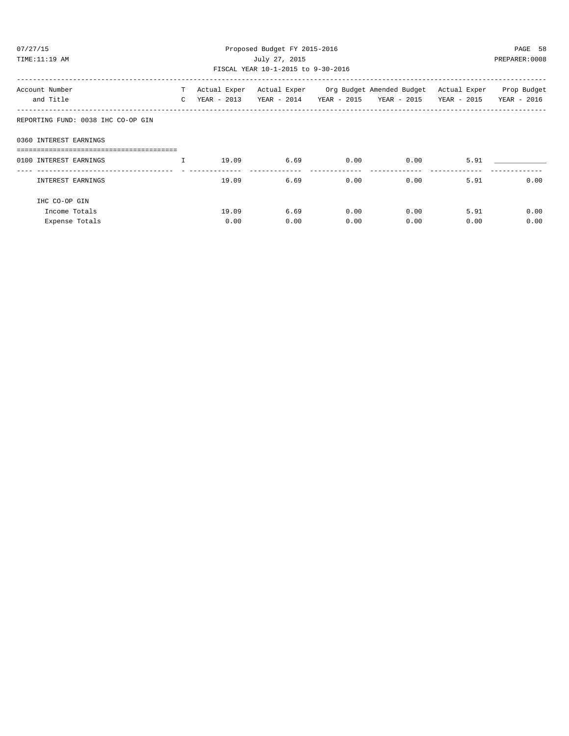Proposed Budget FY 2015-2016

July 27, 2015

FISCAL YEAR 10-1-2015 to 9-30-2016

| Account Number and Title | T C | Actual Exper YEAR - 2013 | Actual Exper YEAR - 2014 | Org Budget YEAR - 2015 | Amended Budget YEAR - 2015 | Actual Exper YEAR - 2015 | Prop Budget YEAR - 2016 |
|---|---|---|---|---|---|---|---|
| REPORTING FUND: 0038 IHC CO-OP GIN | | | | | | | |
| 0360 INTEREST EARNINGS | | | | | | | |
| 0100 INTEREST EARNINGS | I | 19.09 | 6.69 | 0.00 | 0.00 | 5.91 | ____________ |
| INTEREST EARNINGS | | 19.09 | 6.69 | 0.00 | 0.00 | 5.91 | 0.00 |
| IHC CO-OP GIN | | | | | | | |
| Income Totals | | 19.09 | 6.69 | 0.00 | 0.00 | 5.91 | 0.00 |
| Expense Totals | | 0.00 | 0.00 | 0.00 | 0.00 | 0.00 | 0.00 |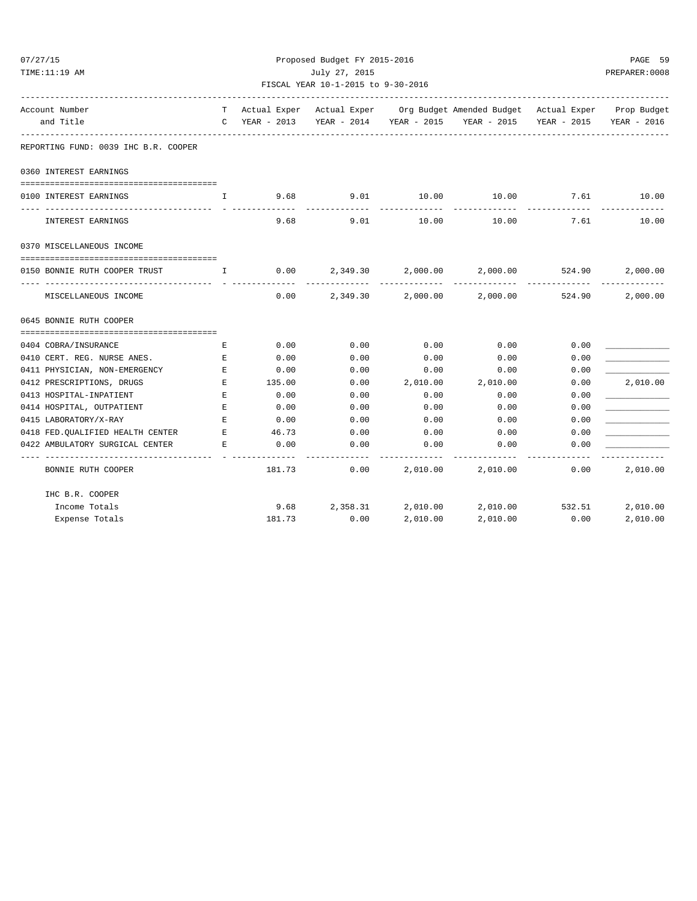Proposed Budget FY 2015-2016

July 27, 2015

FISCAL YEAR 10-1-2015 to 9-30-2016

| Account Number and Title | T C | Actual Exper YEAR - 2013 | Actual Exper YEAR - 2014 | Org Budget YEAR - 2015 | Amended Budget YEAR - 2015 | Actual Exper YEAR - 2015 | Prop Budget YEAR - 2016 |
|---|---|---|---|---|---|---|---|
| **REPORTING FUND: 0039 IHC B.R. COOPER** | | | | | | | |
| **0360 INTEREST EARNINGS** | | | | | | | |
| 0100 INTEREST EARNINGS | I | 9.68 | 9.01 | 10.00 | 10.00 | 7.61 | 10.00 |
| INTEREST EARNINGS | | 9.68 | 9.01 | 10.00 | 10.00 | 7.61 | 10.00 |
| **0370 MISCELLANEOUS INCOME** | | | | | | | |
| 0150 BONNIE RUTH COOPER TRUST | I | 0.00 | 2,349.30 | 2,000.00 | 2,000.00 | 524.90 | 2,000.00 |
| MISCELLANEOUS INCOME | | 0.00 | 2,349.30 | 2,000.00 | 2,000.00 | 524.90 | 2,000.00 |
| **0645 BONNIE RUTH COOPER** | | | | | | | |
| 0404 COBRA/INSURANCE | E | 0.00 | 0.00 | 0.00 | 0.00 | 0.00 | ____________ |
| 0410 CERT. REG. NURSE ANES. | E | 0.00 | 0.00 | 0.00 | 0.00 | 0.00 | ____________ |
| 0411 PHYSICIAN, NON-EMERGENCY | E | 0.00 | 0.00 | 0.00 | 0.00 | 0.00 | ____________ |
| 0412 PRESCRIPTIONS, DRUGS | E | 135.00 | 0.00 | 2,010.00 | 2,010.00 | 0.00 | 2,010.00 |
| 0413 HOSPITAL-INPATIENT | E | 0.00 | 0.00 | 0.00 | 0.00 | 0.00 | ____________ |
| 0414 HOSPITAL, OUTPATIENT | E | 0.00 | 0.00 | 0.00 | 0.00 | 0.00 | ____________ |
| 0415 LABORATORY/X-RAY | E | 0.00 | 0.00 | 0.00 | 0.00 | 0.00 | ____________ |
| 0418 FED.QUALIFIED HEALTH CENTER | E | 46.73 | 0.00 | 0.00 | 0.00 | 0.00 | ____________ |
| 0422 AMBULATORY SURGICAL CENTER | E | 0.00 | 0.00 | 0.00 | 0.00 | 0.00 | ____________ |
| BONNIE RUTH COOPER | | 181.73 | 0.00 | 2,010.00 | 2,010.00 | 0.00 | 2,010.00 |
| **IHC B.R. COOPER** | | | | | | | |
| Income Totals | | 9.68 | 2,358.31 | 2,010.00 | 2,010.00 | 532.51 | 2,010.00 |
| Expense Totals | | 181.73 | 0.00 | 2,010.00 | 2,010.00 | 0.00 | 2,010.00 |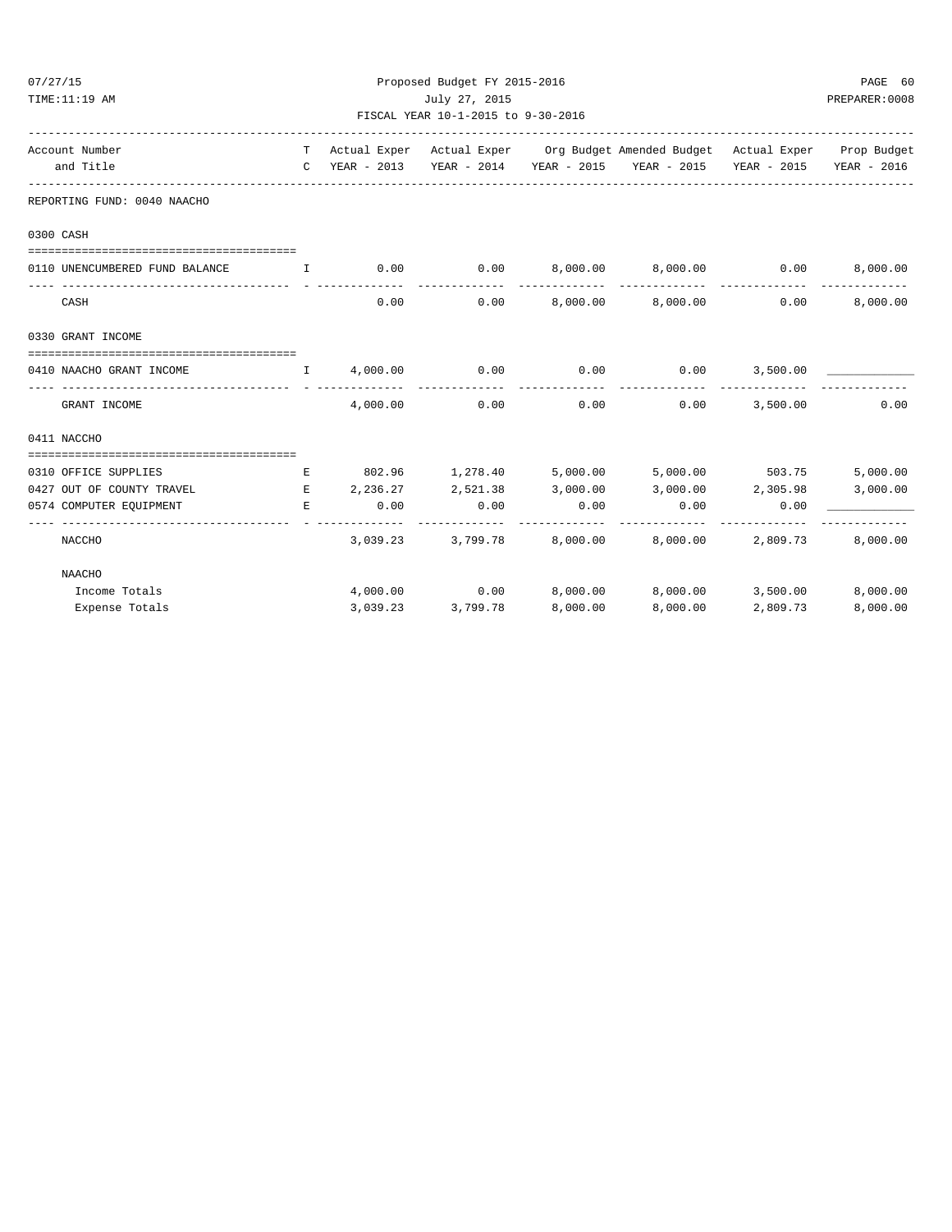Proposed Budget FY 2015-2016

July 27, 2015

FISCAL YEAR 10-1-2015 to 9-30-2016

| Account Number and Title | T C | Actual Exper YEAR - 2013 | Actual Exper YEAR - 2014 | Org Budget YEAR - 2015 | Amended Budget YEAR - 2015 | Actual Exper YEAR - 2015 | Prop Budget YEAR - 2016 |
|---|---|---|---|---|---|---|---|
| **REPORTING FUND: 0040 NAACHO** | | | | | | | |
| **0300 CASH** | | | | | | | |
| 0110 UNENCUMBERED FUND BALANCE | I | 0.00 | 0.00 | 8,000.00 | 8,000.00 | 0.00 | 8,000.00 |
| CASH | | 0.00 | 0.00 | 8,000.00 | 8,000.00 | 0.00 | 8,000.00 |
| **0330 GRANT INCOME** | | | | | | | |
| 0410 NAACHO GRANT INCOME | I | 4,000.00 | 0.00 | 0.00 | 0.00 | 3,500.00 | ____________ |
| GRANT INCOME | | 4,000.00 | 0.00 | 0.00 | 0.00 | 3,500.00 | 0.00 |
| **0411 NACCHO** | | | | | | | |
| 0310 OFFICE SUPPLIES | E | 802.96 | 1,278.40 | 5,000.00 | 5,000.00 | 503.75 | 5,000.00 |
| 0427 OUT OF COUNTY TRAVEL | E | 2,236.27 | 2,521.38 | 3,000.00 | 3,000.00 | 2,305.98 | 3,000.00 |
| 0574 COMPUTER EQUIPMENT | E | 0.00 | 0.00 | 0.00 | 0.00 | 0.00 | ____________ |
| NACCHO | | 3,039.23 | 3,799.78 | 8,000.00 | 8,000.00 | 2,809.73 | 8,000.00 |
| **NAACHO** | | | | | | | |
| Income Totals | | 4,000.00 | 0.00 | 8,000.00 | 8,000.00 | 3,500.00 | 8,000.00 |
| Expense Totals | | 3,039.23 | 3,799.78 | 8,000.00 | 8,000.00 | 2,809.73 | 8,000.00 |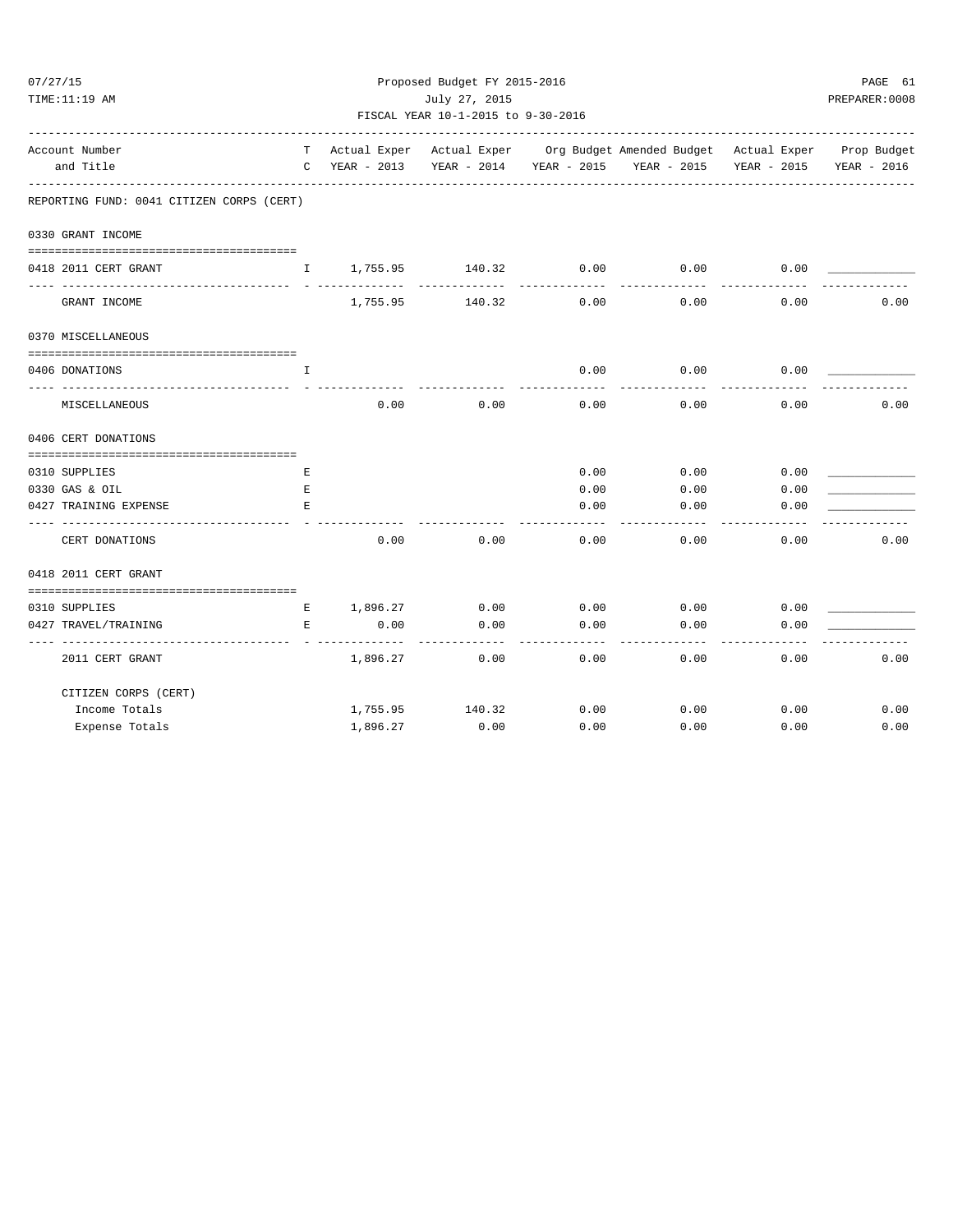Proposed Budget FY 2015-2016
July 27, 2015
FISCAL YEAR 10-1-2015 to 9-30-2016

| Account Number and Title | T C | Actual Exper YEAR - 2013 | Actual Exper YEAR - 2014 | Org Budget YEAR - 2015 | Amended Budget YEAR - 2015 | Actual Exper YEAR - 2015 | Prop Budget YEAR - 2016 |
|---|---|---|---|---|---|---|---|
| **REPORTING FUND: 0041 CITIZEN CORPS (CERT)** | | | | | | | |
| **0330 GRANT INCOME** | | | | | | | |
| 0418 2011 CERT GRANT | I | 1,755.95 | 140.32 | 0.00 | 0.00 | 0.00 | ____________ |
| GRANT INCOME | | 1,755.95 | 140.32 | 0.00 | 0.00 | 0.00 | 0.00 |
| **0370 MISCELLANEOUS** | | | | | | | |
| 0406 DONATIONS | I | | | 0.00 | 0.00 | 0.00 | ____________ |
| MISCELLANEOUS | | 0.00 | 0.00 | 0.00 | 0.00 | 0.00 | 0.00 |
| **0406 CERT DONATIONS** | | | | | | | |
| 0310 SUPPLIES | E | | | 0.00 | 0.00 | 0.00 | ____________ |
| 0330 GAS & OIL | E | | | 0.00 | 0.00 | 0.00 | ____________ |
| 0427 TRAINING EXPENSE | E | | | 0.00 | 0.00 | 0.00 | ____________ |
| CERT DONATIONS | | 0.00 | 0.00 | 0.00 | 0.00 | 0.00 | 0.00 |
| **0418 2011 CERT GRANT** | | | | | | | |
| 0310 SUPPLIES | E | 1,896.27 | 0.00 | 0.00 | 0.00 | 0.00 | ____________ |
| 0427 TRAVEL/TRAINING | E | 0.00 | 0.00 | 0.00 | 0.00 | 0.00 | ____________ |
| 2011 CERT GRANT | | 1,896.27 | 0.00 | 0.00 | 0.00 | 0.00 | 0.00 |
| **CITIZEN CORPS (CERT)** | | | | | | | |
| Income Totals | | 1,755.95 | 140.32 | 0.00 | 0.00 | 0.00 | 0.00 |
| Expense Totals | | 1,896.27 | 0.00 | 0.00 | 0.00 | 0.00 | 0.00 |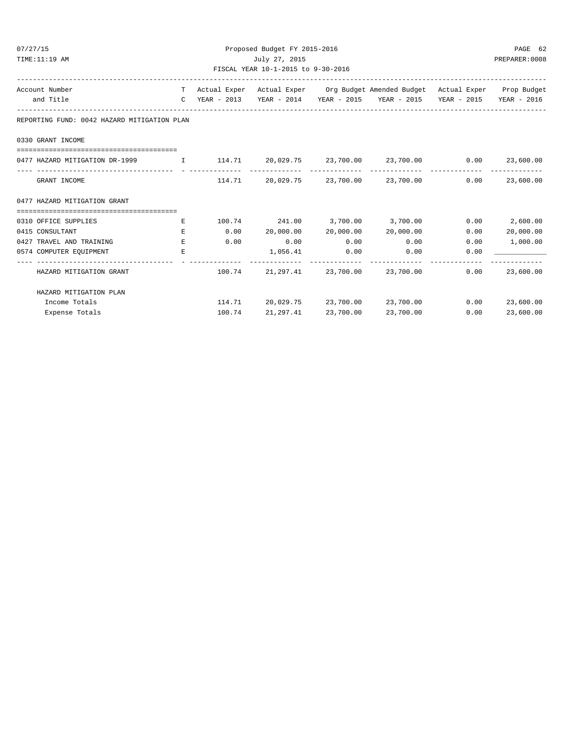Proposed Budget FY 2015-2016

July 27, 2015

FISCAL YEAR 10-1-2015 to 9-30-2016

| Account Number and Title | TC | Actual Exper YEAR - 2013 | Actual Exper YEAR - 2014 | Org Budget YEAR - 2015 | Amended Budget YEAR - 2015 | Actual Exper YEAR - 2015 | Prop Budget YEAR - 2016 |
|---|---|---|---|---|---|---|---|
| **REPORTING FUND: 0042 HAZARD MITIGATION PLAN** | | | | | | | |
| **0330 GRANT INCOME** | | | | | | | |
| 0477 HAZARD MITIGATION DR-1999 | I | 114.71 | 20,029.75 | 23,700.00 | 23,700.00 | 0.00 | 23,600.00 |
| GRANT INCOME | | 114.71 | 20,029.75 | 23,700.00 | 23,700.00 | 0.00 | 23,600.00 |
| **0477 HAZARD MITIGATION GRANT** | | | | | | | |
| 0310 OFFICE SUPPLIES | E | 100.74 | 241.00 | 3,700.00 | 3,700.00 | 0.00 | 2,600.00 |
| 0415 CONSULTANT | E | 0.00 | 20,000.00 | 20,000.00 | 20,000.00 | 0.00 | 20,000.00 |
| 0427 TRAVEL AND TRAINING | E | 0.00 | 0.00 | 0.00 | 0.00 | 0.00 | 1,000.00 |
| 0574 COMPUTER EQUIPMENT | E | | 1,056.41 | 0.00 | 0.00 | 0.00 | ____________ |
| HAZARD MITIGATION GRANT | | 100.74 | 21,297.41 | 23,700.00 | 23,700.00 | 0.00 | 23,600.00 |
| HAZARD MITIGATION PLAN | | | | | | | |
| Income Totals | | 114.71 | 20,029.75 | 23,700.00 | 23,700.00 | 0.00 | 23,600.00 |
| Expense Totals | | 100.74 | 21,297.41 | 23,700.00 | 23,700.00 | 0.00 | 23,600.00 |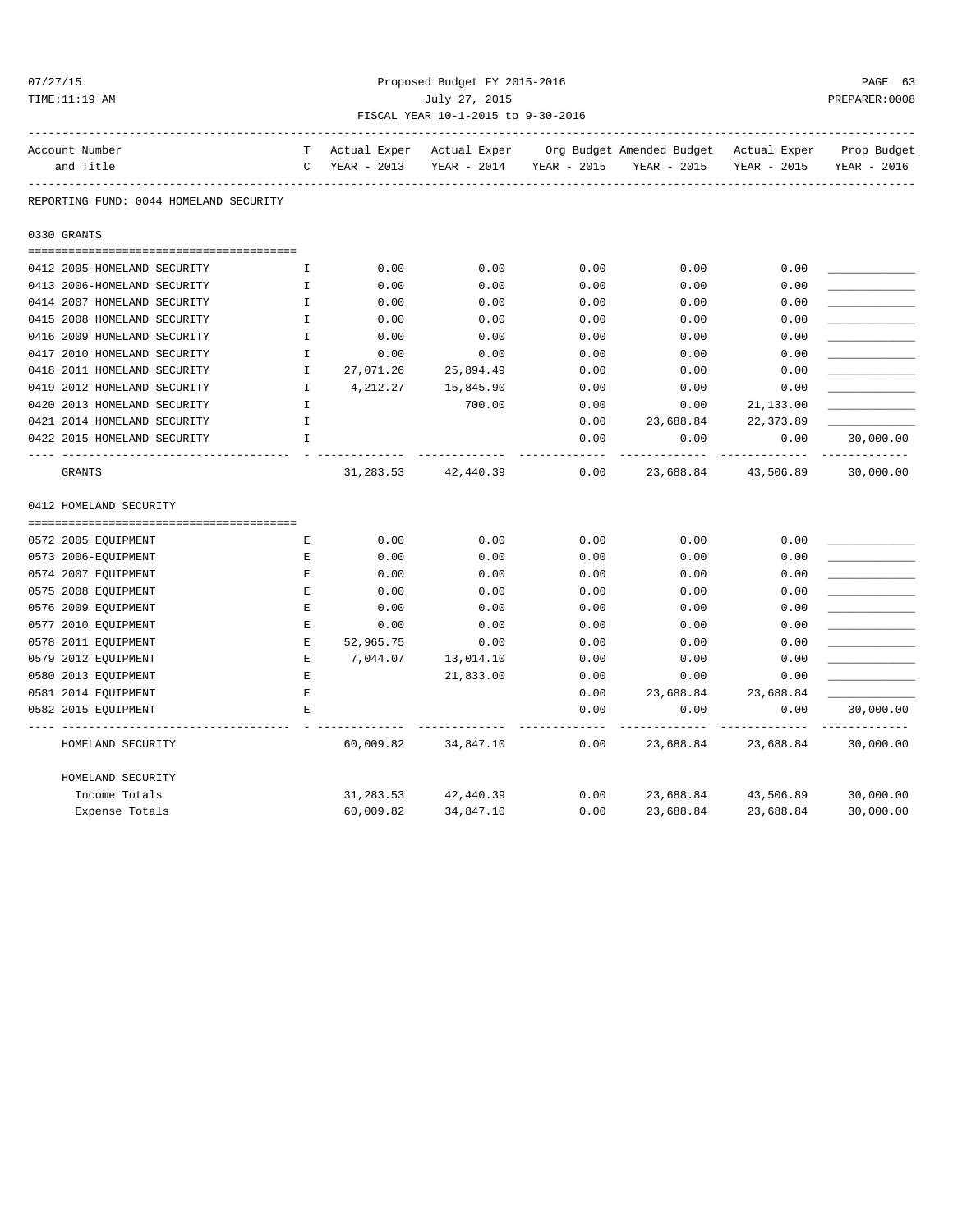Proposed Budget FY 2015-2016
July 27, 2015
FISCAL YEAR 10-1-2015 to 9-30-2016

REPORTING FUND: 0044 HOMELAND SECURITY

## 0330 GRANTS

| Account Number and Title | TC | Actual Exper YEAR - 2013 | Actual Exper YEAR - 2014 | Org Budget YEAR - 2015 | Amended Budget YEAR - 2015 | Actual Exper YEAR - 2015 | Prop Budget YEAR - 2016 |
|---|---|---|---|---|---|---|---|
| 0412 2005-HOMELAND SECURITY | I | 0.00 | 0.00 | 0.00 | 0.00 | 0.00 | |
| 0413 2006-HOMELAND SECURITY | I | 0.00 | 0.00 | 0.00 | 0.00 | 0.00 | |
| 0414 2007 HOMELAND SECURITY | I | 0.00 | 0.00 | 0.00 | 0.00 | 0.00 | |
| 0415 2008 HOMELAND SECURITY | I | 0.00 | 0.00 | 0.00 | 0.00 | 0.00 | |
| 0416 2009 HOMELAND SECURITY | I | 0.00 | 0.00 | 0.00 | 0.00 | 0.00 | |
| 0417 2010 HOMELAND SECURITY | I | 0.00 | 0.00 | 0.00 | 0.00 | 0.00 | |
| 0418 2011 HOMELAND SECURITY | I | 27,071.26 | 25,894.49 | 0.00 | 0.00 | 0.00 | |
| 0419 2012 HOMELAND SECURITY | I | 4,212.27 | 15,845.90 | 0.00 | 0.00 | 0.00 | |
| 0420 2013 HOMELAND SECURITY | I | | 700.00 | 0.00 | 0.00 | 21,133.00 | |
| 0421 2014 HOMELAND SECURITY | I | | | 0.00 | 23,688.84 | 22,373.89 | |
| 0422 2015 HOMELAND SECURITY | I | | | 0.00 | 0.00 | 0.00 | 30,000.00 |
| GRANTS | | 31,283.53 | 42,440.39 | 0.00 | 23,688.84 | 43,506.89 | 30,000.00 |

## 0412 HOMELAND SECURITY

| Account Number and Title | TC | Actual Exper YEAR - 2013 | Actual Exper YEAR - 2014 | Org Budget YEAR - 2015 | Amended Budget YEAR - 2015 | Actual Exper YEAR - 2015 | Prop Budget YEAR - 2016 |
|---|---|---|---|---|---|---|---|
| 0572 2005 EQUIPMENT | E | 0.00 | 0.00 | 0.00 | 0.00 | 0.00 | |
| 0573 2006-EQUIPMENT | E | 0.00 | 0.00 | 0.00 | 0.00 | 0.00 | |
| 0574 2007 EQUIPMENT | E | 0.00 | 0.00 | 0.00 | 0.00 | 0.00 | |
| 0575 2008 EQUIPMENT | E | 0.00 | 0.00 | 0.00 | 0.00 | 0.00 | |
| 0576 2009 EQUIPMENT | E | 0.00 | 0.00 | 0.00 | 0.00 | 0.00 | |
| 0577 2010 EQUIPMENT | E | 0.00 | 0.00 | 0.00 | 0.00 | 0.00 | |
| 0578 2011 EQUIPMENT | E | 52,965.75 | 0.00 | 0.00 | 0.00 | 0.00 | |
| 0579 2012 EQUIPMENT | E | 7,044.07 | 13,014.10 | 0.00 | 0.00 | 0.00 | |
| 0580 2013 EQUIPMENT | E | | 21,833.00 | 0.00 | 0.00 | 0.00 | |
| 0581 2014 EQUIPMENT | E | | | 0.00 | 23,688.84 | 23,688.84 | |
| 0582 2015 EQUIPMENT | E | | | 0.00 | 0.00 | 0.00 | 30,000.00 |
| HOMELAND SECURITY | | 60,009.82 | 34,847.10 | 0.00 | 23,688.84 | 23,688.84 | 30,000.00 |

## HOMELAND SECURITY

| | Actual Exper YEAR - 2013 | Actual Exper YEAR - 2014 | Org Budget YEAR - 2015 | Amended Budget YEAR - 2015 | Actual Exper YEAR - 2015 | Prop Budget YEAR - 2016 |
|---|---|---|---|---|---|---|
| Income Totals | 31,283.53 | 42,440.39 | 0.00 | 23,688.84 | 43,506.89 | 30,000.00 |
| Expense Totals | 60,009.82 | 34,847.10 | 0.00 | 23,688.84 | 23,688.84 | 30,000.00 |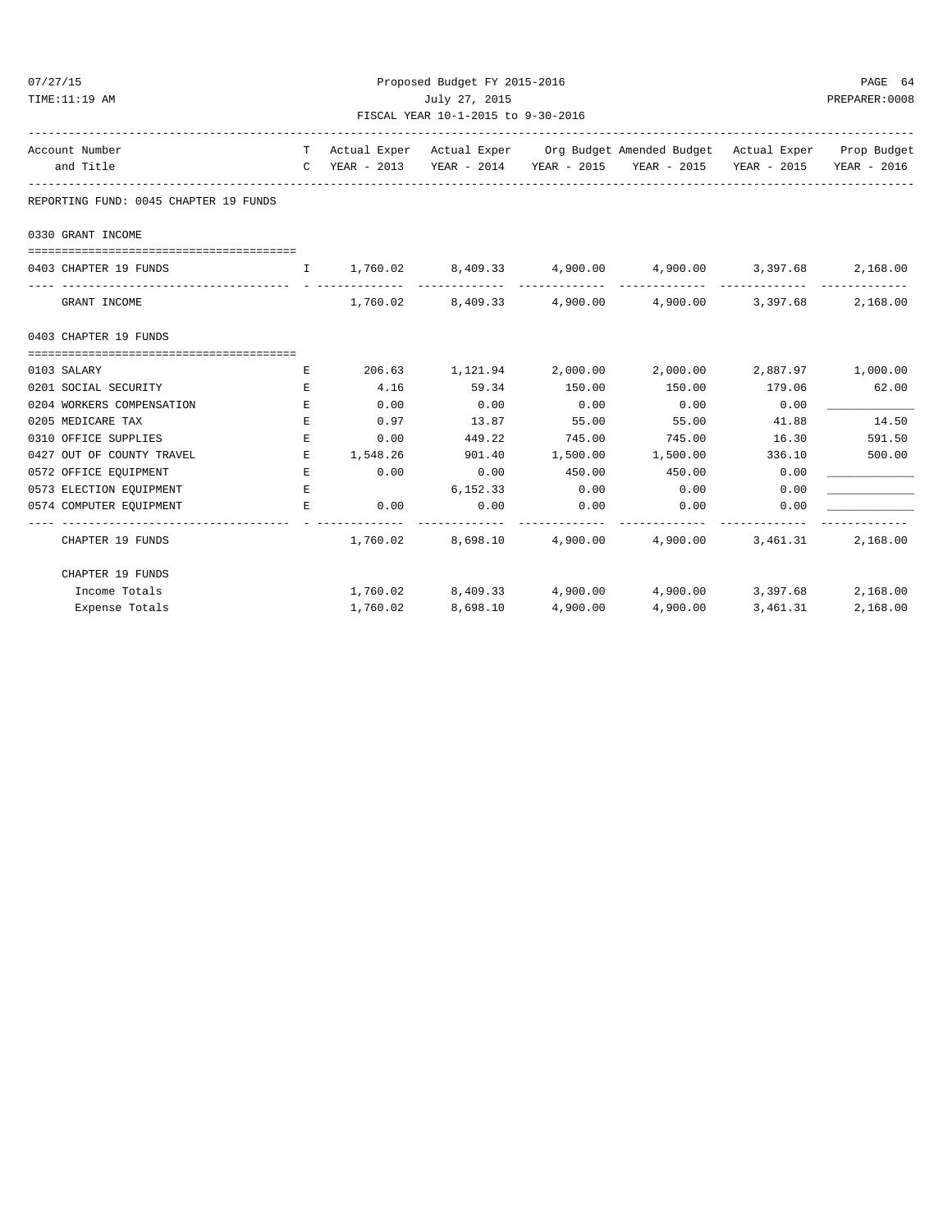Proposed Budget FY 2015-2016

July 27, 2015

FISCAL YEAR 10-1-2015 to 9-30-2016

| Account Number and Title | T C | Actual Exper YEAR - 2013 | Actual Exper YEAR - 2014 | Org Budget YEAR - 2015 | Amended Budget YEAR - 2015 | Actual Exper YEAR - 2015 | Prop Budget YEAR - 2016 |
|---|---|---|---|---|---|---|---|
| **REPORTING FUND: 0045 CHAPTER 19 FUNDS** | | | | | | | |
| **0330 GRANT INCOME** | | | | | | | |
| 0403 CHAPTER 19 FUNDS | I | 1,760.02 | 8,409.33 | 4,900.00 | 4,900.00 | 3,397.68 | 2,168.00 |
| GRANT INCOME | | 1,760.02 | 8,409.33 | 4,900.00 | 4,900.00 | 3,397.68 | 2,168.00 |
| **0403 CHAPTER 19 FUNDS** | | | | | | | |
| 0103 SALARY | E | 206.63 | 1,121.94 | 2,000.00 | 2,000.00 | 2,887.97 | 1,000.00 |
| 0201 SOCIAL SECURITY | E | 4.16 | 59.34 | 150.00 | 150.00 | 179.06 | 62.00 |
| 0204 WORKERS COMPENSATION | E | 0.00 | 0.00 | 0.00 | 0.00 | 0.00 | ____________ |
| 0205 MEDICARE TAX | E | 0.97 | 13.87 | 55.00 | 55.00 | 41.88 | 14.50 |
| 0310 OFFICE SUPPLIES | E | 0.00 | 449.22 | 745.00 | 745.00 | 16.30 | 591.50 |
| 0427 OUT OF COUNTY TRAVEL | E | 1,548.26 | 901.40 | 1,500.00 | 1,500.00 | 336.10 | 500.00 |
| 0572 OFFICE EQUIPMENT | E | 0.00 | 0.00 | 450.00 | 450.00 | 0.00 | ____________ |
| 0573 ELECTION EQUIPMENT | E | | 6,152.33 | 0.00 | 0.00 | 0.00 | ____________ |
| 0574 COMPUTER EQUIPMENT | E | 0.00 | 0.00 | 0.00 | 0.00 | 0.00 | ____________ |
| CHAPTER 19 FUNDS | | 1,760.02 | 8,698.10 | 4,900.00 | 4,900.00 | 3,461.31 | 2,168.00 |
| **CHAPTER 19 FUNDS** | | | | | | | |
| Income Totals | | 1,760.02 | 8,409.33 | 4,900.00 | 4,900.00 | 3,397.68 | 2,168.00 |
| Expense Totals | | 1,760.02 | 8,698.10 | 4,900.00 | 4,900.00 | 3,461.31 | 2,168.00 |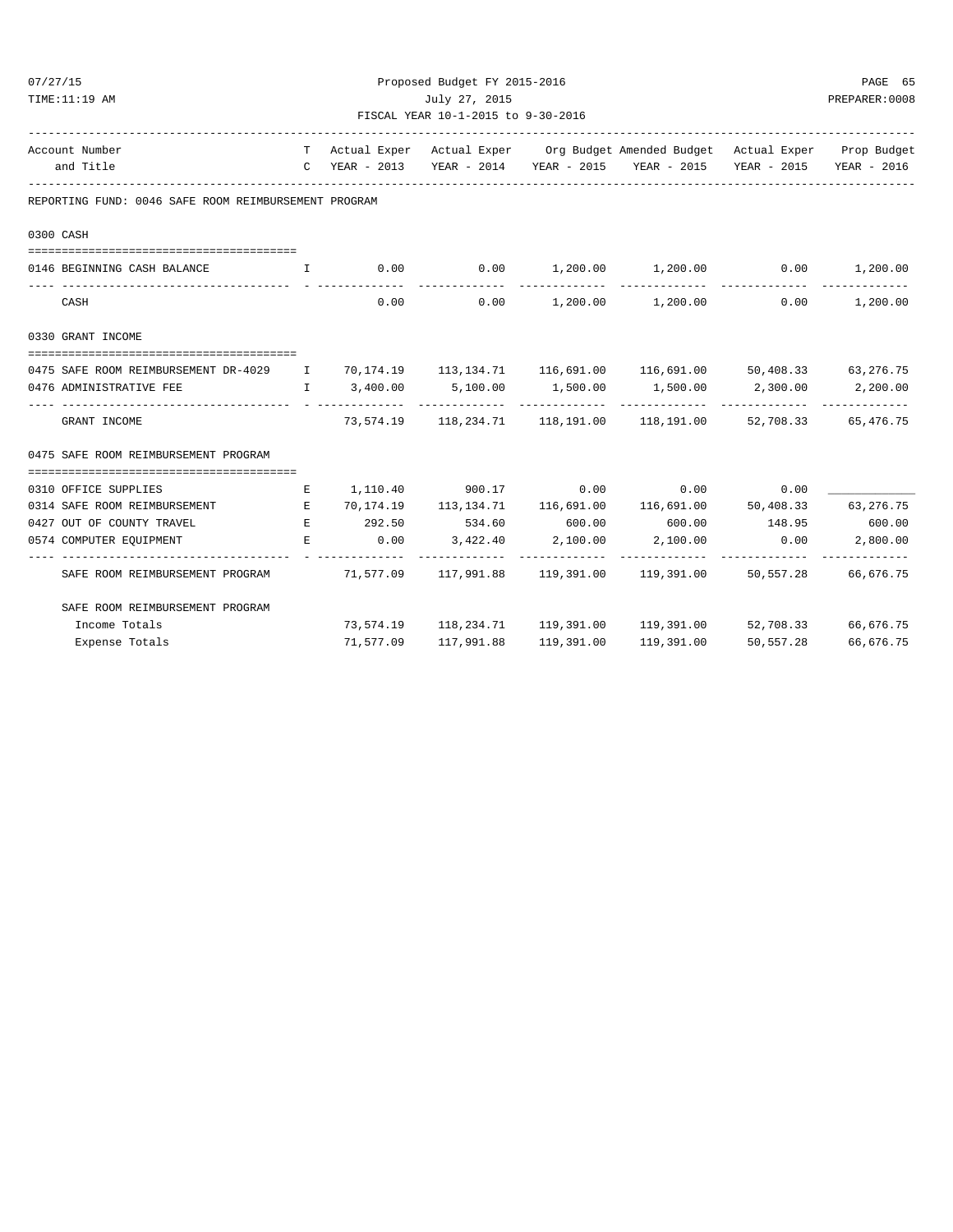07/27/15 Proposed Budget FY 2015-2016
TIME:11:19 AM July 27, 2015 PREPARER:0008

FISCAL YEAR 10-1-2015 to 9-30-2016

| Account Number and Title | T C | Actual Exper YEAR - 2013 | Actual Exper YEAR - 2014 | Org Budget YEAR - 2015 | Amended Budget YEAR - 2015 | Actual Exper YEAR - 2015 | Prop Budget YEAR - 2016 |
|---|---|---|---|---|---|---|---|
| **REPORTING FUND: 0046 SAFE ROOM REIMBURSEMENT PROGRAM** | | | | | | | |
| **0300 CASH** | | | | | | | |
| 0146 BEGINNING CASH BALANCE | I | 0.00 | 0.00 | 1,200.00 | 1,200.00 | 0.00 | 1,200.00 |
| CASH | | 0.00 | 0.00 | 1,200.00 | 1,200.00 | 0.00 | 1,200.00 |
| **0330 GRANT INCOME** | | | | | | | |
| 0475 SAFE ROOM REIMBURSEMENT DR-4029 | I | 70,174.19 | 113,134.71 | 116,691.00 | 116,691.00 | 50,408.33 | 63,276.75 |
| 0476 ADMINISTRATIVE FEE | I | 3,400.00 | 5,100.00 | 1,500.00 | 1,500.00 | 2,300.00 | 2,200.00 |
| GRANT INCOME | | 73,574.19 | 118,234.71 | 118,191.00 | 118,191.00 | 52,708.33 | 65,476.75 |
| **0475 SAFE ROOM REIMBURSEMENT PROGRAM** | | | | | | | |
| 0310 OFFICE SUPPLIES | E | 1,110.40 | 900.17 | 0.00 | 0.00 | 0.00 | ____________ |
| 0314 SAFE ROOM REIMBURSEMENT | E | 70,174.19 | 113,134.71 | 116,691.00 | 116,691.00 | 50,408.33 | 63,276.75 |
| 0427 OUT OF COUNTY TRAVEL | E | 292.50 | 534.60 | 600.00 | 600.00 | 148.95 | 600.00 |
| 0574 COMPUTER EQUIPMENT | E | 0.00 | 3,422.40 | 2,100.00 | 2,100.00 | 0.00 | 2,800.00 |
| SAFE ROOM REIMBURSEMENT PROGRAM | | 71,577.09 | 117,991.88 | 119,391.00 | 119,391.00 | 50,557.28 | 66,676.75 |
| **SAFE ROOM REIMBURSEMENT PROGRAM** | | | | | | | |
| Income Totals | | 73,574.19 | 118,234.71 | 119,391.00 | 119,391.00 | 52,708.33 | 66,676.75 |
| Expense Totals | | 71,577.09 | 117,991.88 | 119,391.00 | 119,391.00 | 50,557.28 | 66,676.75 |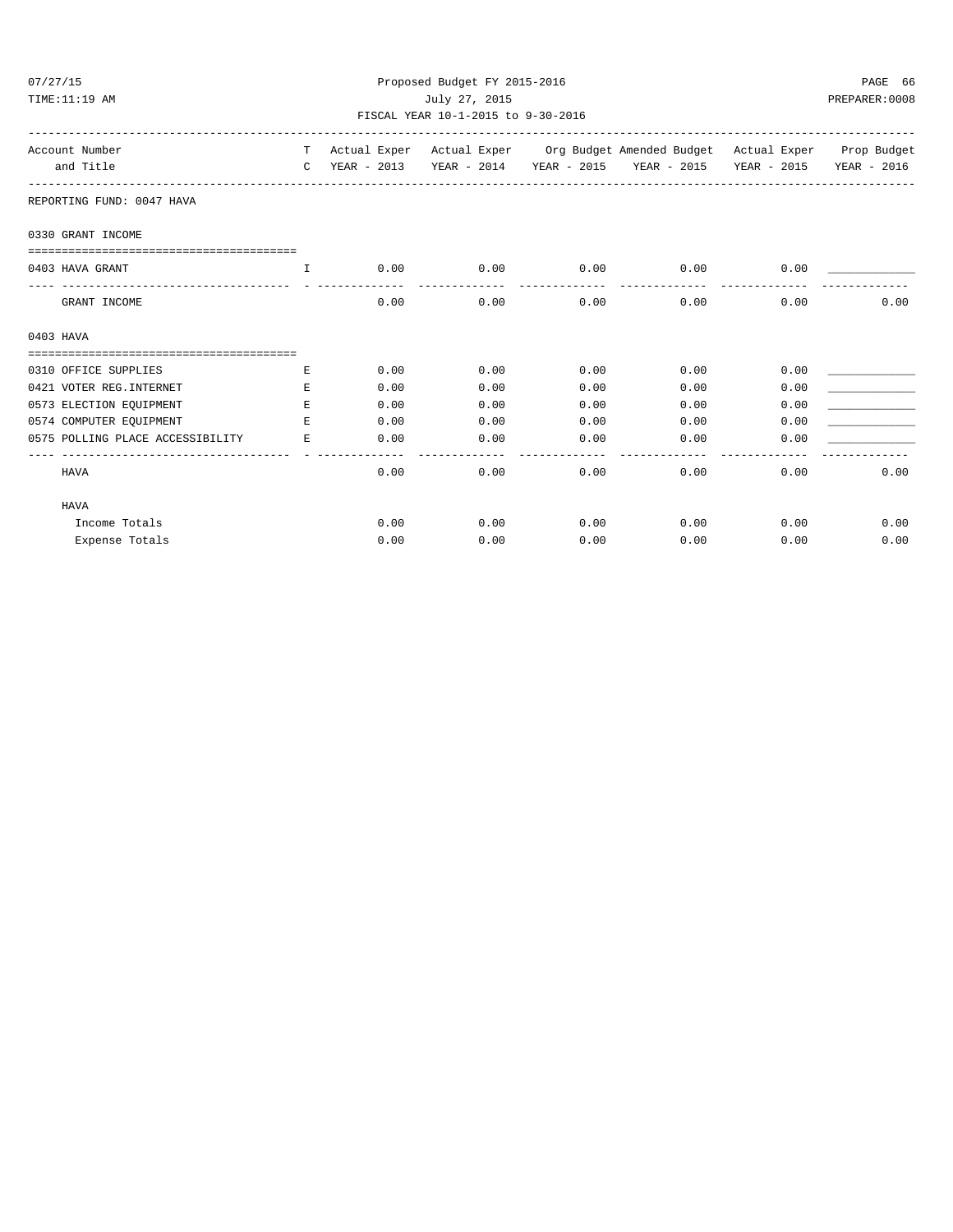Proposed Budget FY 2015-2016
July 27, 2015
FISCAL YEAR 10-1-2015 to 9-30-2016

| Account Number and Title | TC | Actual Exper YEAR - 2013 | Actual Exper YEAR - 2014 | Org Budget YEAR - 2015 | Amended Budget YEAR - 2015 | Actual Exper YEAR - 2015 | Prop Budget YEAR - 2016 |
|---|---|---|---|---|---|---|---|
| **REPORTING FUND: 0047 HAVA** | | | | | | | |
| **0330 GRANT INCOME** | | | | | | | |
| 0403 HAVA GRANT | I | 0.00 | 0.00 | 0.00 | 0.00 | 0.00 | ____________ |
| GRANT INCOME | | 0.00 | 0.00 | 0.00 | 0.00 | 0.00 | 0.00 |
| **0403 HAVA** | | | | | | | |
| 0310 OFFICE SUPPLIES | E | 0.00 | 0.00 | 0.00 | 0.00 | 0.00 | ____________ |
| 0421 VOTER REG.INTERNET | E | 0.00 | 0.00 | 0.00 | 0.00 | 0.00 | ____________ |
| 0573 ELECTION EQUIPMENT | E | 0.00 | 0.00 | 0.00 | 0.00 | 0.00 | ____________ |
| 0574 COMPUTER EQUIPMENT | E | 0.00 | 0.00 | 0.00 | 0.00 | 0.00 | ____________ |
| 0575 POLLING PLACE ACCESSIBILITY | E | 0.00 | 0.00 | 0.00 | 0.00 | 0.00 | ____________ |
| HAVA | | 0.00 | 0.00 | 0.00 | 0.00 | 0.00 | 0.00 |
| **HAVA** | | | | | | | |
| Income Totals | | 0.00 | 0.00 | 0.00 | 0.00 | 0.00 | 0.00 |
| Expense Totals | | 0.00 | 0.00 | 0.00 | 0.00 | 0.00 | 0.00 |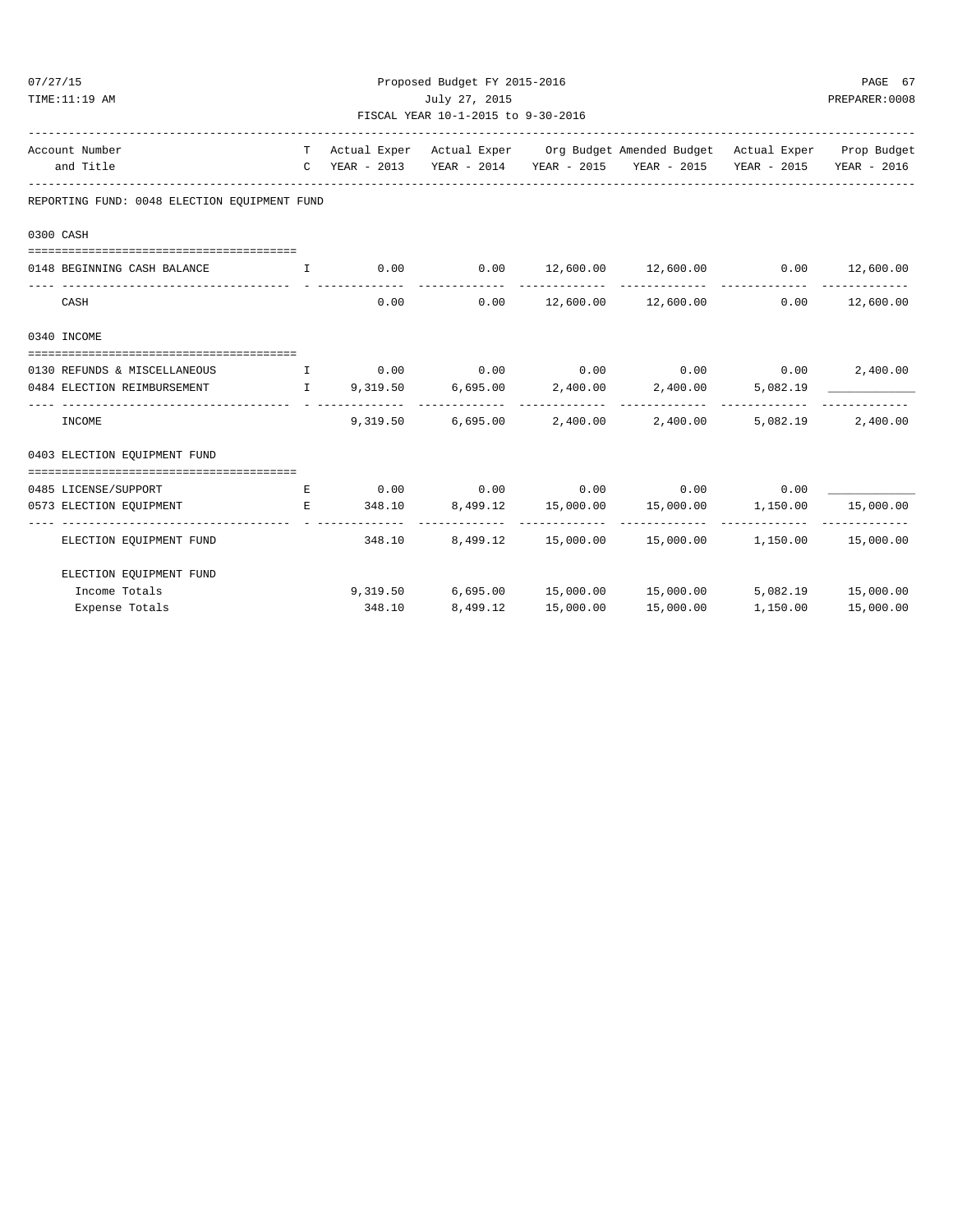Proposed Budget FY 2015-2016

July 27, 2015

FISCAL YEAR 10-1-2015 to 9-30-2016

| Account Number and Title | T C | Actual Exper YEAR - 2013 | Actual Exper YEAR - 2014 | Org Budget YEAR - 2015 | Amended Budget YEAR - 2015 | Actual Exper YEAR - 2015 | Prop Budget YEAR - 2016 |
|---|---|---|---|---|---|---|---|
| **REPORTING FUND: 0048 ELECTION EQUIPMENT FUND** | | | | | | | |
| **0300 CASH** | | | | | | | |
| 0148 BEGINNING CASH BALANCE | I | 0.00 | 0.00 | 12,600.00 | 12,600.00 | 0.00 | 12,600.00 |
| CASH | | 0.00 | 0.00 | 12,600.00 | 12,600.00 | 0.00 | 12,600.00 |
| **0340 INCOME** | | | | | | | |
| 0130 REFUNDS & MISCELLANEOUS | I | 0.00 | 0.00 | 0.00 | 0.00 | 0.00 | 2,400.00 |
| 0484 ELECTION REIMBURSEMENT | I | 9,319.50 | 6,695.00 | 2,400.00 | 2,400.00 | 5,082.19 | ____________ |
| INCOME | | 9,319.50 | 6,695.00 | 2,400.00 | 2,400.00 | 5,082.19 | 2,400.00 |
| **0403 ELECTION EQUIPMENT FUND** | | | | | | | |
| 0485 LICENSE/SUPPORT | E | 0.00 | 0.00 | 0.00 | 0.00 | 0.00 | ____________ |
| 0573 ELECTION EQUIPMENT | E | 348.10 | 8,499.12 | 15,000.00 | 15,000.00 | 1,150.00 | 15,000.00 |
| ELECTION EQUIPMENT FUND | | 348.10 | 8,499.12 | 15,000.00 | 15,000.00 | 1,150.00 | 15,000.00 |
| **ELECTION EQUIPMENT FUND** | | | | | | | |
| Income Totals | | 9,319.50 | 6,695.00 | 15,000.00 | 15,000.00 | 5,082.19 | 15,000.00 |
| Expense Totals | | 348.10 | 8,499.12 | 15,000.00 | 15,000.00 | 1,150.00 | 15,000.00 |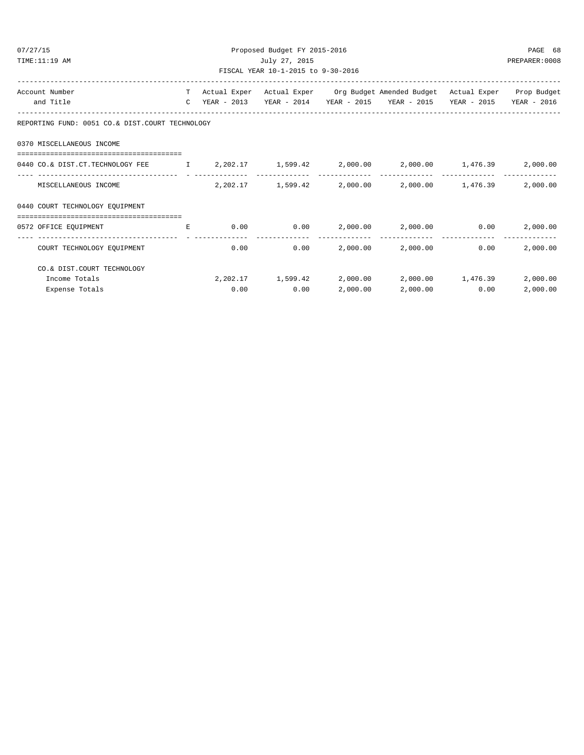Proposed Budget FY 2015-2016

July 27, 2015

FISCAL YEAR 10-1-2015 to 9-30-2016

| Account Number and Title | T C | Actual Exper YEAR - 2013 | Actual Exper YEAR - 2014 | Org Budget YEAR - 2015 | Amended Budget YEAR - 2015 | Actual Exper YEAR - 2015 | Prop Budget YEAR - 2016 |
|---|---|---|---|---|---|---|---|
| REPORTING FUND: 0051 CO.& DIST.COURT TECHNOLOGY | | | | | | | |
| 0370 MISCELLANEOUS INCOME | | | | | | | |
| 0440 CO.& DIST.CT.TECHNOLOGY FEE | I | 2,202.17 | 1,599.42 | 2,000.00 | 2,000.00 | 1,476.39 | 2,000.00 |
| MISCELLANEOUS INCOME | | 2,202.17 | 1,599.42 | 2,000.00 | 2,000.00 | 1,476.39 | 2,000.00 |
| 0440 COURT TECHNOLOGY EQUIPMENT | | | | | | | |
| 0572 OFFICE EQUIPMENT | E | 0.00 | 0.00 | 2,000.00 | 2,000.00 | 0.00 | 2,000.00 |
| COURT TECHNOLOGY EQUIPMENT | | 0.00 | 0.00 | 2,000.00 | 2,000.00 | 0.00 | 2,000.00 |
| CO.& DIST.COURT TECHNOLOGY | | | | | | | |
| Income Totals | | 2,202.17 | 1,599.42 | 2,000.00 | 2,000.00 | 1,476.39 | 2,000.00 |
| Expense Totals | | 0.00 | 0.00 | 2,000.00 | 2,000.00 | 0.00 | 2,000.00 |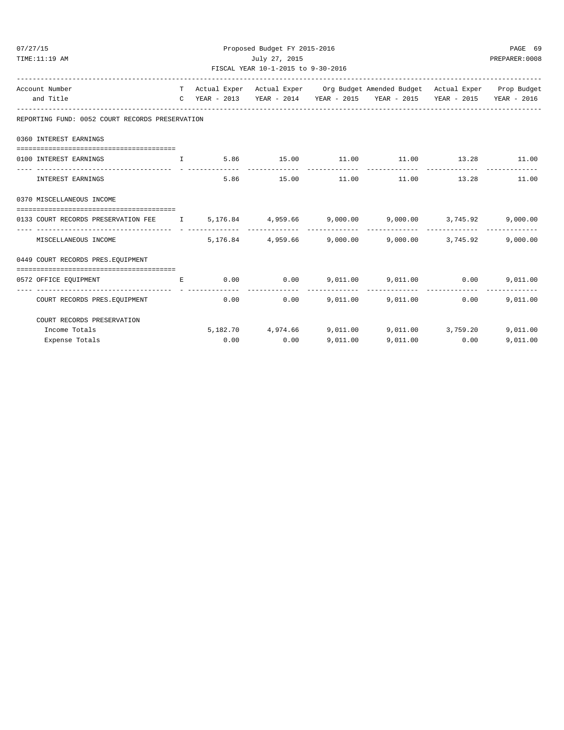Proposed Budget FY 2015-2016

July 27, 2015

FISCAL YEAR 10-1-2015 to 9-30-2016

| Account Number and Title | T C | Actual Exper YEAR - 2013 | Actual Exper YEAR - 2014 | Org Budget YEAR - 2015 | Amended Budget YEAR - 2015 | Actual Exper YEAR - 2015 | Prop Budget YEAR - 2016 |
|---|---|---|---|---|---|---|---|
| **REPORTING FUND: 0052 COURT RECORDS PRESERVATION** | | | | | | | |
| **0360 INTEREST EARNINGS** | | | | | | | |
| 0100 INTEREST EARNINGS | I | 5.86 | 15.00 | 11.00 | 11.00 | 13.28 | 11.00 |
| INTEREST EARNINGS | | 5.86 | 15.00 | 11.00 | 11.00 | 13.28 | 11.00 |
| **0370 MISCELLANEOUS INCOME** | | | | | | | |
| 0133 COURT RECORDS PRESERVATION FEE | I | 5,176.84 | 4,959.66 | 9,000.00 | 9,000.00 | 3,745.92 | 9,000.00 |
| MISCELLANEOUS INCOME | | 5,176.84 | 4,959.66 | 9,000.00 | 9,000.00 | 3,745.92 | 9,000.00 |
| **0449 COURT RECORDS PRES.EQUIPMENT** | | | | | | | |
| 0572 OFFICE EQUIPMENT | E | 0.00 | 0.00 | 9,011.00 | 9,011.00 | 0.00 | 9,011.00 |
| COURT RECORDS PRES.EQUIPMENT | | 0.00 | 0.00 | 9,011.00 | 9,011.00 | 0.00 | 9,011.00 |
| **COURT RECORDS PRESERVATION** | | | | | | | |
| Income Totals | | 5,182.70 | 4,974.66 | 9,011.00 | 9,011.00 | 3,759.20 | 9,011.00 |
| Expense Totals | | 0.00 | 0.00 | 9,011.00 | 9,011.00 | 0.00 | 9,011.00 |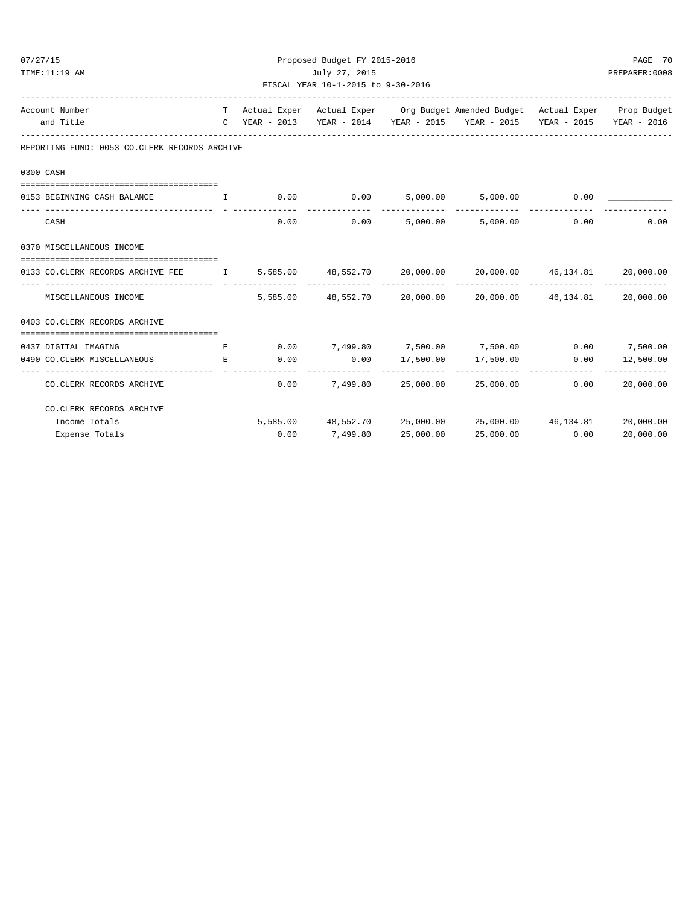Proposed Budget FY 2015-2016

July 27, 2015

FISCAL YEAR 10-1-2015 to 9-30-2016

| Account Number and Title | TC | Actual Exper YEAR - 2013 | Actual Exper YEAR - 2014 | Org Budget YEAR - 2015 | Amended Budget YEAR - 2015 | Actual Exper YEAR - 2015 | Prop Budget YEAR - 2016 |
|---|---|---|---|---|---|---|---|
| **REPORTING FUND: 0053 CO.CLERK RECORDS ARCHIVE** | | | | | | | |
| **0300 CASH** | | | | | | | |
| 0153 BEGINNING CASH BALANCE | I | 0.00 | 0.00 | 5,000.00 | 5,000.00 | 0.00 | ____________ |
| CASH | | 0.00 | 0.00 | 5,000.00 | 5,000.00 | 0.00 | 0.00 |
| **0370 MISCELLANEOUS INCOME** | | | | | | | |
| 0133 CO.CLERK RECORDS ARCHIVE FEE | I | 5,585.00 | 48,552.70 | 20,000.00 | 20,000.00 | 46,134.81 | 20,000.00 |
| MISCELLANEOUS INCOME | | 5,585.00 | 48,552.70 | 20,000.00 | 20,000.00 | 46,134.81 | 20,000.00 |
| **0403 CO.CLERK RECORDS ARCHIVE** | | | | | | | |
| 0437 DIGITAL IMAGING | E | 0.00 | 7,499.80 | 7,500.00 | 7,500.00 | 0.00 | 7,500.00 |
| 0490 CO.CLERK MISCELLANEOUS | E | 0.00 | 0.00 | 17,500.00 | 17,500.00 | 0.00 | 12,500.00 |
| CO.CLERK RECORDS ARCHIVE | | 0.00 | 7,499.80 | 25,000.00 | 25,000.00 | 0.00 | 20,000.00 |
| **CO.CLERK RECORDS ARCHIVE** | | | | | | | |
| Income Totals | | 5,585.00 | 48,552.70 | 25,000.00 | 25,000.00 | 46,134.81 | 20,000.00 |
| Expense Totals | | 0.00 | 7,499.80 | 25,000.00 | 25,000.00 | 0.00 | 20,000.00 |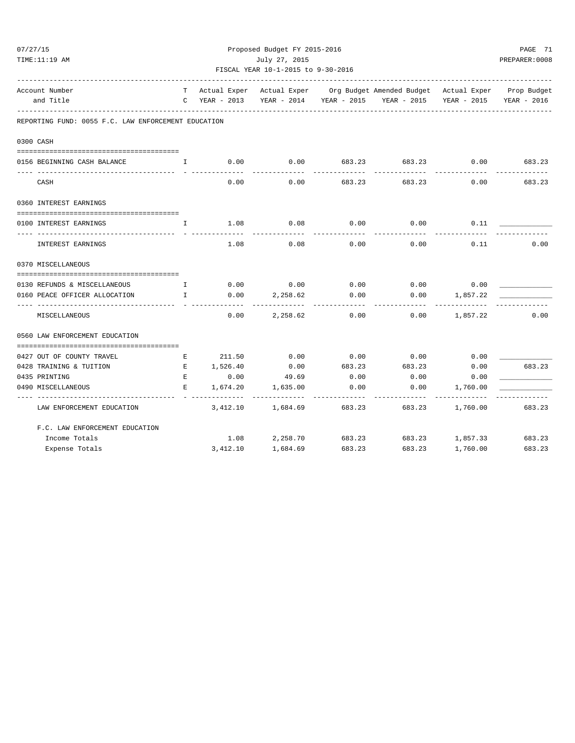Proposed Budget FY 2015-2016

July 27, 2015

FISCAL YEAR 10-1-2015 to 9-30-2016

| Account Number and Title | TC | Actual Exper YEAR - 2013 | Actual Exper YEAR - 2014 | Org Budget YEAR - 2015 | Amended Budget YEAR - 2015 | Actual Exper YEAR - 2015 | Prop Budget YEAR - 2016 |
|---|---|---|---|---|---|---|---|
| **REPORTING FUND: 0055 F.C. LAW ENFORCEMENT EDUCATION** | | | | | | | |
| **0300 CASH** | | | | | | | |
| 0156 BEGINNING CASH BALANCE | I | 0.00 | 0.00 | 683.23 | 683.23 | 0.00 | 683.23 |
| CASH | | 0.00 | 0.00 | 683.23 | 683.23 | 0.00 | 683.23 |
| **0360 INTEREST EARNINGS** | | | | | | | |
| 0100 INTEREST EARNINGS | I | 1.08 | 0.08 | 0.00 | 0.00 | 0.11 | ____________ |
| INTEREST EARNINGS | | 1.08 | 0.08 | 0.00 | 0.00 | 0.11 | 0.00 |
| **0370 MISCELLANEOUS** | | | | | | | |
| 0130 REFUNDS & MISCELLANEOUS | I | 0.00 | 0.00 | 0.00 | 0.00 | 0.00 | ____________ |
| 0160 PEACE OFFICER ALLOCATION | I | 0.00 | 2,258.62 | 0.00 | 0.00 | 1,857.22 | ____________ |
| MISCELLANEOUS | | 0.00 | 2,258.62 | 0.00 | 0.00 | 1,857.22 | 0.00 |
| **0560 LAW ENFORCEMENT EDUCATION** | | | | | | | |
| 0427 OUT OF COUNTY TRAVEL | E | 211.50 | 0.00 | 0.00 | 0.00 | 0.00 | ____________ |
| 0428 TRAINING & TUITION | E | 1,526.40 | 0.00 | 683.23 | 683.23 | 0.00 | 683.23 |
| 0435 PRINTING | E | 0.00 | 49.69 | 0.00 | 0.00 | 0.00 | ____________ |
| 0490 MISCELLANEOUS | E | 1,674.20 | 1,635.00 | 0.00 | 0.00 | 1,760.00 | ____________ |
| LAW ENFORCEMENT EDUCATION | | 3,412.10 | 1,684.69 | 683.23 | 683.23 | 1,760.00 | 683.23 |
| **F.C. LAW ENFORCEMENT EDUCATION** | | | | | | | |
| Income Totals | | 1.08 | 2,258.70 | 683.23 | 683.23 | 1,857.33 | 683.23 |
| Expense Totals | | 3,412.10 | 1,684.69 | 683.23 | 683.23 | 1,760.00 | 683.23 |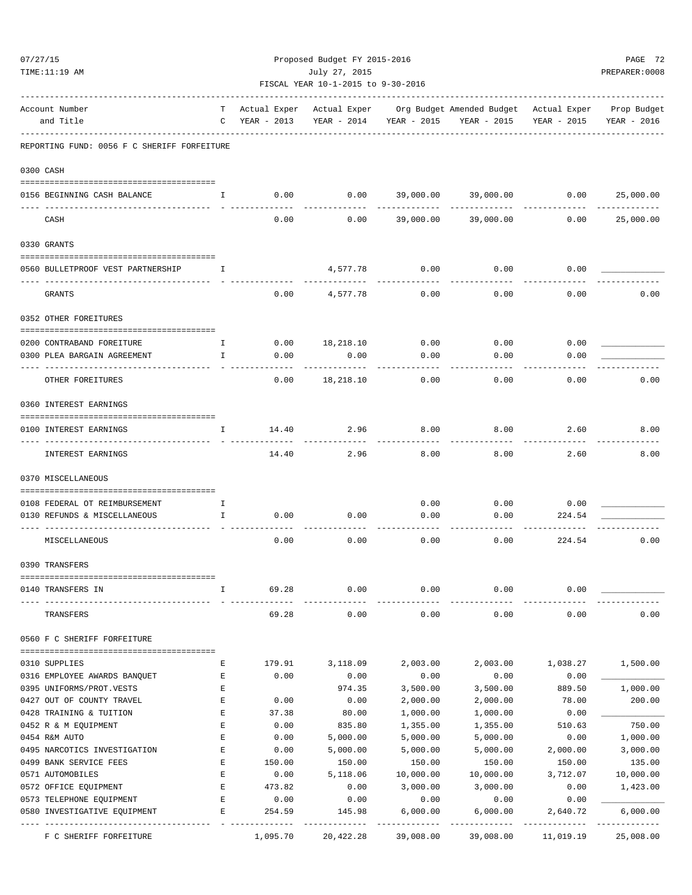Proposed Budget FY 2015-2016

July 27, 2015

FISCAL YEAR 10-1-2015 to 9-30-2016

REPORTING FUND: 0056 F C SHERIFF FORFEITURE

| Account Number and Title | TC | Actual Exper YEAR - 2013 | Actual Exper YEAR - 2014 | Org Budget YEAR - 2015 | Amended Budget YEAR - 2015 | Actual Exper YEAR - 2015 | Prop Budget YEAR - 2016 |
|---|---|---|---|---|---|---|---|
| **0300 CASH** | | | | | | | |
| 0156 BEGINNING CASH BALANCE | I | 0.00 | 0.00 | 39,000.00 | 39,000.00 | 0.00 | 25,000.00 |
| CASH | | 0.00 | 0.00 | 39,000.00 | 39,000.00 | 0.00 | 25,000.00 |
| **0330 GRANTS** | | | | | | | |
| 0560 BULLETPROOF VEST PARTNERSHIP | I | | 4,577.78 | 0.00 | 0.00 | 0.00 | ____________ |
| GRANTS | | 0.00 | 4,577.78 | 0.00 | 0.00 | 0.00 | 0.00 |
| **0352 OTHER FOREITURES** | | | | | | | |
| 0200 CONTRABAND FOREITURE | I | 0.00 | 18,218.10 | 0.00 | 0.00 | 0.00 | ____________ |
| 0300 PLEA BARGAIN AGREEMENT | I | 0.00 | 0.00 | 0.00 | 0.00 | 0.00 | ____________ |
| OTHER FOREITURES | | 0.00 | 18,218.10 | 0.00 | 0.00 | 0.00 | 0.00 |
| **0360 INTEREST EARNINGS** | | | | | | | |
| 0100 INTEREST EARNINGS | I | 14.40 | 2.96 | 8.00 | 8.00 | 2.60 | 8.00 |
| INTEREST EARNINGS | | 14.40 | 2.96 | 8.00 | 8.00 | 2.60 | 8.00 |
| **0370 MISCELLANEOUS** | | | | | | | |
| 0108 FEDERAL OT REIMBURSEMENT | I | | | 0.00 | 0.00 | 0.00 | ____________ |
| 0130 REFUNDS & MISCELLANEOUS | I | 0.00 | 0.00 | 0.00 | 0.00 | 224.54 | ____________ |
| MISCELLANEOUS | | 0.00 | 0.00 | 0.00 | 0.00 | 224.54 | 0.00 |
| **0390 TRANSFERS** | | | | | | | |
| 0140 TRANSFERS IN | I | 69.28 | 0.00 | 0.00 | 0.00 | 0.00 | ____________ |
| TRANSFERS | | 69.28 | 0.00 | 0.00 | 0.00 | 0.00 | 0.00 |
| **0560 F C SHERIFF FORFEITURE** | | | | | | | |
| 0310 SUPPLIES | E | 179.91 | 3,118.09 | 2,003.00 | 2,003.00 | 1,038.27 | 1,500.00 |
| 0316 EMPLOYEE AWARDS BANQUET | E | 0.00 | 0.00 | 0.00 | 0.00 | 0.00 | ____________ |
| 0395 UNIFORMS/PROT.VESTS | E | | 974.35 | 3,500.00 | 3,500.00 | 889.50 | 1,000.00 |
| 0427 OUT OF COUNTY TRAVEL | E | 0.00 | 0.00 | 2,000.00 | 2,000.00 | 78.00 | 200.00 |
| 0428 TRAINING & TUITION | E | 37.38 | 80.00 | 1,000.00 | 1,000.00 | 0.00 | ____________ |
| 0452 R & M EQUIPMENT | E | 0.00 | 835.80 | 1,355.00 | 1,355.00 | 510.63 | 750.00 |
| 0454 R&M AUTO | E | 0.00 | 5,000.00 | 5,000.00 | 5,000.00 | 0.00 | 1,000.00 |
| 0495 NARCOTICS INVESTIGATION | E | 0.00 | 5,000.00 | 5,000.00 | 5,000.00 | 2,000.00 | 3,000.00 |
| 0499 BANK SERVICE FEES | E | 150.00 | 150.00 | 150.00 | 150.00 | 150.00 | 135.00 |
| 0571 AUTOMOBILES | E | 0.00 | 5,118.06 | 10,000.00 | 10,000.00 | 3,712.07 | 10,000.00 |
| 0572 OFFICE EQUIPMENT | E | 473.82 | 0.00 | 3,000.00 | 3,000.00 | 0.00 | 1,423.00 |
| 0573 TELEPHONE EQUIPMENT | E | 0.00 | 0.00 | 0.00 | 0.00 | 0.00 | ____________ |
| 0580 INVESTIGATIVE EQUIPMENT | E | 254.59 | 145.98 | 6,000.00 | 6,000.00 | 2,640.72 | 6,000.00 |
| F C SHERIFF FORFEITURE | | 1,095.70 | 20,422.28 | 39,008.00 | 39,008.00 | 11,019.19 | 25,008.00 |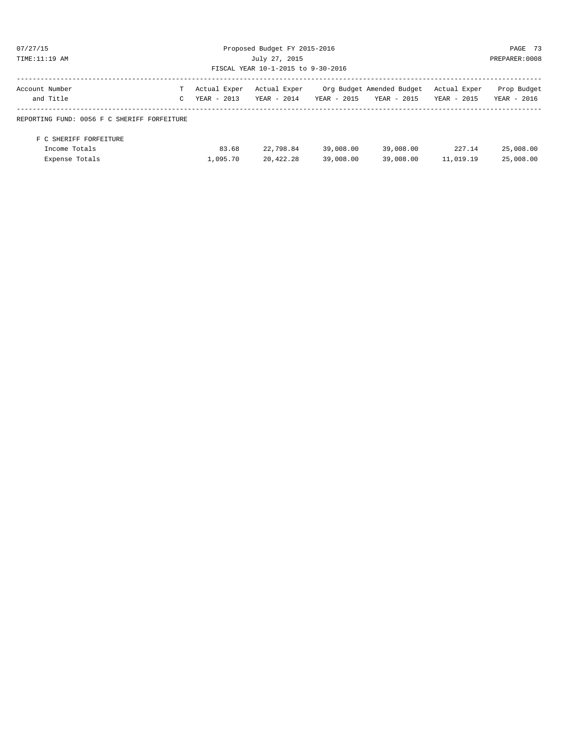Proposed Budget FY 2015-2016

July 27, 2015

FISCAL YEAR 10-1-2015 to 9-30-2016

| Account Number and Title | T C | Actual Exper YEAR - 2013 | Actual Exper YEAR - 2014 | Org Budget YEAR - 2015 | Amended Budget YEAR - 2015 | Actual Exper YEAR - 2015 | Prop Budget YEAR - 2016 |
|---|---|---|---|---|---|---|---|
| REPORTING FUND: 0056 F C SHERIFF FORFEITURE | | | | | | | |
| F C SHERIFF FORFEITURE | | | | | | | |
| Income Totals | | 83.68 | 22,798.84 | 39,008.00 | 39,008.00 | 227.14 | 25,008.00 |
| Expense Totals | | 1,095.70 | 20,422.28 | 39,008.00 | 39,008.00 | 11,019.19 | 25,008.00 |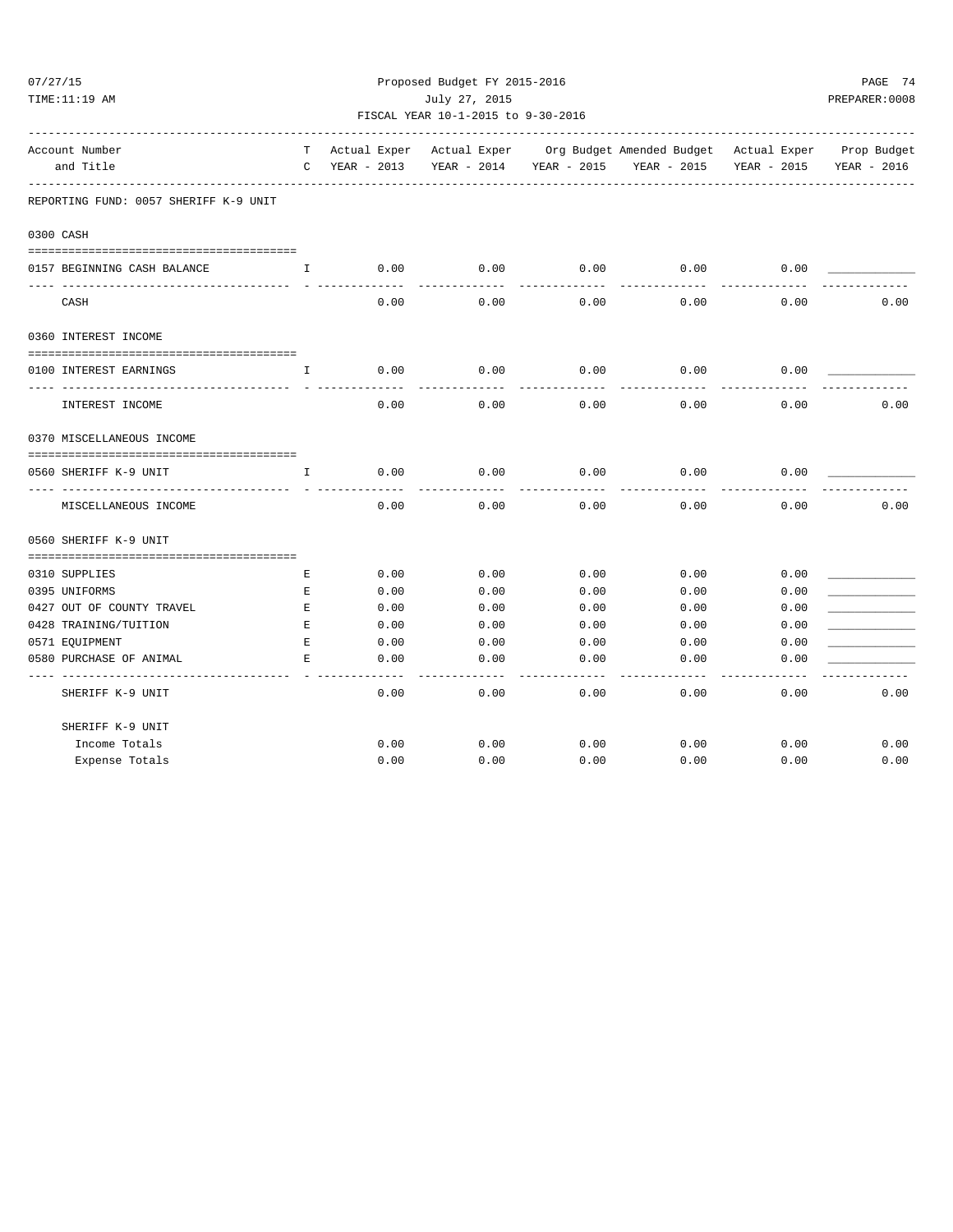Proposed Budget FY 2015-2016

July 27, 2015

FISCAL YEAR 10-1-2015 to 9-30-2016

| Account Number and Title | TC | Actual Exper YEAR - 2013 | Actual Exper YEAR - 2014 | Org Budget YEAR - 2015 | Amended Budget YEAR - 2015 | Actual Exper YEAR - 2015 | Prop Budget YEAR - 2016 |
|---|---|---|---|---|---|---|---|
| **REPORTING FUND: 0057 SHERIFF K-9 UNIT** | | | | | | | |
| **0300 CASH** | | | | | | | |
| 0157 BEGINNING CASH BALANCE | I | 0.00 | 0.00 | 0.00 | 0.00 | 0.00 | ____________ |
| CASH | | 0.00 | 0.00 | 0.00 | 0.00 | 0.00 | 0.00 |
| **0360 INTEREST INCOME** | | | | | | | |
| 0100 INTEREST EARNINGS | I | 0.00 | 0.00 | 0.00 | 0.00 | 0.00 | ____________ |
| INTEREST INCOME | | 0.00 | 0.00 | 0.00 | 0.00 | 0.00 | 0.00 |
| **0370 MISCELLANEOUS INCOME** | | | | | | | |
| 0560 SHERIFF K-9 UNIT | I | 0.00 | 0.00 | 0.00 | 0.00 | 0.00 | ____________ |
| MISCELLANEOUS INCOME | | 0.00 | 0.00 | 0.00 | 0.00 | 0.00 | 0.00 |
| **0560 SHERIFF K-9 UNIT** | | | | | | | |
| 0310 SUPPLIES | E | 0.00 | 0.00 | 0.00 | 0.00 | 0.00 | ____________ |
| 0395 UNIFORMS | E | 0.00 | 0.00 | 0.00 | 0.00 | 0.00 | ____________ |
| 0427 OUT OF COUNTY TRAVEL | E | 0.00 | 0.00 | 0.00 | 0.00 | 0.00 | ____________ |
| 0428 TRAINING/TUITION | E | 0.00 | 0.00 | 0.00 | 0.00 | 0.00 | ____________ |
| 0571 EQUIPMENT | E | 0.00 | 0.00 | 0.00 | 0.00 | 0.00 | ____________ |
| 0580 PURCHASE OF ANIMAL | E | 0.00 | 0.00 | 0.00 | 0.00 | 0.00 | ____________ |
| SHERIFF K-9 UNIT | | 0.00 | 0.00 | 0.00 | 0.00 | 0.00 | 0.00 |
| **SHERIFF K-9 UNIT** | | | | | | | |
| Income Totals | | 0.00 | 0.00 | 0.00 | 0.00 | 0.00 | 0.00 |
| Expense Totals | | 0.00 | 0.00 | 0.00 | 0.00 | 0.00 | 0.00 |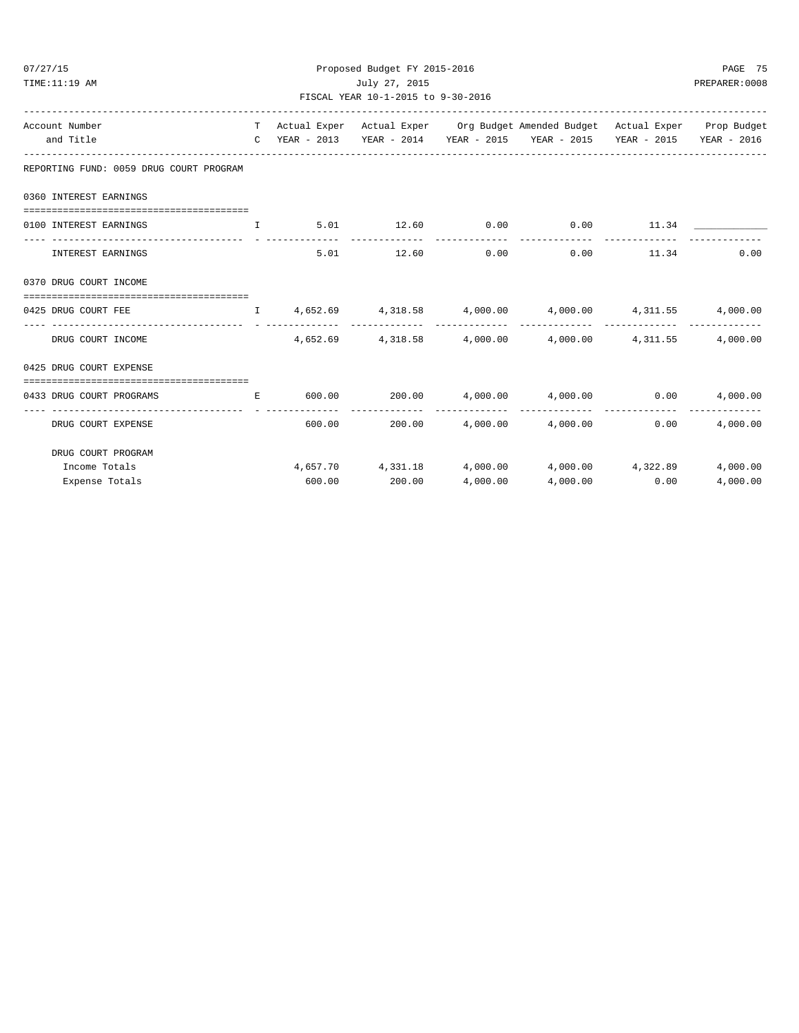Proposed Budget FY 2015-2016

July 27, 2015

FISCAL YEAR 10-1-2015 to 9-30-2016

| Account Number and Title | T C | Actual Exper YEAR - 2013 | Actual Exper YEAR - 2014 | Org Budget YEAR - 2015 | Amended Budget YEAR - 2015 | Actual Exper YEAR - 2015 | Prop Budget YEAR - 2016 |
|---|---|---|---|---|---|---|---|
| **REPORTING FUND: 0059 DRUG COURT PROGRAM** | | | | | | | |
| **0360 INTEREST EARNINGS** | | | | | | | |
| 0100 INTEREST EARNINGS | I | 5.01 | 12.60 | 0.00 | 0.00 | 11.34 | ____________ |
| INTEREST EARNINGS | | 5.01 | 12.60 | 0.00 | 0.00 | 11.34 | 0.00 |
| **0370 DRUG COURT INCOME** | | | | | | | |
| 0425 DRUG COURT FEE | I | 4,652.69 | 4,318.58 | 4,000.00 | 4,000.00 | 4,311.55 | 4,000.00 |
| DRUG COURT INCOME | | 4,652.69 | 4,318.58 | 4,000.00 | 4,000.00 | 4,311.55 | 4,000.00 |
| **0425 DRUG COURT EXPENSE** | | | | | | | |
| 0433 DRUG COURT PROGRAMS | E | 600.00 | 200.00 | 4,000.00 | 4,000.00 | 0.00 | 4,000.00 |
| DRUG COURT EXPENSE | | 600.00 | 200.00 | 4,000.00 | 4,000.00 | 0.00 | 4,000.00 |
| **DRUG COURT PROGRAM** | | | | | | | |
| Income Totals | | 4,657.70 | 4,331.18 | 4,000.00 | 4,000.00 | 4,322.89 | 4,000.00 |
| Expense Totals | | 600.00 | 200.00 | 4,000.00 | 4,000.00 | 0.00 | 4,000.00 |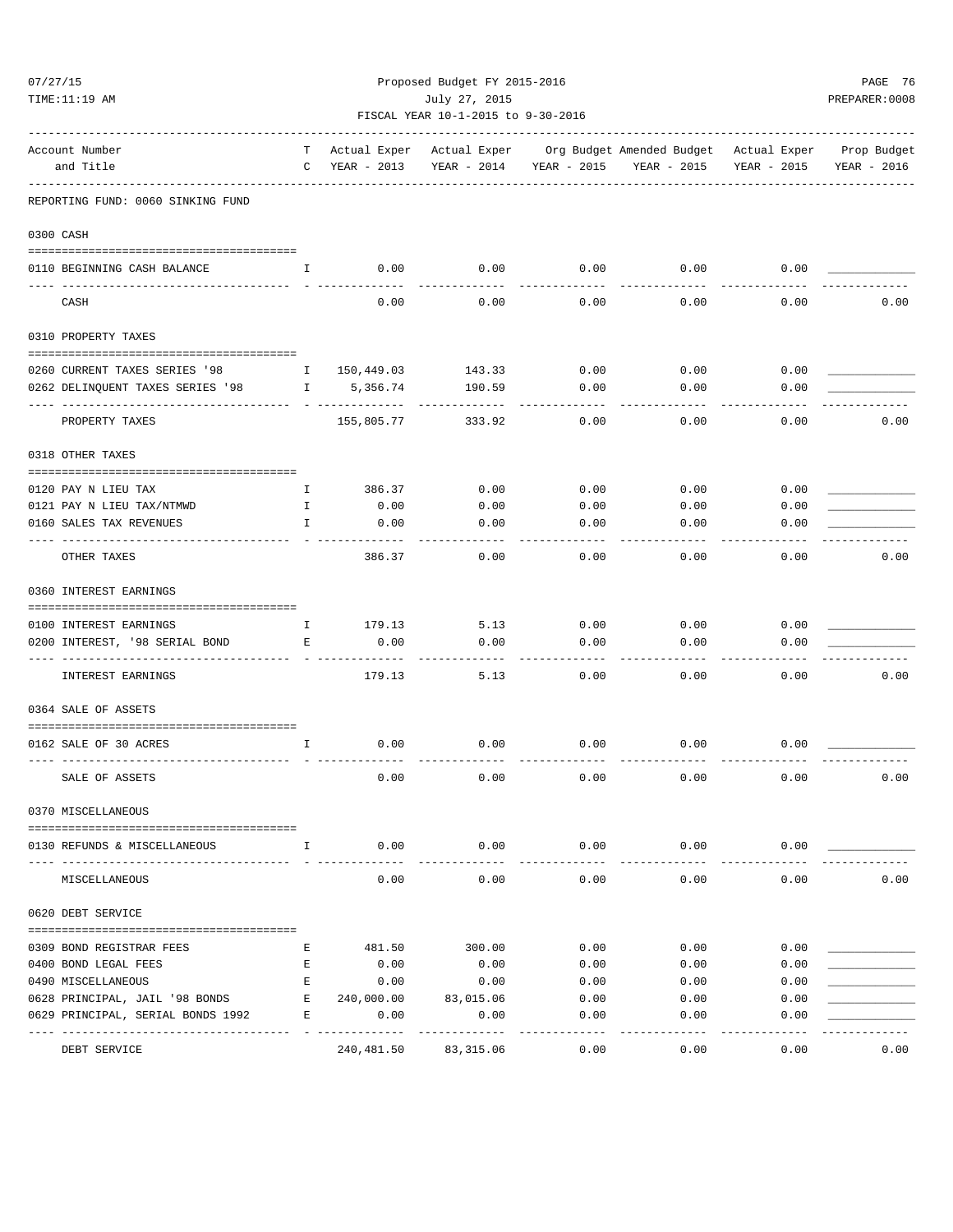Proposed Budget FY 2015-2016

July 27, 2015

FISCAL YEAR 10-1-2015 to 9-30-2016

| Account Number and Title | TC | Actual Exper YEAR - 2013 | Actual Exper YEAR - 2014 | Org Budget YEAR - 2015 | Amended Budget YEAR - 2015 | Actual Exper YEAR - 2015 | Prop Budget YEAR - 2016 |
|---|---|---|---|---|---|---|---|
| **REPORTING FUND: 0060 SINKING FUND** | | | | | | | |
| **0300 CASH** | | | | | | | |
| 0110 BEGINNING CASH BALANCE | I | 0.00 | 0.00 | 0.00 | 0.00 | 0.00 | |
| CASH | | 0.00 | 0.00 | 0.00 | 0.00 | 0.00 | 0.00 |
| **0310 PROPERTY TAXES** | | | | | | | |
| 0260 CURRENT TAXES SERIES '98 | I | 150,449.03 | 143.33 | 0.00 | 0.00 | 0.00 | |
| 0262 DELINQUENT TAXES SERIES '98 | I | 5,356.74 | 190.59 | 0.00 | 0.00 | 0.00 | |
| PROPERTY TAXES | | 155,805.77 | 333.92 | 0.00 | 0.00 | 0.00 | 0.00 |
| **0318 OTHER TAXES** | | | | | | | |
| 0120 PAY N LIEU TAX | I | 386.37 | 0.00 | 0.00 | 0.00 | 0.00 | |
| 0121 PAY N LIEU TAX/NTMWD | I | 0.00 | 0.00 | 0.00 | 0.00 | 0.00 | |
| 0160 SALES TAX REVENUES | I | 0.00 | 0.00 | 0.00 | 0.00 | 0.00 | |
| OTHER TAXES | | 386.37 | 0.00 | 0.00 | 0.00 | 0.00 | 0.00 |
| **0360 INTEREST EARNINGS** | | | | | | | |
| 0100 INTEREST EARNINGS | I | 179.13 | 5.13 | 0.00 | 0.00 | 0.00 | |
| 0200 INTEREST, '98 SERIAL BOND | E | 0.00 | 0.00 | 0.00 | 0.00 | 0.00 | |
| INTEREST EARNINGS | | 179.13 | 5.13 | 0.00 | 0.00 | 0.00 | 0.00 |
| **0364 SALE OF ASSETS** | | | | | | | |
| 0162 SALE OF 30 ACRES | I | 0.00 | 0.00 | 0.00 | 0.00 | 0.00 | |
| SALE OF ASSETS | | 0.00 | 0.00 | 0.00 | 0.00 | 0.00 | 0.00 |
| **0370 MISCELLANEOUS** | | | | | | | |
| 0130 REFUNDS & MISCELLANEOUS | I | 0.00 | 0.00 | 0.00 | 0.00 | 0.00 | |
| MISCELLANEOUS | | 0.00 | 0.00 | 0.00 | 0.00 | 0.00 | 0.00 |
| **0620 DEBT SERVICE** | | | | | | | |
| 0309 BOND REGISTRAR FEES | E | 481.50 | 300.00 | 0.00 | 0.00 | 0.00 | |
| 0400 BOND LEGAL FEES | E | 0.00 | 0.00 | 0.00 | 0.00 | 0.00 | |
| 0490 MISCELLANEOUS | E | 0.00 | 0.00 | 0.00 | 0.00 | 0.00 | |
| 0628 PRINCIPAL, JAIL '98 BONDS | E | 240,000.00 | 83,015.06 | 0.00 | 0.00 | 0.00 | |
| 0629 PRINCIPAL, SERIAL BONDS 1992 | E | 0.00 | 0.00 | 0.00 | 0.00 | 0.00 | |
| DEBT SERVICE | | 240,481.50 | 83,315.06 | 0.00 | 0.00 | 0.00 | 0.00 |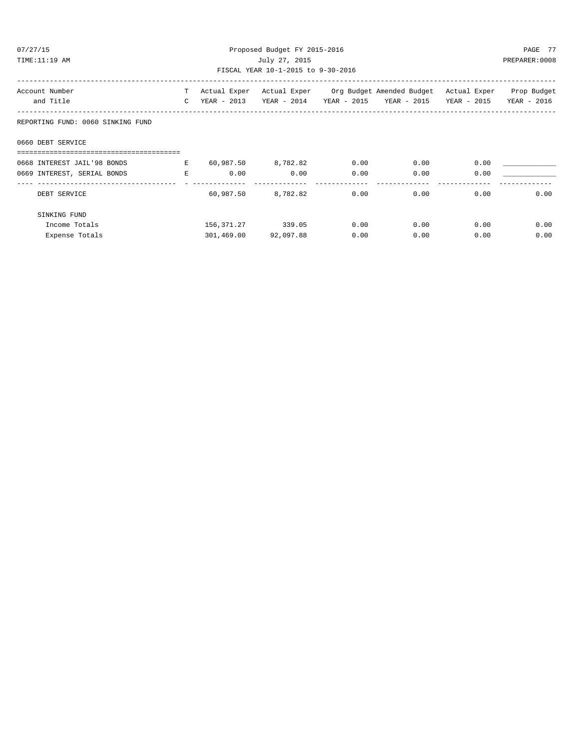Proposed Budget FY 2015-2016

July 27, 2015

FISCAL YEAR 10-1-2015 to 9-30-2016

| Account Number and Title | TC | Actual Exper YEAR - 2013 | Actual Exper YEAR - 2014 | Org Budget YEAR - 2015 | Amended Budget YEAR - 2015 | Actual Exper YEAR - 2015 | Prop Budget YEAR - 2016 |
|---|---|---|---|---|---|---|---|
| **REPORTING FUND: 0060 SINKING FUND** | | | | | | | |
| **0660 DEBT SERVICE** | | | | | | | |
| 0668 INTEREST JAIL'98 BONDS | E | 60,987.50 | 8,782.82 | 0.00 | 0.00 | 0.00 | |
| 0669 INTEREST, SERIAL BONDS | E | 0.00 | 0.00 | 0.00 | 0.00 | 0.00 | |
| DEBT SERVICE | | 60,987.50 | 8,782.82 | 0.00 | 0.00 | 0.00 | 0.00 |
| SINKING FUND | | | | | | | |
| Income Totals | | 156,371.27 | 339.05 | 0.00 | 0.00 | 0.00 | 0.00 |
| Expense Totals | | 301,469.00 | 92,097.88 | 0.00 | 0.00 | 0.00 | 0.00 |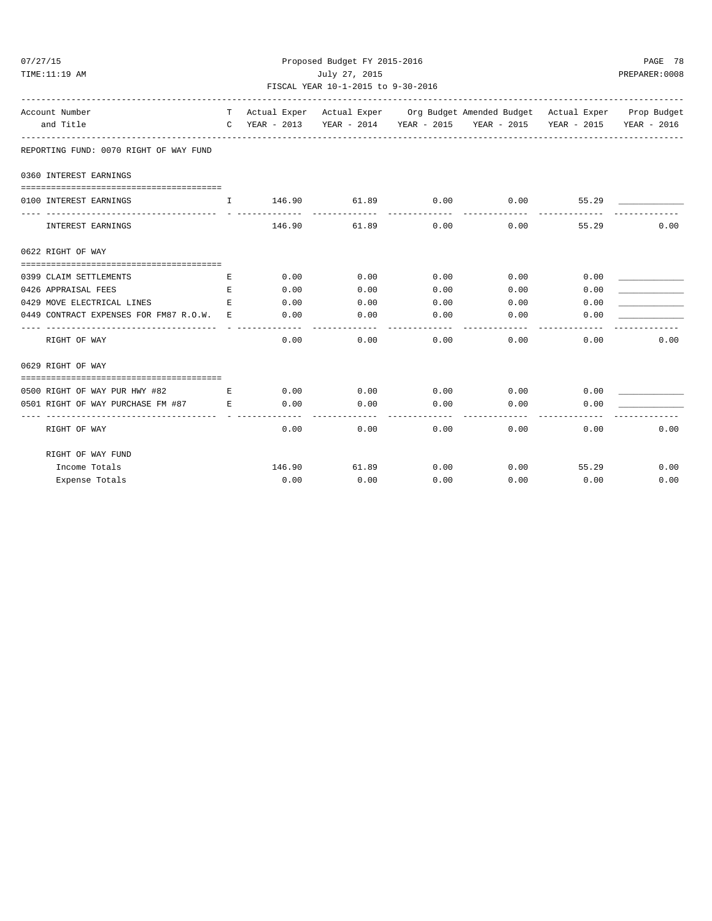Proposed Budget FY 2015-2016

July 27, 2015

FISCAL YEAR 10-1-2015 to 9-30-2016

REPORTING FUND: 0070 RIGHT OF WAY FUND

| Account Number and Title | TC | Actual Exper YEAR - 2013 | Actual Exper YEAR - 2014 | Org Budget YEAR - 2015 | Amended Budget YEAR - 2015 | Actual Exper YEAR - 2015 | Prop Budget YEAR - 2016 |
|---|---|---|---|---|---|---|---|
| **0360 INTEREST EARNINGS** | | | | | | | |
| 0100 INTEREST EARNINGS | I | 146.90 | 61.89 | 0.00 | 0.00 | 55.29 | ____________ |
| INTEREST EARNINGS | | 146.90 | 61.89 | 0.00 | 0.00 | 55.29 | 0.00 |
| **0622 RIGHT OF WAY** | | | | | | | |
| 0399 CLAIM SETTLEMENTS | E | 0.00 | 0.00 | 0.00 | 0.00 | 0.00 | ____________ |
| 0426 APPRAISAL FEES | E | 0.00 | 0.00 | 0.00 | 0.00 | 0.00 | ____________ |
| 0429 MOVE ELECTRICAL LINES | E | 0.00 | 0.00 | 0.00 | 0.00 | 0.00 | ____________ |
| 0449 CONTRACT EXPENSES FOR FM87 R.O.W. | E | 0.00 | 0.00 | 0.00 | 0.00 | 0.00 | ____________ |
| RIGHT OF WAY | | 0.00 | 0.00 | 0.00 | 0.00 | 0.00 | 0.00 |
| **0629 RIGHT OF WAY** | | | | | | | |
| 0500 RIGHT OF WAY PUR HWY #82 | E | 0.00 | 0.00 | 0.00 | 0.00 | 0.00 | ____________ |
| 0501 RIGHT OF WAY PURCHASE FM #87 | E | 0.00 | 0.00 | 0.00 | 0.00 | 0.00 | ____________ |
| RIGHT OF WAY | | 0.00 | 0.00 | 0.00 | 0.00 | 0.00 | 0.00 |
| **RIGHT OF WAY FUND** | | | | | | | |
| Income Totals | | 146.90 | 61.89 | 0.00 | 0.00 | 55.29 | 0.00 |
| Expense Totals | | 0.00 | 0.00 | 0.00 | 0.00 | 0.00 | 0.00 |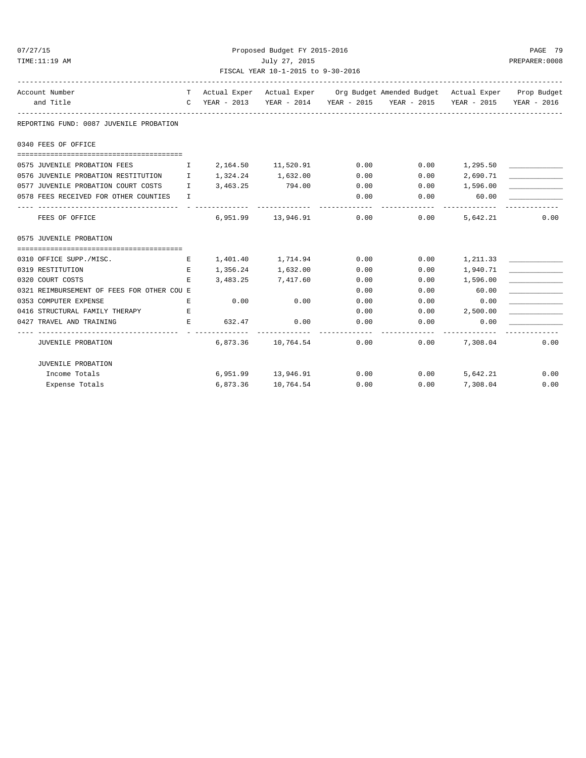Proposed Budget FY 2015-2016

July 27, 2015

FISCAL YEAR 10-1-2015 to 9-30-2016

| Account Number and Title | TC | Actual Exper YEAR - 2013 | Actual Exper YEAR - 2014 | Org Budget YEAR - 2015 | Amended Budget YEAR - 2015 | Actual Exper YEAR - 2015 | Prop Budget YEAR - 2016 |
|---|---|---|---|---|---|---|---|
| **REPORTING FUND: 0087 JUVENILE PROBATION** | | | | | | | |
| **0340 FEES OF OFFICE** | | | | | | | |
| 0575 JUVENILE PROBATION FEES | I | 2,164.50 | 11,520.91 | 0.00 | 0.00 | 1,295.50 | |
| 0576 JUVENILE PROBATION RESTITUTION | I | 1,324.24 | 1,632.00 | 0.00 | 0.00 | 2,690.71 | |
| 0577 JUVENILE PROBATION COURT COSTS | I | 3,463.25 | 794.00 | 0.00 | 0.00 | 1,596.00 | |
| 0578 FEES RECEIVED FOR OTHER COUNTIES | I | | | 0.00 | 0.00 | 60.00 | |
| FEES OF OFFICE | | 6,951.99 | 13,946.91 | 0.00 | 0.00 | 5,642.21 | 0.00 |
| **0575 JUVENILE PROBATION** | | | | | | | |
| 0310 OFFICE SUPP./MISC. | E | 1,401.40 | 1,714.94 | 0.00 | 0.00 | 1,211.33 | |
| 0319 RESTITUTION | E | 1,356.24 | 1,632.00 | 0.00 | 0.00 | 1,940.71 | |
| 0320 COURT COSTS | E | 3,483.25 | 7,417.60 | 0.00 | 0.00 | 1,596.00 | |
| 0321 REIMBURSEMENT OF FEES FOR OTHER COU | E | | | 0.00 | 0.00 | 60.00 | |
| 0353 COMPUTER EXPENSE | E | 0.00 | 0.00 | 0.00 | 0.00 | 0.00 | |
| 0416 STRUCTURAL FAMILY THERAPY | E | | | 0.00 | 0.00 | 2,500.00 | |
| 0427 TRAVEL AND TRAINING | E | 632.47 | 0.00 | 0.00 | 0.00 | 0.00 | |
| JUVENILE PROBATION | | 6,873.36 | 10,764.54 | 0.00 | 0.00 | 7,308.04 | 0.00 |
| **JUVENILE PROBATION** | | | | | | | |
| Income Totals | | 6,951.99 | 13,946.91 | 0.00 | 0.00 | 5,642.21 | 0.00 |
| Expense Totals | | 6,873.36 | 10,764.54 | 0.00 | 0.00 | 7,308.04 | 0.00 |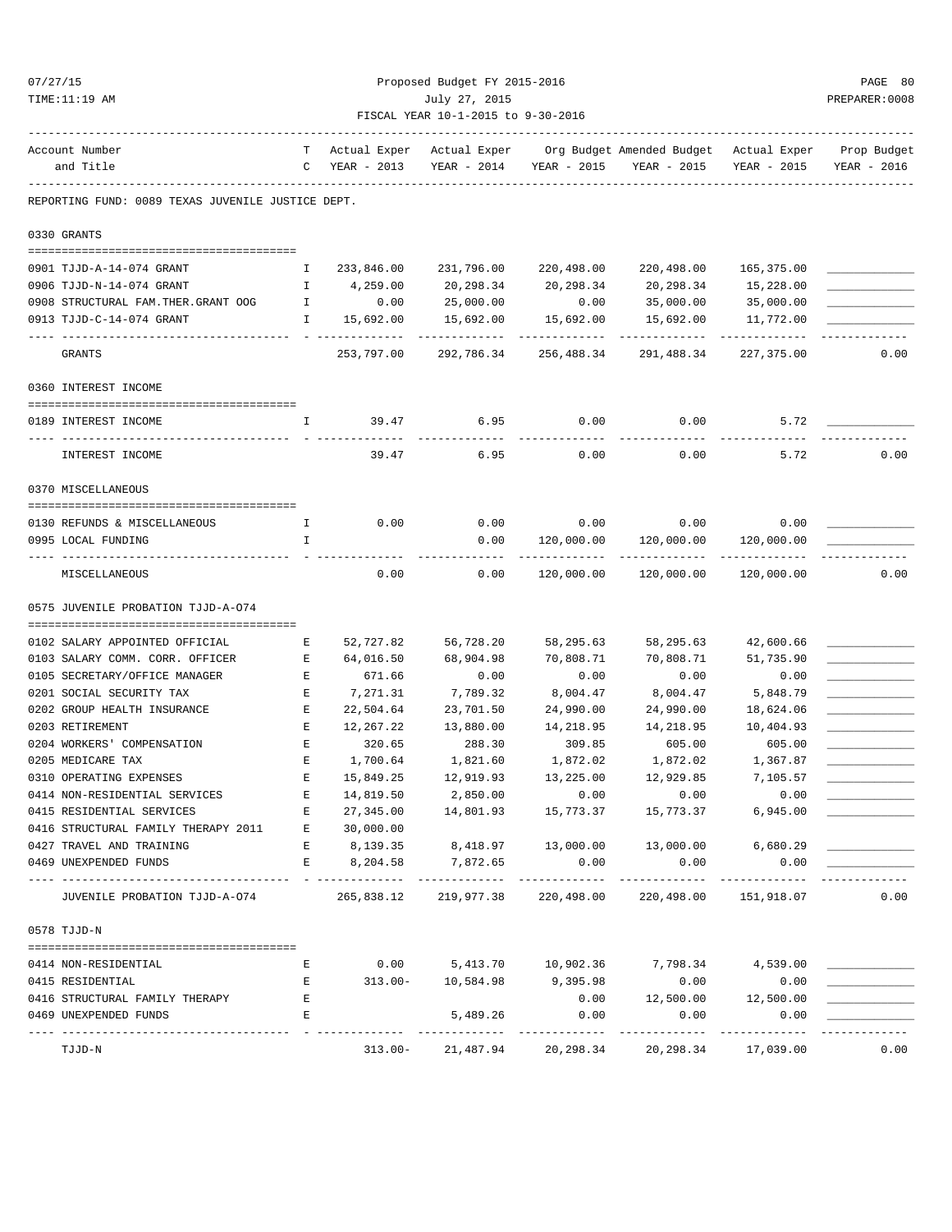Proposed Budget FY 2015-2016

July 27, 2015

FISCAL YEAR 10-1-2015 to 9-30-2016

REPORTING FUND: 0089 TEXAS JUVENILE JUSTICE DEPT.

| Account Number and Title | T C | Actual Exper YEAR - 2013 | Actual Exper YEAR - 2014 | Org Budget YEAR - 2015 | Amended Budget YEAR - 2015 | Actual Exper YEAR - 2015 | Prop Budget YEAR - 2016 |
|---|---|---|---|---|---|---|---|
| **0330 GRANTS** | | | | | | | |
| 0901 TJJD-A-14-074 GRANT | I | 233,846.00 | 231,796.00 | 220,498.00 | 220,498.00 | 165,375.00 | |
| 0906 TJJD-N-14-074 GRANT | I | 4,259.00 | 20,298.34 | 20,298.34 | 20,298.34 | 15,228.00 | |
| 0908 STRUCTURAL FAM.THER.GRANT OOG | I | 0.00 | 25,000.00 | 0.00 | 35,000.00 | 35,000.00 | |
| 0913 TJJD-C-14-074 GRANT | I | 15,692.00 | 15,692.00 | 15,692.00 | 15,692.00 | 11,772.00 | |
| GRANTS | | 253,797.00 | 292,786.34 | 256,488.34 | 291,488.34 | 227,375.00 | 0.00 |
| **0360 INTEREST INCOME** | | | | | | | |
| 0189 INTEREST INCOME | I | 39.47 | 6.95 | 0.00 | 0.00 | 5.72 | |
| INTEREST INCOME | | 39.47 | 6.95 | 0.00 | 0.00 | 5.72 | 0.00 |
| **0370 MISCELLANEOUS** | | | | | | | |
| 0130 REFUNDS & MISCELLANEOUS | I | 0.00 | 0.00 | 0.00 | 0.00 | 0.00 | |
| 0995 LOCAL FUNDING | I | | 0.00 | 120,000.00 | 120,000.00 | 120,000.00 | |
| MISCELLANEOUS | | 0.00 | 0.00 | 120,000.00 | 120,000.00 | 120,000.00 | 0.00 |
| **0575 JUVENILE PROBATION TJJD-A-074** | | | | | | | |
| 0102 SALARY APPOINTED OFFICIAL | E | 52,727.82 | 56,728.20 | 58,295.63 | 58,295.63 | 42,600.66 | |
| 0103 SALARY COMM. CORR. OFFICER | E | 64,016.50 | 68,904.98 | 70,808.71 | 70,808.71 | 51,735.90 | |
| 0105 SECRETARY/OFFICE MANAGER | E | 671.66 | 0.00 | 0.00 | 0.00 | 0.00 | |
| 0201 SOCIAL SECURITY TAX | E | 7,271.31 | 7,789.32 | 8,004.47 | 8,004.47 | 5,848.79 | |
| 0202 GROUP HEALTH INSURANCE | E | 22,504.64 | 23,701.50 | 24,990.00 | 24,990.00 | 18,624.06 | |
| 0203 RETIREMENT | E | 12,267.22 | 13,880.00 | 14,218.95 | 14,218.95 | 10,404.93 | |
| 0204 WORKERS' COMPENSATION | E | 320.65 | 288.30 | 309.85 | 605.00 | 605.00 | |
| 0205 MEDICARE TAX | E | 1,700.64 | 1,821.60 | 1,872.02 | 1,872.02 | 1,367.87 | |
| 0310 OPERATING EXPENSES | E | 15,849.25 | 12,919.93 | 13,225.00 | 12,929.85 | 7,105.57 | |
| 0414 NON-RESIDENTIAL SERVICES | E | 14,819.50 | 2,850.00 | 0.00 | 0.00 | 0.00 | |
| 0415 RESIDENTIAL SERVICES | E | 27,345.00 | 14,801.93 | 15,773.37 | 15,773.37 | 6,945.00 | |
| 0416 STRUCTURAL FAMILY THERAPY 2011 | E | 30,000.00 | | | | | |
| 0427 TRAVEL AND TRAINING | E | 8,139.35 | 8,418.97 | 13,000.00 | 13,000.00 | 6,680.29 | |
| 0469 UNEXPENDED FUNDS | E | 8,204.58 | 7,872.65 | 0.00 | 0.00 | 0.00 | |
| JUVENILE PROBATION TJJD-A-074 | | 265,838.12 | 219,977.38 | 220,498.00 | 220,498.00 | 151,918.07 | 0.00 |
| **0578 TJJD-N** | | | | | | | |
| 0414 NON-RESIDENTIAL | E | 0.00 | 5,413.70 | 10,902.36 | 7,798.34 | 4,539.00 | |
| 0415 RESIDENTIAL | E | 313.00- | 10,584.98 | 9,395.98 | 0.00 | 0.00 | |
| 0416 STRUCTURAL FAMILY THERAPY | E | | | 0.00 | 12,500.00 | 12,500.00 | |
| 0469 UNEXPENDED FUNDS | E | | 5,489.26 | 0.00 | 0.00 | 0.00 | |
| TJJD-N | | 313.00- | 21,487.94 | 20,298.34 | 20,298.34 | 17,039.00 | 0.00 |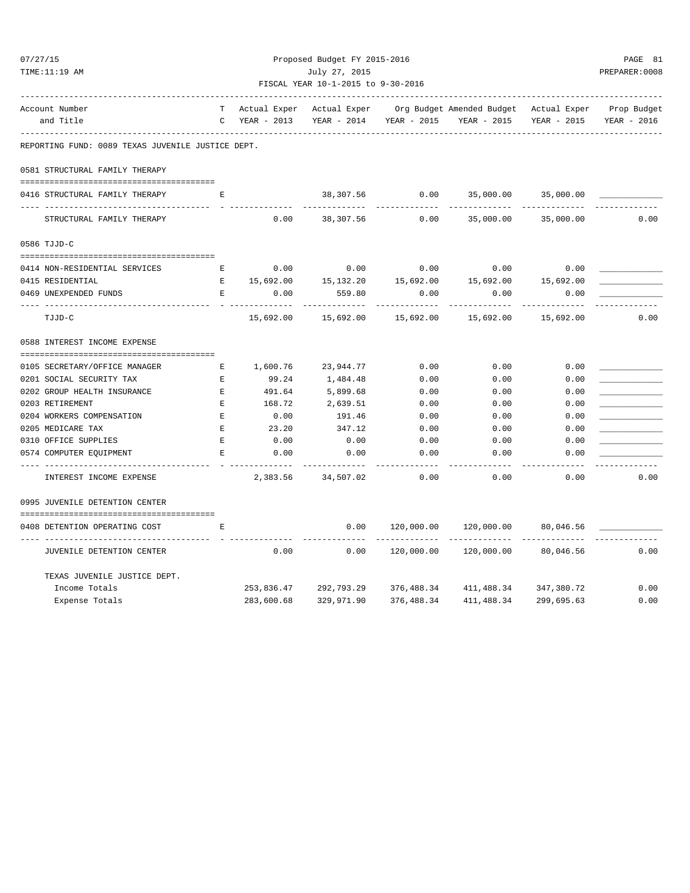Proposed Budget FY 2015-2016

July 27, 2015

FISCAL YEAR 10-1-2015 to 9-30-2016

07/27/15
TIME:11:19 AM
PREPARER:0008

REPORTING FUND: 0089 TEXAS JUVENILE JUSTICE DEPT.

| Account Number and Title | TC | Actual Exper YEAR - 2013 | Actual Exper YEAR - 2014 | Org Budget YEAR - 2015 | Amended Budget YEAR - 2015 | Actual Exper YEAR - 2015 | Prop Budget YEAR - 2016 |
|---|---|---|---|---|---|---|---|
| **0581 STRUCTURAL FAMILY THERAPY** | | | | | | | |
| 0416 STRUCTURAL FAMILY THERAPY | E | | 38,307.56 | 0.00 | 35,000.00 | 35,000.00 | |
| STRUCTURAL FAMILY THERAPY | | 0.00 | 38,307.56 | 0.00 | 35,000.00 | 35,000.00 | 0.00 |
| **0586 TJJD-C** | | | | | | | |
| 0414 NON-RESIDENTIAL SERVICES | E | 0.00 | 0.00 | 0.00 | 0.00 | 0.00 | |
| 0415 RESIDENTIAL | E | 15,692.00 | 15,132.20 | 15,692.00 | 15,692.00 | 15,692.00 | |
| 0469 UNEXPENDED FUNDS | E | 0.00 | 559.80 | 0.00 | 0.00 | 0.00 | |
| TJJD-C | | 15,692.00 | 15,692.00 | 15,692.00 | 15,692.00 | 15,692.00 | 0.00 |
| **0588 INTEREST INCOME EXPENSE** | | | | | | | |
| 0105 SECRETARY/OFFICE MANAGER | E | 1,600.76 | 23,944.77 | 0.00 | 0.00 | 0.00 | |
| 0201 SOCIAL SECURITY TAX | E | 99.24 | 1,484.48 | 0.00 | 0.00 | 0.00 | |
| 0202 GROUP HEALTH INSURANCE | E | 491.64 | 5,899.68 | 0.00 | 0.00 | 0.00 | |
| 0203 RETIREMENT | E | 168.72 | 2,639.51 | 0.00 | 0.00 | 0.00 | |
| 0204 WORKERS COMPENSATION | E | 0.00 | 191.46 | 0.00 | 0.00 | 0.00 | |
| 0205 MEDICARE TAX | E | 23.20 | 347.12 | 0.00 | 0.00 | 0.00 | |
| 0310 OFFICE SUPPLIES | E | 0.00 | 0.00 | 0.00 | 0.00 | 0.00 | |
| 0574 COMPUTER EQUIPMENT | E | 0.00 | 0.00 | 0.00 | 0.00 | 0.00 | |
| INTEREST INCOME EXPENSE | | 2,383.56 | 34,507.02 | 0.00 | 0.00 | 0.00 | 0.00 |
| **0995 JUVENILE DETENTION CENTER** | | | | | | | |
| 0408 DETENTION OPERATING COST | E | | 0.00 | 120,000.00 | 120,000.00 | 80,046.56 | |
| JUVENILE DETENTION CENTER | | 0.00 | 0.00 | 120,000.00 | 120,000.00 | 80,046.56 | 0.00 |
| **TEXAS JUVENILE JUSTICE DEPT.** | | | | | | | |
| Income Totals | | 253,836.47 | 292,793.29 | 376,488.34 | 411,488.34 | 347,380.72 | 0.00 |
| Expense Totals | | 283,600.68 | 329,971.90 | 376,488.34 | 411,488.34 | 299,695.63 | 0.00 |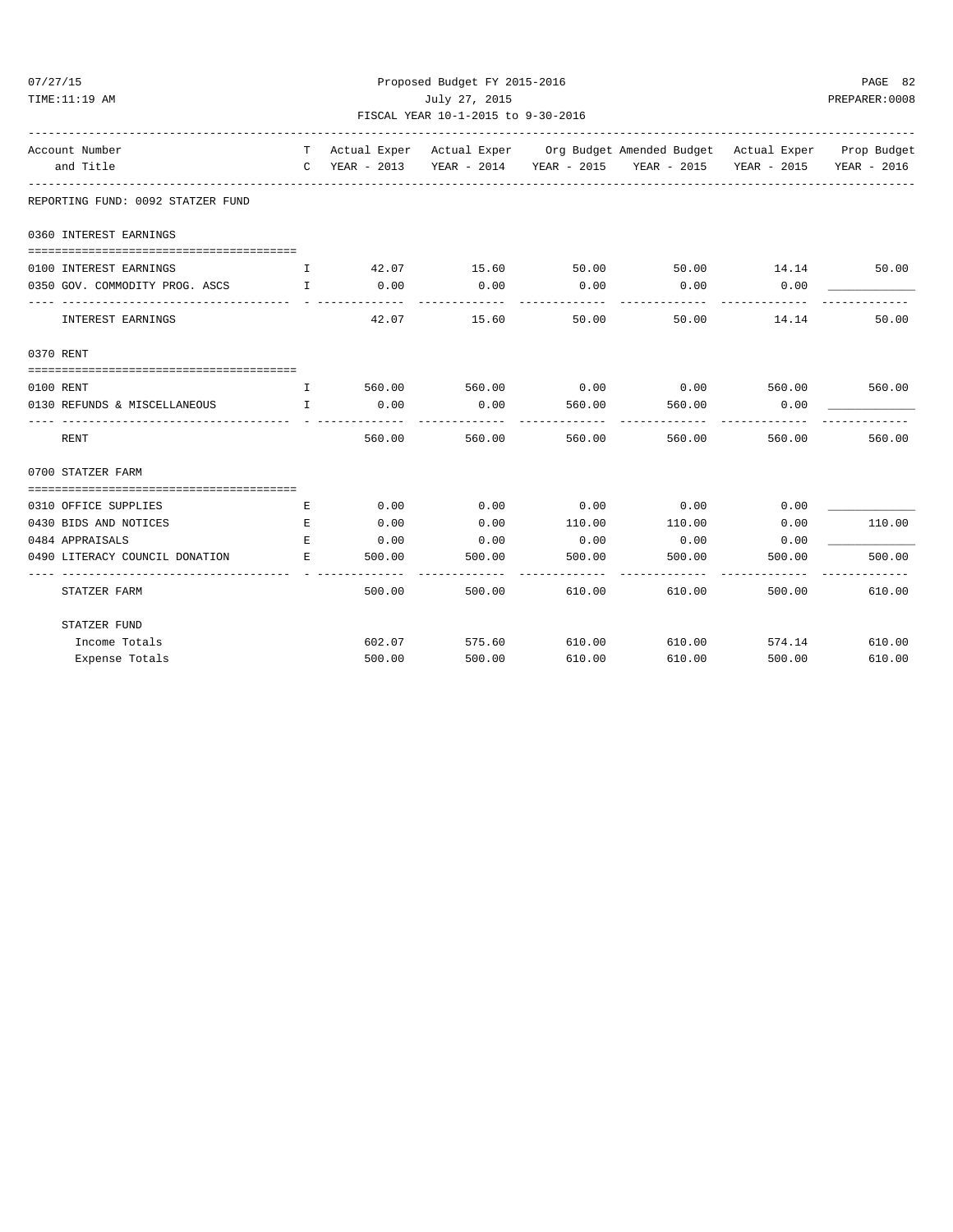Proposed Budget FY 2015-2016
July 27, 2015
FISCAL YEAR 10-1-2015 to 9-30-2016

| Account Number and Title | T C | Actual Exper YEAR - 2013 | Actual Exper YEAR - 2014 | Org Budget YEAR - 2015 | Amended Budget YEAR - 2015 | Actual Exper YEAR - 2015 | Prop Budget YEAR - 2016 |
|---|---|---|---|---|---|---|---|
| **REPORTING FUND: 0092 STATZER FUND** | | | | | | | |
| **0360 INTEREST EARNINGS** | | | | | | | |
| 0100 INTEREST EARNINGS | I | 42.07 | 15.60 | 50.00 | 50.00 | 14.14 | 50.00 |
| 0350 GOV. COMMODITY PROG. ASCS | I | 0.00 | 0.00 | 0.00 | 0.00 | 0.00 | ____________ |
| INTEREST EARNINGS | | 42.07 | 15.60 | 50.00 | 50.00 | 14.14 | 50.00 |
| **0370 RENT** | | | | | | | |
| 0100 RENT | I | 560.00 | 560.00 | 0.00 | 0.00 | 560.00 | 560.00 |
| 0130 REFUNDS & MISCELLANEOUS | I | 0.00 | 0.00 | 560.00 | 560.00 | 0.00 | ____________ |
| RENT | | 560.00 | 560.00 | 560.00 | 560.00 | 560.00 | 560.00 |
| **0700 STATZER FARM** | | | | | | | |
| 0310 OFFICE SUPPLIES | E | 0.00 | 0.00 | 0.00 | 0.00 | 0.00 | ____________ |
| 0430 BIDS AND NOTICES | E | 0.00 | 0.00 | 110.00 | 110.00 | 0.00 | 110.00 |
| 0484 APPRAISALS | E | 0.00 | 0.00 | 0.00 | 0.00 | 0.00 | ____________ |
| 0490 LITERACY COUNCIL DONATION | E | 500.00 | 500.00 | 500.00 | 500.00 | 500.00 | 500.00 |
| STATZER FARM | | 500.00 | 500.00 | 610.00 | 610.00 | 500.00 | 610.00 |
| **STATZER FUND** | | | | | | | |
| Income Totals | | 602.07 | 575.60 | 610.00 | 610.00 | 574.14 | 610.00 |
| Expense Totals | | 500.00 | 500.00 | 610.00 | 610.00 | 500.00 | 610.00 |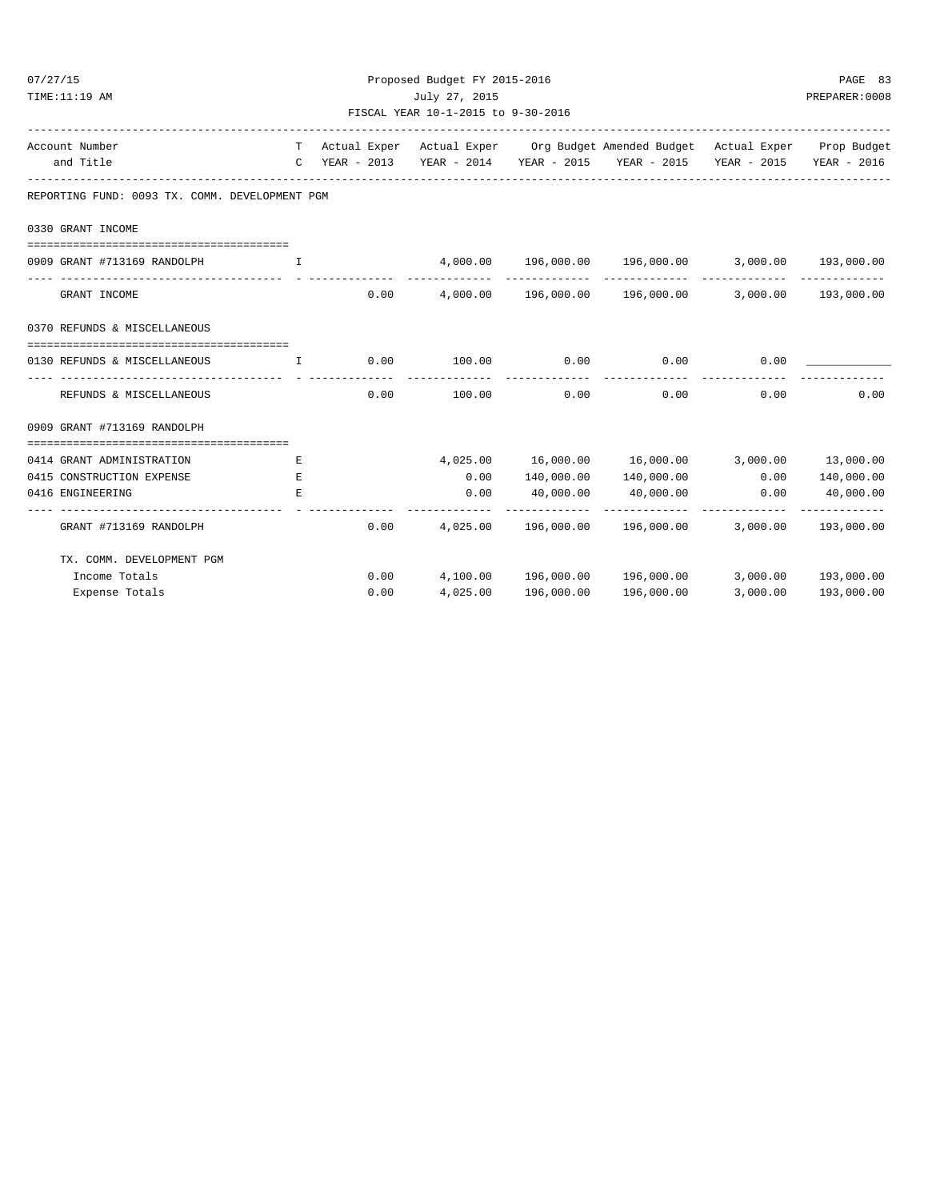Proposed Budget FY 2015-2016

July 27, 2015

FISCAL YEAR 10-1-2015 to 9-30-2016

| Account Number and Title | T C | Actual Exper YEAR - 2013 | Actual Exper YEAR - 2014 | Org Budget YEAR - 2015 | Amended Budget YEAR - 2015 | Actual Exper YEAR - 2015 | Prop Budget YEAR - 2016 |
|---|---|---|---|---|---|---|---|
| **REPORTING FUND: 0093 TX. COMM. DEVELOPMENT PGM** | | | | | | | |
| **0330 GRANT INCOME** | | | | | | | |
| 0909 GRANT #713169 RANDOLPH | I | | 4,000.00 | 196,000.00 | 196,000.00 | 3,000.00 | 193,000.00 |
| GRANT INCOME | | 0.00 | 4,000.00 | 196,000.00 | 196,000.00 | 3,000.00 | 193,000.00 |
| **0370 REFUNDS & MISCELLANEOUS** | | | | | | | |
| 0130 REFUNDS & MISCELLANEOUS | I | 0.00 | 100.00 | 0.00 | 0.00 | 0.00 | ____________ |
| REFUNDS & MISCELLANEOUS | | 0.00 | 100.00 | 0.00 | 0.00 | 0.00 | 0.00 |
| **0909 GRANT #713169 RANDOLPH** | | | | | | | |
| 0414 GRANT ADMINISTRATION | E | | 4,025.00 | 16,000.00 | 16,000.00 | 3,000.00 | 13,000.00 |
| 0415 CONSTRUCTION EXPENSE | E | | 0.00 | 140,000.00 | 140,000.00 | 0.00 | 140,000.00 |
| 0416 ENGINEERING | E | | 0.00 | 40,000.00 | 40,000.00 | 0.00 | 40,000.00 |
| GRANT #713169 RANDOLPH | | 0.00 | 4,025.00 | 196,000.00 | 196,000.00 | 3,000.00 | 193,000.00 |
| **TX. COMM. DEVELOPMENT PGM** | | | | | | | |
| Income Totals | | 0.00 | 4,100.00 | 196,000.00 | 196,000.00 | 3,000.00 | 193,000.00 |
| Expense Totals | | 0.00 | 4,025.00 | 196,000.00 | 196,000.00 | 3,000.00 | 193,000.00 |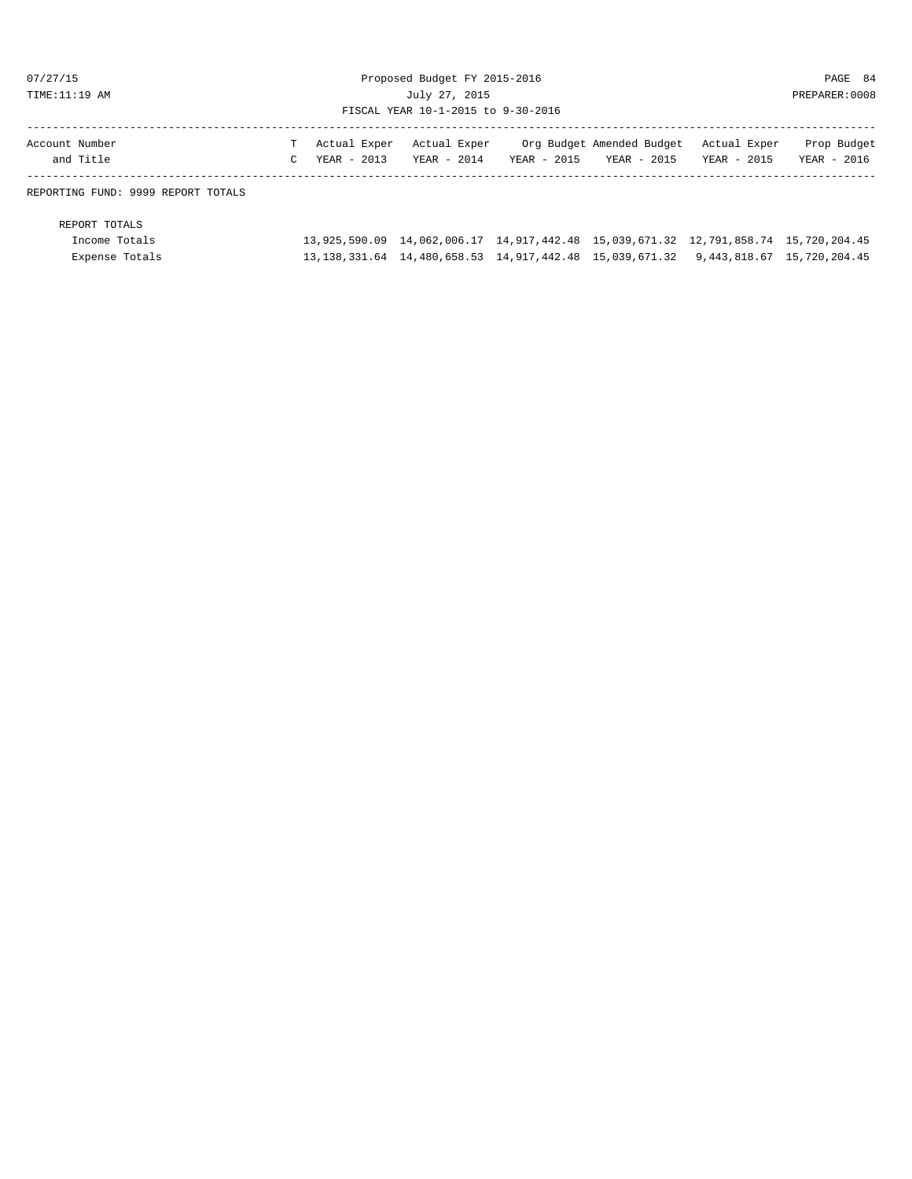Proposed Budget FY 2015-2016

July 27, 2015

FISCAL YEAR 10-1-2015 to 9-30-2016

| Account Number and Title | T C | Actual Exper YEAR - 2013 | Actual Exper YEAR - 2014 | Org Budget YEAR - 2015 | Amended Budget YEAR - 2015 | Actual Exper YEAR - 2015 | Prop Budget YEAR - 2016 |
|---|---|---|---|---|---|---|---|
| REPORTING FUND: 9999 REPORT TOTALS | | | | | | | |
| REPORT TOTALS | | | | | | | |
| Income Totals | | 13,925,590.09 | 14,062,006.17 | 14,917,442.48 | 15,039,671.32 | 12,791,858.74 | 15,720,204.45 |
| Expense Totals | | 13,138,331.64 | 14,480,658.53 | 14,917,442.48 | 15,039,671.32 | 9,443,818.67 | 15,720,204.45 |